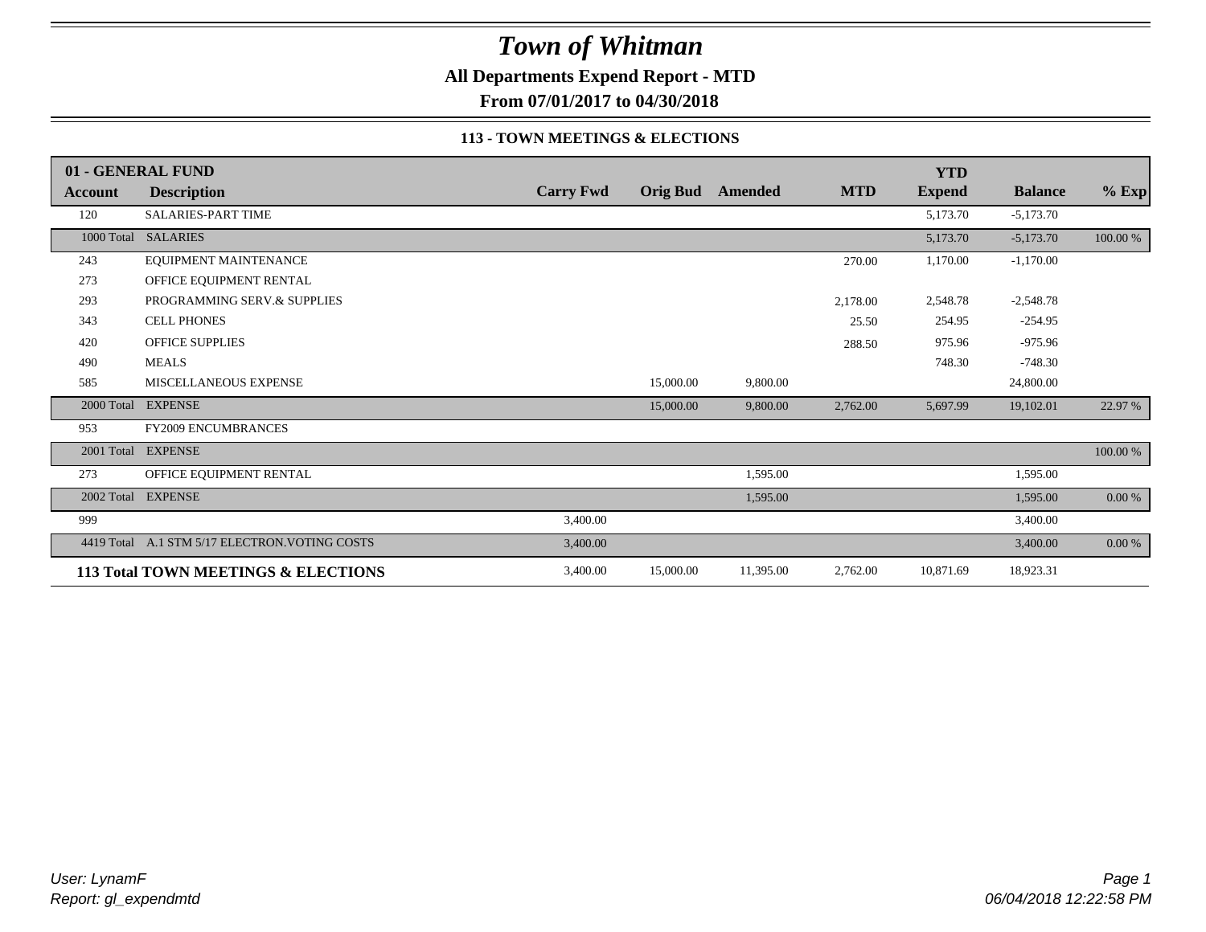# Town of Whitman

**All Departments Expend Report - MTD**

**From 07/01/2017 to 04/30/2018**

**113 - TOWN MEETINGS & ELECTIONS**

| Account | Description | Carry Fwd | Orig Bud | Amended | MTD | YTD Expend | Balance | % Exp |
|---|---|---|---|---|---|---|---|---|
| **01 - GENERAL FUND** | | | | | | | | |
| 120 | SALARIES-PART TIME | | | | | 5,173.70 | -5,173.70 | |
| 1000 Total | SALARIES | | | | | 5,173.70 | -5,173.70 | 100.00 % |
| 243 | EQUIPMENT MAINTENANCE | | | | 270.00 | 1,170.00 | -1,170.00 | |
| 273 | OFFICE EQUIPMENT RENTAL | | | | | | | |
| 293 | PROGRAMMING SERV.& SUPPLIES | | | | 2,178.00 | 2,548.78 | -2,548.78 | |
| 343 | CELL PHONES | | | | 25.50 | 254.95 | -254.95 | |
| 420 | OFFICE SUPPLIES | | | | 288.50 | 975.96 | -975.96 | |
| 490 | MEALS | | | | | 748.30 | -748.30 | |
| 585 | MISCELLANEOUS EXPENSE | | 15,000.00 | 9,800.00 | | | 24,800.00 | |
| 2000 Total | EXPENSE | | 15,000.00 | 9,800.00 | 2,762.00 | 5,697.99 | 19,102.01 | 22.97 % |
| 953 | FY2009 ENCUMBRANCES | | | | | | | |
| 2001 Total | EXPENSE | | | | | | | 100.00 % |
| 273 | OFFICE EQUIPMENT RENTAL | | | 1,595.00 | | | 1,595.00 | |
| 2002 Total | EXPENSE | | | 1,595.00 | | | 1,595.00 | 0.00 % |
| 999 | | 3,400.00 | | | | | 3,400.00 | |
| 4419 Total | A.1 STM 5/17 ELECTRON.VOTING COSTS | 3,400.00 | | | | | 3,400.00 | 0.00 % |
| **113 Total** | **TOWN MEETINGS & ELECTIONS** | 3,400.00 | 15,000.00 | 11,395.00 | 2,762.00 | 10,871.69 | 18,923.31 | |

*User: LynamF*
*Report: gl_expendmtd*

*06/04/2018 12:22:58 PM*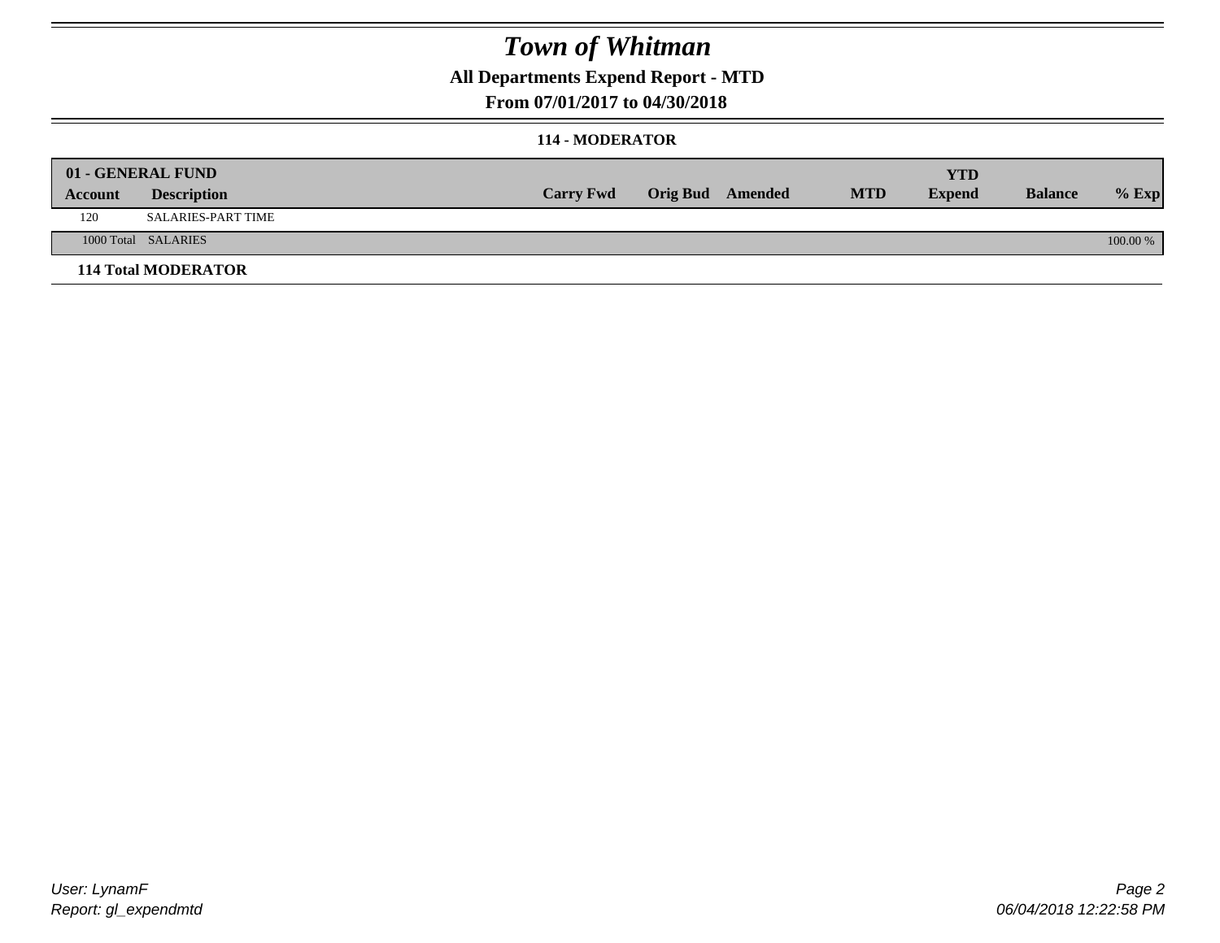# Town of Whitman

**All Departments Expend Report - MTD**

**From 07/01/2017 to 04/30/2018**

**114 - MODERATOR**

| 01 - GENERAL FUND | | | | | | | | |
|---|---|---|---|---|---|---|---|---|
| **Account** | **Description** | **Carry Fwd** | **Orig Bud** | **Amended** | **MTD** | **YTD Expend** | **Balance** | **% Exp** |
| 120 | SALARIES-PART TIME | | | | | | | |
| 1000 Total | SALARIES | | | | | | | 100.00 % |
| **114 Total MODERATOR** | | | | | | | | |

User: LynamF
Report: gl_expendmtd

06/04/2018 12:22:58 PM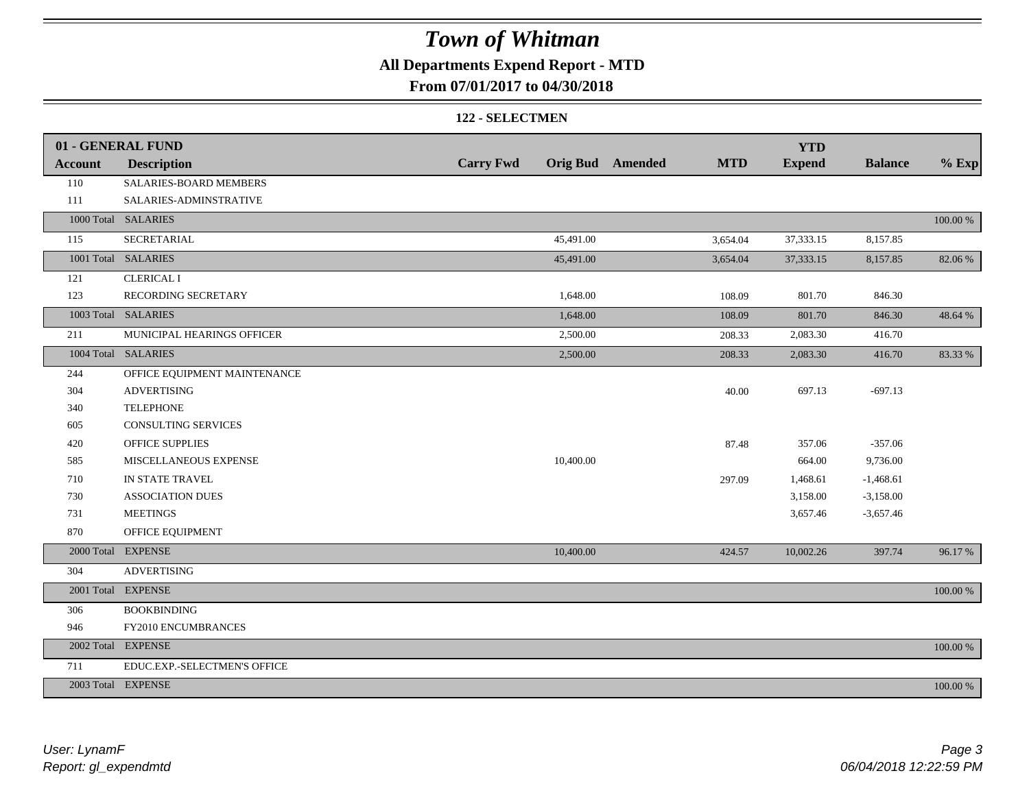# *Town of Whitman*

**All Departments Expend Report - MTD**

**From 07/01/2017 to 04/30/2018**

**122 - SELECTMEN**

| 01 - GENERAL FUND<br>Account | Description | Carry Fwd | Orig Bud | Amended | MTD | YTD Expend | Balance | % Exp |
|---|---|---|---|---|---|---|---|---|
| 110 | SALARIES-BOARD MEMBERS | | | | | | | |
| 111 | SALARIES-ADMINSTRATIVE | | | | | | | |
| 1000 Total | SALARIES | | | | | | | 100.00 % |
| 115 | SECRETARIAL | | 45,491.00 | | 3,654.04 | 37,333.15 | 8,157.85 | |
| 1001 Total | SALARIES | | 45,491.00 | | 3,654.04 | 37,333.15 | 8,157.85 | 82.06 % |
| 121 | CLERICAL I | | | | | | | |
| 123 | RECORDING SECRETARY | | 1,648.00 | | 108.09 | 801.70 | 846.30 | |
| 1003 Total | SALARIES | | 1,648.00 | | 108.09 | 801.70 | 846.30 | 48.64 % |
| 211 | MUNICIPAL HEARINGS OFFICER | | 2,500.00 | | 208.33 | 2,083.30 | 416.70 | |
| 1004 Total | SALARIES | | 2,500.00 | | 208.33 | 2,083.30 | 416.70 | 83.33 % |
| 244 | OFFICE EQUIPMENT MAINTENANCE | | | | | | | |
| 304 | ADVERTISING | | | | 40.00 | 697.13 | -697.13 | |
| 340 | TELEPHONE | | | | | | | |
| 605 | CONSULTING SERVICES | | | | | | | |
| 420 | OFFICE SUPPLIES | | | | 87.48 | 357.06 | -357.06 | |
| 585 | MISCELLANEOUS EXPENSE | | 10,400.00 | | | 664.00 | 9,736.00 | |
| 710 | IN STATE TRAVEL | | | | 297.09 | 1,468.61 | -1,468.61 | |
| 730 | ASSOCIATION DUES | | | | | 3,158.00 | -3,158.00 | |
| 731 | MEETINGS | | | | | 3,657.46 | -3,657.46 | |
| 870 | OFFICE EQUIPMENT | | | | | | | |
| 2000 Total | EXPENSE | | 10,400.00 | | 424.57 | 10,002.26 | 397.74 | 96.17 % |
| 304 | ADVERTISING | | | | | | | |
| 2001 Total | EXPENSE | | | | | | | 100.00 % |
| 306 | BOOKBINDING | | | | | | | |
| 946 | FY2010 ENCUMBRANCES | | | | | | | |
| 2002 Total | EXPENSE | | | | | | | 100.00 % |
| 711 | EDUC.EXP.-SELECTMEN'S OFFICE | | | | | | | |
| 2003 Total | EXPENSE | | | | | | | 100.00 % |

*User: LynamF*
*Report: gl_expendmtd*

*06/04/2018 12:22:59 PM*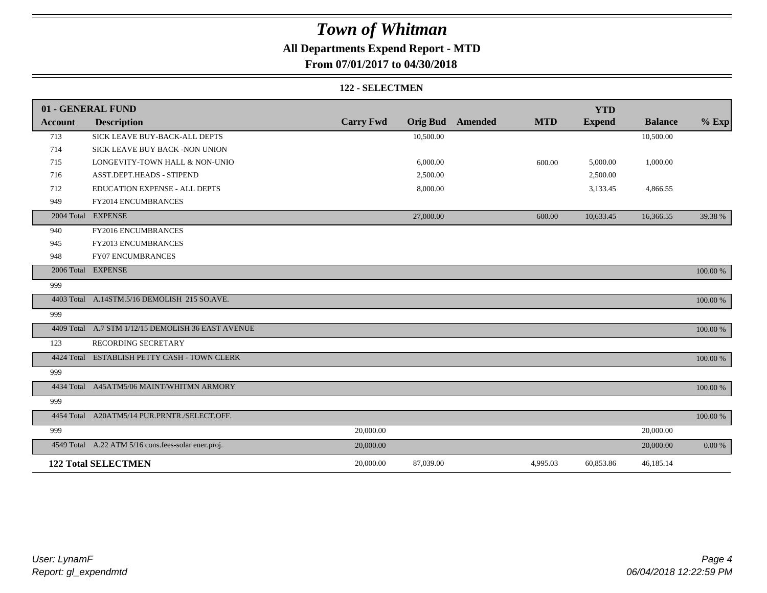# Town of Whitman

## All Departments Expend Report - MTD

### From 07/01/2017 to 04/30/2018

#### 122 - SELECTMEN

| 01 - GENERAL FUND | | | | | | YTD | | |
|---|---|---|---|---|---|---|---|---|
| **Account** | **Description** | **Carry Fwd** | **Orig Bud** | **Amended** | **MTD** | **Expend** | **Balance** | **% Exp** |
| 713 | SICK LEAVE BUY-BACK-ALL DEPTS | | 10,500.00 | | | | 10,500.00 | |
| 714 | SICK LEAVE BUY BACK -NON UNION | | | | | | | |
| 715 | LONGEVITY-TOWN HALL & NON-UNIO | | 6,000.00 | | 600.00 | 5,000.00 | 1,000.00 | |
| 716 | ASST.DEPT.HEADS - STIPEND | | 2,500.00 | | | 2,500.00 | | |
| 712 | EDUCATION EXPENSE - ALL DEPTS | | 8,000.00 | | | 3,133.45 | 4,866.55 | |
| 949 | FY2014 ENCUMBRANCES | | | | | | | |
| 2004 Total | EXPENSE | | 27,000.00 | | 600.00 | 10,633.45 | 16,366.55 | 39.38 % |
| 940 | FY2016 ENCUMBRANCES | | | | | | | |
| 945 | FY2013 ENCUMBRANCES | | | | | | | |
| 948 | FY07 ENCUMBRANCES | | | | | | | |
| 2006 Total | EXPENSE | | | | | | | 100.00 % |
| 999 | | | | | | | | |
| 4403 Total | A.14STM.5/16 DEMOLISH 215 SO.AVE. | | | | | | | 100.00 % |
| 999 | | | | | | | | |
| 4409 Total | A.7 STM 1/12/15 DEMOLISH 36 EAST AVENUE | | | | | | | 100.00 % |
| 123 | RECORDING SECRETARY | | | | | | | |
| 4424 Total | ESTABLISH PETTY CASH - TOWN CLERK | | | | | | | 100.00 % |
| 999 | | | | | | | | |
| 4434 Total | A45ATM5/06 MAINT/WHITMN ARMORY | | | | | | | 100.00 % |
| 999 | | | | | | | | |
| 4454 Total | A20ATM5/14 PUR.PRNTR./SELECT.OFF. | | | | | | | 100.00 % |
| 999 | | 20,000.00 | | | | | 20,000.00 | |
| 4549 Total | A.22 ATM 5/16 cons.fees-solar ener.proj. | 20,000.00 | | | | | 20,000.00 | 0.00 % |
| **122 Total SELECTMEN** | | 20,000.00 | 87,039.00 | | 4,995.03 | 60,853.86 | 46,185.14 | |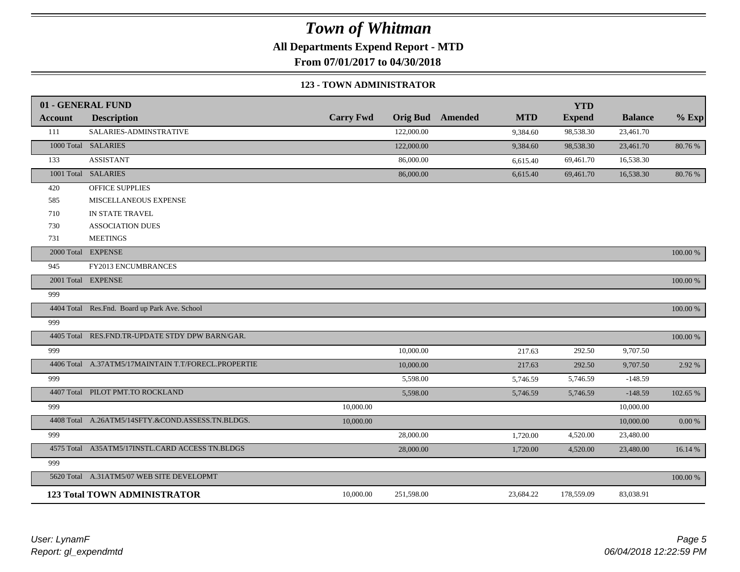# Town of Whitman

## All Departments Expend Report - MTD

## From 07/01/2017 to 04/30/2018

### 123 - TOWN ADMINISTRATOR

| 01 - GENERAL FUND | | | | | | | | | |
|---|---|---|---|---|---|---|---|---|---|
| **Account** | **Description** | **Carry Fwd** | **Orig Bud** | **Amended** | **MTD** | **YTD Expend** | **Balance** | **% Exp** |
| 111 | SALARIES-ADMINSTRATIVE | | 122,000.00 | | 9,384.60 | 98,538.30 | 23,461.70 | |
| 1000 Total | SALARIES | | 122,000.00 | | 9,384.60 | 98,538.30 | 23,461.70 | 80.76 % |
| 133 | ASSISTANT | | 86,000.00 | | 6,615.40 | 69,461.70 | 16,538.30 | |
| 1001 Total | SALARIES | | 86,000.00 | | 6,615.40 | 69,461.70 | 16,538.30 | 80.76 % |
| 420 | OFFICE SUPPLIES | | | | | | | |
| 585 | MISCELLANEOUS EXPENSE | | | | | | | |
| 710 | IN STATE TRAVEL | | | | | | | |
| 730 | ASSOCIATION DUES | | | | | | | |
| 731 | MEETINGS | | | | | | | |
| 2000 Total | EXPENSE | | | | | | | 100.00 % |
| 945 | FY2013 ENCUMBRANCES | | | | | | | |
| 2001 Total | EXPENSE | | | | | | | 100.00 % |
| 999 | | | | | | | | |
| 4404 Total | Res.Fnd. Board up Park Ave. School | | | | | | | 100.00 % |
| 999 | | | | | | | | |
| 4405 Total | RES.FND.TR-UPDATE STDY DPW BARN/GAR. | | | | | | | 100.00 % |
| 999 | | | 10,000.00 | | 217.63 | 292.50 | 9,707.50 | |
| 4406 Total | A.37ATM5/17MAINTAIN T.T/FORECL.PROPERTIE | | 10,000.00 | | 217.63 | 292.50 | 9,707.50 | 2.92 % |
| 999 | | | 5,598.00 | | 5,746.59 | 5,746.59 | -148.59 | |
| 4407 Total | PILOT PMT.TO ROCKLAND | | 5,598.00 | | 5,746.59 | 5,746.59 | -148.59 | 102.65 % |
| 999 | | 10,000.00 | | | | | 10,000.00 | |
| 4408 Total | A.26ATM5/14SFTY.&COND.ASSESS.TN.BLDGS. | 10,000.00 | | | | | 10,000.00 | 0.00 % |
| 999 | | | 28,000.00 | | 1,720.00 | 4,520.00 | 23,480.00 | |
| 4575 Total | A35ATM5/17INSTL.CARD ACCESS TN.BLDGS | | 28,000.00 | | 1,720.00 | 4,520.00 | 23,480.00 | 16.14 % |
| 999 | | | | | | | | |
| 5620 Total | A.31ATM5/07 WEB SITE DEVELOPMT | | | | | | | 100.00 % |
| **123 Total TOWN ADMINISTRATOR** | | 10,000.00 | 251,598.00 | | 23,684.22 | 178,559.09 | 83,038.91 | |

*User: LynamF*
*Report: gl_expendmtd*

*06/04/2018 12:22:59 PM*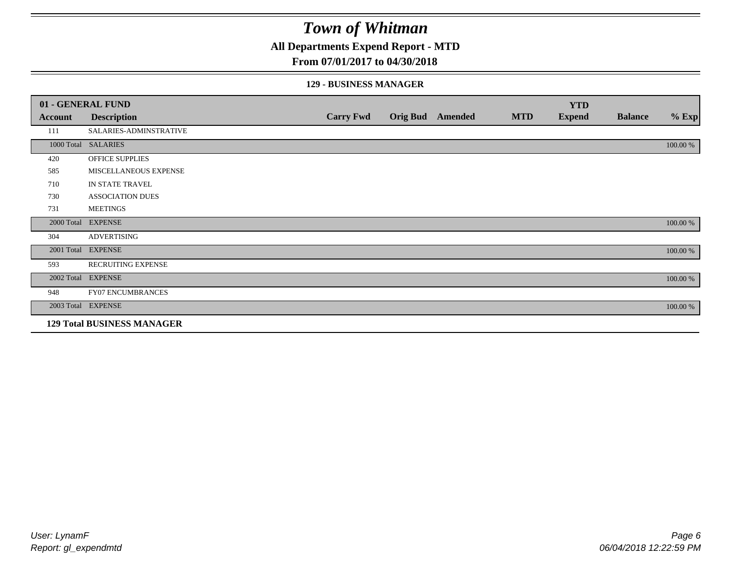# Town of Whitman

## All Departments Expend Report - MTD

### From 07/01/2017 to 04/30/2018

#### 129 - BUSINESS MANAGER

| 01 - GENERAL FUND | | | | | | YTD | | |
|---|---|---|---|---|---|---|---|---|
| Account | Description | Carry Fwd | Orig Bud | Amended | MTD | Expend | Balance | % Exp |
| 111 | SALARIES-ADMINSTRATIVE | | | | | | | |
| 1000 Total | SALARIES | | | | | | | 100.00 % |
| 420 | OFFICE SUPPLIES | | | | | | | |
| 585 | MISCELLANEOUS EXPENSE | | | | | | | |
| 710 | IN STATE TRAVEL | | | | | | | |
| 730 | ASSOCIATION DUES | | | | | | | |
| 731 | MEETINGS | | | | | | | |
| 2000 Total | EXPENSE | | | | | | | 100.00 % |
| 304 | ADVERTISING | | | | | | | |
| 2001 Total | EXPENSE | | | | | | | 100.00 % |
| 593 | RECRUITING EXPENSE | | | | | | | |
| 2002 Total | EXPENSE | | | | | | | 100.00 % |
| 948 | FY07 ENCUMBRANCES | | | | | | | |
| 2003 Total | EXPENSE | | | | | | | 100.00 % |
| **129 Total BUSINESS MANAGER** | | | | | | | | |

*User: LynamF*
*Report: gl_expendmtd*

*06/04/2018 12:22:59 PM*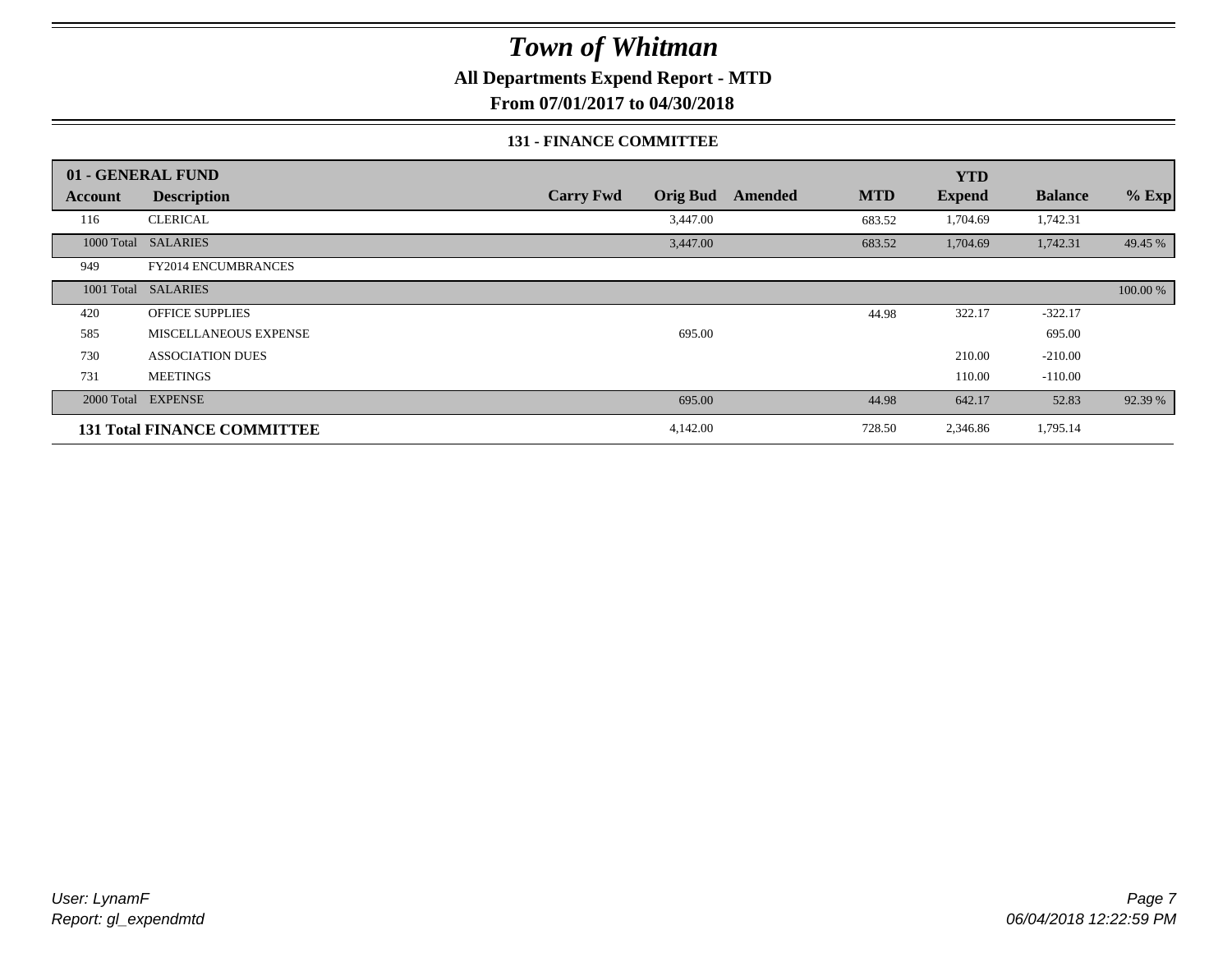# Town of Whitman

## All Departments Expend Report - MTD

### From 07/01/2017 to 04/30/2018

#### 131 - FINANCE COMMITTEE

| 01 - GENERAL FUND | | | | | | YTD | | |
|---|---|---|---|---|---|---|---|---|
| **Account** | **Description** | **Carry Fwd** | **Orig Bud** | **Amended** | **MTD** | **Expend** | **Balance** | **% Exp** |
| 116 | CLERICAL | | 3,447.00 | | 683.52 | 1,704.69 | 1,742.31 | |
| 1000 Total | SALARIES | | 3,447.00 | | 683.52 | 1,704.69 | 1,742.31 | 49.45 % |
| 949 | FY2014 ENCUMBRANCES | | | | | | | |
| 1001 Total | SALARIES | | | | | | | 100.00 % |
| 420 | OFFICE SUPPLIES | | | | 44.98 | 322.17 | -322.17 | |
| 585 | MISCELLANEOUS EXPENSE | | 695.00 | | | | 695.00 | |
| 730 | ASSOCIATION DUES | | | | | 210.00 | -210.00 | |
| 731 | MEETINGS | | | | | 110.00 | -110.00 | |
| 2000 Total | EXPENSE | | 695.00 | | 44.98 | 642.17 | 52.83 | 92.39 % |
| **131 Total FINANCE COMMITTEE** | | | 4,142.00 | | 728.50 | 2,346.86 | 1,795.14 | |

*User: LynamF*
*Report: gl_expendmtd*

*06/04/2018 12:22:59 PM*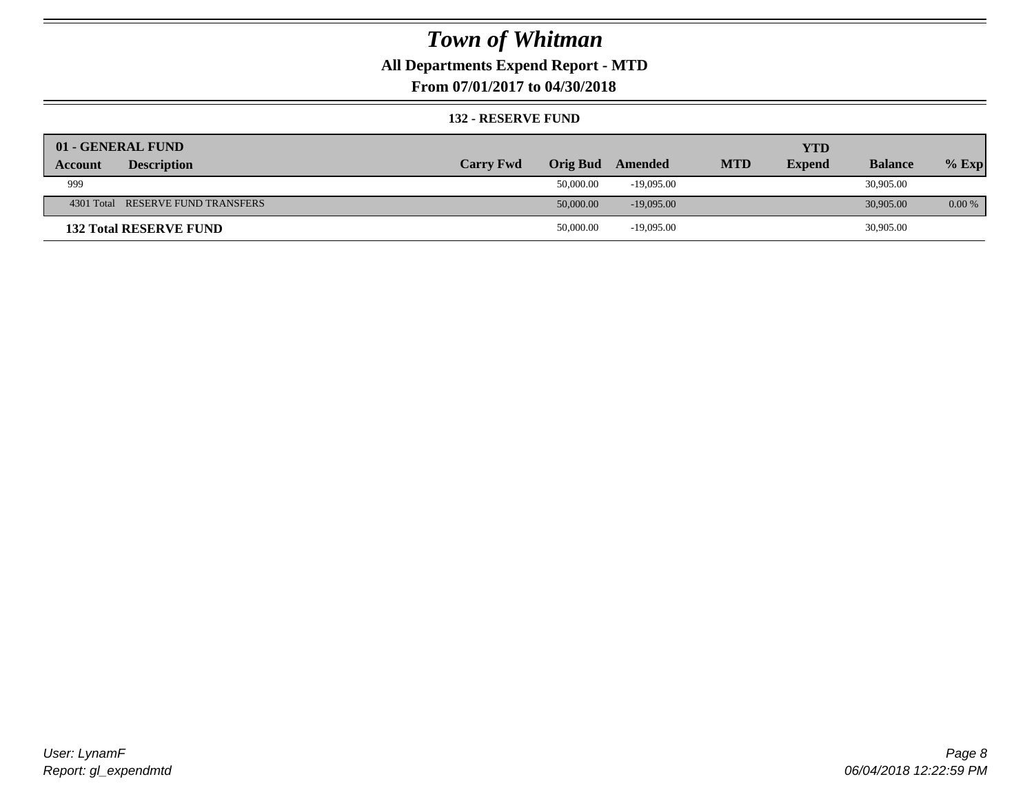# Town of Whitman

**All Departments Expend Report - MTD**

**From 07/01/2017 to 04/30/2018**

**132 - RESERVE FUND**

| 01 - GENERAL FUND | | | | | | YTD | | |
|---|---|---|---|---|---|---|---|---|
| **Account** | **Description** | **Carry Fwd** | **Orig Bud** | **Amended** | **MTD** | **Expend** | **Balance** | **% Exp** |
| 999 | | | 50,000.00 | -19,095.00 | | | 30,905.00 | |
| 4301 Total | RESERVE FUND TRANSFERS | | 50,000.00 | -19,095.00 | | | 30,905.00 | 0.00 % |
| **132 Total RESERVE FUND** | | | 50,000.00 | -19,095.00 | | | 30,905.00 | |

*User: LynamF*
*Report: gl_expendmtd*

*06/04/2018 12:22:59 PM*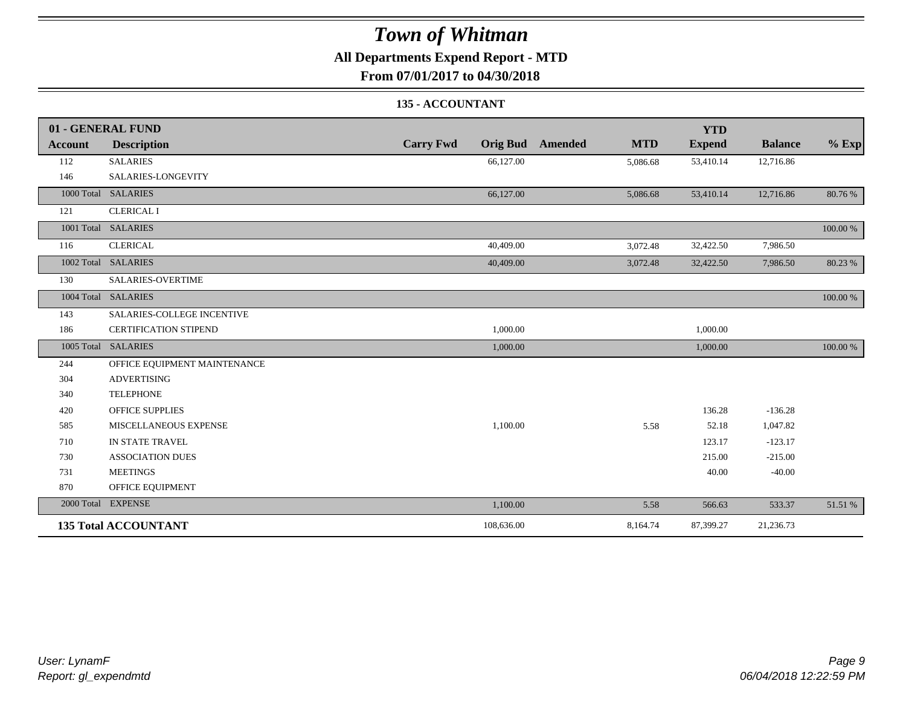# Town of Whitman

## All Departments Expend Report - MTD

### From 07/01/2017 to 04/30/2018

#### 135 - ACCOUNTANT

| 01 - GENERAL FUND | | | | | | YTD | | |
|---|---|---|---|---|---|---|---|---|
| **Account** | **Description** | **Carry Fwd** | **Orig Bud** | **Amended** | **MTD** | **Expend** | **Balance** | **% Exp** |
| 112 | SALARIES | | 66,127.00 | | 5,086.68 | 53,410.14 | 12,716.86 | |
| 146 | SALARIES-LONGEVITY | | | | | | | |
| 1000 Total | SALARIES | | 66,127.00 | | 5,086.68 | 53,410.14 | 12,716.86 | 80.76 % |
| 121 | CLERICAL I | | | | | | | |
| 1001 Total | SALARIES | | | | | | | 100.00 % |
| 116 | CLERICAL | | 40,409.00 | | 3,072.48 | 32,422.50 | 7,986.50 | |
| 1002 Total | SALARIES | | 40,409.00 | | 3,072.48 | 32,422.50 | 7,986.50 | 80.23 % |
| 130 | SALARIES-OVERTIME | | | | | | | |
| 1004 Total | SALARIES | | | | | | | 100.00 % |
| 143 | SALARIES-COLLEGE INCENTIVE | | | | | | | |
| 186 | CERTIFICATION STIPEND | | 1,000.00 | | | 1,000.00 | | |
| 1005 Total | SALARIES | | 1,000.00 | | | 1,000.00 | | 100.00 % |
| 244 | OFFICE EQUIPMENT MAINTENANCE | | | | | | | |
| 304 | ADVERTISING | | | | | | | |
| 340 | TELEPHONE | | | | | | | |
| 420 | OFFICE SUPPLIES | | | | | 136.28 | -136.28 | |
| 585 | MISCELLANEOUS EXPENSE | | 1,100.00 | | 5.58 | 52.18 | 1,047.82 | |
| 710 | IN STATE TRAVEL | | | | | 123.17 | -123.17 | |
| 730 | ASSOCIATION DUES | | | | | 215.00 | -215.00 | |
| 731 | MEETINGS | | | | | 40.00 | -40.00 | |
| 870 | OFFICE EQUIPMENT | | | | | | | |
| 2000 Total | EXPENSE | | 1,100.00 | | 5.58 | 566.63 | 533.37 | 51.51 % |
| **135 Total ACCOUNTANT** | | | 108,636.00 | | 8,164.74 | 87,399.27 | 21,236.73 | |

*User: LynamF*
*Report: gl_expendmtd*

*06/04/2018 12:22:59 PM*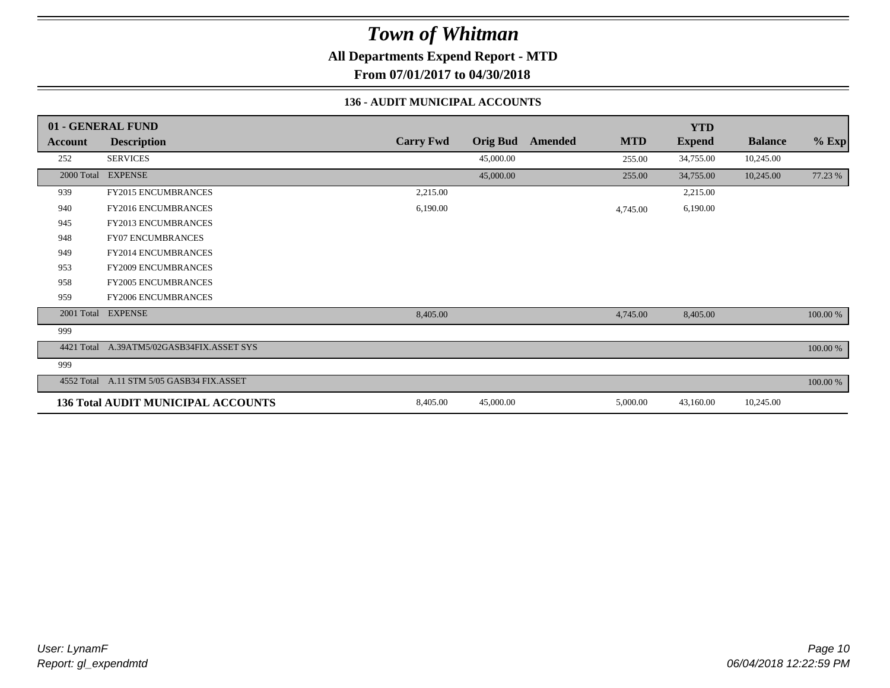# *Town of Whitman*

**All Departments Expend Report - MTD**

**From 07/01/2017 to 04/30/2018**

**136 - AUDIT MUNICIPAL ACCOUNTS**

| 01 - GENERAL FUND | | | | | | YTD | | |
|---|---|---|---|---|---|---|---|---|
| **Account** | **Description** | **Carry Fwd** | **Orig Bud** | **Amended** | **MTD** | **Expend** | **Balance** | **% Exp** |
| 252 | SERVICES | | 45,000.00 | | 255.00 | 34,755.00 | 10,245.00 | |
| 2000 Total | EXPENSE | | 45,000.00 | | 255.00 | 34,755.00 | 10,245.00 | 77.23 % |
| 939 | FY2015 ENCUMBRANCES | 2,215.00 | | | | 2,215.00 | | |
| 940 | FY2016 ENCUMBRANCES | 6,190.00 | | | 4,745.00 | 6,190.00 | | |
| 945 | FY2013 ENCUMBRANCES | | | | | | | |
| 948 | FY07 ENCUMBRANCES | | | | | | | |
| 949 | FY2014 ENCUMBRANCES | | | | | | | |
| 953 | FY2009 ENCUMBRANCES | | | | | | | |
| 958 | FY2005 ENCUMBRANCES | | | | | | | |
| 959 | FY2006 ENCUMBRANCES | | | | | | | |
| 2001 Total | EXPENSE | 8,405.00 | | | 4,745.00 | 8,405.00 | | 100.00 % |
| 999 | | | | | | | | |
| 4421 Total | A.39ATM5/02GASB34FIX.ASSET SYS | | | | | | | 100.00 % |
| 999 | | | | | | | | |
| 4552 Total | A.11 STM 5/05 GASB34 FIX.ASSET | | | | | | | 100.00 % |
| **136 Total AUDIT MUNICIPAL ACCOUNTS** | | 8,405.00 | 45,000.00 | | 5,000.00 | 43,160.00 | 10,245.00 | |

*User: LynamF*
*Report: gl_expendmtd*

*06/04/2018 12:22:59 PM*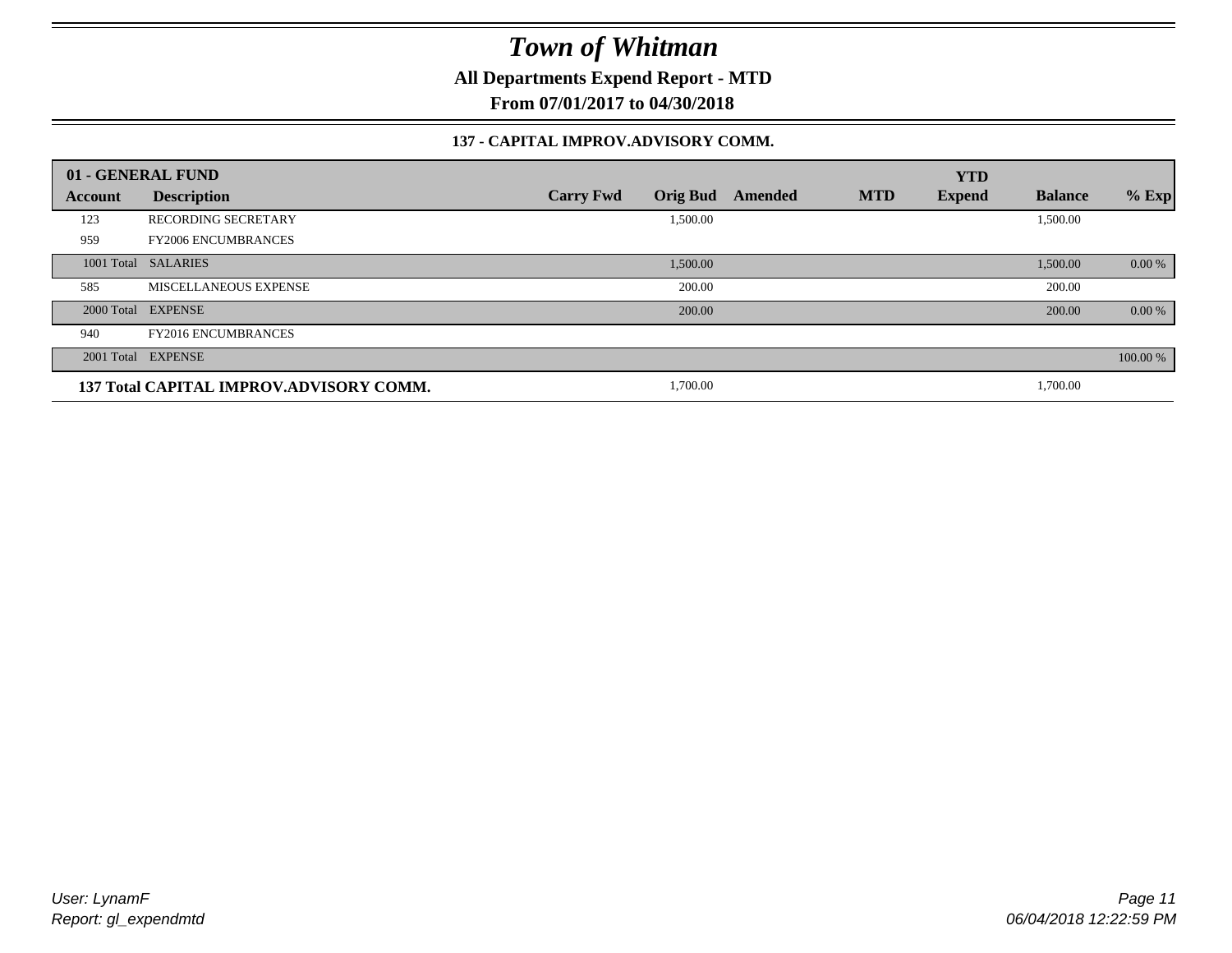# Town of Whitman

**All Departments Expend Report - MTD**

**From 07/01/2017 to 04/30/2018**

**137 - CAPITAL IMPROV.ADVISORY COMM.**

| 01 - GENERAL FUND | | | | | | YTD | | |
|---|---|---|---|---|---|---|---|---|
| **Account** | **Description** | **Carry Fwd** | **Orig Bud** | **Amended** | **MTD** | **Expend** | **Balance** | **% Exp** |
| 123 | RECORDING SECRETARY | | 1,500.00 | | | | 1,500.00 | |
| 959 | FY2006 ENCUMBRANCES | | | | | | | |
| 1001 Total | SALARIES | | 1,500.00 | | | | 1,500.00 | 0.00 % |
| 585 | MISCELLANEOUS EXPENSE | | 200.00 | | | | 200.00 | |
| 2000 Total | EXPENSE | | 200.00 | | | | 200.00 | 0.00 % |
| 940 | FY2016 ENCUMBRANCES | | | | | | | |
| 2001 Total | EXPENSE | | | | | | | 100.00 % |
| **137 Total CAPITAL IMPROV.ADVISORY COMM.** | | | 1,700.00 | | | | 1,700.00 | |

*User: LynamF*
*Report: gl_expendmtd*

*06/04/2018 12:22:59 PM*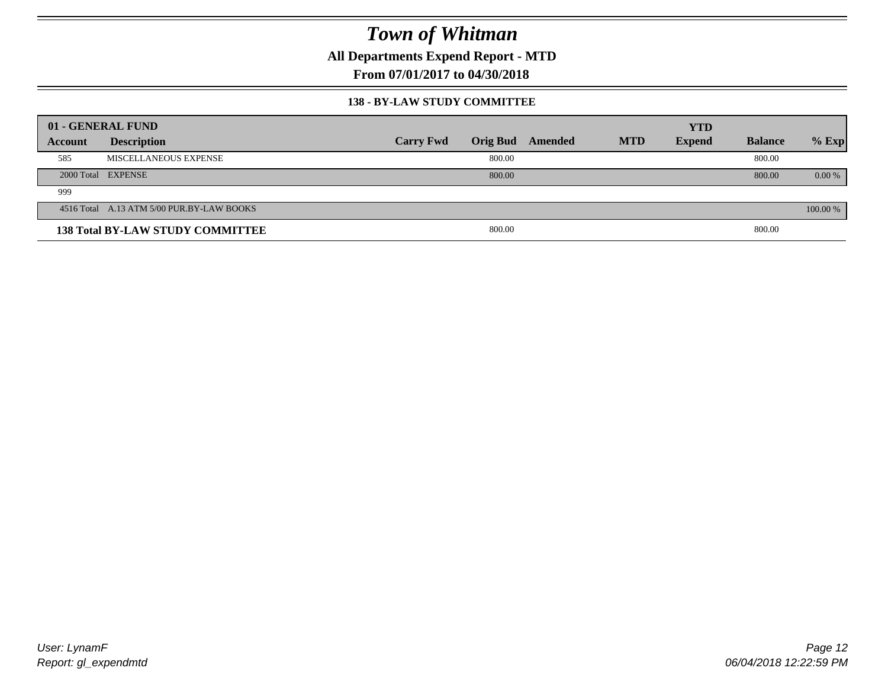# Town of Whitman

**All Departments Expend Report - MTD**

**From 07/01/2017 to 04/30/2018**

### 138 - BY-LAW STUDY COMMITTEE

| 01 - GENERAL FUND | | | | | | | | |
|---|---|---|---|---|---|---|---|---|
| **Account** | **Description** | **Carry Fwd** | **Orig Bud** | **Amended** | **MTD** | **YTD Expend** | **Balance** | **% Exp** |
| 585 | MISCELLANEOUS EXPENSE | | 800.00 | | | | 800.00 | |
| 2000 Total | EXPENSE | | 800.00 | | | | 800.00 | 0.00 % |
| 999 | | | | | | | | |
| 4516 Total | A.13 ATM 5/00 PUR.BY-LAW BOOKS | | | | | | | 100.00 % |
| **138 Total BY-LAW STUDY COMMITTEE** | | | 800.00 | | | | 800.00 | |

*User: LynamF*
*Report: gl_expendmtd*

*06/04/2018 12:22:59 PM*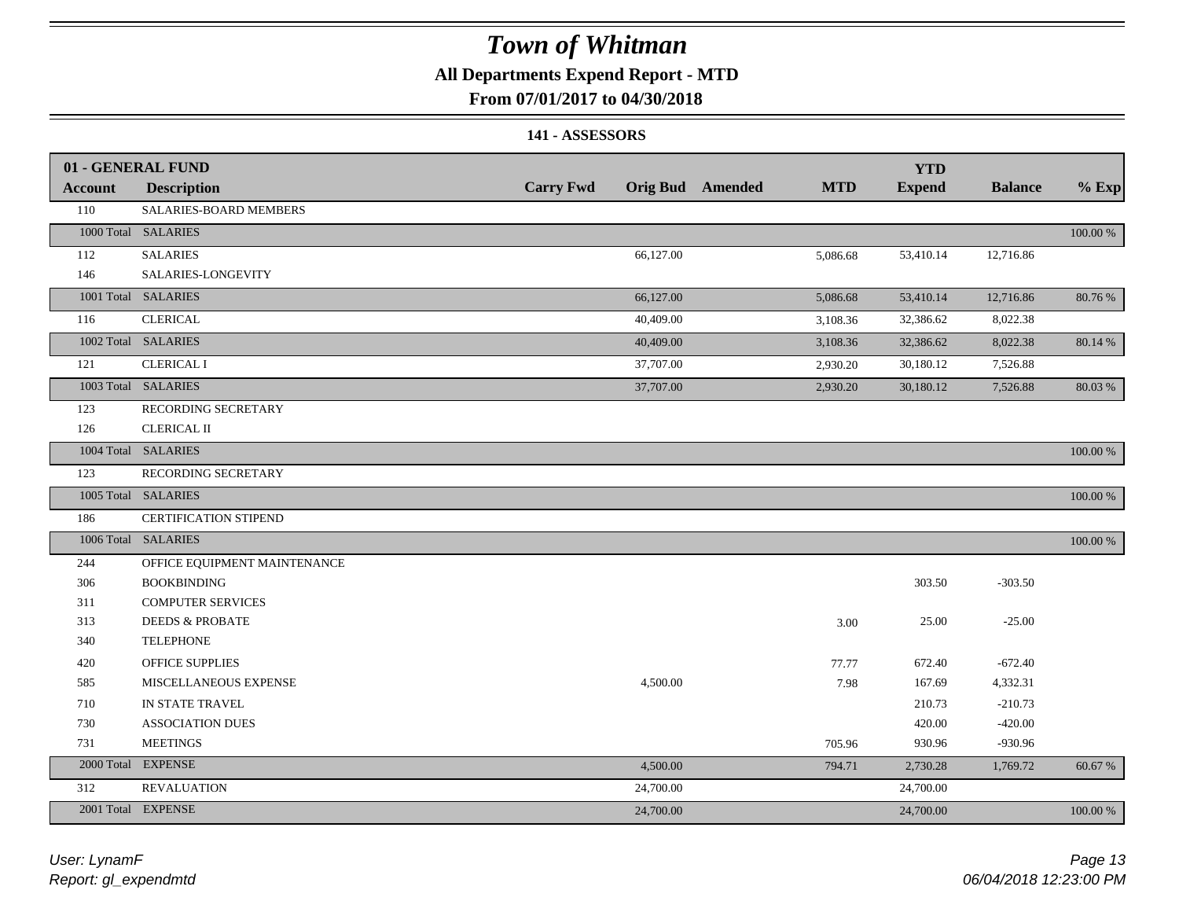# Town of Whitman

**All Departments Expend Report - MTD**

**From 07/01/2017 to 04/30/2018**

**141 - ASSESSORS**

| 01 - GENERAL FUND | | | | | | | | |
|---|---|---|---|---|---|---|---|---|
| **Account** | **Description** | **Carry Fwd** | **Orig Bud** | **Amended** | **MTD** | **YTD Expend** | **Balance** | **% Exp** |
| 110 | SALARIES-BOARD MEMBERS | | | | | | | |
| 1000 Total | SALARIES | | | | | | | 100.00 % |
| 112 | SALARIES | | 66,127.00 | | 5,086.68 | 53,410.14 | 12,716.86 | |
| 146 | SALARIES-LONGEVITY | | | | | | | |
| 1001 Total | SALARIES | | 66,127.00 | | 5,086.68 | 53,410.14 | 12,716.86 | 80.76 % |
| 116 | CLERICAL | | 40,409.00 | | 3,108.36 | 32,386.62 | 8,022.38 | |
| 1002 Total | SALARIES | | 40,409.00 | | 3,108.36 | 32,386.62 | 8,022.38 | 80.14 % |
| 121 | CLERICAL I | | 37,707.00 | | 2,930.20 | 30,180.12 | 7,526.88 | |
| 1003 Total | SALARIES | | 37,707.00 | | 2,930.20 | 30,180.12 | 7,526.88 | 80.03 % |
| 123 | RECORDING SECRETARY | | | | | | | |
| 126 | CLERICAL II | | | | | | | |
| 1004 Total | SALARIES | | | | | | | 100.00 % |
| 123 | RECORDING SECRETARY | | | | | | | |
| 1005 Total | SALARIES | | | | | | | 100.00 % |
| 186 | CERTIFICATION STIPEND | | | | | | | |
| 1006 Total | SALARIES | | | | | | | 100.00 % |
| 244 | OFFICE EQUIPMENT MAINTENANCE | | | | | | | |
| 306 | BOOKBINDING | | | | | 303.50 | -303.50 | |
| 311 | COMPUTER SERVICES | | | | | | | |
| 313 | DEEDS & PROBATE | | | | 3.00 | 25.00 | -25.00 | |
| 340 | TELEPHONE | | | | | | | |
| 420 | OFFICE SUPPLIES | | | | 77.77 | 672.40 | -672.40 | |
| 585 | MISCELLANEOUS EXPENSE | | 4,500.00 | | 7.98 | 167.69 | 4,332.31 | |
| 710 | IN STATE TRAVEL | | | | | 210.73 | -210.73 | |
| 730 | ASSOCIATION DUES | | | | | 420.00 | -420.00 | |
| 731 | MEETINGS | | | | 705.96 | 930.96 | -930.96 | |
| 2000 Total | EXPENSE | | 4,500.00 | | 794.71 | 2,730.28 | 1,769.72 | 60.67 % |
| 312 | REVALUATION | | 24,700.00 | | | 24,700.00 | | |
| 2001 Total | EXPENSE | | 24,700.00 | | | 24,700.00 | | 100.00 % |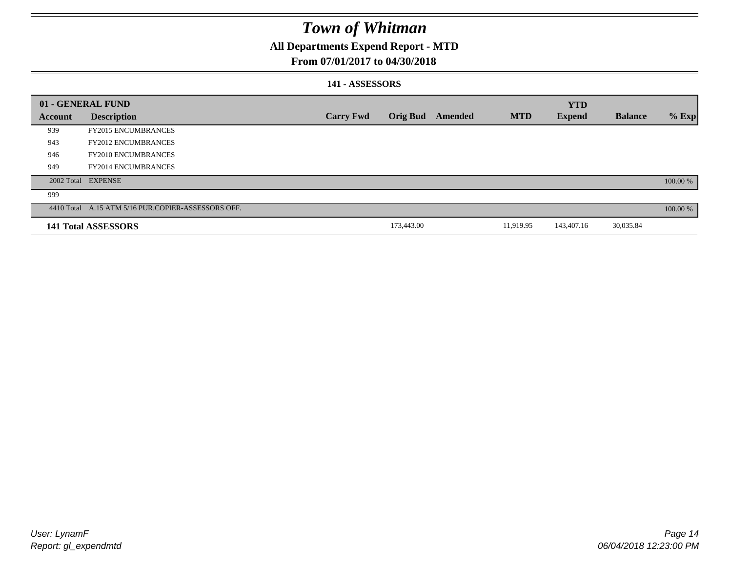# Town of Whitman

## All Departments Expend Report - MTD

## From 07/01/2017 to 04/30/2018

### 141 - ASSESSORS

| 01 - GENERAL FUND | | | | | | YTD | | |
|---|---|---|---|---|---|---|---|---|
| **Account** | **Description** | **Carry Fwd** | **Orig Bud** | **Amended** | **MTD** | **Expend** | **Balance** | **% Exp** |
| 939 | FY2015 ENCUMBRANCES | | | | | | | |
| 943 | FY2012 ENCUMBRANCES | | | | | | | |
| 946 | FY2010 ENCUMBRANCES | | | | | | | |
| 949 | FY2014 ENCUMBRANCES | | | | | | | |
| 2002 Total | EXPENSE | | | | | | | 100.00 % |
| 999 | | | | | | | | |
| 4410 Total | A.15 ATM 5/16 PUR.COPIER-ASSESSORS OFF. | | | | | | | 100.00 % |
| **141 Total ASSESSORS** | | | 173,443.00 | | 11,919.95 | 143,407.16 | 30,035.84 | |

User: LynamF
Report: gl_expendmtd

06/04/2018 12:23:00 PM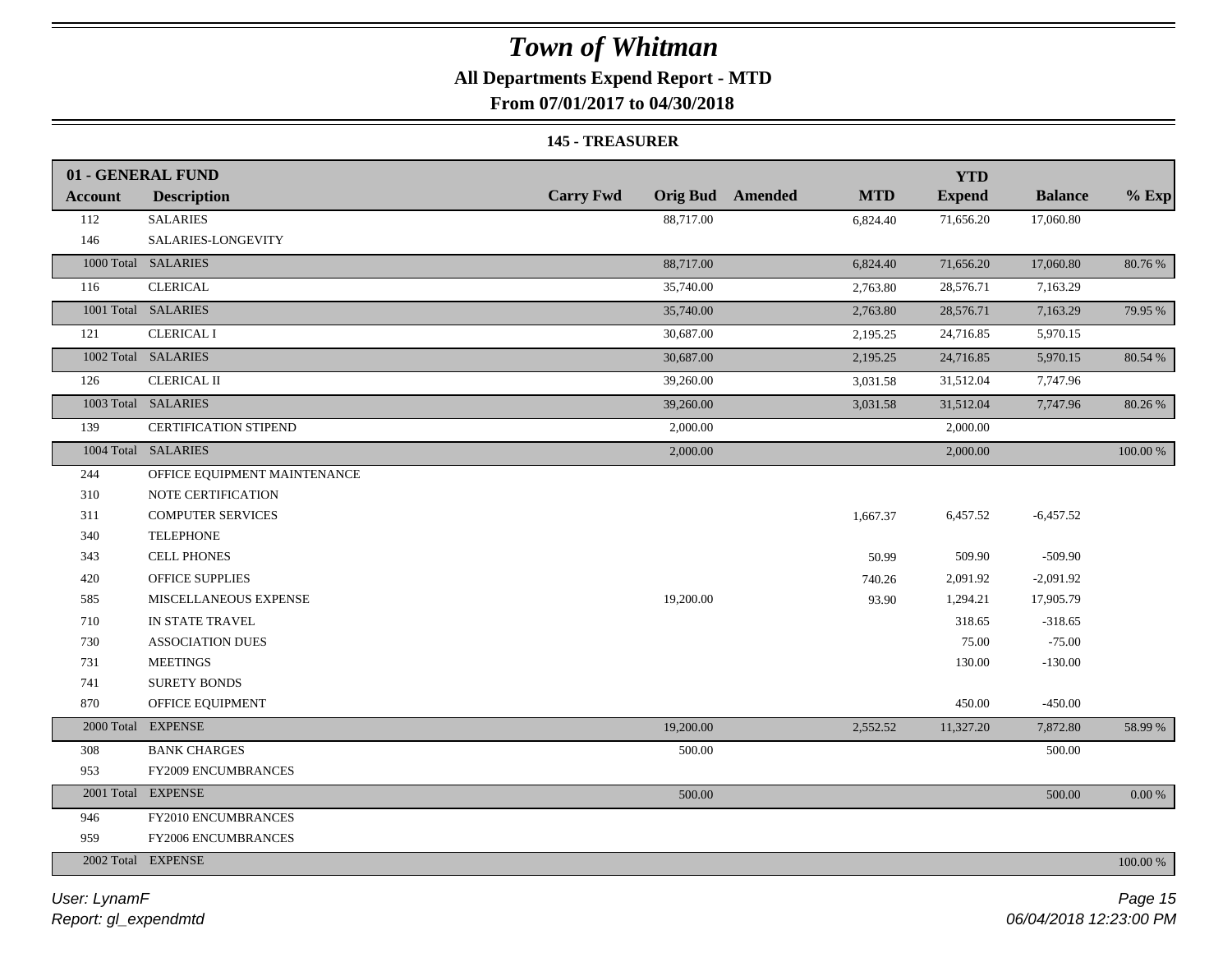# Town of Whitman

## All Departments Expend Report - MTD

### From 07/01/2017 to 04/30/2018

**145 - TREASURER**

| 01 - GENERAL FUND Account | Description | Carry Fwd | Orig Bud | Amended | MTD | YTD Expend | Balance | % Exp |
|---|---|---|---|---|---|---|---|---|
| 112 | SALARIES | | 88,717.00 | | 6,824.40 | 71,656.20 | 17,060.80 | |
| 146 | SALARIES-LONGEVITY | | | | | | | |
| 1000 Total | SALARIES | | 88,717.00 | | 6,824.40 | 71,656.20 | 17,060.80 | 80.76 % |
| 116 | CLERICAL | | 35,740.00 | | 2,763.80 | 28,576.71 | 7,163.29 | |
| 1001 Total | SALARIES | | 35,740.00 | | 2,763.80 | 28,576.71 | 7,163.29 | 79.95 % |
| 121 | CLERICAL I | | 30,687.00 | | 2,195.25 | 24,716.85 | 5,970.15 | |
| 1002 Total | SALARIES | | 30,687.00 | | 2,195.25 | 24,716.85 | 5,970.15 | 80.54 % |
| 126 | CLERICAL II | | 39,260.00 | | 3,031.58 | 31,512.04 | 7,747.96 | |
| 1003 Total | SALARIES | | 39,260.00 | | 3,031.58 | 31,512.04 | 7,747.96 | 80.26 % |
| 139 | CERTIFICATION STIPEND | | 2,000.00 | | | 2,000.00 | | |
| 1004 Total | SALARIES | | 2,000.00 | | | 2,000.00 | | 100.00 % |
| 244 | OFFICE EQUIPMENT MAINTENANCE | | | | | | | |
| 310 | NOTE CERTIFICATION | | | | | | | |
| 311 | COMPUTER SERVICES | | | | 1,667.37 | 6,457.52 | -6,457.52 | |
| 340 | TELEPHONE | | | | | | | |
| 343 | CELL PHONES | | | | 50.99 | 509.90 | -509.90 | |
| 420 | OFFICE SUPPLIES | | | | 740.26 | 2,091.92 | -2,091.92 | |
| 585 | MISCELLANEOUS EXPENSE | | 19,200.00 | | 93.90 | 1,294.21 | 17,905.79 | |
| 710 | IN STATE TRAVEL | | | | | 318.65 | -318.65 | |
| 730 | ASSOCIATION DUES | | | | | 75.00 | -75.00 | |
| 731 | MEETINGS | | | | | 130.00 | -130.00 | |
| 741 | SURETY BONDS | | | | | | | |
| 870 | OFFICE EQUIPMENT | | | | | 450.00 | -450.00 | |
| 2000 Total | EXPENSE | | 19,200.00 | | 2,552.52 | 11,327.20 | 7,872.80 | 58.99 % |
| 308 | BANK CHARGES | | 500.00 | | | | 500.00 | |
| 953 | FY2009 ENCUMBRANCES | | | | | | | |
| 2001 Total | EXPENSE | | 500.00 | | | | 500.00 | 0.00 % |
| 946 | FY2010 ENCUMBRANCES | | | | | | | |
| 959 | FY2006 ENCUMBRANCES | | | | | | | |
| 2002 Total | EXPENSE | | | | | | | 100.00 % |

User: LynamF
Report: gl_expendmtd

06/04/2018 12:23:00 PM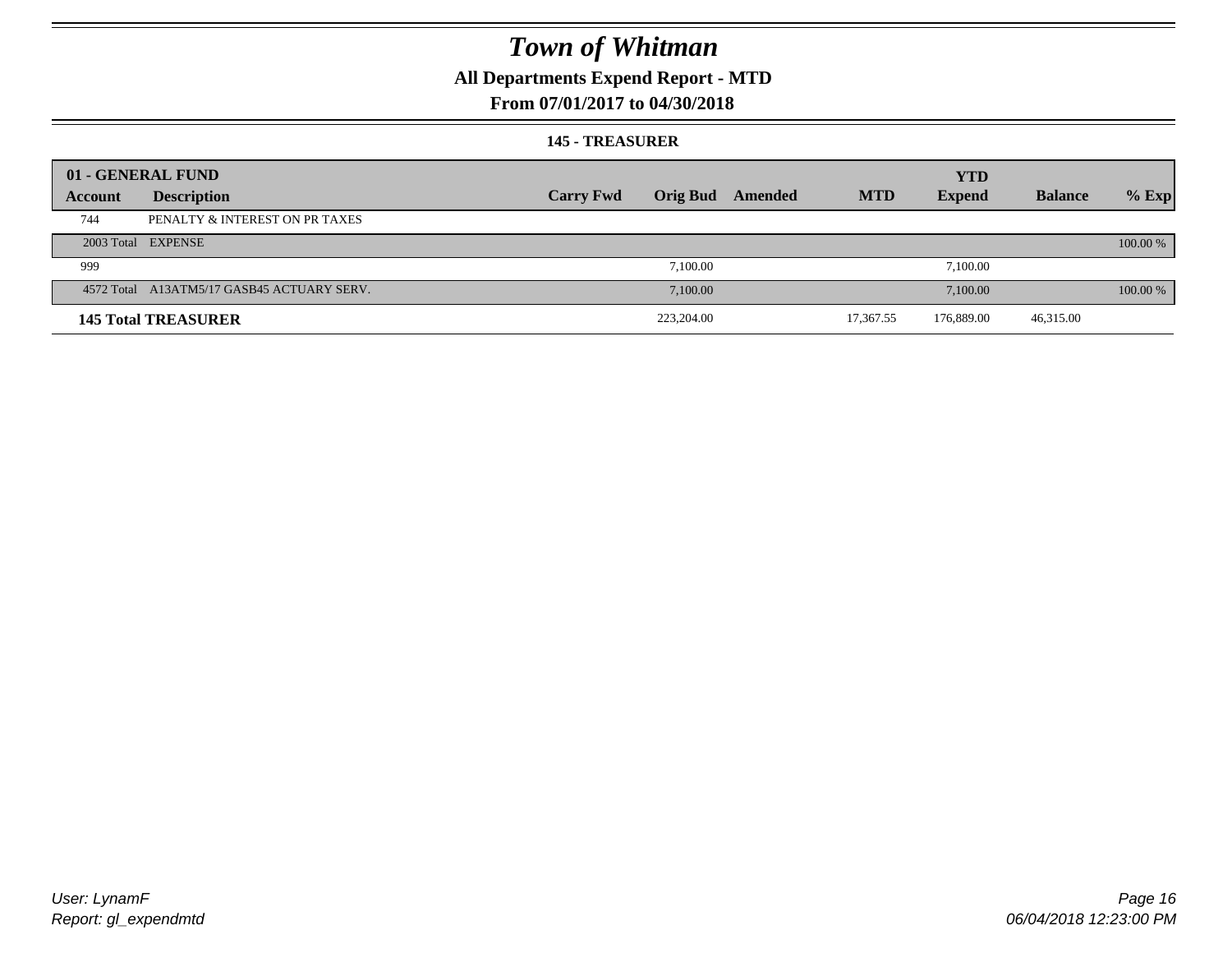# Town of Whitman

## All Departments Expend Report - MTD

## From 07/01/2017 to 04/30/2018

### 145 - TREASURER

| 01 - GENERAL FUND | | | | | | YTD | | |
|---|---|---|---|---|---|---|---|---|
| Account | Description | Carry Fwd | Orig Bud | Amended | MTD | Expend | Balance | % Exp |
| 744 | PENALTY & INTEREST ON PR TAXES | | | | | | | |
| 2003 Total | EXPENSE | | | | | | | 100.00 % |
| 999 | | | 7,100.00 | | | 7,100.00 | | |
| 4572 Total | A13ATM5/17 GASB45 ACTUARY SERV. | | 7,100.00 | | | 7,100.00 | | 100.00 % |
| **145 Total TREASURER** | | | 223,204.00 | | 17,367.55 | 176,889.00 | 46,315.00 | |

User: LynamF
Report: gl_expendmtd

06/04/2018 12:23:00 PM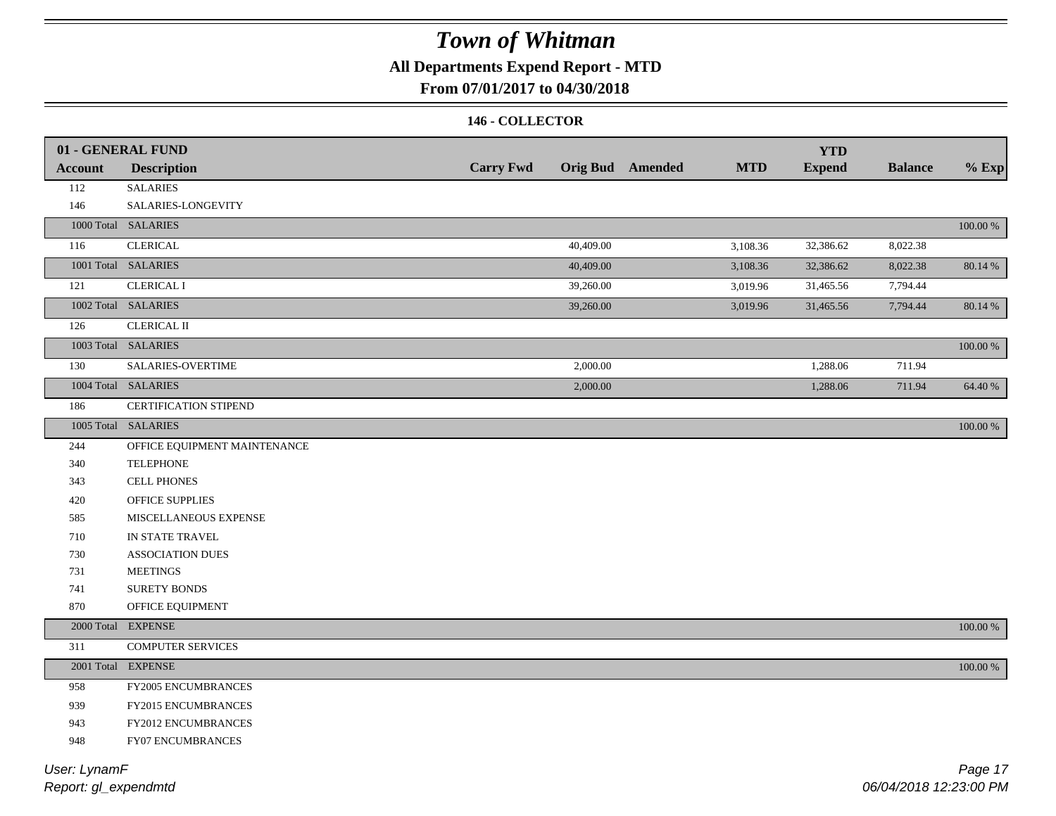# Town of Whitman

## All Departments Expend Report - MTD

### From 07/01/2017 to 04/30/2018

#### 146 - COLLECTOR

| 01 - GENERAL FUND | | | | | | YTD | | |
|---|---|---|---|---|---|---|---|---|
| **Account** | **Description** | **Carry Fwd** | **Orig Bud** | **Amended** | **MTD** | **Expend** | **Balance** | **% Exp** |
| 112 | SALARIES | | | | | | | |
| 146 | SALARIES-LONGEVITY | | | | | | | |
| 1000 Total | SALARIES | | | | | | | 100.00 % |
| 116 | CLERICAL | | 40,409.00 | | 3,108.36 | 32,386.62 | 8,022.38 | |
| 1001 Total | SALARIES | | 40,409.00 | | 3,108.36 | 32,386.62 | 8,022.38 | 80.14 % |
| 121 | CLERICAL I | | 39,260.00 | | 3,019.96 | 31,465.56 | 7,794.44 | |
| 1002 Total | SALARIES | | 39,260.00 | | 3,019.96 | 31,465.56 | 7,794.44 | 80.14 % |
| 126 | CLERICAL II | | | | | | | |
| 1003 Total | SALARIES | | | | | | | 100.00 % |
| 130 | SALARIES-OVERTIME | | 2,000.00 | | | 1,288.06 | 711.94 | |
| 1004 Total | SALARIES | | 2,000.00 | | | 1,288.06 | 711.94 | 64.40 % |
| 186 | CERTIFICATION STIPEND | | | | | | | |
| 1005 Total | SALARIES | | | | | | | 100.00 % |
| 244 | OFFICE EQUIPMENT MAINTENANCE | | | | | | | |
| 340 | TELEPHONE | | | | | | | |
| 343 | CELL PHONES | | | | | | | |
| 420 | OFFICE SUPPLIES | | | | | | | |
| 585 | MISCELLANEOUS EXPENSE | | | | | | | |
| 710 | IN STATE TRAVEL | | | | | | | |
| 730 | ASSOCIATION DUES | | | | | | | |
| 731 | MEETINGS | | | | | | | |
| 741 | SURETY BONDS | | | | | | | |
| 870 | OFFICE EQUIPMENT | | | | | | | |
| 2000 Total | EXPENSE | | | | | | | 100.00 % |
| 311 | COMPUTER SERVICES | | | | | | | |
| 2001 Total | EXPENSE | | | | | | | 100.00 % |
| 958 | FY2005 ENCUMBRANCES | | | | | | | |
| 939 | FY2015 ENCUMBRANCES | | | | | | | |
| 943 | FY2012 ENCUMBRANCES | | | | | | | |
| 948 | FY07 ENCUMBRANCES | | | | | | | |

*User: LynamF*
*Report: gl_expendmtd*

*06/04/2018 12:23:00 PM*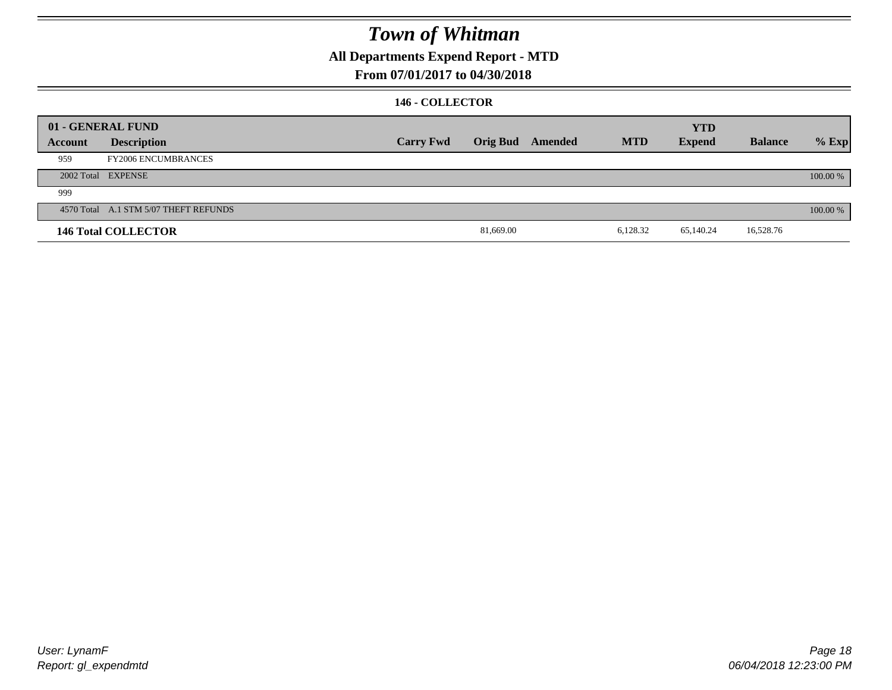# Town of Whitman

## All Departments Expend Report - MTD

### From 07/01/2017 to 04/30/2018

#### 146 - COLLECTOR

| 01 - GENERAL FUND | | | | | | YTD | | |
|---|---|---|---|---|---|---|---|---|
| **Account** | **Description** | **Carry Fwd** | **Orig Bud** | **Amended** | **MTD** | **Expend** | **Balance** | **% Exp** |
| 959 | FY2006 ENCUMBRANCES | | | | | | | |
| 2002 Total | EXPENSE | | | | | | | 100.00 % |
| 999 | | | | | | | | |
| 4570 Total | A.1 STM 5/07 THEFT REFUNDS | | | | | | | 100.00 % |
| **146 Total COLLECTOR** | | | 81,669.00 | | 6,128.32 | 65,140.24 | 16,528.76 | |

User: LynamF
Report: gl_expendmtd

06/04/2018 12:23:00 PM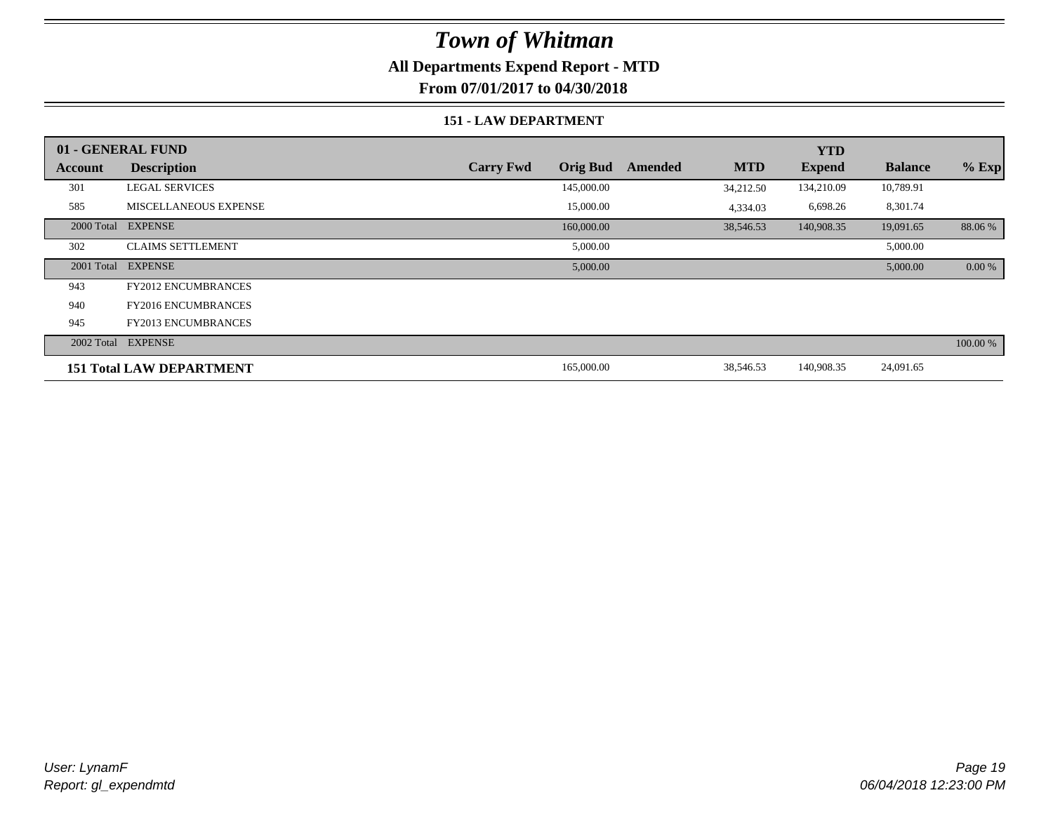# *Town of Whitman*

**All Departments Expend Report - MTD**

**From 07/01/2017 to 04/30/2018**

**151 - LAW DEPARTMENT**

| 01 - GENERAL FUND | | | | | | YTD | | |
|---|---|---|---|---|---|---|---|---|
| **Account** | **Description** | **Carry Fwd** | **Orig Bud** | **Amended** | **MTD** | **Expend** | **Balance** | **% Exp** |
| 301 | LEGAL SERVICES | | 145,000.00 | | 34,212.50 | 134,210.09 | 10,789.91 | |
| 585 | MISCELLANEOUS EXPENSE | | 15,000.00 | | 4,334.03 | 6,698.26 | 8,301.74 | |
| 2000 Total | EXPENSE | | 160,000.00 | | 38,546.53 | 140,908.35 | 19,091.65 | 88.06 % |
| 302 | CLAIMS SETTLEMENT | | 5,000.00 | | | | 5,000.00 | |
| 2001 Total | EXPENSE | | 5,000.00 | | | | 5,000.00 | 0.00 % |
| 943 | FY2012 ENCUMBRANCES | | | | | | | |
| 940 | FY2016 ENCUMBRANCES | | | | | | | |
| 945 | FY2013 ENCUMBRANCES | | | | | | | |
| 2002 Total | EXPENSE | | | | | | | 100.00 % |
| **151 Total LAW DEPARTMENT** | | | 165,000.00 | | 38,546.53 | 140,908.35 | 24,091.65 | |

*User: LynamF*
*Report: gl_expendmtd*

*06/04/2018 12:23:00 PM*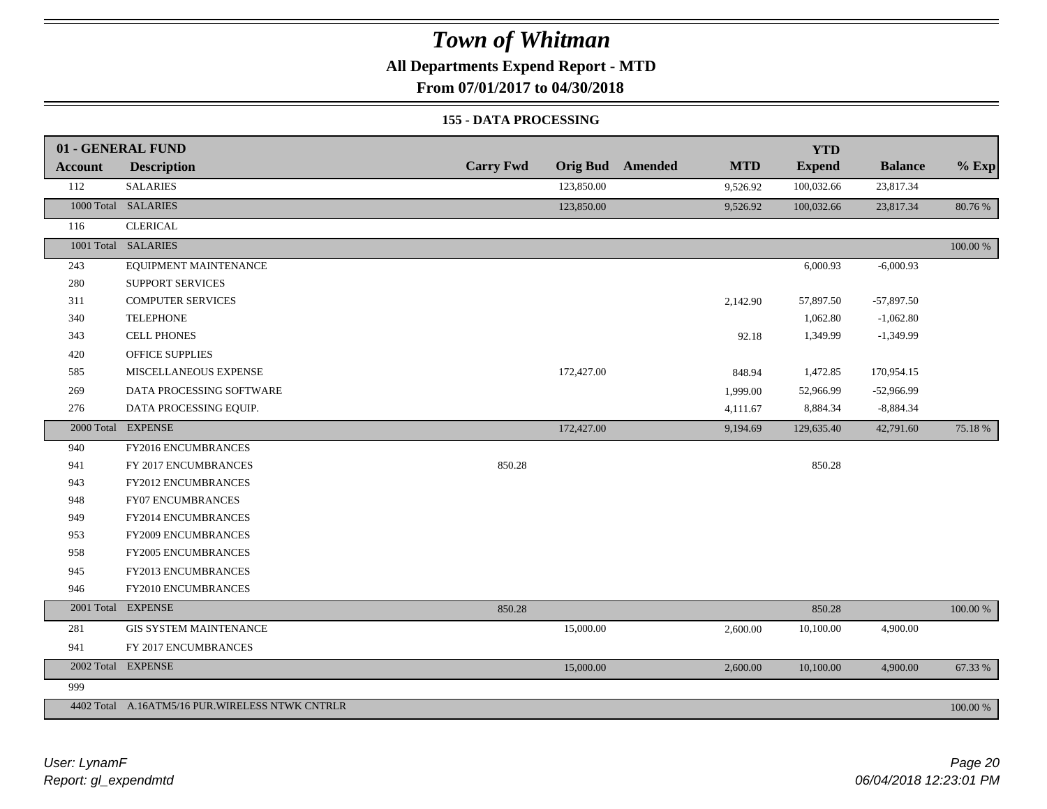# Town of Whitman

**All Departments Expend Report - MTD**

**From 07/01/2017 to 04/30/2018**

**155 - DATA PROCESSING**

| Account | Description | Carry Fwd | Orig Bud | Amended | MTD | YTD Expend | Balance | % Exp |
|---|---|---|---|---|---|---|---|---|
| **01 - GENERAL FUND** | | | | | | | | |
| 112 | SALARIES | | 123,850.00 | | 9,526.92 | 100,032.66 | 23,817.34 | |
| 1000 Total | SALARIES | | 123,850.00 | | 9,526.92 | 100,032.66 | 23,817.34 | 80.76 % |
| 116 | CLERICAL | | | | | | | |
| 1001 Total | SALARIES | | | | | | | 100.00 % |
| 243 | EQUIPMENT MAINTENANCE | | | | | 6,000.93 | -6,000.93 | |
| 280 | SUPPORT SERVICES | | | | | | | |
| 311 | COMPUTER SERVICES | | | | 2,142.90 | 57,897.50 | -57,897.50 | |
| 340 | TELEPHONE | | | | | 1,062.80 | -1,062.80 | |
| 343 | CELL PHONES | | | | 92.18 | 1,349.99 | -1,349.99 | |
| 420 | OFFICE SUPPLIES | | | | | | | |
| 585 | MISCELLANEOUS EXPENSE | | 172,427.00 | | 848.94 | 1,472.85 | 170,954.15 | |
| 269 | DATA PROCESSING SOFTWARE | | | | 1,999.00 | 52,966.99 | -52,966.99 | |
| 276 | DATA PROCESSING EQUIP. | | | | 4,111.67 | 8,884.34 | -8,884.34 | |
| 2000 Total | EXPENSE | | 172,427.00 | | 9,194.69 | 129,635.40 | 42,791.60 | 75.18 % |
| 940 | FY2016 ENCUMBRANCES | | | | | | | |
| 941 | FY 2017 ENCUMBRANCES | 850.28 | | | | 850.28 | | |
| 943 | FY2012 ENCUMBRANCES | | | | | | | |
| 948 | FY07 ENCUMBRANCES | | | | | | | |
| 949 | FY2014 ENCUMBRANCES | | | | | | | |
| 953 | FY2009 ENCUMBRANCES | | | | | | | |
| 958 | FY2005 ENCUMBRANCES | | | | | | | |
| 945 | FY2013 ENCUMBRANCES | | | | | | | |
| 946 | FY2010 ENCUMBRANCES | | | | | | | |
| 2001 Total | EXPENSE | 850.28 | | | | 850.28 | | 100.00 % |
| 281 | GIS SYSTEM MAINTENANCE | | 15,000.00 | | 2,600.00 | 10,100.00 | 4,900.00 | |
| 941 | FY 2017 ENCUMBRANCES | | | | | | | |
| 2002 Total | EXPENSE | | 15,000.00 | | 2,600.00 | 10,100.00 | 4,900.00 | 67.33 % |
| 999 | | | | | | | | |
| 4402 Total | A.16ATM5/16 PUR.WIRELESS NTWK CNTRLR | | | | | | | 100.00 % |

*User: LynamF*
*Report: gl_expendmtd*

*06/04/2018 12:23:01 PM*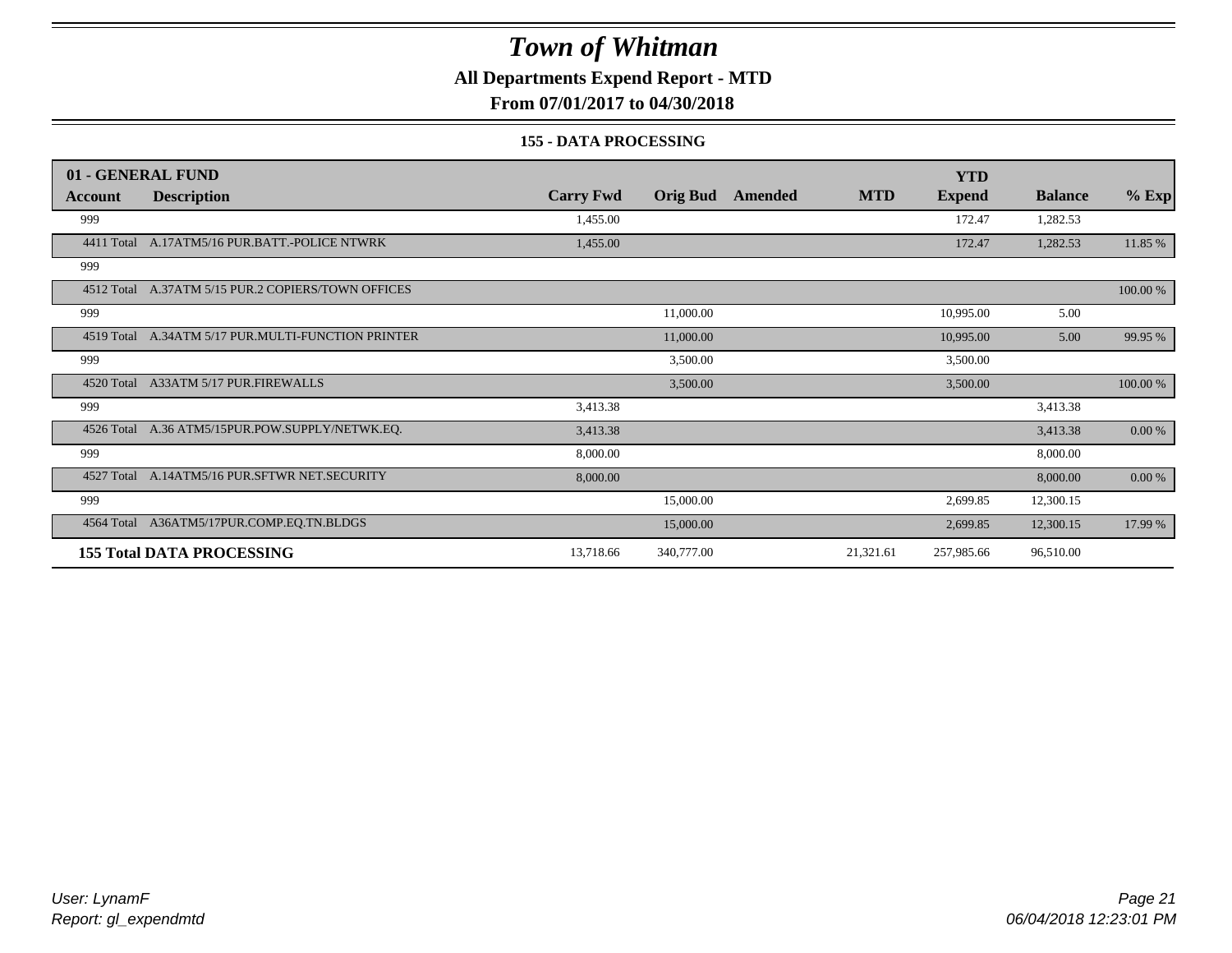# Town of Whitman

## All Departments Expend Report - MTD

### From 07/01/2017 to 04/30/2018

### 155 - DATA PROCESSING

| 01 - GENERAL FUND | | | | | | | | |
|---|---|---|---|---|---|---|---|---|
| **Account** | **Description** | **Carry Fwd** | **Orig Bud** | **Amended** | **MTD** | **YTD Expend** | **Balance** | **% Exp** |
| 999 | | 1,455.00 | | | | 172.47 | 1,282.53 | |
| 4411 Total | A.17ATM5/16 PUR.BATT.-POLICE NTWRK | 1,455.00 | | | | 172.47 | 1,282.53 | 11.85 % |
| 999 | | | | | | | | |
| 4512 Total | A.37ATM 5/15 PUR.2 COPIERS/TOWN OFFICES | | | | | | | 100.00 % |
| 999 | | | 11,000.00 | | | 10,995.00 | 5.00 | |
| 4519 Total | A.34ATM 5/17 PUR.MULTI-FUNCTION PRINTER | | 11,000.00 | | | 10,995.00 | 5.00 | 99.95 % |
| 999 | | | 3,500.00 | | | 3,500.00 | | |
| 4520 Total | A33ATM 5/17 PUR.FIREWALLS | | 3,500.00 | | | 3,500.00 | | 100.00 % |
| 999 | | 3,413.38 | | | | | 3,413.38 | |
| 4526 Total | A.36 ATM5/15PUR.POW.SUPPLY/NETWK.EQ. | 3,413.38 | | | | | 3,413.38 | 0.00 % |
| 999 | | 8,000.00 | | | | | 8,000.00 | |
| 4527 Total | A.14ATM5/16 PUR.SFTWR NET.SECURITY | 8,000.00 | | | | | 8,000.00 | 0.00 % |
| 999 | | | 15,000.00 | | | 2,699.85 | 12,300.15 | |
| 4564 Total | A36ATM5/17PUR.COMP.EQ.TN.BLDGS | | 15,000.00 | | | 2,699.85 | 12,300.15 | 17.99 % |
| **155 Total DATA PROCESSING** | | 13,718.66 | 340,777.00 | | 21,321.61 | 257,985.66 | 96,510.00 | |

User: LynamF
Report: gl_expendmtd

06/04/2018 12:23:01 PM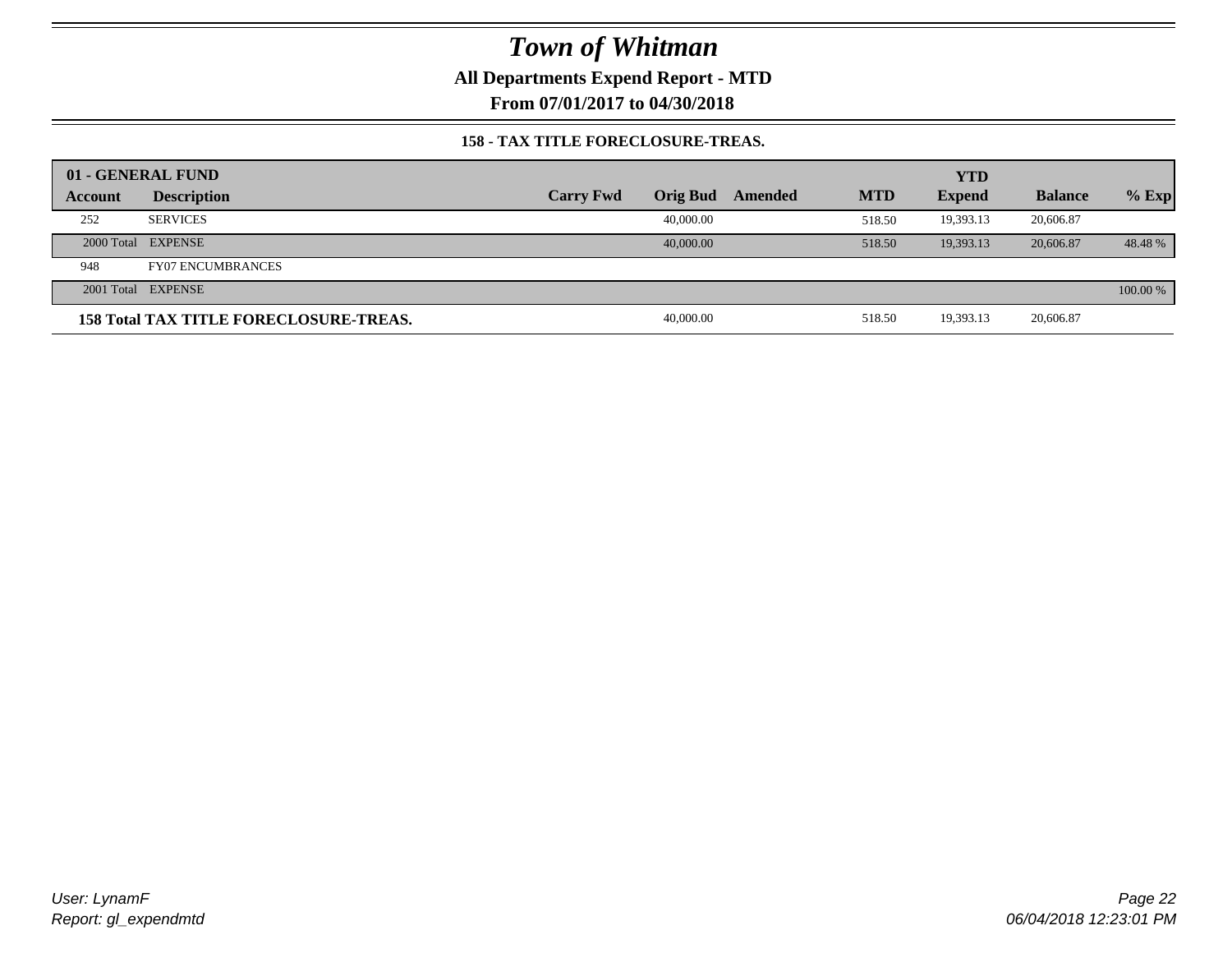# Town of Whitman

**All Departments Expend Report - MTD**

**From 07/01/2017 to 04/30/2018**

### 158 - TAX TITLE FORECLOSURE-TREAS.

| 01 - GENERAL FUND | | | | | | YTD | | |
|---|---|---|---|---|---|---|---|---|
| **Account** | **Description** | **Carry Fwd** | **Orig Bud** | **Amended** | **MTD** | **Expend** | **Balance** | **% Exp** |
| 252 | SERVICES | | 40,000.00 | | 518.50 | 19,393.13 | 20,606.87 | |
| 2000 Total | EXPENSE | | 40,000.00 | | 518.50 | 19,393.13 | 20,606.87 | 48.48 % |
| 948 | FY07 ENCUMBRANCES | | | | | | | |
| 2001 Total | EXPENSE | | | | | | | 100.00 % |
| **158 Total TAX TITLE FORECLOSURE-TREAS.** | | | 40,000.00 | | 518.50 | 19,393.13 | 20,606.87 | |

User: LynamF
Report: gl_expendmtd

06/04/2018 12:23:01 PM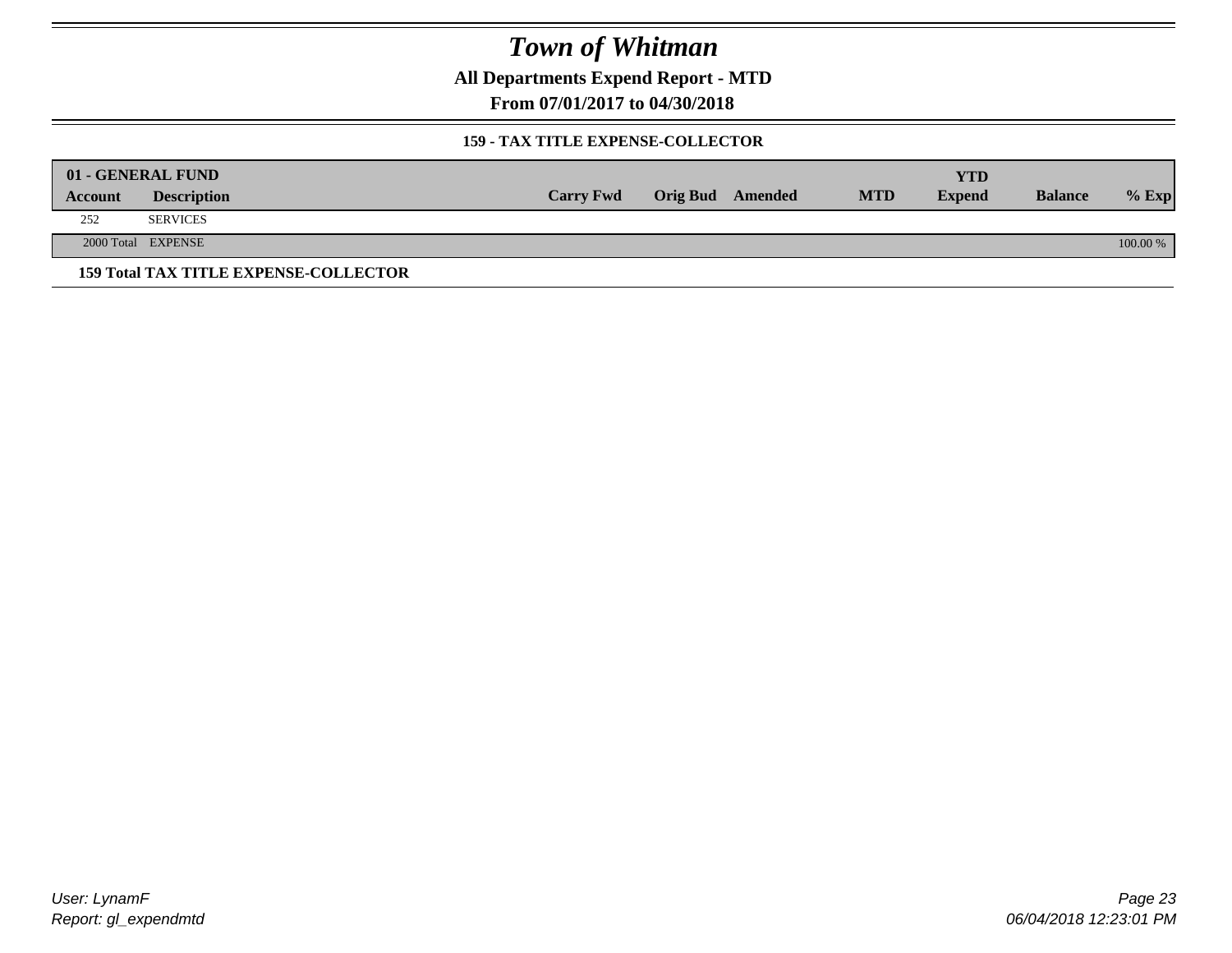# Town of Whitman

**All Departments Expend Report - MTD**

**From 07/01/2017 to 04/30/2018**

### 159 - TAX TITLE EXPENSE-COLLECTOR

| 01 - GENERAL FUND | | | | | | YTD | | |
|---|---|---|---|---|---|---|---|---|
| Account | Description | Carry Fwd | Orig Bud | Amended | MTD | Expend | Balance | % Exp |
| 252 | SERVICES | | | | | | | |
| 2000 Total | EXPENSE | | | | | | | 100.00 % |

**159 Total TAX TITLE EXPENSE-COLLECTOR**

*User: LynamF*
*Report: gl_expendmtd*

*06/04/2018 12:23:01 PM*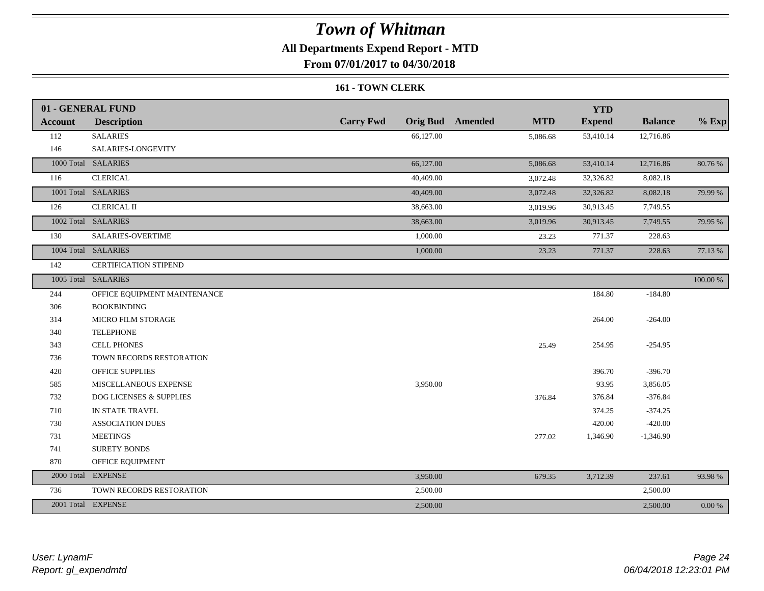# Town of Whitman

**All Departments Expend Report - MTD**

**From 07/01/2017 to 04/30/2018**

**161 - TOWN CLERK**

| 01 - GENERAL FUND | | | | | | | | |
|---|---|---|---|---|---|---|---|---|
| **Account** | **Description** | **Carry Fwd** | **Orig Bud** | **Amended** | **MTD** | **YTD Expend** | **Balance** | **% Exp** |
| 112 | SALARIES | | 66,127.00 | | 5,086.68 | 53,410.14 | 12,716.86 | |
| 146 | SALARIES-LONGEVITY | | | | | | | |
| 1000 Total | SALARIES | | 66,127.00 | | 5,086.68 | 53,410.14 | 12,716.86 | 80.76 % |
| 116 | CLERICAL | | 40,409.00 | | 3,072.48 | 32,326.82 | 8,082.18 | |
| 1001 Total | SALARIES | | 40,409.00 | | 3,072.48 | 32,326.82 | 8,082.18 | 79.99 % |
| 126 | CLERICAL II | | 38,663.00 | | 3,019.96 | 30,913.45 | 7,749.55 | |
| 1002 Total | SALARIES | | 38,663.00 | | 3,019.96 | 30,913.45 | 7,749.55 | 79.95 % |
| 130 | SALARIES-OVERTIME | | 1,000.00 | | 23.23 | 771.37 | 228.63 | |
| 1004 Total | SALARIES | | 1,000.00 | | 23.23 | 771.37 | 228.63 | 77.13 % |
| 142 | CERTIFICATION STIPEND | | | | | | | |
| 1005 Total | SALARIES | | | | | | | 100.00 % |
| 244 | OFFICE EQUIPMENT MAINTENANCE | | | | | 184.80 | -184.80 | |
| 306 | BOOKBINDING | | | | | | | |
| 314 | MICRO FILM STORAGE | | | | | 264.00 | -264.00 | |
| 340 | TELEPHONE | | | | | | | |
| 343 | CELL PHONES | | | | 25.49 | 254.95 | -254.95 | |
| 736 | TOWN RECORDS RESTORATION | | | | | | | |
| 420 | OFFICE SUPPLIES | | | | | 396.70 | -396.70 | |
| 585 | MISCELLANEOUS EXPENSE | | 3,950.00 | | | 93.95 | 3,856.05 | |
| 732 | DOG LICENSES & SUPPLIES | | | | 376.84 | 376.84 | -376.84 | |
| 710 | IN STATE TRAVEL | | | | | 374.25 | -374.25 | |
| 730 | ASSOCIATION DUES | | | | | 420.00 | -420.00 | |
| 731 | MEETINGS | | | | 277.02 | 1,346.90 | -1,346.90 | |
| 741 | SURETY BONDS | | | | | | | |
| 870 | OFFICE EQUIPMENT | | | | | | | |
| 2000 Total | EXPENSE | | 3,950.00 | | 679.35 | 3,712.39 | 237.61 | 93.98 % |
| 736 | TOWN RECORDS RESTORATION | | 2,500.00 | | | | 2,500.00 | |
| 2001 Total | EXPENSE | | 2,500.00 | | | | 2,500.00 | 0.00 % |

*User: LynamF*
*Report: gl_expendmtd*

*06/04/2018 12:23:01 PM*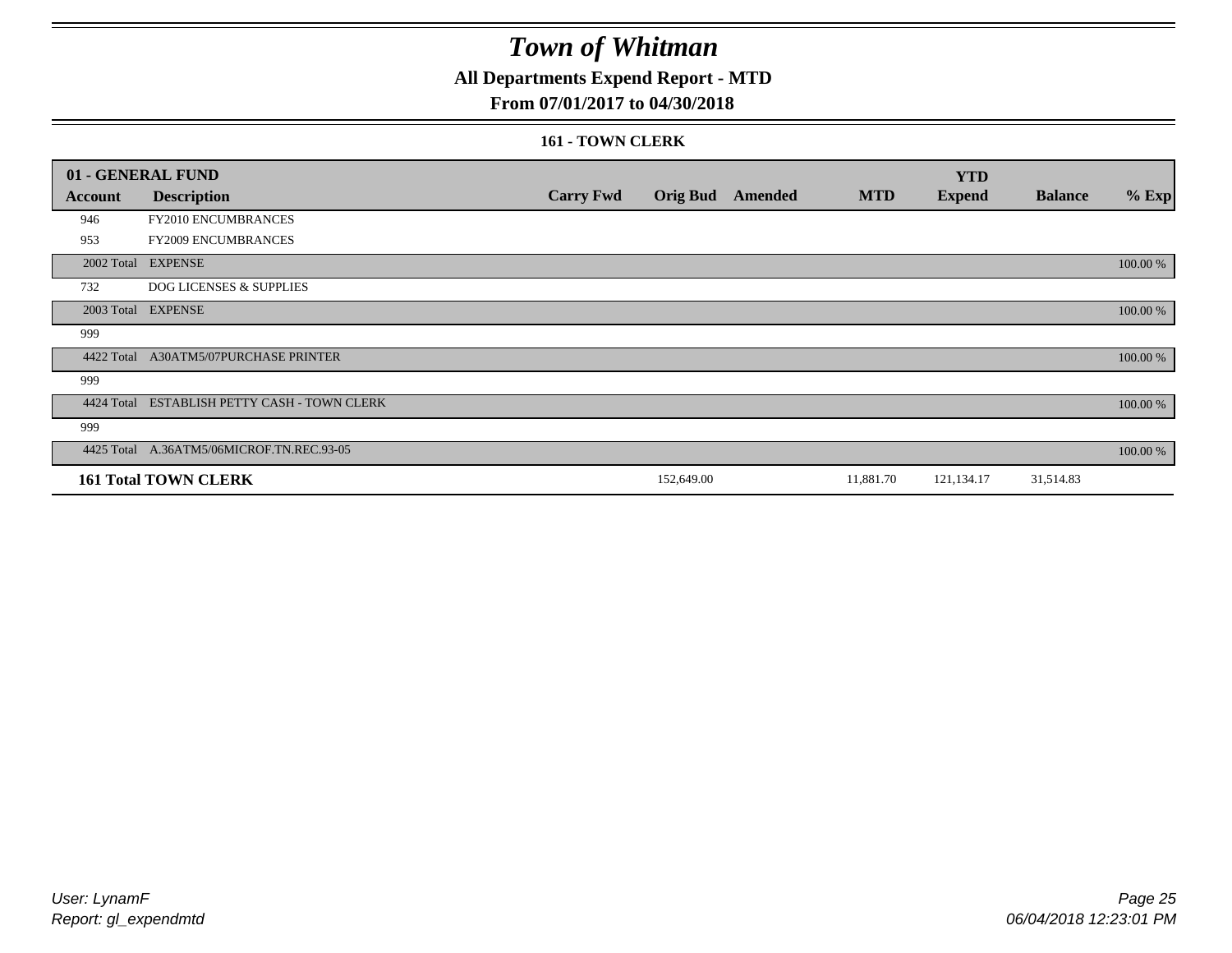# Town of Whitman

## All Departments Expend Report - MTD

### From 07/01/2017 to 04/30/2018

#### 161 - TOWN CLERK

| 01 - GENERAL FUND | | | | | | YTD | | |
|---|---|---|---|---|---|---|---|---|
| Account | Description | Carry Fwd | Orig Bud | Amended | MTD | Expend | Balance | % Exp |
| 946 | FY2010 ENCUMBRANCES | | | | | | | |
| 953 | FY2009 ENCUMBRANCES | | | | | | | |
| 2002 Total | EXPENSE | | | | | | | 100.00 % |
| 732 | DOG LICENSES & SUPPLIES | | | | | | | |
| 2003 Total | EXPENSE | | | | | | | 100.00 % |
| 999 | | | | | | | | |
| 4422 Total | A30ATM5/07PURCHASE PRINTER | | | | | | | 100.00 % |
| 999 | | | | | | | | |
| 4424 Total | ESTABLISH PETTY CASH - TOWN CLERK | | | | | | | 100.00 % |
| 999 | | | | | | | | |
| 4425 Total | A.36ATM5/06MICROF.TN.REC.93-05 | | | | | | | 100.00 % |
| **161 Total TOWN CLERK** | | | 152,649.00 | | 11,881.70 | 121,134.17 | 31,514.83 | |

User: LynamF
Report: gl_expendmtd

06/04/2018 12:23:01 PM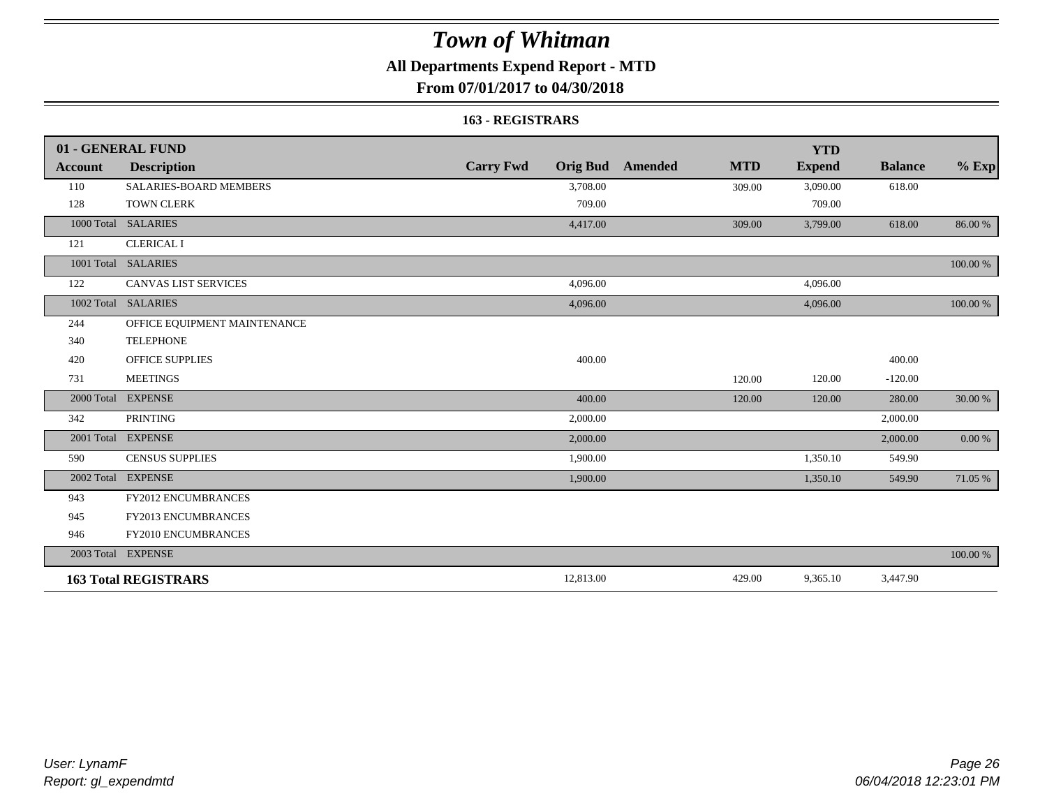# Town of Whitman

## All Departments Expend Report - MTD

## From 07/01/2017 to 04/30/2018

### 163 - REGISTRARS

| 01 - GENERAL FUND | | | | | | YTD | | |
|---|---|---|---|---|---|---|---|---|
| **Account** | **Description** | **Carry Fwd** | **Orig Bud** | **Amended** | **MTD** | **Expend** | **Balance** | **% Exp** |
| 110 | SALARIES-BOARD MEMBERS | | 3,708.00 | | 309.00 | 3,090.00 | 618.00 | |
| 128 | TOWN CLERK | | 709.00 | | | 709.00 | | |
| 1000 Total | SALARIES | | 4,417.00 | | 309.00 | 3,799.00 | 618.00 | 86.00 % |
| 121 | CLERICAL I | | | | | | | |
| 1001 Total | SALARIES | | | | | | | 100.00 % |
| 122 | CANVAS LIST SERVICES | | 4,096.00 | | | 4,096.00 | | |
| 1002 Total | SALARIES | | 4,096.00 | | | 4,096.00 | | 100.00 % |
| 244 | OFFICE EQUIPMENT MAINTENANCE | | | | | | | |
| 340 | TELEPHONE | | | | | | | |
| 420 | OFFICE SUPPLIES | | 400.00 | | | | 400.00 | |
| 731 | MEETINGS | | | | 120.00 | 120.00 | -120.00 | |
| 2000 Total | EXPENSE | | 400.00 | | 120.00 | 120.00 | 280.00 | 30.00 % |
| 342 | PRINTING | | 2,000.00 | | | | 2,000.00 | |
| 2001 Total | EXPENSE | | 2,000.00 | | | | 2,000.00 | 0.00 % |
| 590 | CENSUS SUPPLIES | | 1,900.00 | | | 1,350.10 | 549.90 | |
| 2002 Total | EXPENSE | | 1,900.00 | | | 1,350.10 | 549.90 | 71.05 % |
| 943 | FY2012 ENCUMBRANCES | | | | | | | |
| 945 | FY2013 ENCUMBRANCES | | | | | | | |
| 946 | FY2010 ENCUMBRANCES | | | | | | | |
| 2003 Total | EXPENSE | | | | | | | 100.00 % |
| **163 Total REGISTRARS** | | | 12,813.00 | | 429.00 | 9,365.10 | 3,447.90 | |

*User: LynamF*
*Report: gl_expendmtd*

*06/04/2018 12:23:01 PM*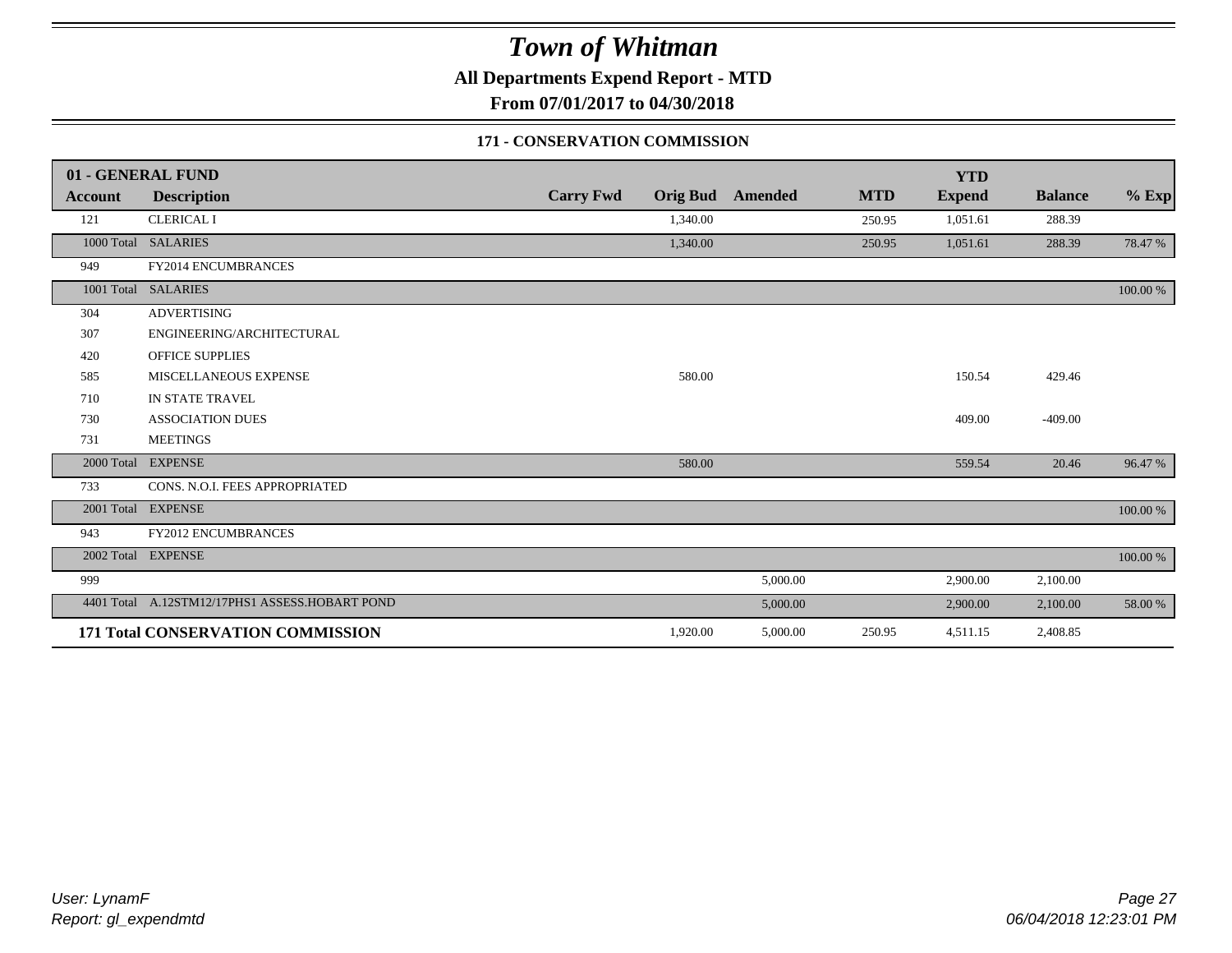# Town of Whitman

**All Departments Expend Report - MTD**

**From 07/01/2017 to 04/30/2018**

### 171 - CONSERVATION COMMISSION

| 01 - GENERAL FUND | | | | | | YTD | | |
|---|---|---|---|---|---|---|---|---|
| **Account** | **Description** | **Carry Fwd** | **Orig Bud** | **Amended** | **MTD** | **Expend** | **Balance** | **% Exp** |
| 121 | CLERICAL I | | 1,340.00 | | 250.95 | 1,051.61 | 288.39 | |
| 1000 Total | SALARIES | | 1,340.00 | | 250.95 | 1,051.61 | 288.39 | 78.47 % |
| 949 | FY2014 ENCUMBRANCES | | | | | | | |
| 1001 Total | SALARIES | | | | | | | 100.00 % |
| 304 | ADVERTISING | | | | | | | |
| 307 | ENGINEERING/ARCHITECTURAL | | | | | | | |
| 420 | OFFICE SUPPLIES | | | | | | | |
| 585 | MISCELLANEOUS EXPENSE | | 580.00 | | | 150.54 | 429.46 | |
| 710 | IN STATE TRAVEL | | | | | | | |
| 730 | ASSOCIATION DUES | | | | | 409.00 | -409.00 | |
| 731 | MEETINGS | | | | | | | |
| 2000 Total | EXPENSE | | 580.00 | | | 559.54 | 20.46 | 96.47 % |
| 733 | CONS. N.O.I. FEES APPROPRIATED | | | | | | | |
| 2001 Total | EXPENSE | | | | | | | 100.00 % |
| 943 | FY2012 ENCUMBRANCES | | | | | | | |
| 2002 Total | EXPENSE | | | | | | | 100.00 % |
| 999 | | | | 5,000.00 | | 2,900.00 | 2,100.00 | |
| 4401 Total | A.12STM12/17PHS1 ASSESS.HOBART POND | | | 5,000.00 | | 2,900.00 | 2,100.00 | 58.00 % |
| **171 Total CONSERVATION COMMISSION** | | | 1,920.00 | 5,000.00 | 250.95 | 4,511.15 | 2,408.85 | |

*User: LynamF*
*Report: gl_expendmtd*

*06/04/2018 12:23:01 PM*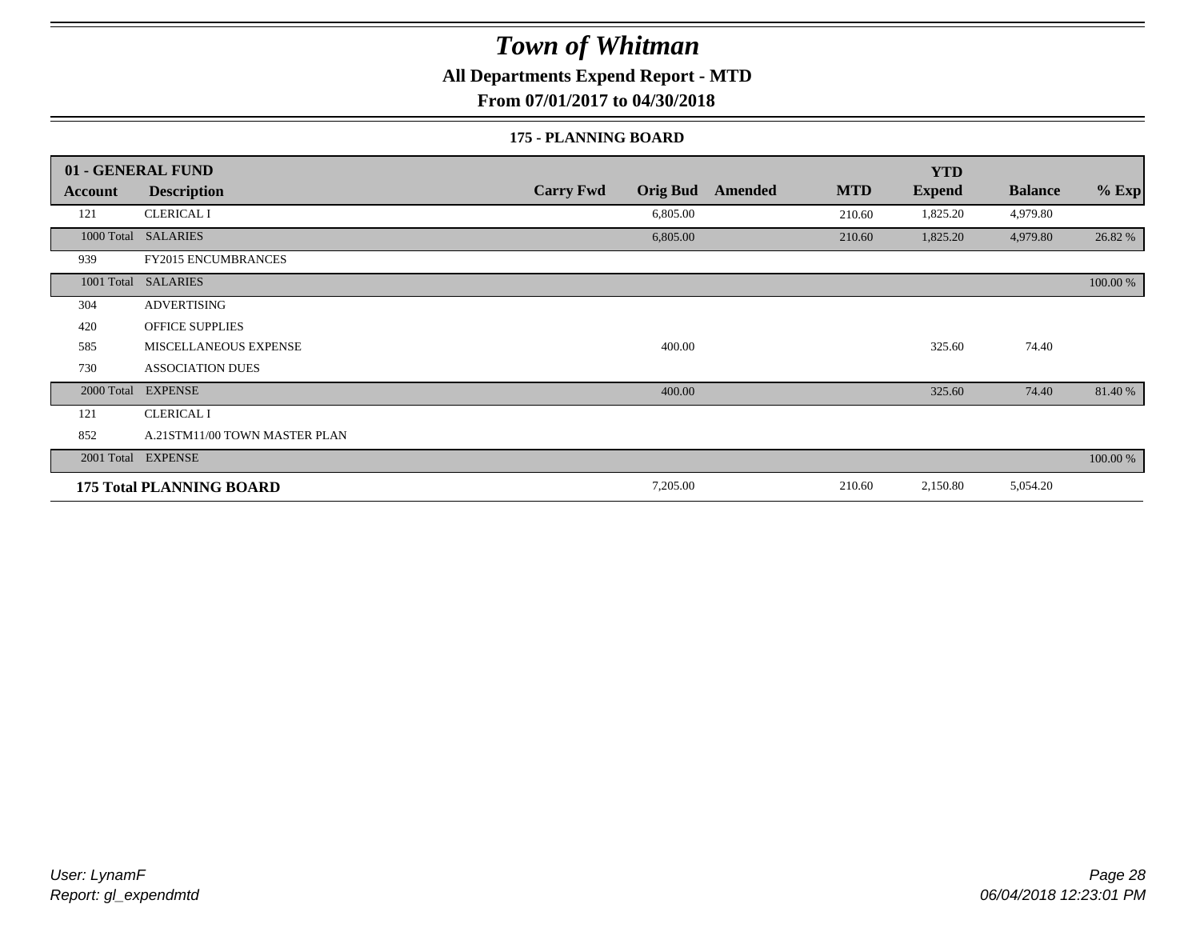# Town of Whitman

**All Departments Expend Report - MTD**

**From 07/01/2017 to 04/30/2018**

**175 - PLANNING BOARD**

| 01 - GENERAL FUND | | | | | | YTD | | |
|---|---|---|---|---|---|---|---|---|
| Account | Description | Carry Fwd | Orig Bud | Amended | MTD | Expend | Balance | % Exp |
| 121 | CLERICAL I | | 6,805.00 | | 210.60 | 1,825.20 | 4,979.80 | |
| 1000 Total | SALARIES | | 6,805.00 | | 210.60 | 1,825.20 | 4,979.80 | 26.82 % |
| 939 | FY2015 ENCUMBRANCES | | | | | | | |
| 1001 Total | SALARIES | | | | | | | 100.00 % |
| 304 | ADVERTISING | | | | | | | |
| 420 | OFFICE SUPPLIES | | | | | | | |
| 585 | MISCELLANEOUS EXPENSE | | 400.00 | | | 325.60 | 74.40 | |
| 730 | ASSOCIATION DUES | | | | | | | |
| 2000 Total | EXPENSE | | 400.00 | | | 325.60 | 74.40 | 81.40 % |
| 121 | CLERICAL I | | | | | | | |
| 852 | A.21STM11/00 TOWN MASTER PLAN | | | | | | | |
| 2001 Total | EXPENSE | | | | | | | 100.00 % |
| **175 Total PLANNING BOARD** | | | 7,205.00 | | 210.60 | 2,150.80 | 5,054.20 | |

*User: LynamF*
*Report: gl_expendmtd*

*06/04/2018 12:23:01 PM*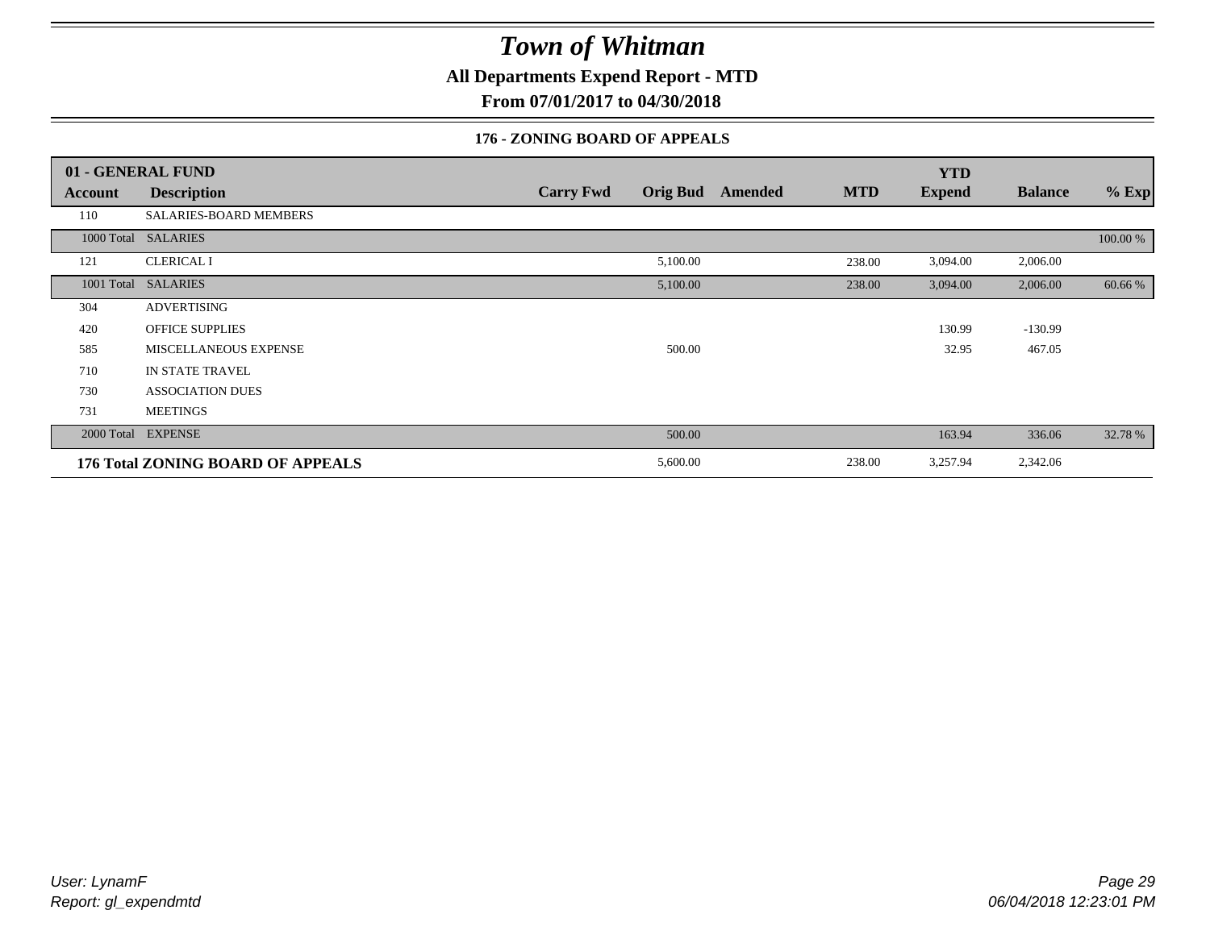# Town of Whitman

**All Departments Expend Report - MTD**

**From 07/01/2017 to 04/30/2018**

**176 - ZONING BOARD OF APPEALS**

| 01 - GENERAL FUND | | | | | | YTD | | |
|---|---|---|---|---|---|---|---|---|
| **Account** | **Description** | **Carry Fwd** | **Orig Bud** | **Amended** | **MTD** | **Expend** | **Balance** | **% Exp** |
| 110 | SALARIES-BOARD MEMBERS | | | | | | | |
| 1000 Total | SALARIES | | | | | | | 100.00 % |
| 121 | CLERICAL I | | 5,100.00 | | 238.00 | 3,094.00 | 2,006.00 | |
| 1001 Total | SALARIES | | 5,100.00 | | 238.00 | 3,094.00 | 2,006.00 | 60.66 % |
| 304 | ADVERTISING | | | | | | | |
| 420 | OFFICE SUPPLIES | | | | | 130.99 | -130.99 | |
| 585 | MISCELLANEOUS EXPENSE | | 500.00 | | | 32.95 | 467.05 | |
| 710 | IN STATE TRAVEL | | | | | | | |
| 730 | ASSOCIATION DUES | | | | | | | |
| 731 | MEETINGS | | | | | | | |
| 2000 Total | EXPENSE | | 500.00 | | | 163.94 | 336.06 | 32.78 % |
| **176 Total ZONING BOARD OF APPEALS** | | | 5,600.00 | | 238.00 | 3,257.94 | 2,342.06 | |

*User: LynamF*
*Report: gl_expendmtd*

*06/04/2018 12:23:01 PM*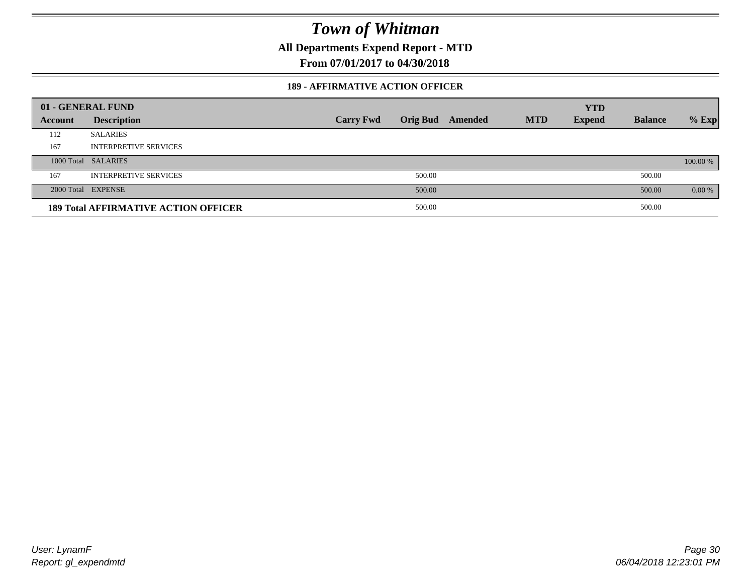# Town of Whitman

**All Departments Expend Report - MTD**

**From 07/01/2017 to 04/30/2018**

### 189 - AFFIRMATIVE ACTION OFFICER

| 01 - GENERAL FUND | | | | | | YTD | | |
|---|---|---|---|---|---|---|---|---|
| Account | Description | Carry Fwd | Orig Bud | Amended | MTD | Expend | Balance | % Exp |
| 112 | SALARIES | | | | | | | |
| 167 | INTERPRETIVE SERVICES | | | | | | | |
| 1000 Total | SALARIES | | | | | | | 100.00 % |
| 167 | INTERPRETIVE SERVICES | | 500.00 | | | | 500.00 | |
| 2000 Total | EXPENSE | | 500.00 | | | | 500.00 | 0.00 % |
| **189 Total AFFIRMATIVE ACTION OFFICER** | | | 500.00 | | | | 500.00 | |

*User: LynamF*
*Report: gl_expendmtd*

*06/04/2018 12:23:01 PM*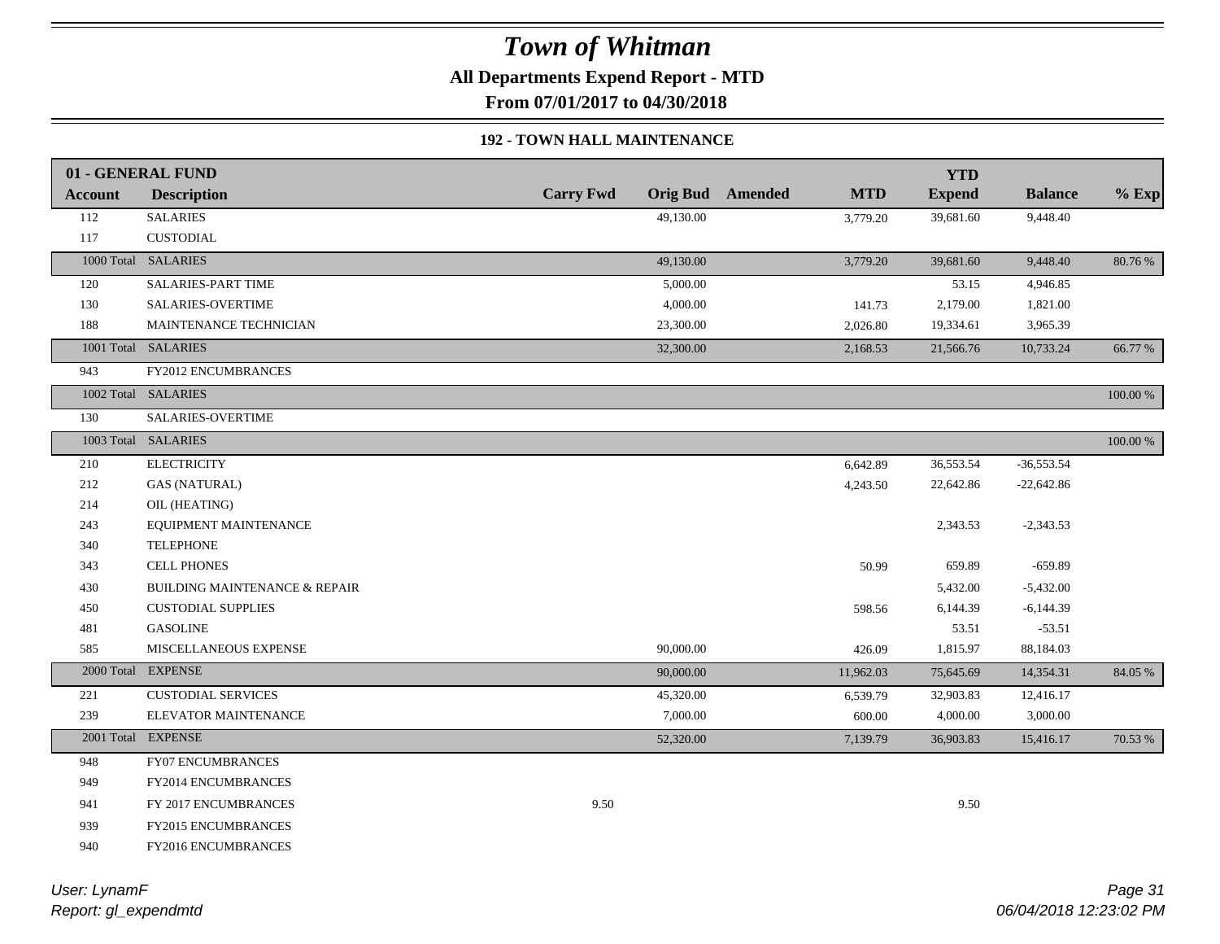# Town of Whitman

**All Departments Expend Report - MTD**

**From 07/01/2017 to 04/30/2018**

### 192 - TOWN HALL MAINTENANCE

| 01 - GENERAL FUND | | | | | | | | |
|---|---|---|---|---|---|---|---|---|
| **Account** | **Description** | **Carry Fwd** | **Orig Bud** | **Amended** | **MTD** | **YTD Expend** | **Balance** | **% Exp** |
| 112 | SALARIES | | 49,130.00 | | 3,779.20 | 39,681.60 | 9,448.40 | |
| 117 | CUSTODIAL | | | | | | | |
| 1000 Total | SALARIES | | 49,130.00 | | 3,779.20 | 39,681.60 | 9,448.40 | 80.76 % |
| 120 | SALARIES-PART TIME | | 5,000.00 | | | 53.15 | 4,946.85 | |
| 130 | SALARIES-OVERTIME | | 4,000.00 | | 141.73 | 2,179.00 | 1,821.00 | |
| 188 | MAINTENANCE TECHNICIAN | | 23,300.00 | | 2,026.80 | 19,334.61 | 3,965.39 | |
| 1001 Total | SALARIES | | 32,300.00 | | 2,168.53 | 21,566.76 | 10,733.24 | 66.77 % |
| 943 | FY2012 ENCUMBRANCES | | | | | | | |
| 1002 Total | SALARIES | | | | | | | 100.00 % |
| 130 | SALARIES-OVERTIME | | | | | | | |
| 1003 Total | SALARIES | | | | | | | 100.00 % |
| 210 | ELECTRICITY | | | | 6,642.89 | 36,553.54 | -36,553.54 | |
| 212 | GAS (NATURAL) | | | | 4,243.50 | 22,642.86 | -22,642.86 | |
| 214 | OIL (HEATING) | | | | | | | |
| 243 | EQUIPMENT MAINTENANCE | | | | | 2,343.53 | -2,343.53 | |
| 340 | TELEPHONE | | | | | | | |
| 343 | CELL PHONES | | | | 50.99 | 659.89 | -659.89 | |
| 430 | BUILDING MAINTENANCE & REPAIR | | | | | 5,432.00 | -5,432.00 | |
| 450 | CUSTODIAL SUPPLIES | | | | 598.56 | 6,144.39 | -6,144.39 | |
| 481 | GASOLINE | | | | | 53.51 | -53.51 | |
| 585 | MISCELLANEOUS EXPENSE | | 90,000.00 | | 426.09 | 1,815.97 | 88,184.03 | |
| 2000 Total | EXPENSE | | 90,000.00 | | 11,962.03 | 75,645.69 | 14,354.31 | 84.05 % |
| 221 | CUSTODIAL SERVICES | | 45,320.00 | | 6,539.79 | 32,903.83 | 12,416.17 | |
| 239 | ELEVATOR MAINTENANCE | | 7,000.00 | | 600.00 | 4,000.00 | 3,000.00 | |
| 2001 Total | EXPENSE | | 52,320.00 | | 7,139.79 | 36,903.83 | 15,416.17 | 70.53 % |
| 948 | FY07 ENCUMBRANCES | | | | | | | |
| 949 | FY2014 ENCUMBRANCES | | | | | | | |
| 941 | FY 2017 ENCUMBRANCES | 9.50 | | | | 9.50 | | |
| 939 | FY2015 ENCUMBRANCES | | | | | | | |
| 940 | FY2016 ENCUMBRANCES | | | | | | | |

*User: LynamF*
*Report: gl_expendmtd*

*06/04/2018 12:23:02 PM*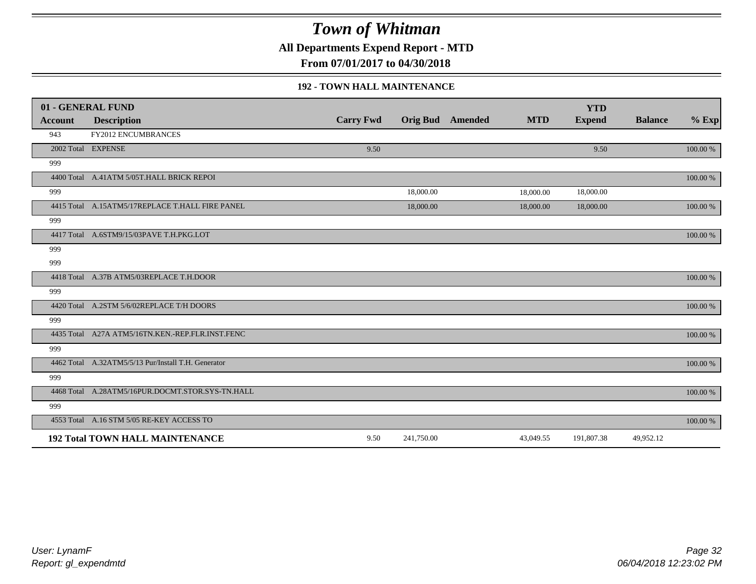# Town of Whitman

**All Departments Expend Report - MTD**

**From 07/01/2017 to 04/30/2018**

**192 - TOWN HALL MAINTENANCE**

| 01 - GENERAL FUND | | | | | | YTD | | |
|---|---|---|---|---|---|---|---|---|
| **Account** | **Description** | **Carry Fwd** | **Orig Bud** | **Amended** | **MTD** | **Expend** | **Balance** | **% Exp** |
| 943 | FY2012 ENCUMBRANCES | | | | | | | |
| 2002 Total | EXPENSE | 9.50 | | | | 9.50 | | 100.00 % |
| 999 | | | | | | | | |
| 4400 Total | A.41ATM 5/05T.HALL BRICK REPOI | | | | | | | 100.00 % |
| 999 | | | 18,000.00 | | 18,000.00 | 18,000.00 | | |
| 4415 Total | A.15ATM5/17REPLACE T.HALL FIRE PANEL | | 18,000.00 | | 18,000.00 | 18,000.00 | | 100.00 % |
| 999 | | | | | | | | |
| 4417 Total | A.6STM9/15/03PAVE T.H.PKG.LOT | | | | | | | 100.00 % |
| 999 | | | | | | | | |
| 999 | | | | | | | | |
| 4418 Total | A.37B ATM5/03REPLACE T.H.DOOR | | | | | | | 100.00 % |
| 999 | | | | | | | | |
| 4420 Total | A.2STM 5/6/02REPLACE T/H DOORS | | | | | | | 100.00 % |
| 999 | | | | | | | | |
| 4435 Total | A27A ATM5/16TN.KEN.-REP.FLR.INST.FENC | | | | | | | 100.00 % |
| 999 | | | | | | | | |
| 4462 Total | A.32ATM5/5/13 Pur/Install T.H. Generator | | | | | | | 100.00 % |
| 999 | | | | | | | | |
| 4468 Total | A.28ATM5/16PUR.DOCMT.STOR.SYS-TN.HALL | | | | | | | 100.00 % |
| 999 | | | | | | | | |
| 4553 Total | A.16 STM 5/05 RE-KEY ACCESS TO | | | | | | | 100.00 % |
| **192 Total TOWN HALL MAINTENANCE** | | 9.50 | 241,750.00 | | 43,049.55 | 191,807.38 | 49,952.12 | |

*User: LynamF*
*Report: gl_expendmtd*

*06/04/2018 12:23:02 PM*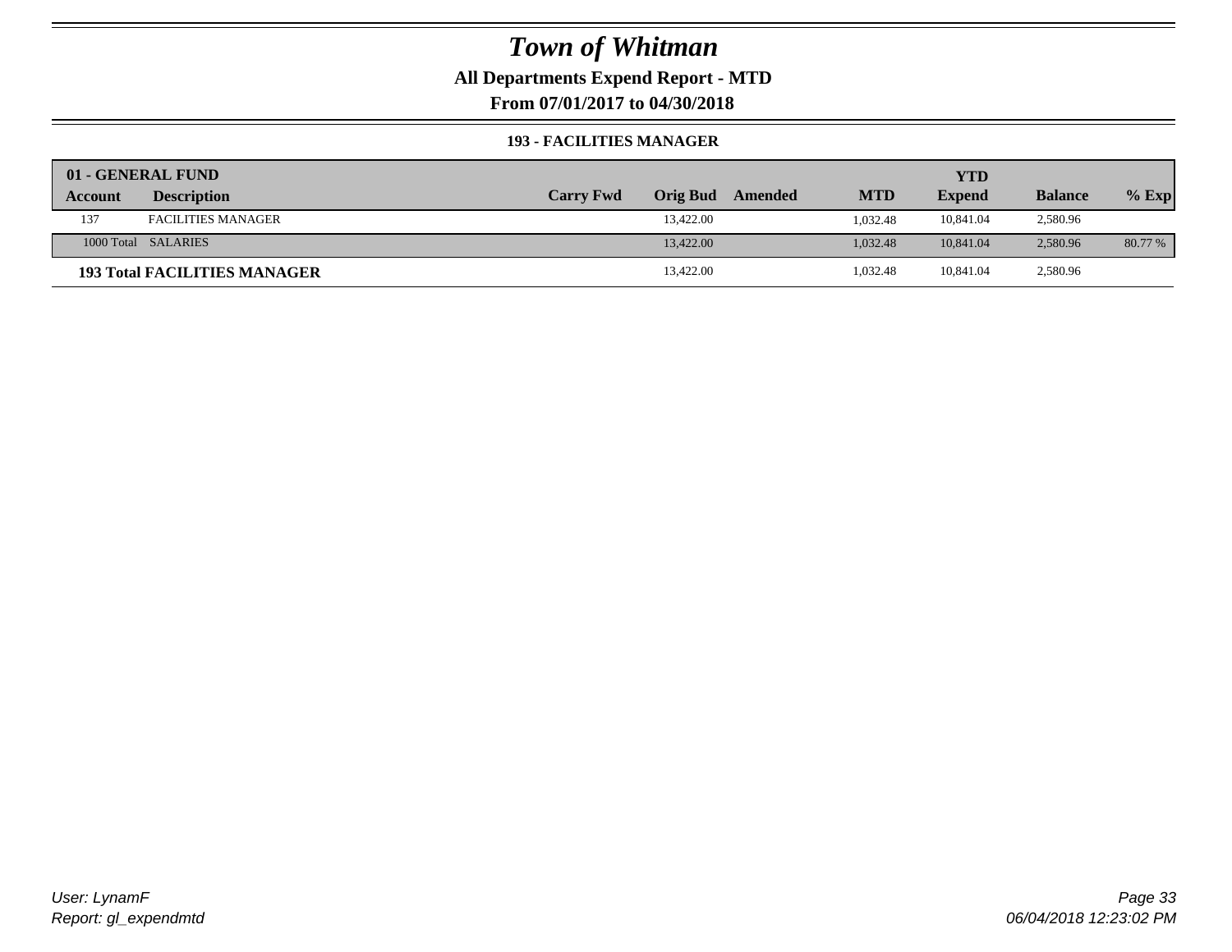# Town of Whitman

## All Departments Expend Report - MTD

### From 07/01/2017 to 04/30/2018

#### 193 - FACILITIES MANAGER

| 01 - GENERAL FUND | | | | | | | | |
|---|---|---|---|---|---|---|---|---|
| **Account** | **Description** | **Carry Fwd** | **Orig Bud** | **Amended** | **MTD** | **YTD Expend** | **Balance** | **% Exp** |
| 137 | FACILITIES MANAGER | | 13,422.00 | | 1,032.48 | 10,841.04 | 2,580.96 | |
| 1000 Total | SALARIES | | 13,422.00 | | 1,032.48 | 10,841.04 | 2,580.96 | 80.77 % |
| **193 Total FACILITIES MANAGER** | | | 13,422.00 | | 1,032.48 | 10,841.04 | 2,580.96 | |

*User: LynamF*
*Report: gl_expendmtd*

*06/04/2018 12:23:02 PM*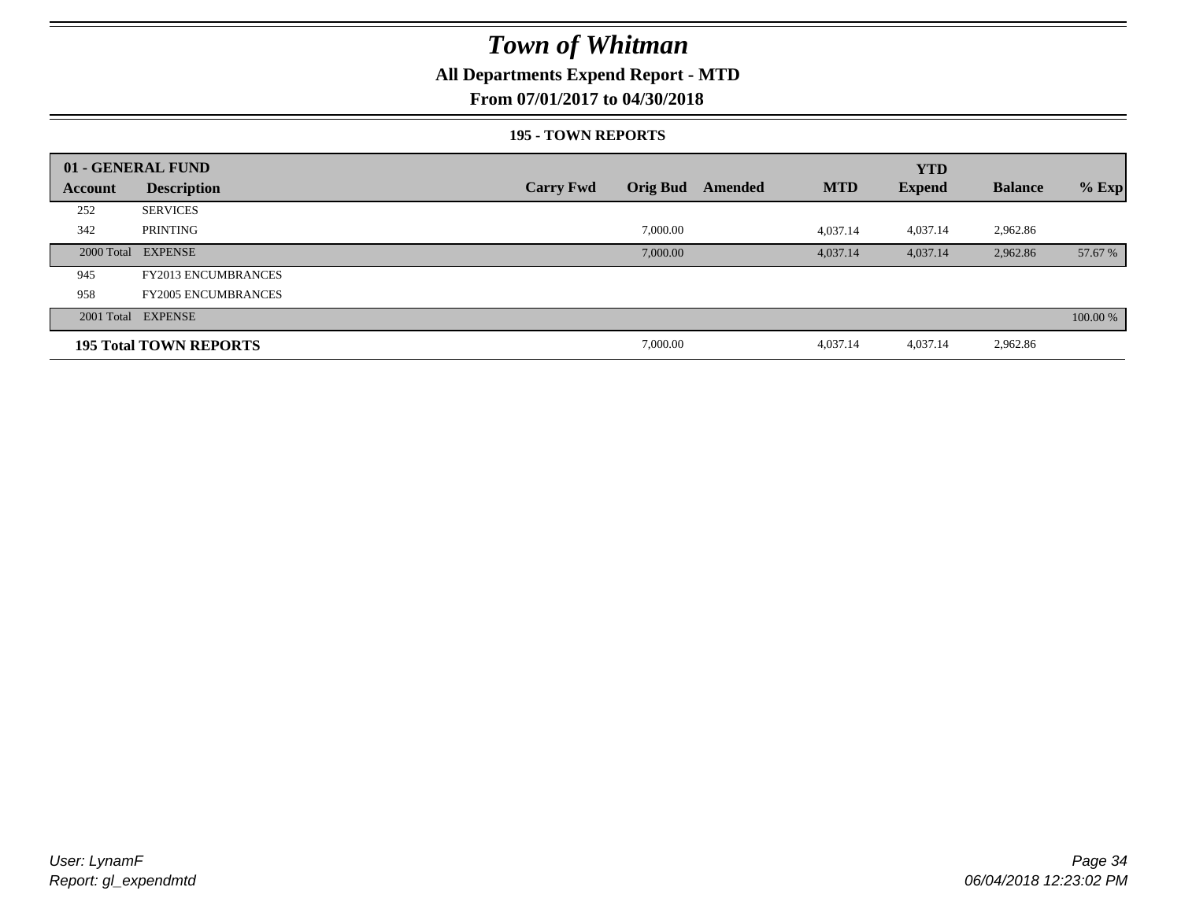# Town of Whitman

## All Departments Expend Report - MTD

### From 07/01/2017 to 04/30/2018

#### 195 - TOWN REPORTS

| 01 - GENERAL FUND | | | | | | YTD | | |
|---|---|---|---|---|---|---|---|---|
| **Account** | **Description** | **Carry Fwd** | **Orig Bud** | **Amended** | **MTD** | **Expend** | **Balance** | **% Exp** |
| 252 | SERVICES | | | | | | | |
| 342 | PRINTING | | 7,000.00 | | 4,037.14 | 4,037.14 | 2,962.86 | |
| 2000 Total | EXPENSE | | 7,000.00 | | 4,037.14 | 4,037.14 | 2,962.86 | 57.67 % |
| 945 | FY2013 ENCUMBRANCES | | | | | | | |
| 958 | FY2005 ENCUMBRANCES | | | | | | | |
| 2001 Total | EXPENSE | | | | | | | 100.00 % |
| **195 Total TOWN REPORTS** | | | 7,000.00 | | 4,037.14 | 4,037.14 | 2,962.86 | |

*User: LynamF*
*Report: gl_expendmtd*

*06/04/2018 12:23:02 PM*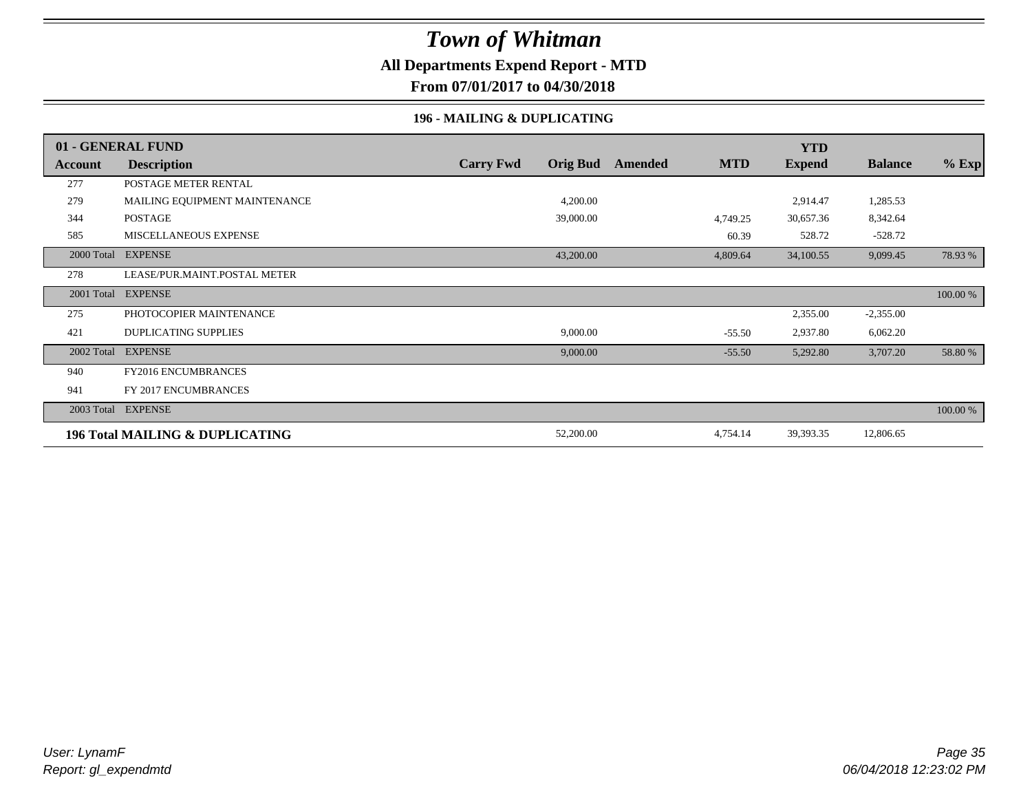# Town of Whitman

## All Departments Expend Report - MTD

### From 07/01/2017 to 04/30/2018

### 196 - MAILING & DUPLICATING

| 01 - GENERAL FUND | | | | | | YTD | | |
|---|---|---|---|---|---|---|---|---|
| **Account** | **Description** | **Carry Fwd** | **Orig Bud** | **Amended** | **MTD** | **Expend** | **Balance** | **% Exp** |
| 277 | POSTAGE METER RENTAL | | | | | | | |
| 279 | MAILING EQUIPMENT MAINTENANCE | | 4,200.00 | | | 2,914.47 | 1,285.53 | |
| 344 | POSTAGE | | 39,000.00 | | 4,749.25 | 30,657.36 | 8,342.64 | |
| 585 | MISCELLANEOUS EXPENSE | | | | 60.39 | 528.72 | -528.72 | |
| 2000 Total | EXPENSE | | 43,200.00 | | 4,809.64 | 34,100.55 | 9,099.45 | 78.93 % |
| 278 | LEASE/PUR.MAINT.POSTAL METER | | | | | | | |
| 2001 Total | EXPENSE | | | | | | | 100.00 % |
| 275 | PHOTOCOPIER MAINTENANCE | | | | | 2,355.00 | -2,355.00 | |
| 421 | DUPLICATING SUPPLIES | | 9,000.00 | | -55.50 | 2,937.80 | 6,062.20 | |
| 2002 Total | EXPENSE | | 9,000.00 | | -55.50 | 5,292.80 | 3,707.20 | 58.80 % |
| 940 | FY2016 ENCUMBRANCES | | | | | | | |
| 941 | FY 2017 ENCUMBRANCES | | | | | | | |
| 2003 Total | EXPENSE | | | | | | | 100.00 % |
| **196 Total MAILING & DUPLICATING** | | | 52,200.00 | | 4,754.14 | 39,393.35 | 12,806.65 | |

*User: LynamF*
*Report: gl_expendmtd*

*06/04/2018 12:23:02 PM*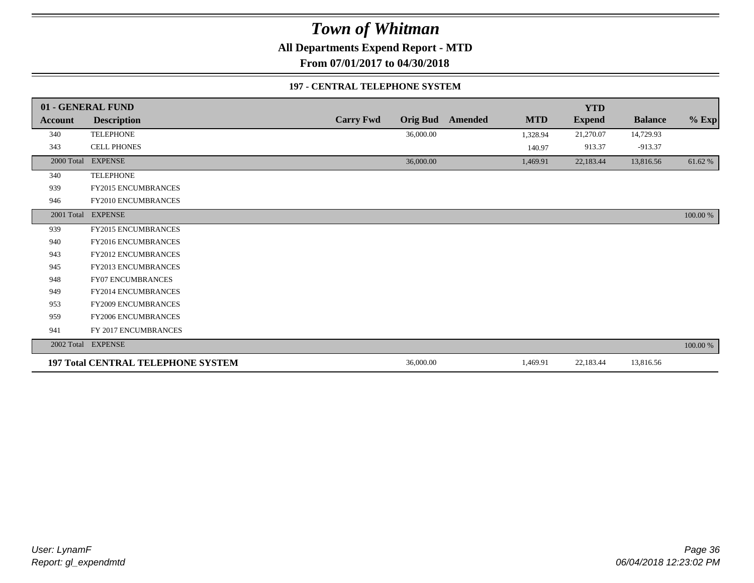# Town of Whitman

**All Departments Expend Report - MTD**

**From 07/01/2017 to 04/30/2018**

**197 - CENTRAL TELEPHONE SYSTEM**

| 01 - GENERAL FUND | | | | | | YTD | | |
|---|---|---|---|---|---|---|---|---|
| **Account** | **Description** | **Carry Fwd** | **Orig Bud** | **Amended** | **MTD** | **Expend** | **Balance** | **% Exp** |
| 340 | TELEPHONE | | 36,000.00 | | 1,328.94 | 21,270.07 | 14,729.93 | |
| 343 | CELL PHONES | | | | 140.97 | 913.37 | -913.37 | |
| 2000 Total | EXPENSE | | 36,000.00 | | 1,469.91 | 22,183.44 | 13,816.56 | 61.62 % |
| 340 | TELEPHONE | | | | | | | |
| 939 | FY2015 ENCUMBRANCES | | | | | | | |
| 946 | FY2010 ENCUMBRANCES | | | | | | | |
| 2001 Total | EXPENSE | | | | | | | 100.00 % |
| 939 | FY2015 ENCUMBRANCES | | | | | | | |
| 940 | FY2016 ENCUMBRANCES | | | | | | | |
| 943 | FY2012 ENCUMBRANCES | | | | | | | |
| 945 | FY2013 ENCUMBRANCES | | | | | | | |
| 948 | FY07 ENCUMBRANCES | | | | | | | |
| 949 | FY2014 ENCUMBRANCES | | | | | | | |
| 953 | FY2009 ENCUMBRANCES | | | | | | | |
| 959 | FY2006 ENCUMBRANCES | | | | | | | |
| 941 | FY 2017 ENCUMBRANCES | | | | | | | |
| 2002 Total | EXPENSE | | | | | | | 100.00 % |
| **197 Total CENTRAL TELEPHONE SYSTEM** | | | 36,000.00 | | 1,469.91 | 22,183.44 | 13,816.56 | |

*User: LynamF*
*Report: gl_expendmtd*

*06/04/2018 12:23:02 PM*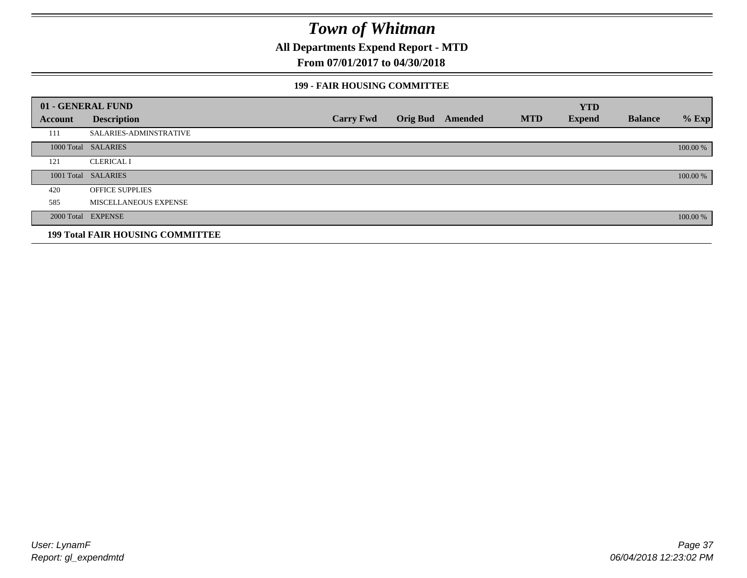# Town of Whitman

**All Departments Expend Report - MTD**

**From 07/01/2017 to 04/30/2018**

**199 - FAIR HOUSING COMMITTEE**

| 01 - GENERAL FUND | | | | | | YTD | | |
|---|---|---|---|---|---|---|---|---|
| Account | Description | Carry Fwd | Orig Bud | Amended | MTD | Expend | Balance | % Exp |
| 111 | SALARIES-ADMINSTRATIVE | | | | | | | |
| 1000 Total | SALARIES | | | | | | | 100.00 % |
| 121 | CLERICAL I | | | | | | | |
| 1001 Total | SALARIES | | | | | | | 100.00 % |
| 420 | OFFICE SUPPLIES | | | | | | | |
| 585 | MISCELLANEOUS EXPENSE | | | | | | | |
| 2000 Total | EXPENSE | | | | | | | 100.00 % |
| **199 Total FAIR HOUSING COMMITTEE** | | | | | | | | |

User: LynamF
Report: gl_expendmtd

06/04/2018 12:23:02 PM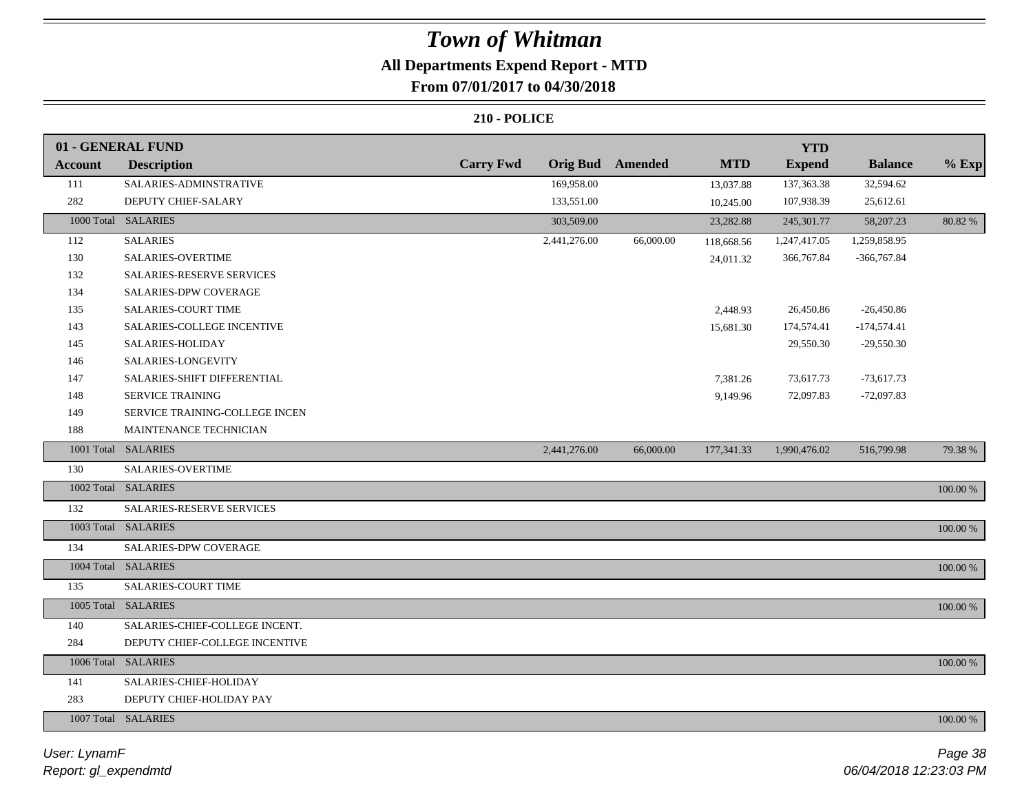# Town of Whitman

## All Departments Expend Report - MTD

### From 07/01/2017 to 04/30/2018

### 210 - POLICE

| 01 - GENERAL FUND | | | | | | YTD | | |
|---|---|---|---|---|---|---|---|---|
| Account | Description | Carry Fwd | Orig Bud | Amended | MTD | Expend | Balance | % Exp |
| 111 | SALARIES-ADMINSTRATIVE | | 169,958.00 | | 13,037.88 | 137,363.38 | 32,594.62 | |
| 282 | DEPUTY CHIEF-SALARY | | 133,551.00 | | 10,245.00 | 107,938.39 | 25,612.61 | |
| 1000 Total | SALARIES | | 303,509.00 | | 23,282.88 | 245,301.77 | 58,207.23 | 80.82 % |
| 112 | SALARIES | | 2,441,276.00 | 66,000.00 | 118,668.56 | 1,247,417.05 | 1,259,858.95 | |
| 130 | SALARIES-OVERTIME | | | | 24,011.32 | 366,767.84 | -366,767.84 | |
| 132 | SALARIES-RESERVE SERVICES | | | | | | | |
| 134 | SALARIES-DPW COVERAGE | | | | | | | |
| 135 | SALARIES-COURT TIME | | | | 2,448.93 | 26,450.86 | -26,450.86 | |
| 143 | SALARIES-COLLEGE INCENTIVE | | | | 15,681.30 | 174,574.41 | -174,574.41 | |
| 145 | SALARIES-HOLIDAY | | | | | 29,550.30 | -29,550.30 | |
| 146 | SALARIES-LONGEVITY | | | | | | | |
| 147 | SALARIES-SHIFT DIFFERENTIAL | | | | 7,381.26 | 73,617.73 | -73,617.73 | |
| 148 | SERVICE TRAINING | | | | 9,149.96 | 72,097.83 | -72,097.83 | |
| 149 | SERVICE TRAINING-COLLEGE INCEN | | | | | | | |
| 188 | MAINTENANCE TECHNICIAN | | | | | | | |
| 1001 Total | SALARIES | | 2,441,276.00 | 66,000.00 | 177,341.33 | 1,990,476.02 | 516,799.98 | 79.38 % |
| 130 | SALARIES-OVERTIME | | | | | | | |
| 1002 Total | SALARIES | | | | | | | 100.00 % |
| 132 | SALARIES-RESERVE SERVICES | | | | | | | |
| 1003 Total | SALARIES | | | | | | | 100.00 % |
| 134 | SALARIES-DPW COVERAGE | | | | | | | |
| 1004 Total | SALARIES | | | | | | | 100.00 % |
| 135 | SALARIES-COURT TIME | | | | | | | |
| 1005 Total | SALARIES | | | | | | | 100.00 % |
| 140 | SALARIES-CHIEF-COLLEGE INCENT. | | | | | | | |
| 284 | DEPUTY CHIEF-COLLEGE INCENTIVE | | | | | | | |
| 1006 Total | SALARIES | | | | | | | 100.00 % |
| 141 | SALARIES-CHIEF-HOLIDAY | | | | | | | |
| 283 | DEPUTY CHIEF-HOLIDAY PAY | | | | | | | |
| 1007 Total | SALARIES | | | | | | | 100.00 % |

*User: LynamF*
*Report: gl_expendmtd*

*06/04/2018 12:23:03 PM*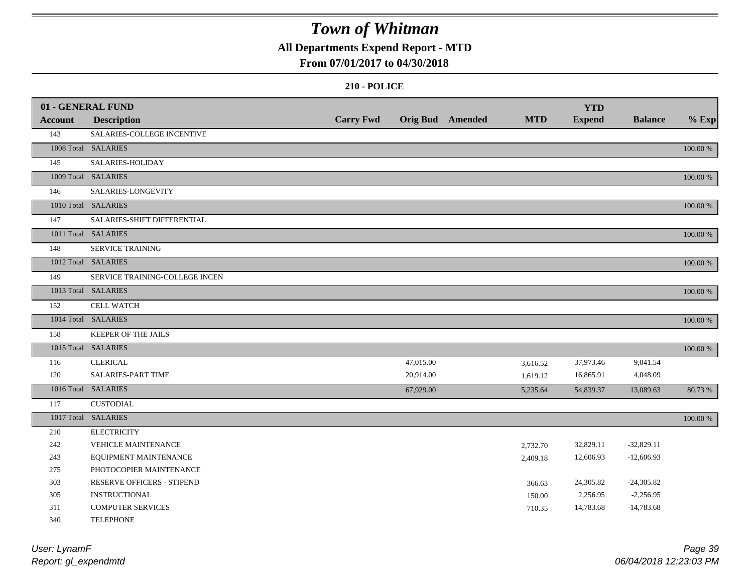# Town of Whitman

## All Departments Expend Report - MTD

### From 07/01/2017 to 04/30/2018

#### 210 - POLICE

| 01 - GENERAL FUND | | | | | | YTD | | |
|---|---|---|---|---|---|---|---|---|
| Account | Description | Carry Fwd | Orig Bud | Amended | MTD | Expend | Balance | % Exp |
| 143 | SALARIES-COLLEGE INCENTIVE | | | | | | | |
| 1008 Total | SALARIES | | | | | | | 100.00 % |
| 145 | SALARIES-HOLIDAY | | | | | | | |
| 1009 Total | SALARIES | | | | | | | 100.00 % |
| 146 | SALARIES-LONGEVITY | | | | | | | |
| 1010 Total | SALARIES | | | | | | | 100.00 % |
| 147 | SALARIES-SHIFT DIFFERENTIAL | | | | | | | |
| 1011 Total | SALARIES | | | | | | | 100.00 % |
| 148 | SERVICE TRAINING | | | | | | | |
| 1012 Total | SALARIES | | | | | | | 100.00 % |
| 149 | SERVICE TRAINING-COLLEGE INCEN | | | | | | | |
| 1013 Total | SALARIES | | | | | | | 100.00 % |
| 152 | CELL WATCH | | | | | | | |
| 1014 Total | SALARIES | | | | | | | 100.00 % |
| 158 | KEEPER OF THE JAILS | | | | | | | |
| 1015 Total | SALARIES | | | | | | | 100.00 % |
| 116 | CLERICAL | | 47,015.00 | | 3,616.52 | 37,973.46 | 9,041.54 | |
| 120 | SALARIES-PART TIME | | 20,914.00 | | 1,619.12 | 16,865.91 | 4,048.09 | |
| 1016 Total | SALARIES | | 67,929.00 | | 5,235.64 | 54,839.37 | 13,089.63 | 80.73 % |
| 117 | CUSTODIAL | | | | | | | |
| 1017 Total | SALARIES | | | | | | | 100.00 % |
| 210 | ELECTRICITY | | | | | | | |
| 242 | VEHICLE MAINTENANCE | | | | 2,732.70 | 32,829.11 | -32,829.11 | |
| 243 | EQUIPMENT MAINTENANCE | | | | 2,409.18 | 12,606.93 | -12,606.93 | |
| 275 | PHOTOCOPIER MAINTENANCE | | | | | | | |
| 303 | RESERVE OFFICERS - STIPEND | | | | 366.63 | 24,305.82 | -24,305.82 | |
| 305 | INSTRUCTIONAL | | | | 150.00 | 2,256.95 | -2,256.95 | |
| 311 | COMPUTER SERVICES | | | | 710.35 | 14,783.68 | -14,783.68 | |
| 340 | TELEPHONE | | | | | | | |

*User: LynamF*
*Report: gl_expendmtd*

*06/04/2018 12:23:03 PM*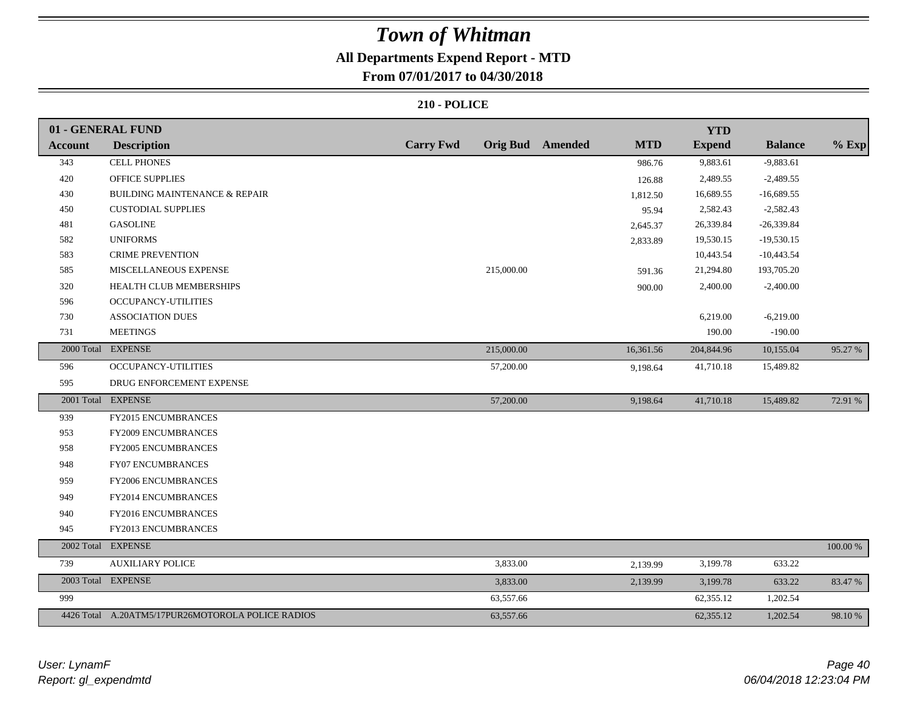# Town of Whitman

## All Departments Expend Report - MTD

## From 07/01/2017 to 04/30/2018

### 210 - POLICE

| 01 - GENERAL FUND | | | | | | YTD | | |
|---|---|---|---|---|---|---|---|---|
| Account | Description | Carry Fwd | Orig Bud | Amended | MTD | Expend | Balance | % Exp |
| 343 | CELL PHONES | | | | 986.76 | 9,883.61 | -9,883.61 | |
| 420 | OFFICE SUPPLIES | | | | 126.88 | 2,489.55 | -2,489.55 | |
| 430 | BUILDING MAINTENANCE & REPAIR | | | | 1,812.50 | 16,689.55 | -16,689.55 | |
| 450 | CUSTODIAL SUPPLIES | | | | 95.94 | 2,582.43 | -2,582.43 | |
| 481 | GASOLINE | | | | 2,645.37 | 26,339.84 | -26,339.84 | |
| 582 | UNIFORMS | | | | 2,833.89 | 19,530.15 | -19,530.15 | |
| 583 | CRIME PREVENTION | | | | | 10,443.54 | -10,443.54 | |
| 585 | MISCELLANEOUS EXPENSE | | 215,000.00 | | 591.36 | 21,294.80 | 193,705.20 | |
| 320 | HEALTH CLUB MEMBERSHIPS | | | | 900.00 | 2,400.00 | -2,400.00 | |
| 596 | OCCUPANCY-UTILITIES | | | | | | | |
| 730 | ASSOCIATION DUES | | | | | 6,219.00 | -6,219.00 | |
| 731 | MEETINGS | | | | | 190.00 | -190.00 | |
| 2000 Total | EXPENSE | | 215,000.00 | | 16,361.56 | 204,844.96 | 10,155.04 | 95.27 % |
| 596 | OCCUPANCY-UTILITIES | | 57,200.00 | | 9,198.64 | 41,710.18 | 15,489.82 | |
| 595 | DRUG ENFORCEMENT EXPENSE | | | | | | | |
| 2001 Total | EXPENSE | | 57,200.00 | | 9,198.64 | 41,710.18 | 15,489.82 | 72.91 % |
| 939 | FY2015 ENCUMBRANCES | | | | | | | |
| 953 | FY2009 ENCUMBRANCES | | | | | | | |
| 958 | FY2005 ENCUMBRANCES | | | | | | | |
| 948 | FY07 ENCUMBRANCES | | | | | | | |
| 959 | FY2006 ENCUMBRANCES | | | | | | | |
| 949 | FY2014 ENCUMBRANCES | | | | | | | |
| 940 | FY2016 ENCUMBRANCES | | | | | | | |
| 945 | FY2013 ENCUMBRANCES | | | | | | | |
| 2002 Total | EXPENSE | | | | | | | 100.00 % |
| 739 | AUXILIARY POLICE | | 3,833.00 | | 2,139.99 | 3,199.78 | 633.22 | |
| 2003 Total | EXPENSE | | 3,833.00 | | 2,139.99 | 3,199.78 | 633.22 | 83.47 % |
| 999 | | | 63,557.66 | | | 62,355.12 | 1,202.54 | |
| 4426 Total | A.20ATM5/17PUR26MOTOROLA POLICE RADIOS | | 63,557.66 | | | 62,355.12 | 1,202.54 | 98.10 % |

User: LynamF
Report: gl_expendmtd

06/04/2018 12:23:04 PM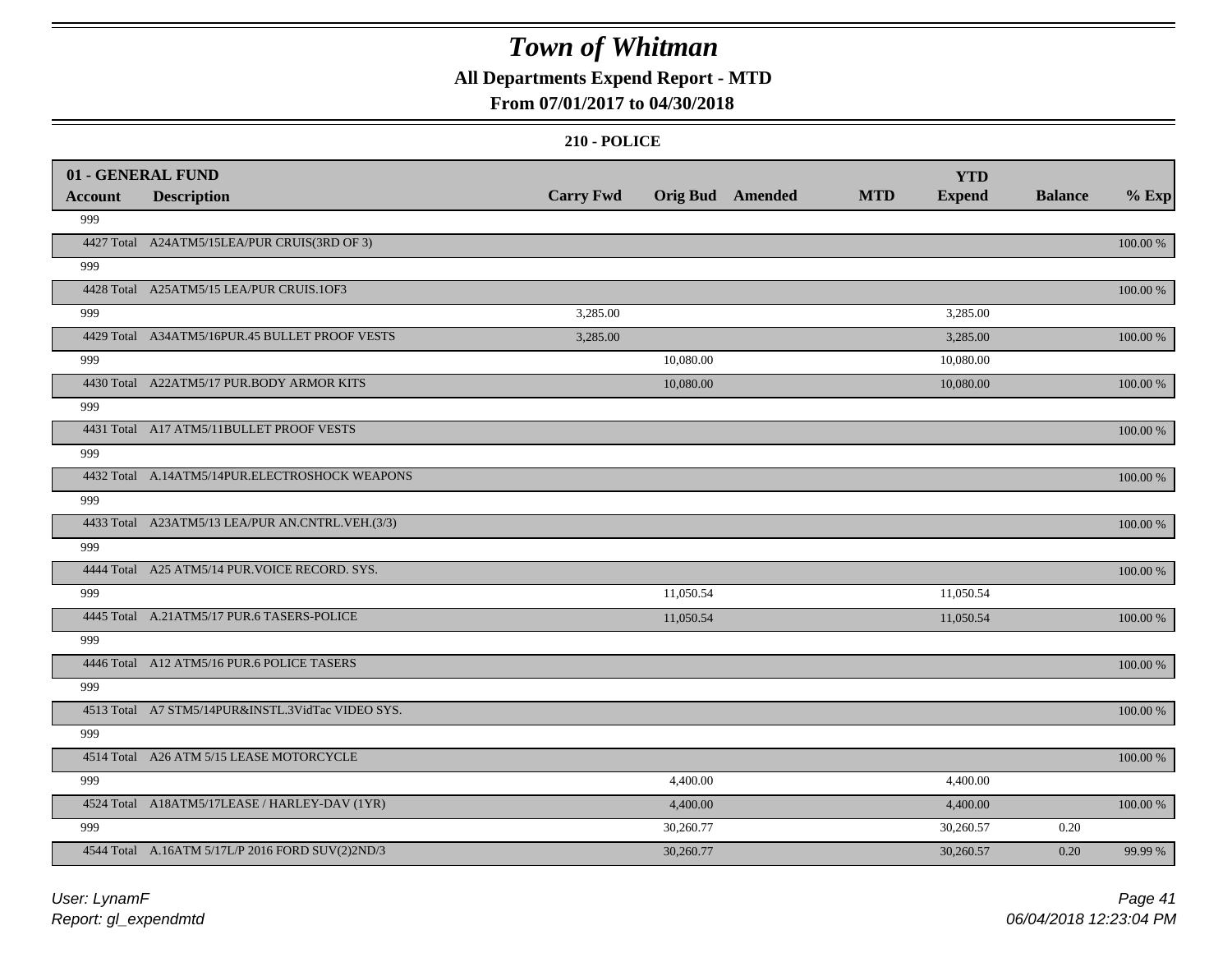# Town of Whitman

**All Departments Expend Report - MTD**

**From 07/01/2017 to 04/30/2018**

**210 - POLICE**

| 01 - GENERAL FUND | | | | | | | | |
|---|---|---|---|---|---|---|---|---|
| **Account** | **Description** | **Carry Fwd** | **Orig Bud** | **Amended** | **MTD** | **YTD Expend** | **Balance** | **% Exp** |
| 999 | | | | | | | | |
| 4427 Total | A24ATM5/15LEA/PUR CRUIS(3RD OF 3) | | | | | | | 100.00 % |
| 999 | | | | | | | | |
| 4428 Total | A25ATM5/15 LEA/PUR CRUIS.1OF3 | | | | | | | 100.00 % |
| 999 | | 3,285.00 | | | | 3,285.00 | | |
| 4429 Total | A34ATM5/16PUR.45 BULLET PROOF VESTS | 3,285.00 | | | | 3,285.00 | | 100.00 % |
| 999 | | | 10,080.00 | | | 10,080.00 | | |
| 4430 Total | A22ATM5/17 PUR.BODY ARMOR KITS | | 10,080.00 | | | 10,080.00 | | 100.00 % |
| 999 | | | | | | | | |
| 4431 Total | A17 ATM5/11BULLET PROOF VESTS | | | | | | | 100.00 % |
| 999 | | | | | | | | |
| 4432 Total | A.14ATM5/14PUR.ELECTROSHOCK WEAPONS | | | | | | | 100.00 % |
| 999 | | | | | | | | |
| 4433 Total | A23ATM5/13 LEA/PUR AN.CNTRL.VEH.(3/3) | | | | | | | 100.00 % |
| 999 | | | | | | | | |
| 4444 Total | A25 ATM5/14 PUR.VOICE RECORD. SYS. | | | | | | | 100.00 % |
| 999 | | | 11,050.54 | | | 11,050.54 | | |
| 4445 Total | A.21ATM5/17 PUR.6 TASERS-POLICE | | 11,050.54 | | | 11,050.54 | | 100.00 % |
| 999 | | | | | | | | |
| 4446 Total | A12 ATM5/16 PUR.6 POLICE TASERS | | | | | | | 100.00 % |
| 999 | | | | | | | | |
| 4513 Total | A7 STM5/14PUR&INSTL.3VidTac VIDEO SYS. | | | | | | | 100.00 % |
| 999 | | | | | | | | |
| 4514 Total | A26 ATM 5/15 LEASE MOTORCYCLE | | | | | | | 100.00 % |
| 999 | | | 4,400.00 | | | 4,400.00 | | |
| 4524 Total | A18ATM5/17LEASE / HARLEY-DAV (1YR) | | 4,400.00 | | | 4,400.00 | | 100.00 % |
| 999 | | | 30,260.77 | | | 30,260.57 | 0.20 | |
| 4544 Total | A.16ATM 5/17L/P 2016 FORD SUV(2)2ND/3 | | 30,260.77 | | | 30,260.57 | 0.20 | 99.99 % |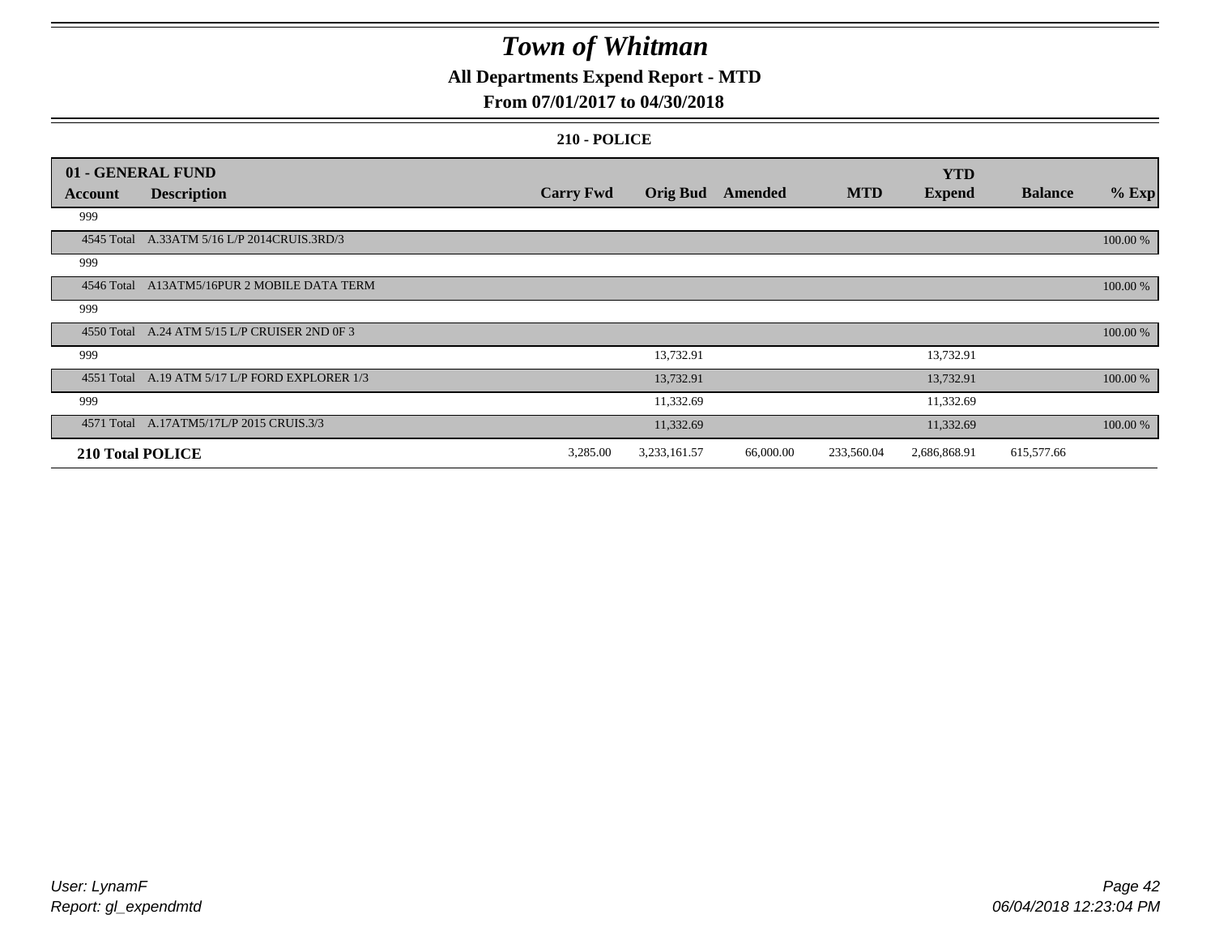# Town of Whitman

## All Departments Expend Report - MTD

## From 07/01/2017 to 04/30/2018

### 210 - POLICE

| 01 - GENERAL FUND | | | | | | YTD | | |
|---|---|---|---|---|---|---|---|---|
| **Account** | **Description** | **Carry Fwd** | **Orig Bud** | **Amended** | **MTD** | **Expend** | **Balance** | **% Exp** |
| 999 | | | | | | | | |
| 4545 Total | A.33ATM 5/16 L/P 2014CRUIS.3RD/3 | | | | | | | 100.00 % |
| 999 | | | | | | | | |
| 4546 Total | A13ATM5/16PUR 2 MOBILE DATA TERM | | | | | | | 100.00 % |
| 999 | | | | | | | | |
| 4550 Total | A.24 ATM 5/15 L/P CRUISER 2ND 0F 3 | | | | | | | 100.00 % |
| 999 | | | 13,732.91 | | | 13,732.91 | | |
| 4551 Total | A.19 ATM 5/17 L/P FORD EXPLORER 1/3 | | 13,732.91 | | | 13,732.91 | | 100.00 % |
| 999 | | | 11,332.69 | | | 11,332.69 | | |
| 4571 Total | A.17ATM5/17L/P 2015 CRUIS.3/3 | | 11,332.69 | | | 11,332.69 | | 100.00 % |
| **210 Total POLICE** | | 3,285.00 | 3,233,161.57 | 66,000.00 | 233,560.04 | 2,686,868.91 | 615,577.66 | |

*User: LynamF*
*Report: gl_expendmtd*

*06/04/2018 12:23:04 PM*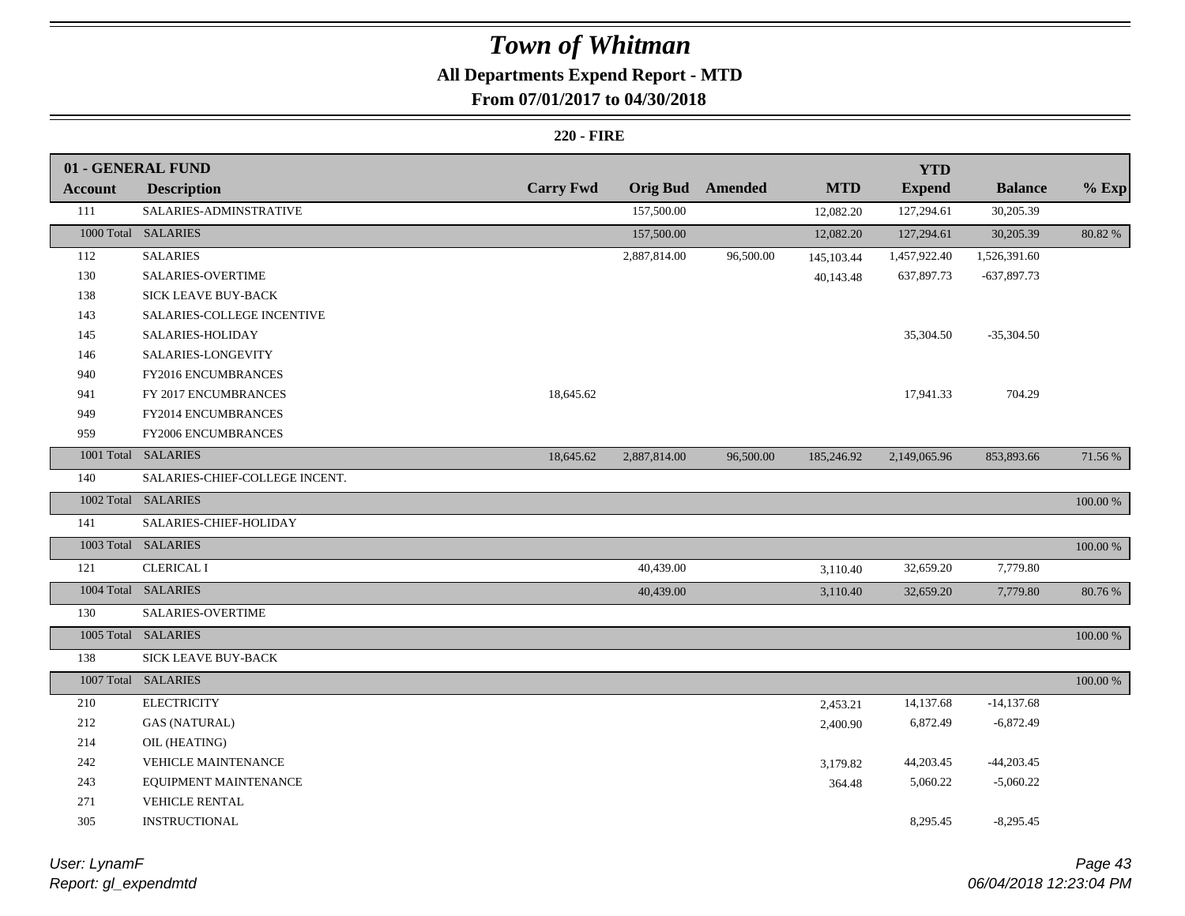# Town of Whitman

## All Departments Expend Report - MTD

### From 07/01/2017 to 04/30/2018

**220 - FIRE**

| 01 - GENERAL FUND | | | | | | | | |
|---|---|---|---|---|---|---|---|---|
| **Account** | **Description** | **Carry Fwd** | **Orig Bud** | **Amended** | **MTD** | **YTD Expend** | **Balance** | **% Exp** |
| 111 | SALARIES-ADMINSTRATIVE | | 157,500.00 | | 12,082.20 | 127,294.61 | 30,205.39 | |
| 1000 Total | SALARIES | | 157,500.00 | | 12,082.20 | 127,294.61 | 30,205.39 | 80.82 % |
| 112 | SALARIES | | 2,887,814.00 | 96,500.00 | 145,103.44 | 1,457,922.40 | 1,526,391.60 | |
| 130 | SALARIES-OVERTIME | | | | 40,143.48 | 637,897.73 | -637,897.73 | |
| 138 | SICK LEAVE BUY-BACK | | | | | | | |
| 143 | SALARIES-COLLEGE INCENTIVE | | | | | | | |
| 145 | SALARIES-HOLIDAY | | | | | 35,304.50 | -35,304.50 | |
| 146 | SALARIES-LONGEVITY | | | | | | | |
| 940 | FY2016 ENCUMBRANCES | | | | | | | |
| 941 | FY 2017 ENCUMBRANCES | 18,645.62 | | | | 17,941.33 | 704.29 | |
| 949 | FY2014 ENCUMBRANCES | | | | | | | |
| 959 | FY2006 ENCUMBRANCES | | | | | | | |
| 1001 Total | SALARIES | 18,645.62 | 2,887,814.00 | 96,500.00 | 185,246.92 | 2,149,065.96 | 853,893.66 | 71.56 % |
| 140 | SALARIES-CHIEF-COLLEGE INCENT. | | | | | | | |
| 1002 Total | SALARIES | | | | | | | 100.00 % |
| 141 | SALARIES-CHIEF-HOLIDAY | | | | | | | |
| 1003 Total | SALARIES | | | | | | | 100.00 % |
| 121 | CLERICAL I | | 40,439.00 | | 3,110.40 | 32,659.20 | 7,779.80 | |
| 1004 Total | SALARIES | | 40,439.00 | | 3,110.40 | 32,659.20 | 7,779.80 | 80.76 % |
| 130 | SALARIES-OVERTIME | | | | | | | |
| 1005 Total | SALARIES | | | | | | | 100.00 % |
| 138 | SICK LEAVE BUY-BACK | | | | | | | |
| 1007 Total | SALARIES | | | | | | | 100.00 % |
| 210 | ELECTRICITY | | | | 2,453.21 | 14,137.68 | -14,137.68 | |
| 212 | GAS (NATURAL) | | | | 2,400.90 | 6,872.49 | -6,872.49 | |
| 214 | OIL (HEATING) | | | | | | | |
| 242 | VEHICLE MAINTENANCE | | | | 3,179.82 | 44,203.45 | -44,203.45 | |
| 243 | EQUIPMENT MAINTENANCE | | | | 364.48 | 5,060.22 | -5,060.22 | |
| 271 | VEHICLE RENTAL | | | | | | | |
| 305 | INSTRUCTIONAL | | | | | 8,295.45 | -8,295.45 | |

*User: LynamF*
*Report: gl_expendmtd*
*06/04/2018 12:23:04 PM*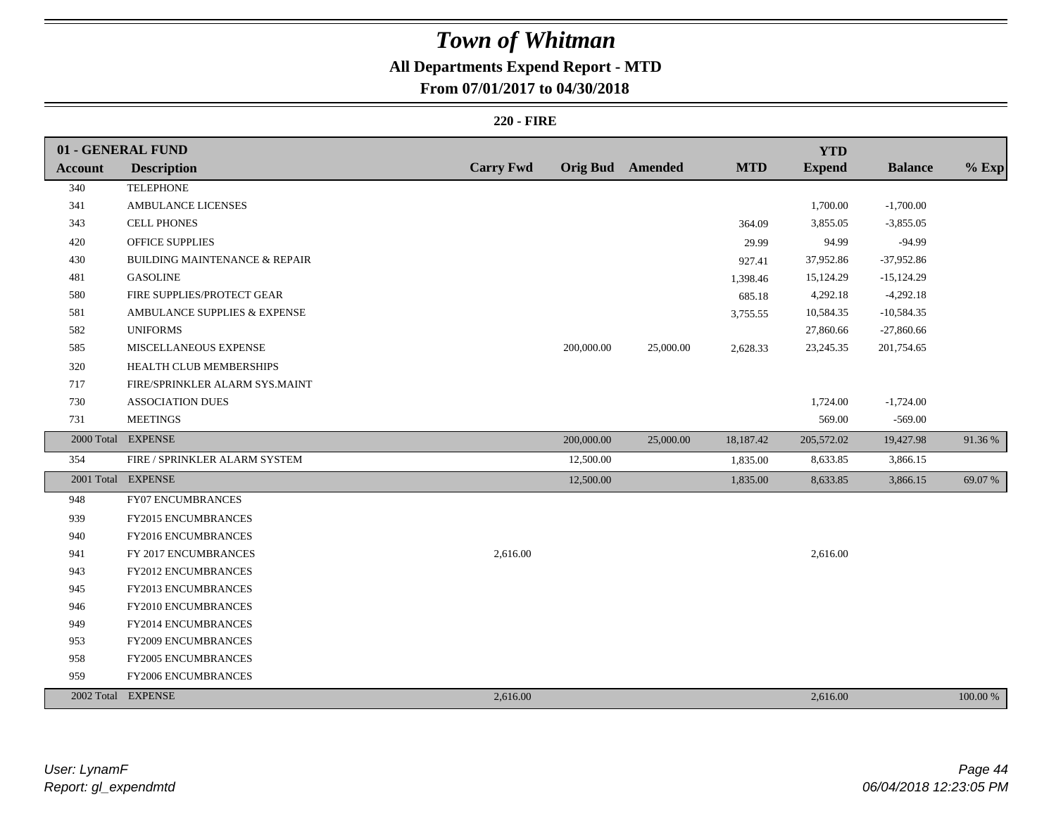# Town of Whitman

## All Departments Expend Report - MTD

### From 07/01/2017 to 04/30/2018

#### 220 - FIRE

| 01 - GENERAL FUND | | | | | | | | |
|---|---|---|---|---|---|---|---|---|
| **Account** | **Description** | **Carry Fwd** | **Orig Bud** | **Amended** | **MTD** | **YTD Expend** | **Balance** | **% Exp** |
| 340 | TELEPHONE | | | | | | | |
| 341 | AMBULANCE LICENSES | | | | | 1,700.00 | -1,700.00 | |
| 343 | CELL PHONES | | | | 364.09 | 3,855.05 | -3,855.05 | |
| 420 | OFFICE SUPPLIES | | | | 29.99 | 94.99 | -94.99 | |
| 430 | BUILDING MAINTENANCE & REPAIR | | | | 927.41 | 37,952.86 | -37,952.86 | |
| 481 | GASOLINE | | | | 1,398.46 | 15,124.29 | -15,124.29 | |
| 580 | FIRE SUPPLIES/PROTECT GEAR | | | | 685.18 | 4,292.18 | -4,292.18 | |
| 581 | AMBULANCE SUPPLIES & EXPENSE | | | | 3,755.55 | 10,584.35 | -10,584.35 | |
| 582 | UNIFORMS | | | | | 27,860.66 | -27,860.66 | |
| 585 | MISCELLANEOUS EXPENSE | | 200,000.00 | 25,000.00 | 2,628.33 | 23,245.35 | 201,754.65 | |
| 320 | HEALTH CLUB MEMBERSHIPS | | | | | | | |
| 717 | FIRE/SPRINKLER ALARM SYS.MAINT | | | | | | | |
| 730 | ASSOCIATION DUES | | | | | 1,724.00 | -1,724.00 | |
| 731 | MEETINGS | | | | | 569.00 | -569.00 | |
| 2000 Total | EXPENSE | | 200,000.00 | 25,000.00 | 18,187.42 | 205,572.02 | 19,427.98 | 91.36 % |
| 354 | FIRE / SPRINKLER ALARM SYSTEM | | 12,500.00 | | 1,835.00 | 8,633.85 | 3,866.15 | |
| 2001 Total | EXPENSE | | 12,500.00 | | 1,835.00 | 8,633.85 | 3,866.15 | 69.07 % |
| 948 | FY07 ENCUMBRANCES | | | | | | | |
| 939 | FY2015 ENCUMBRANCES | | | | | | | |
| 940 | FY2016 ENCUMBRANCES | | | | | | | |
| 941 | FY 2017 ENCUMBRANCES | 2,616.00 | | | | 2,616.00 | | |
| 943 | FY2012 ENCUMBRANCES | | | | | | | |
| 945 | FY2013 ENCUMBRANCES | | | | | | | |
| 946 | FY2010 ENCUMBRANCES | | | | | | | |
| 949 | FY2014 ENCUMBRANCES | | | | | | | |
| 953 | FY2009 ENCUMBRANCES | | | | | | | |
| 958 | FY2005 ENCUMBRANCES | | | | | | | |
| 959 | FY2006 ENCUMBRANCES | | | | | | | |
| 2002 Total | EXPENSE | 2,616.00 | | | | 2,616.00 | | 100.00 % |

*User: LynamF*
*Report: gl_expendmtd*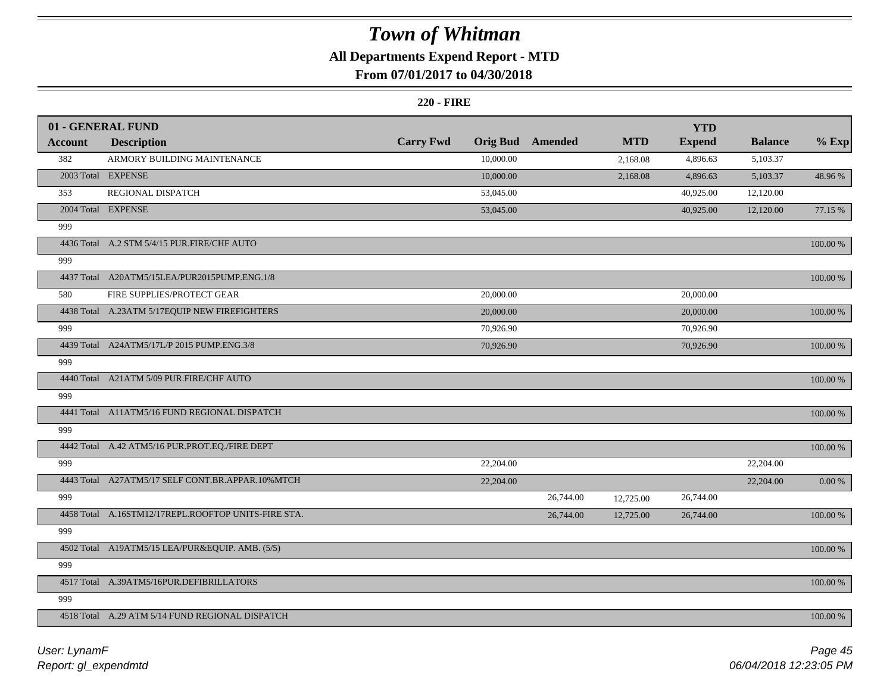# Town of Whitman

## All Departments Expend Report - MTD

### From 07/01/2017 to 04/30/2018

#### 220 - FIRE

| 01 - GENERAL FUND | | | | | | YTD | | |
|---|---|---|---|---|---|---|---|---|
| Account | Description | Carry Fwd | Orig Bud | Amended | MTD | Expend | Balance | % Exp |
| 382 | ARMORY BUILDING MAINTENANCE | | 10,000.00 | | 2,168.08 | 4,896.63 | 5,103.37 | |
| 2003 Total | EXPENSE | | 10,000.00 | | 2,168.08 | 4,896.63 | 5,103.37 | 48.96 % |
| 353 | REGIONAL DISPATCH | | 53,045.00 | | | 40,925.00 | 12,120.00 | |
| 2004 Total | EXPENSE | | 53,045.00 | | | 40,925.00 | 12,120.00 | 77.15 % |
| 999 | | | | | | | | |
| 4436 Total | A.2 STM 5/4/15 PUR.FIRE/CHF AUTO | | | | | | | 100.00 % |
| 999 | | | | | | | | |
| 4437 Total | A20ATM5/15LEA/PUR2015PUMP.ENG.1/8 | | | | | | | 100.00 % |
| 580 | FIRE SUPPLIES/PROTECT GEAR | | 20,000.00 | | | 20,000.00 | | |
| 4438 Total | A.23ATM 5/17EQUIP NEW FIREFIGHTERS | | 20,000.00 | | | 20,000.00 | | 100.00 % |
| 999 | | | 70,926.90 | | | 70,926.90 | | |
| 4439 Total | A24ATM5/17L/P 2015 PUMP.ENG.3/8 | | 70,926.90 | | | 70,926.90 | | 100.00 % |
| 999 | | | | | | | | |
| 4440 Total | A21ATM 5/09 PUR.FIRE/CHF AUTO | | | | | | | 100.00 % |
| 999 | | | | | | | | |
| 4441 Total | A11ATM5/16 FUND REGIONAL DISPATCH | | | | | | | 100.00 % |
| 999 | | | | | | | | |
| 4442 Total | A.42 ATM5/16 PUR.PROT.EQ./FIRE DEPT | | | | | | | 100.00 % |
| 999 | | | 22,204.00 | | | | 22,204.00 | |
| 4443 Total | A27ATM5/17 SELF CONT.BR.APPAR.10%MTCH | | 22,204.00 | | | | 22,204.00 | 0.00 % |
| 999 | | | | 26,744.00 | 12,725.00 | 26,744.00 | | |
| 4458 Total | A.16STM12/17REPL.ROOFTOP UNITS-FIRE STA. | | | 26,744.00 | 12,725.00 | 26,744.00 | | 100.00 % |
| 999 | | | | | | | | |
| 4502 Total | A19ATM5/15 LEA/PUR&EQUIP. AMB. (5/5) | | | | | | | 100.00 % |
| 999 | | | | | | | | |
| 4517 Total | A.39ATM5/16PUR.DEFIBRILLATORS | | | | | | | 100.00 % |
| 999 | | | | | | | | |
| 4518 Total | A.29 ATM 5/14 FUND REGIONAL DISPATCH | | | | | | | 100.00 % |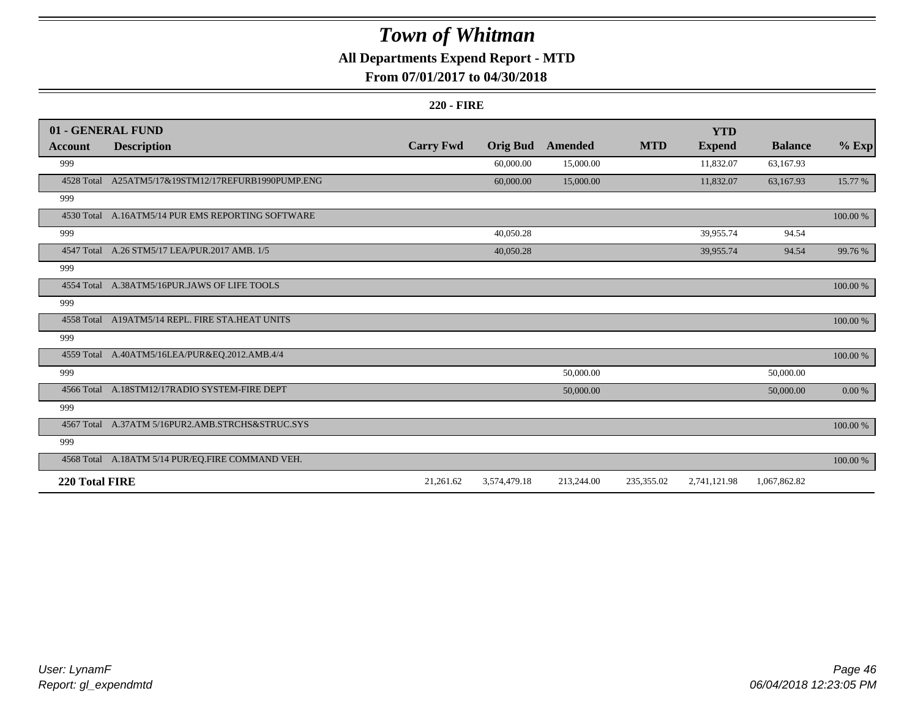# Town of Whitman

**All Departments Expend Report - MTD**

**From 07/01/2017 to 04/30/2018**

**220 - FIRE**

| 01 - GENERAL FUND | | | | | | | | |
|---|---|---|---|---|---|---|---|---|
| **Account** | **Description** | **Carry Fwd** | **Orig Bud** | **Amended** | **MTD** | **YTD Expend** | **Balance** | **% Exp** |
| 999 | | | 60,000.00 | 15,000.00 | | 11,832.07 | 63,167.93 | |
| 4528 Total | A25ATM5/17&19STM12/17REFURB1990PUMP.ENG | | 60,000.00 | 15,000.00 | | 11,832.07 | 63,167.93 | 15.77 % |
| 999 | | | | | | | | |
| 4530 Total | A.16ATM5/14 PUR EMS REPORTING SOFTWARE | | | | | | | 100.00 % |
| 999 | | | 40,050.28 | | | 39,955.74 | 94.54 | |
| 4547 Total | A.26 STM5/17 LEA/PUR.2017 AMB. 1/5 | | 40,050.28 | | | 39,955.74 | 94.54 | 99.76 % |
| 999 | | | | | | | | |
| 4554 Total | A.38ATM5/16PUR.JAWS OF LIFE TOOLS | | | | | | | 100.00 % |
| 999 | | | | | | | | |
| 4558 Total | A19ATM5/14 REPL. FIRE STA.HEAT UNITS | | | | | | | 100.00 % |
| 999 | | | | | | | | |
| 4559 Total | A.40ATM5/16LEA/PUR&EQ.2012.AMB.4/4 | | | | | | | 100.00 % |
| 999 | | | | 50,000.00 | | | 50,000.00 | |
| 4566 Total | A.18STM12/17RADIO SYSTEM-FIRE DEPT | | | 50,000.00 | | | 50,000.00 | 0.00 % |
| 999 | | | | | | | | |
| 4567 Total | A.37ATM 5/16PUR2.AMB.STRCHS&STRUC.SYS | | | | | | | 100.00 % |
| 999 | | | | | | | | |
| 4568 Total | A.18ATM 5/14 PUR/EQ.FIRE COMMAND VEH. | | | | | | | 100.00 % |
| **220 Total FIRE** | | 21,261.62 | 3,574,479.18 | 213,244.00 | 235,355.02 | 2,741,121.98 | 1,067,862.82 | |

*User: LynamF*
*Report: gl_expendmtd*

*06/04/2018 12:23:05 PM*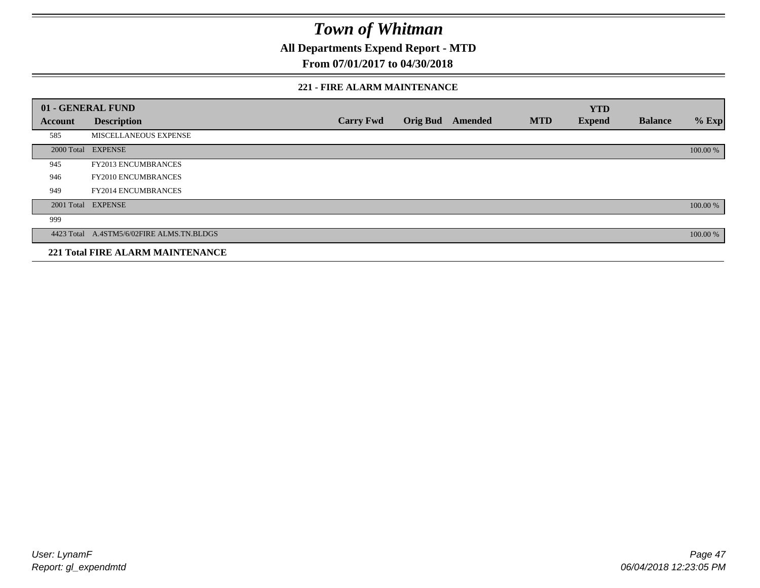# Town of Whitman

**All Departments Expend Report - MTD**

**From 07/01/2017 to 04/30/2018**

### 221 - FIRE ALARM MAINTENANCE

| 01 - GENERAL FUND | | | | | | YTD | | |
|---|---|---|---|---|---|---|---|---|
| **Account** | **Description** | **Carry Fwd** | **Orig Bud** | **Amended** | **MTD** | **Expend** | **Balance** | **% Exp** |
| 585 | MISCELLANEOUS EXPENSE | | | | | | | |
| 2000 Total | EXPENSE | | | | | | | 100.00 % |
| 945 | FY2013 ENCUMBRANCES | | | | | | | |
| 946 | FY2010 ENCUMBRANCES | | | | | | | |
| 949 | FY2014 ENCUMBRANCES | | | | | | | |
| 2001 Total | EXPENSE | | | | | | | 100.00 % |
| 999 | | | | | | | | |
| 4423 Total | A.4STM5/6/02FIRE ALMS.TN.BLDGS | | | | | | | 100.00 % |
| **221 Total FIRE ALARM MAINTENANCE** | | | | | | | | |

*User: LynamF*
*Report: gl_expendmtd*

*06/04/2018 12:23:05 PM*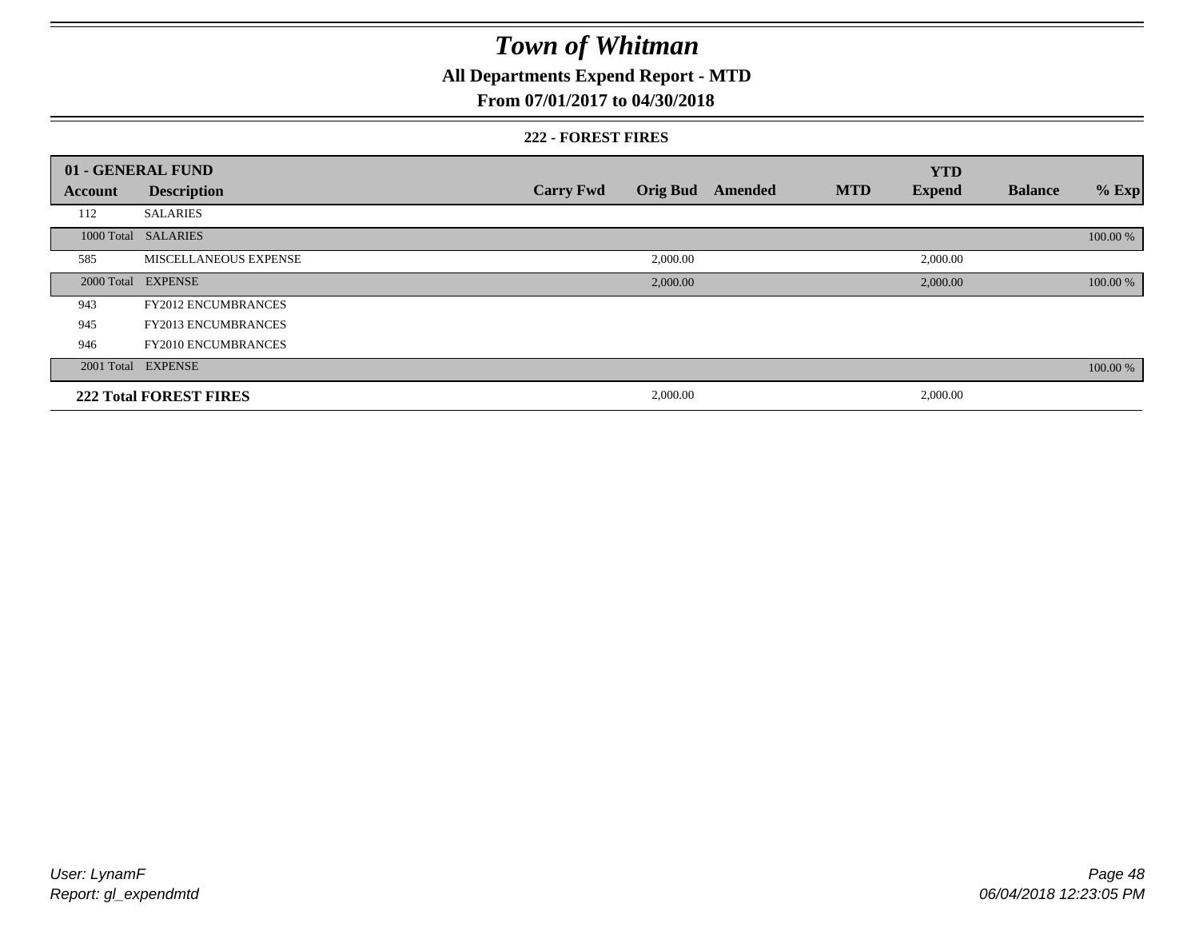# Town of Whitman

## All Departments Expend Report - MTD

### From 07/01/2017 to 04/30/2018

#### 222 - FOREST FIRES

| 01 - GENERAL FUND | | | | | | YTD | | |
|---|---|---|---|---|---|---|---|---|
| Account | Description | Carry Fwd | Orig Bud | Amended | MTD | Expend | Balance | % Exp |
| 112 | SALARIES | | | | | | | |
| 1000 Total | SALARIES | | | | | | | 100.00 % |
| 585 | MISCELLANEOUS EXPENSE | | 2,000.00 | | | 2,000.00 | | |
| 2000 Total | EXPENSE | | 2,000.00 | | | 2,000.00 | | 100.00 % |
| 943 | FY2012 ENCUMBRANCES | | | | | | | |
| 945 | FY2013 ENCUMBRANCES | | | | | | | |
| 946 | FY2010 ENCUMBRANCES | | | | | | | |
| 2001 Total | EXPENSE | | | | | | | 100.00 % |
| **222 Total FOREST FIRES** | | | 2,000.00 | | | 2,000.00 | | |

User: LynamF
Report: gl_expendmtd

06/04/2018 12:23:05 PM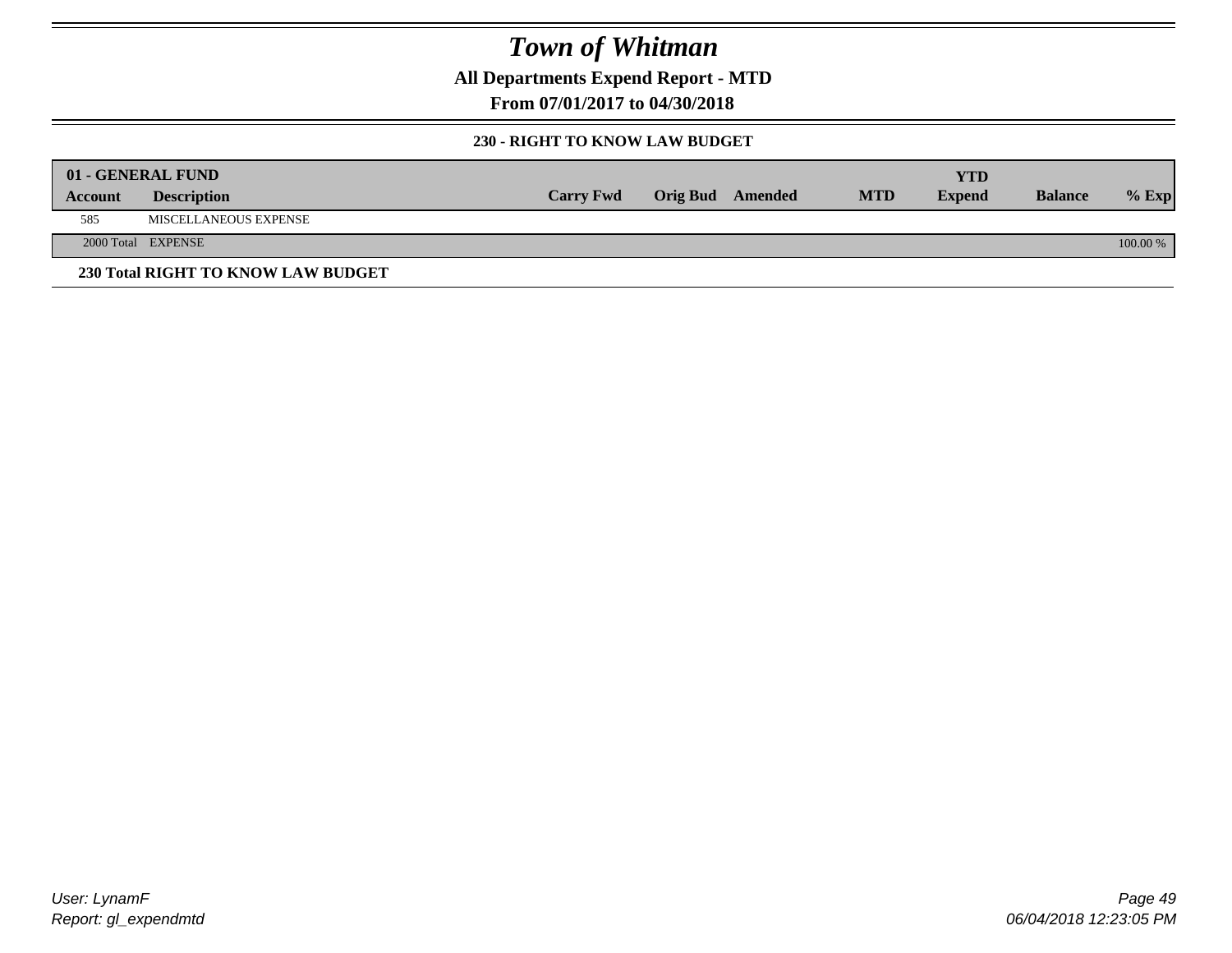# Town of Whitman

**All Departments Expend Report - MTD**

**From 07/01/2017 to 04/30/2018**

**230 - RIGHT TO KNOW LAW BUDGET**

| 01 - GENERAL FUND | | | | | | | | |
|---|---|---|---|---|---|---|---|---|
| **Account** | **Description** | **Carry Fwd** | **Orig Bud** | **Amended** | **MTD** | **YTD Expend** | **Balance** | **% Exp** |
| 585 | MISCELLANEOUS EXPENSE | | | | | | | |
| 2000 Total | EXPENSE | | | | | | | 100.00 % |

**230 Total RIGHT TO KNOW LAW BUDGET**

*User: LynamF*
*Report: gl_expendmtd*

*06/04/2018 12:23:05 PM*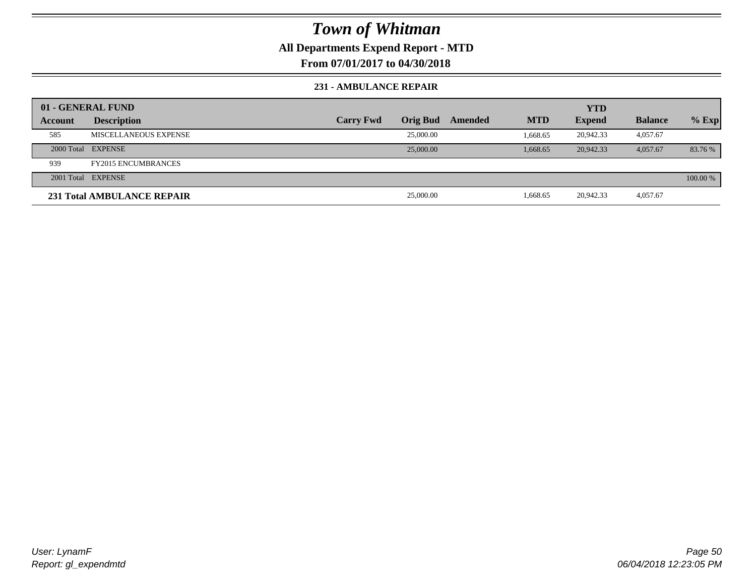# Town of Whitman

**All Departments Expend Report - MTD**

**From 07/01/2017 to 04/30/2018**

**231 - AMBULANCE REPAIR**

| 01 - GENERAL FUND | | | | | | | | |
|---|---|---|---|---|---|---|---|---|
| **Account** | **Description** | **Carry Fwd** | **Orig Bud** | **Amended** | **MTD** | **YTD Expend** | **Balance** | **% Exp** |
| 585 | MISCELLANEOUS EXPENSE | | 25,000.00 | | 1,668.65 | 20,942.33 | 4,057.67 | |
| 2000 Total | EXPENSE | | 25,000.00 | | 1,668.65 | 20,942.33 | 4,057.67 | 83.76 % |
| 939 | FY2015 ENCUMBRANCES | | | | | | | |
| 2001 Total | EXPENSE | | | | | | | 100.00 % |
| **231 Total AMBULANCE REPAIR** | | | 25,000.00 | | 1,668.65 | 20,942.33 | 4,057.67 | |

User: LynamF
Report: gl_expendmtd

06/04/2018 12:23:05 PM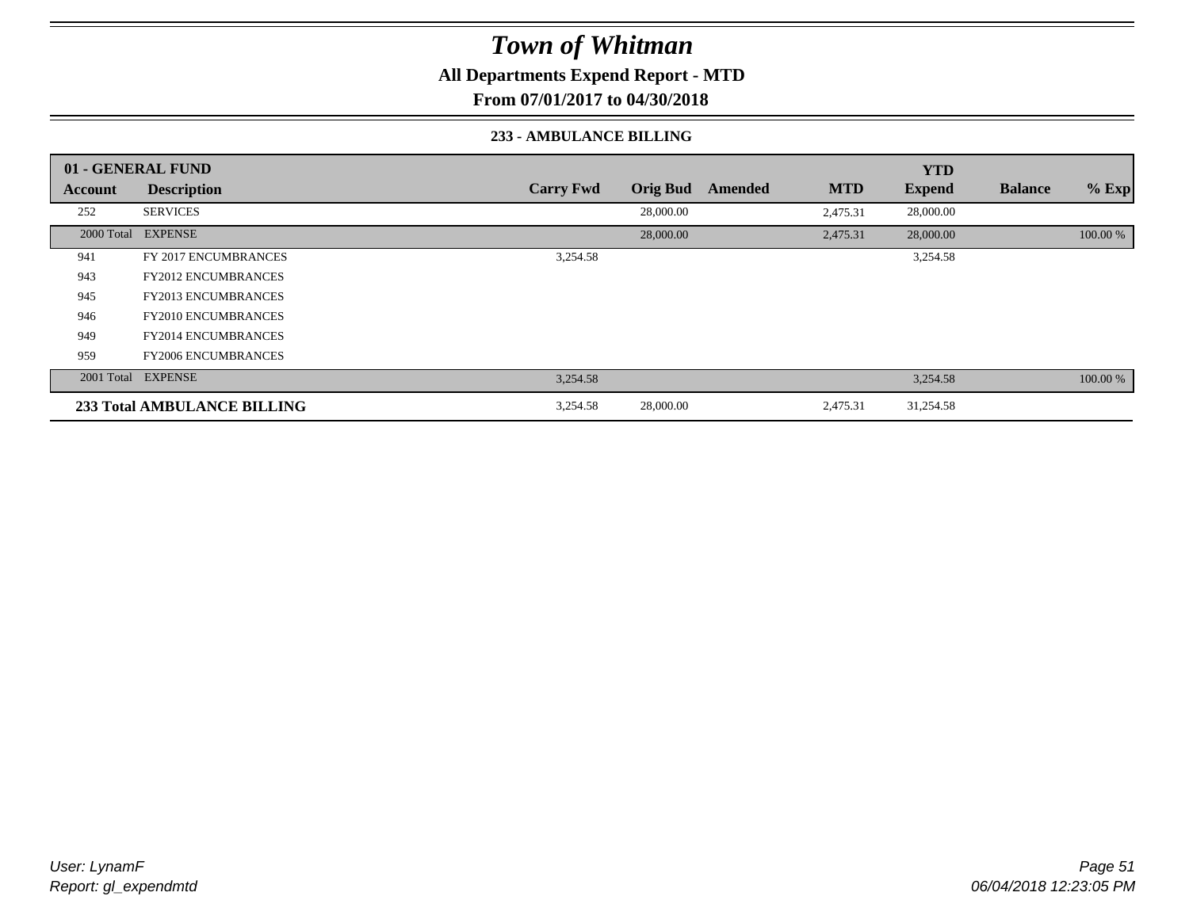# Town of Whitman

## All Departments Expend Report - MTD

### From 07/01/2017 to 04/30/2018

#### 233 - AMBULANCE BILLING

| 01 - GENERAL FUND | | | | | | YTD | | |
|---|---|---|---|---|---|---|---|---|
| Account | Description | Carry Fwd | Orig Bud | Amended | MTD | Expend | Balance | % Exp |
| 252 | SERVICES | | 28,000.00 | | 2,475.31 | 28,000.00 | | |
| 2000 Total | EXPENSE | | 28,000.00 | | 2,475.31 | 28,000.00 | | 100.00 % |
| 941 | FY 2017 ENCUMBRANCES | 3,254.58 | | | | 3,254.58 | | |
| 943 | FY2012 ENCUMBRANCES | | | | | | | |
| 945 | FY2013 ENCUMBRANCES | | | | | | | |
| 946 | FY2010 ENCUMBRANCES | | | | | | | |
| 949 | FY2014 ENCUMBRANCES | | | | | | | |
| 959 | FY2006 ENCUMBRANCES | | | | | | | |
| 2001 Total | EXPENSE | 3,254.58 | | | | 3,254.58 | | 100.00 % |
| **233 Total AMBULANCE BILLING** | | 3,254.58 | 28,000.00 | | 2,475.31 | 31,254.58 | | |

User: LynamF
Report: gl_expendmtd

06/04/2018 12:23:05 PM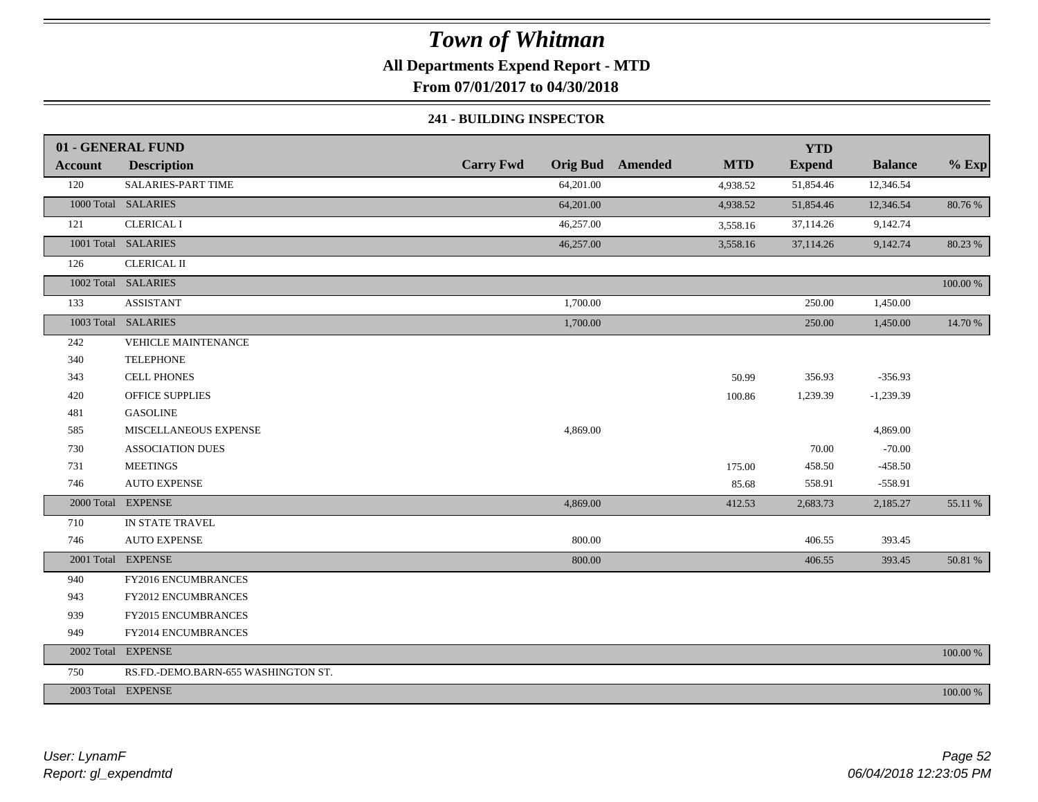# Town of Whitman

**All Departments Expend Report - MTD**

**From 07/01/2017 to 04/30/2018**

**241 - BUILDING INSPECTOR**

| 01 - GENERAL FUND | | | | | | YTD | | |
|---|---|---|---|---|---|---|---|---|
| **Account** | **Description** | **Carry Fwd** | **Orig Bud** | **Amended** | **MTD** | **Expend** | **Balance** | **% Exp** |
| 120 | SALARIES-PART TIME | | 64,201.00 | | 4,938.52 | 51,854.46 | 12,346.54 | |
| 1000 Total | SALARIES | | 64,201.00 | | 4,938.52 | 51,854.46 | 12,346.54 | 80.76 % |
| 121 | CLERICAL I | | 46,257.00 | | 3,558.16 | 37,114.26 | 9,142.74 | |
| 1001 Total | SALARIES | | 46,257.00 | | 3,558.16 | 37,114.26 | 9,142.74 | 80.23 % |
| 126 | CLERICAL II | | | | | | | |
| 1002 Total | SALARIES | | | | | | | 100.00 % |
| 133 | ASSISTANT | | 1,700.00 | | | 250.00 | 1,450.00 | |
| 1003 Total | SALARIES | | 1,700.00 | | | 250.00 | 1,450.00 | 14.70 % |
| 242 | VEHICLE MAINTENANCE | | | | | | | |
| 340 | TELEPHONE | | | | | | | |
| 343 | CELL PHONES | | | | 50.99 | 356.93 | -356.93 | |
| 420 | OFFICE SUPPLIES | | | | 100.86 | 1,239.39 | -1,239.39 | |
| 481 | GASOLINE | | | | | | | |
| 585 | MISCELLANEOUS EXPENSE | | 4,869.00 | | | | 4,869.00 | |
| 730 | ASSOCIATION DUES | | | | | 70.00 | -70.00 | |
| 731 | MEETINGS | | | | 175.00 | 458.50 | -458.50 | |
| 746 | AUTO EXPENSE | | | | 85.68 | 558.91 | -558.91 | |
| 2000 Total | EXPENSE | | 4,869.00 | | 412.53 | 2,683.73 | 2,185.27 | 55.11 % |
| 710 | IN STATE TRAVEL | | | | | | | |
| 746 | AUTO EXPENSE | | 800.00 | | | 406.55 | 393.45 | |
| 2001 Total | EXPENSE | | 800.00 | | | 406.55 | 393.45 | 50.81 % |
| 940 | FY2016 ENCUMBRANCES | | | | | | | |
| 943 | FY2012 ENCUMBRANCES | | | | | | | |
| 939 | FY2015 ENCUMBRANCES | | | | | | | |
| 949 | FY2014 ENCUMBRANCES | | | | | | | |
| 2002 Total | EXPENSE | | | | | | | 100.00 % |
| 750 | RS.FD.-DEMO.BARN-655 WASHINGTON ST. | | | | | | | |
| 2003 Total | EXPENSE | | | | | | | 100.00 % |

*User: LynamF*
*Report: gl_expendmtd*

*06/04/2018 12:23:05 PM*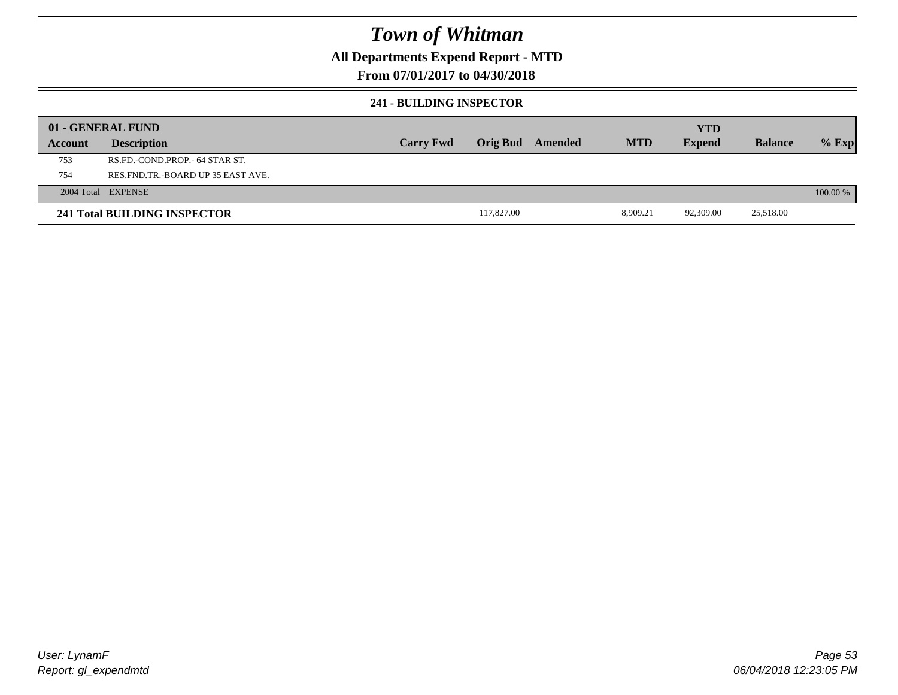# Town of Whitman

**All Departments Expend Report - MTD**

**From 07/01/2017 to 04/30/2018**

### 241 - BUILDING INSPECTOR

| 01 - GENERAL FUND | | | | | | | | |
|---|---|---|---|---|---|---|---|---|
| **Account** | **Description** | **Carry Fwd** | **Orig Bud** | **Amended** | **MTD** | **YTD Expend** | **Balance** | **% Exp** |
| 753 | RS.FD.-COND.PROP.- 64 STAR ST. | | | | | | | |
| 754 | RES.FND.TR.-BOARD UP 35 EAST AVE. | | | | | | | |
| 2004 Total | EXPENSE | | | | | | | 100.00 % |
| **241 Total BUILDING INSPECTOR** | | | 117,827.00 | | 8,909.21 | 92,309.00 | 25,518.00 | |

User: LynamF
Report: gl_expendmtd

06/04/2018 12:23:05 PM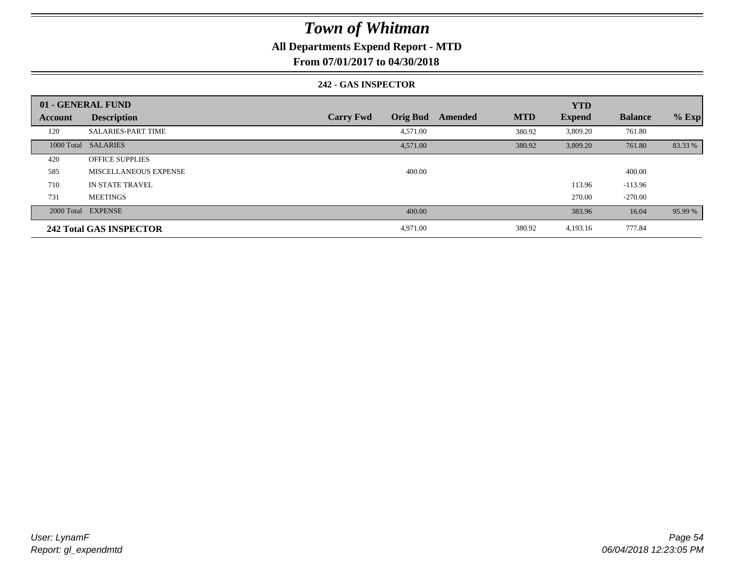# Town of Whitman

**All Departments Expend Report - MTD**

**From 07/01/2017 to 04/30/2018**

**242 - GAS INSPECTOR**

| 01 - GENERAL FUND | | | | | | YTD | | |
|---|---|---|---|---|---|---|---|---|
| **Account** | **Description** | **Carry Fwd** | **Orig Bud** | **Amended** | **MTD** | **Expend** | **Balance** | **% Exp** |
| 120 | SALARIES-PART TIME | | 4,571.00 | | 380.92 | 3,809.20 | 761.80 | |
| 1000 Total | SALARIES | | 4,571.00 | | 380.92 | 3,809.20 | 761.80 | 83.33 % |
| 420 | OFFICE SUPPLIES | | | | | | | |
| 585 | MISCELLANEOUS EXPENSE | | 400.00 | | | | 400.00 | |
| 710 | IN STATE TRAVEL | | | | | 113.96 | -113.96 | |
| 731 | MEETINGS | | | | | 270.00 | -270.00 | |
| 2000 Total | EXPENSE | | 400.00 | | | 383.96 | 16.04 | 95.99 % |
| **242 Total GAS INSPECTOR** | | | 4,971.00 | | 380.92 | 4,193.16 | 777.84 | |

*User: LynamF*
*Report: gl_expendmtd*

*06/04/2018 12:23:05 PM*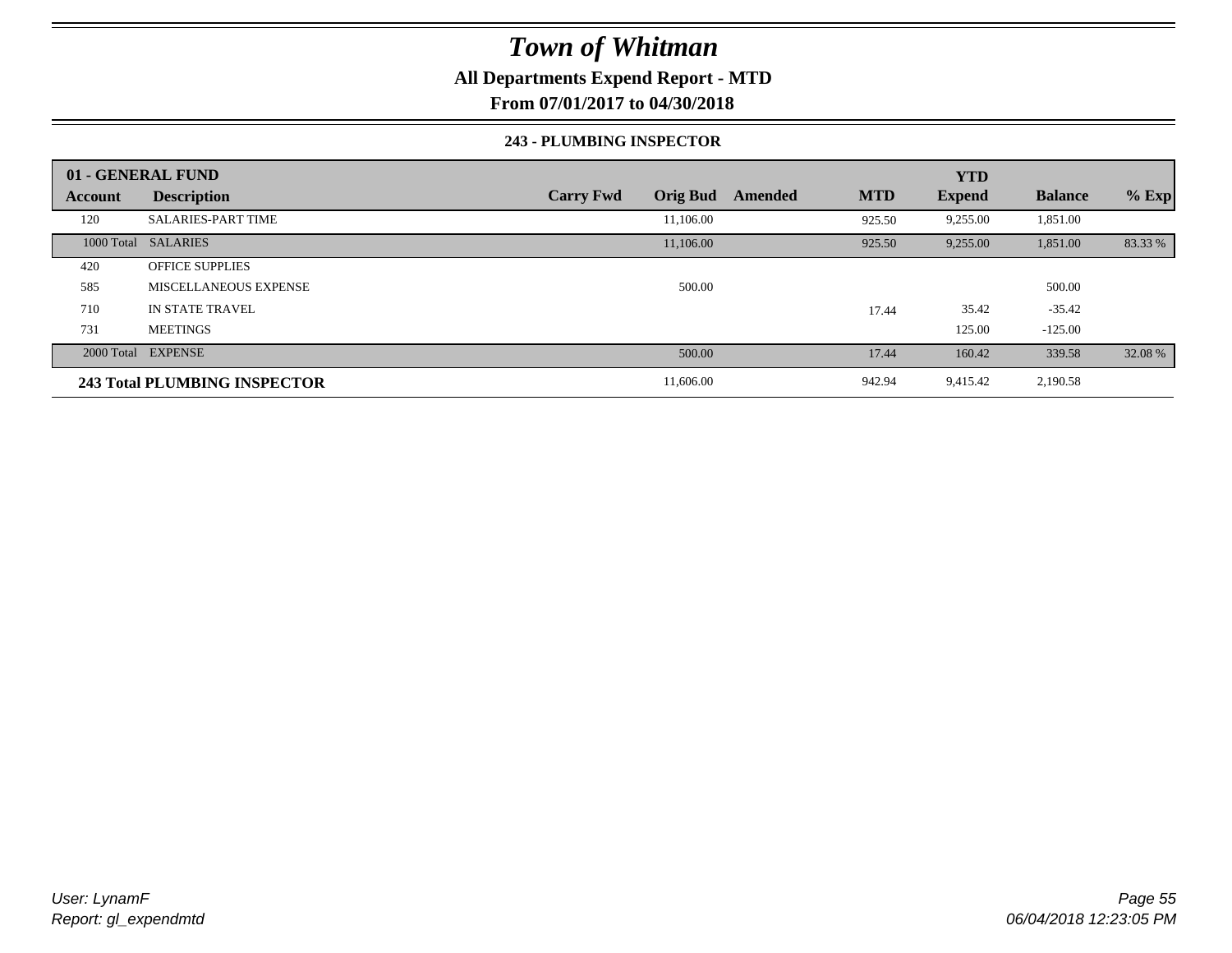# Town of Whitman

**All Departments Expend Report - MTD**

**From 07/01/2017 to 04/30/2018**

### 243 - PLUMBING INSPECTOR

| 01 - GENERAL FUND | | | | | | YTD | | |
|---|---|---|---|---|---|---|---|---|
| **Account** | **Description** | **Carry Fwd** | **Orig Bud** | **Amended** | **MTD** | **Expend** | **Balance** | **% Exp** |
| 120 | SALARIES-PART TIME | | 11,106.00 | | 925.50 | 9,255.00 | 1,851.00 | |
| 1000 Total | SALARIES | | 11,106.00 | | 925.50 | 9,255.00 | 1,851.00 | 83.33 % |
| 420 | OFFICE SUPPLIES | | | | | | | |
| 585 | MISCELLANEOUS EXPENSE | | 500.00 | | | | 500.00 | |
| 710 | IN STATE TRAVEL | | | | 17.44 | 35.42 | -35.42 | |
| 731 | MEETINGS | | | | | 125.00 | -125.00 | |
| 2000 Total | EXPENSE | | 500.00 | | 17.44 | 160.42 | 339.58 | 32.08 % |
| **243 Total PLUMBING INSPECTOR** | | | 11,606.00 | | 942.94 | 9,415.42 | 2,190.58 | |

*User: LynamF*
*Report: gl_expendmtd*

*06/04/2018 12:23:05 PM*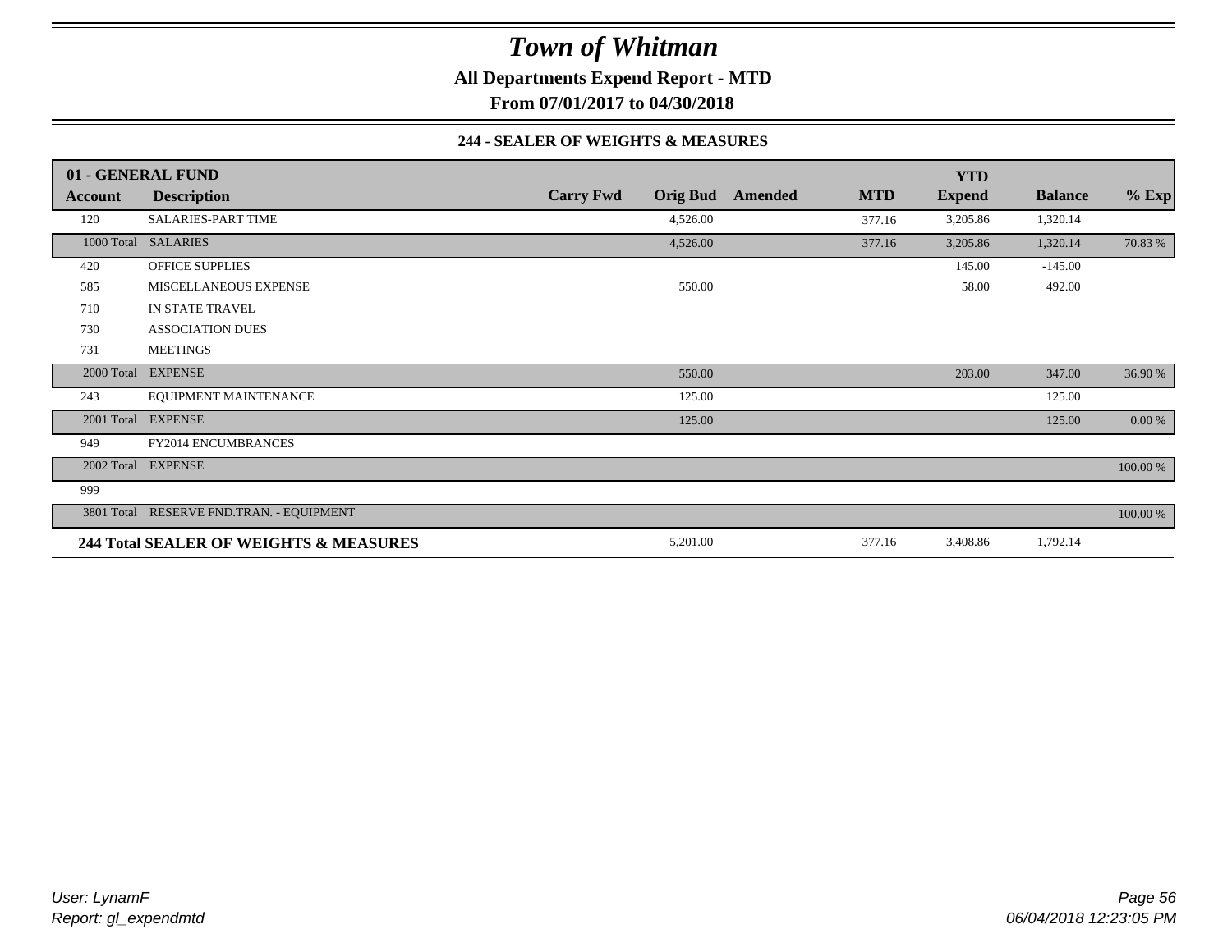# *Town of Whitman*

**All Departments Expend Report - MTD**

**From 07/01/2017 to 04/30/2018**

**244 - SEALER OF WEIGHTS & MEASURES**

| 01 - GENERAL FUND | | | | | | | | |
|---|---|---|---|---|---|---|---|---|
| **Account** | **Description** | **Carry Fwd** | **Orig Bud** | **Amended** | **MTD** | **YTD Expend** | **Balance** | **% Exp** |
| 120 | SALARIES-PART TIME | | 4,526.00 | | 377.16 | 3,205.86 | 1,320.14 | |
| 1000 Total | SALARIES | | 4,526.00 | | 377.16 | 3,205.86 | 1,320.14 | 70.83 % |
| 420 | OFFICE SUPPLIES | | | | | 145.00 | -145.00 | |
| 585 | MISCELLANEOUS EXPENSE | | 550.00 | | | 58.00 | 492.00 | |
| 710 | IN STATE TRAVEL | | | | | | | |
| 730 | ASSOCIATION DUES | | | | | | | |
| 731 | MEETINGS | | | | | | | |
| 2000 Total | EXPENSE | | 550.00 | | | 203.00 | 347.00 | 36.90 % |
| 243 | EQUIPMENT MAINTENANCE | | 125.00 | | | | 125.00 | |
| 2001 Total | EXPENSE | | 125.00 | | | | 125.00 | 0.00 % |
| 949 | FY2014 ENCUMBRANCES | | | | | | | |
| 2002 Total | EXPENSE | | | | | | | 100.00 % |
| 999 | | | | | | | | |
| 3801 Total | RESERVE FND.TRAN. - EQUIPMENT | | | | | | | 100.00 % |
| **244 Total SEALER OF WEIGHTS & MEASURES** | | | 5,201.00 | | 377.16 | 3,408.86 | 1,792.14 | |

*User: LynamF*
*Report: gl_expendmtd*

*06/04/2018 12:23:05 PM*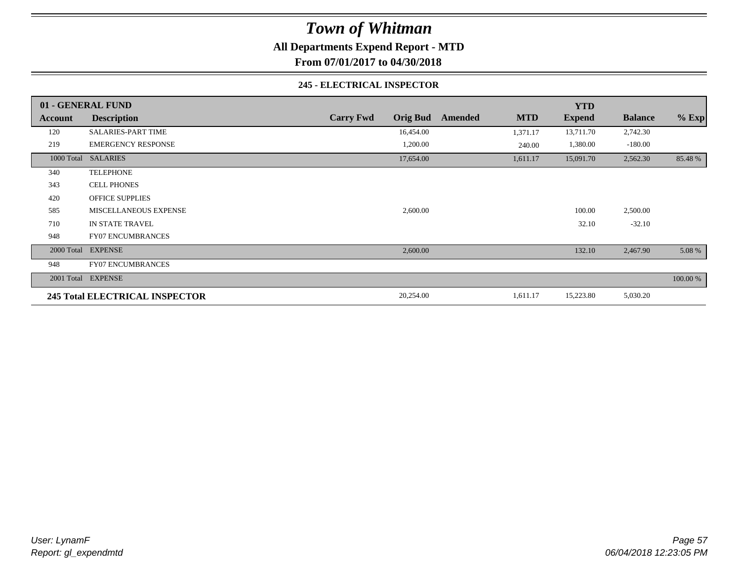# Town of Whitman

**All Departments Expend Report - MTD**

**From 07/01/2017 to 04/30/2018**

### 245 - ELECTRICAL INSPECTOR

| 01 - GENERAL FUND | | | | | | YTD | | |
|---|---|---|---|---|---|---|---|---|
| **Account** | **Description** | **Carry Fwd** | **Orig Bud** | **Amended** | **MTD** | **Expend** | **Balance** | **% Exp** |
| 120 | SALARIES-PART TIME | | 16,454.00 | | 1,371.17 | 13,711.70 | 2,742.30 | |
| 219 | EMERGENCY RESPONSE | | 1,200.00 | | 240.00 | 1,380.00 | -180.00 | |
| 1000 Total | SALARIES | | 17,654.00 | | 1,611.17 | 15,091.70 | 2,562.30 | 85.48 % |
| 340 | TELEPHONE | | | | | | | |
| 343 | CELL PHONES | | | | | | | |
| 420 | OFFICE SUPPLIES | | | | | | | |
| 585 | MISCELLANEOUS EXPENSE | | 2,600.00 | | | 100.00 | 2,500.00 | |
| 710 | IN STATE TRAVEL | | | | | 32.10 | -32.10 | |
| 948 | FY07 ENCUMBRANCES | | | | | | | |
| 2000 Total | EXPENSE | | 2,600.00 | | | 132.10 | 2,467.90 | 5.08 % |
| 948 | FY07 ENCUMBRANCES | | | | | | | |
| 2001 Total | EXPENSE | | | | | | | 100.00 % |
| **245 Total ELECTRICAL INSPECTOR** | | | 20,254.00 | | 1,611.17 | 15,223.80 | 5,030.20 | |

*User: LynamF*
*Report: gl_expendmtd*

*06/04/2018 12:23:05 PM*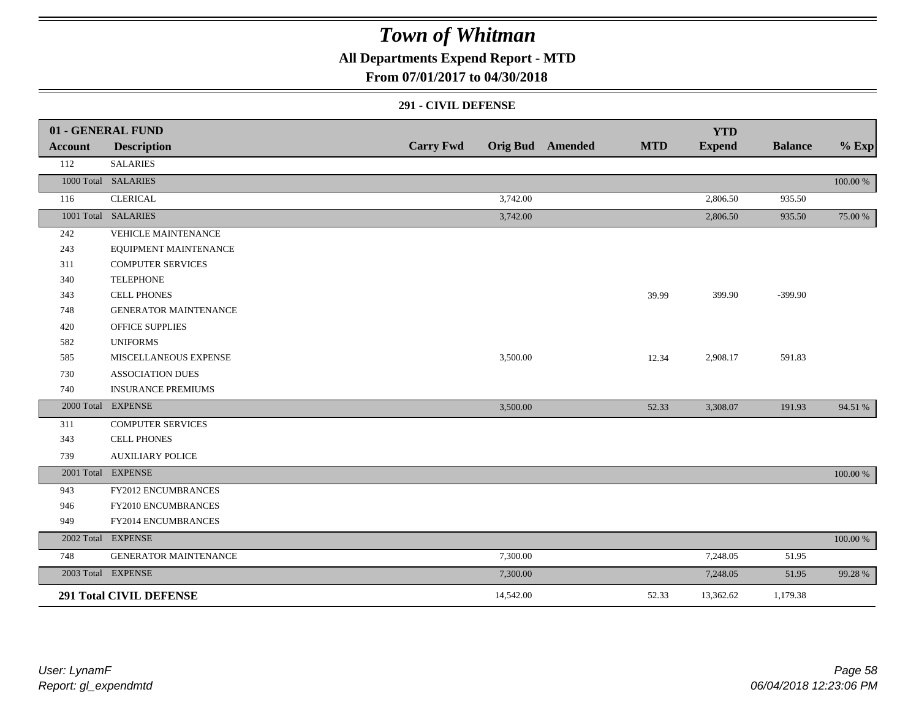# Town of Whitman

## All Departments Expend Report - MTD

### From 07/01/2017 to 04/30/2018

#### 291 - CIVIL DEFENSE

| 01 - GENERAL FUND | | | | | | YTD | | |
|---|---|---|---|---|---|---|---|---|
| **Account** | **Description** | **Carry Fwd** | **Orig Bud** | **Amended** | **MTD** | **Expend** | **Balance** | **% Exp** |
| 112 | SALARIES | | | | | | | |
| 1000 Total | SALARIES | | | | | | | 100.00 % |
| 116 | CLERICAL | | 3,742.00 | | | 2,806.50 | 935.50 | |
| 1001 Total | SALARIES | | 3,742.00 | | | 2,806.50 | 935.50 | 75.00 % |
| 242 | VEHICLE MAINTENANCE | | | | | | | |
| 243 | EQUIPMENT MAINTENANCE | | | | | | | |
| 311 | COMPUTER SERVICES | | | | | | | |
| 340 | TELEPHONE | | | | | | | |
| 343 | CELL PHONES | | | | 39.99 | 399.90 | -399.90 | |
| 748 | GENERATOR MAINTENANCE | | | | | | | |
| 420 | OFFICE SUPPLIES | | | | | | | |
| 582 | UNIFORMS | | | | | | | |
| 585 | MISCELLANEOUS EXPENSE | | 3,500.00 | | 12.34 | 2,908.17 | 591.83 | |
| 730 | ASSOCIATION DUES | | | | | | | |
| 740 | INSURANCE PREMIUMS | | | | | | | |
| 2000 Total | EXPENSE | | 3,500.00 | | 52.33 | 3,308.07 | 191.93 | 94.51 % |
| 311 | COMPUTER SERVICES | | | | | | | |
| 343 | CELL PHONES | | | | | | | |
| 739 | AUXILIARY POLICE | | | | | | | |
| 2001 Total | EXPENSE | | | | | | | 100.00 % |
| 943 | FY2012 ENCUMBRANCES | | | | | | | |
| 946 | FY2010 ENCUMBRANCES | | | | | | | |
| 949 | FY2014 ENCUMBRANCES | | | | | | | |
| 2002 Total | EXPENSE | | | | | | | 100.00 % |
| 748 | GENERATOR MAINTENANCE | | 7,300.00 | | | 7,248.05 | 51.95 | |
| 2003 Total | EXPENSE | | 7,300.00 | | | 7,248.05 | 51.95 | 99.28 % |
| **291 Total CIVIL DEFENSE** | | | 14,542.00 | | 52.33 | 13,362.62 | 1,179.38 | |

User: LynamF
Report: gl_expendmtd

06/04/2018 12:23:06 PM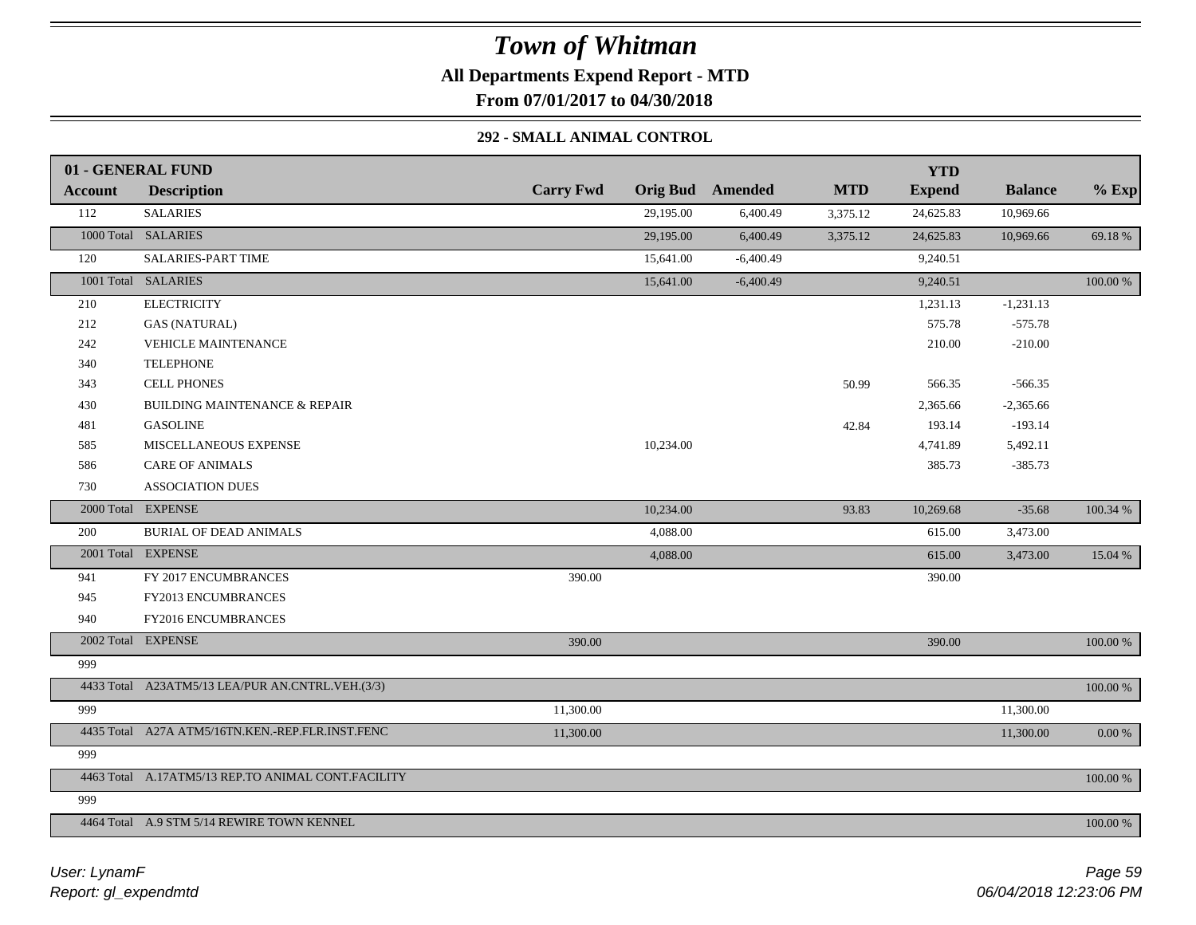# Town of Whitman

**All Departments Expend Report - MTD**

**From 07/01/2017 to 04/30/2018**

**292 - SMALL ANIMAL CONTROL**

| 01 - GENERAL FUND | | | | | | YTD | | |
|---|---|---|---|---|---|---|---|---|
| **Account** | **Description** | **Carry Fwd** | **Orig Bud** | **Amended** | **MTD** | **Expend** | **Balance** | **% Exp** |
| 112 | SALARIES | | 29,195.00 | 6,400.49 | 3,375.12 | 24,625.83 | 10,969.66 | |
| 1000 Total | SALARIES | | 29,195.00 | 6,400.49 | 3,375.12 | 24,625.83 | 10,969.66 | 69.18 % |
| 120 | SALARIES-PART TIME | | 15,641.00 | -6,400.49 | | 9,240.51 | | |
| 1001 Total | SALARIES | | 15,641.00 | -6,400.49 | | 9,240.51 | | 100.00 % |
| 210 | ELECTRICITY | | | | | 1,231.13 | -1,231.13 | |
| 212 | GAS (NATURAL) | | | | | 575.78 | -575.78 | |
| 242 | VEHICLE MAINTENANCE | | | | | 210.00 | -210.00 | |
| 340 | TELEPHONE | | | | | | | |
| 343 | CELL PHONES | | | | 50.99 | 566.35 | -566.35 | |
| 430 | BUILDING MAINTENANCE & REPAIR | | | | | 2,365.66 | -2,365.66 | |
| 481 | GASOLINE | | | | 42.84 | 193.14 | -193.14 | |
| 585 | MISCELLANEOUS EXPENSE | | 10,234.00 | | | 4,741.89 | 5,492.11 | |
| 586 | CARE OF ANIMALS | | | | | 385.73 | -385.73 | |
| 730 | ASSOCIATION DUES | | | | | | | |
| 2000 Total | EXPENSE | | 10,234.00 | | 93.83 | 10,269.68 | -35.68 | 100.34 % |
| 200 | BURIAL OF DEAD ANIMALS | | 4,088.00 | | | 615.00 | 3,473.00 | |
| 2001 Total | EXPENSE | | 4,088.00 | | | 615.00 | 3,473.00 | 15.04 % |
| 941 | FY 2017 ENCUMBRANCES | 390.00 | | | | 390.00 | | |
| 945 | FY2013 ENCUMBRANCES | | | | | | | |
| 940 | FY2016 ENCUMBRANCES | | | | | | | |
| 2002 Total | EXPENSE | 390.00 | | | | 390.00 | | 100.00 % |
| 999 | | | | | | | | |
| 4433 Total | A23ATM5/13 LEA/PUR AN.CNTRL.VEH.(3/3) | | | | | | | 100.00 % |
| 999 | | 11,300.00 | | | | | 11,300.00 | |
| 4435 Total | A27A ATM5/16TN.KEN.-REP.FLR.INST.FENC | 11,300.00 | | | | | 11,300.00 | 0.00 % |
| 999 | | | | | | | | |
| 4463 Total | A.17ATM5/13 REP.TO ANIMAL CONT.FACILITY | | | | | | | 100.00 % |
| 999 | | | | | | | | |
| 4464 Total | A.9 STM 5/14 REWIRE TOWN KENNEL | | | | | | | 100.00 % |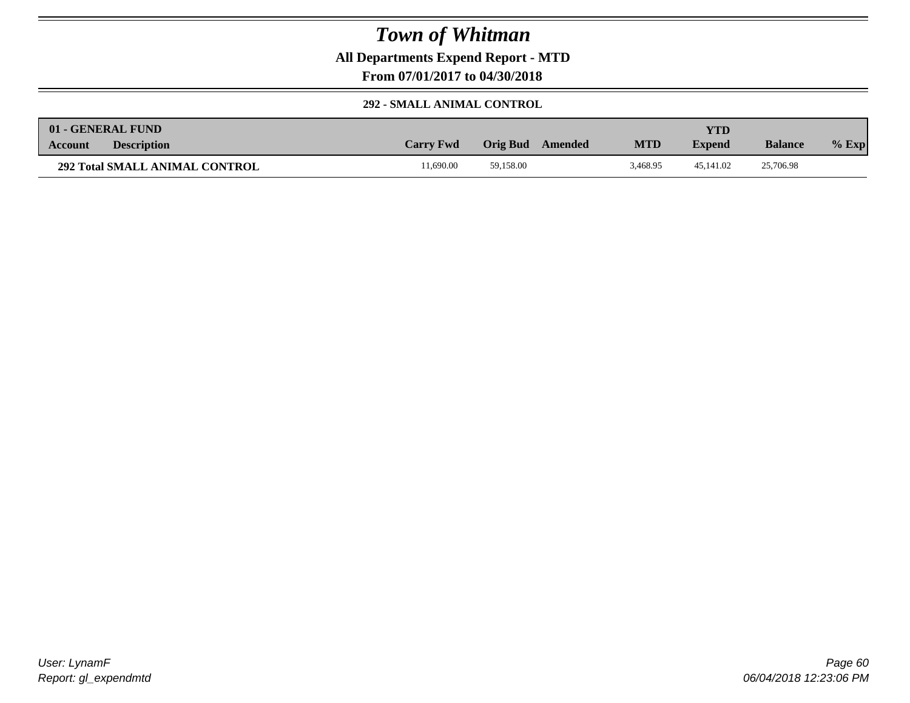# Town of Whitman

**All Departments Expend Report - MTD**

**From 07/01/2017 to 04/30/2018**

### 292 - SMALL ANIMAL CONTROL

| 01 - GENERAL FUND Account | Description | Carry Fwd | Orig Bud | Amended | MTD | YTD Expend | Balance | % Exp |
|---|---|---|---|---|---|---|---|---|
| **292 Total SMALL ANIMAL CONTROL** | | 11,690.00 | 59,158.00 | | 3,468.95 | 45,141.02 | 25,706.98 | |

*User: LynamF*
*Report: gl_expendmtd*

*06/04/2018 12:23:06 PM*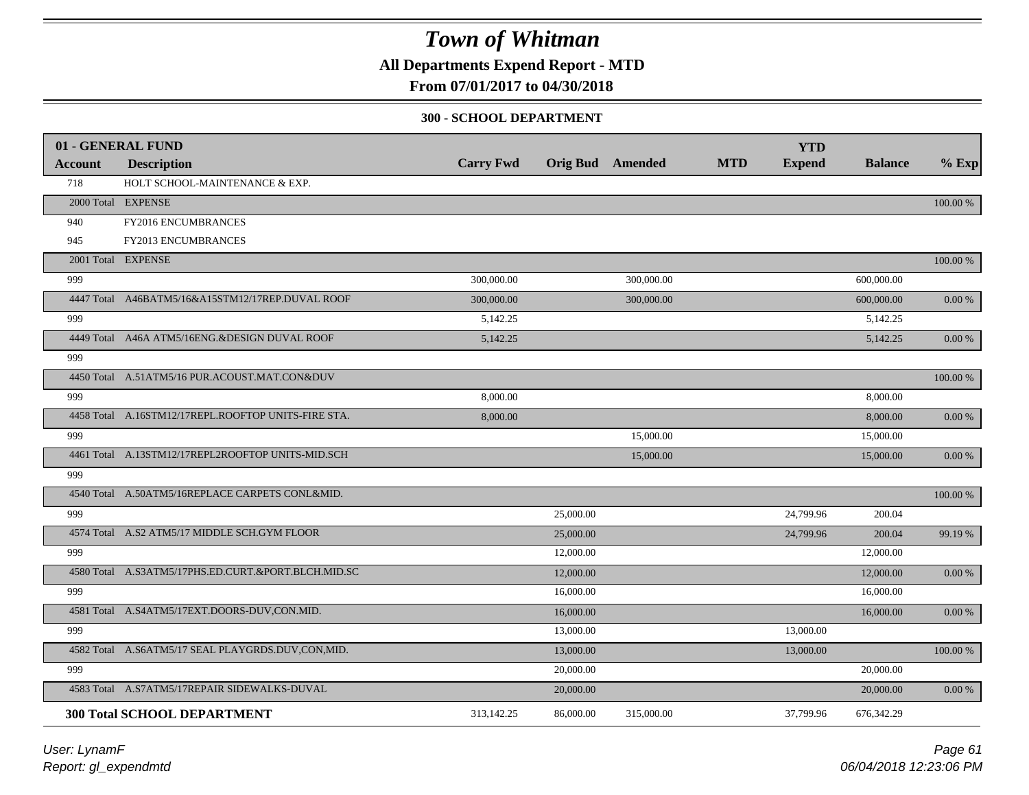# Town of Whitman

**All Departments Expend Report - MTD**

**From 07/01/2017 to 04/30/2018**

**300 - SCHOOL DEPARTMENT**

| 01 - GENERAL FUND | | | | | | YTD | | |
|---|---|---|---|---|---|---|---|---|
| **Account** | **Description** | **Carry Fwd** | **Orig Bud** | **Amended** | **MTD** | **Expend** | **Balance** | **% Exp** |
| 718 | HOLT SCHOOL-MAINTENANCE & EXP. | | | | | | | |
| 2000 Total | EXPENSE | | | | | | | 100.00 % |
| 940 | FY2016 ENCUMBRANCES | | | | | | | |
| 945 | FY2013 ENCUMBRANCES | | | | | | | |
| 2001 Total | EXPENSE | | | | | | | 100.00 % |
| 999 | | 300,000.00 | | 300,000.00 | | | 600,000.00 | |
| 4447 Total | A46BATM5/16&A15STM12/17REP.DUVAL ROOF | 300,000.00 | | 300,000.00 | | | 600,000.00 | 0.00 % |
| 999 | | 5,142.25 | | | | | 5,142.25 | |
| 4449 Total | A46A ATM5/16ENG.&DESIGN DUVAL ROOF | 5,142.25 | | | | | 5,142.25 | 0.00 % |
| 999 | | | | | | | | |
| 4450 Total | A.51ATM5/16 PUR.ACOUST.MAT.CON&DUV | | | | | | | 100.00 % |
| 999 | | 8,000.00 | | | | | 8,000.00 | |
| 4458 Total | A.16STM12/17REPL.ROOFTOP UNITS-FIRE STA. | 8,000.00 | | | | | 8,000.00 | 0.00 % |
| 999 | | | | 15,000.00 | | | 15,000.00 | |
| 4461 Total | A.13STM12/17REPL2ROOFTOP UNITS-MID.SCH | | | 15,000.00 | | | 15,000.00 | 0.00 % |
| 999 | | | | | | | | |
| 4540 Total | A.50ATM5/16REPLACE CARPETS CONL&MID. | | | | | | | 100.00 % |
| 999 | | | 25,000.00 | | | 24,799.96 | 200.04 | |
| 4574 Total | A.S2 ATM5/17 MIDDLE SCH.GYM FLOOR | | 25,000.00 | | | 24,799.96 | 200.04 | 99.19 % |
| 999 | | | 12,000.00 | | | | 12,000.00 | |
| 4580 Total | A.S3ATM5/17PHS.ED.CURT.&PORT.BLCH.MID.SC | | 12,000.00 | | | | 12,000.00 | 0.00 % |
| 999 | | | 16,000.00 | | | | 16,000.00 | |
| 4581 Total | A.S4ATM5/17EXT.DOORS-DUV,CON.MID. | | 16,000.00 | | | | 16,000.00 | 0.00 % |
| 999 | | | 13,000.00 | | | 13,000.00 | | |
| 4582 Total | A.S6ATM5/17 SEAL PLAYGRDS.DUV,CON,MID. | | 13,000.00 | | | 13,000.00 | | 100.00 % |
| 999 | | | 20,000.00 | | | | 20,000.00 | |
| 4583 Total | A.S7ATM5/17REPAIR SIDEWALKS-DUVAL | | 20,000.00 | | | | 20,000.00 | 0.00 % |
| **300 Total SCHOOL DEPARTMENT** | | 313,142.25 | 86,000.00 | 315,000.00 | | 37,799.96 | 676,342.29 | |

*User: LynamF*

*Report: gl_expendmtd*

*06/04/2018 12:23:06 PM*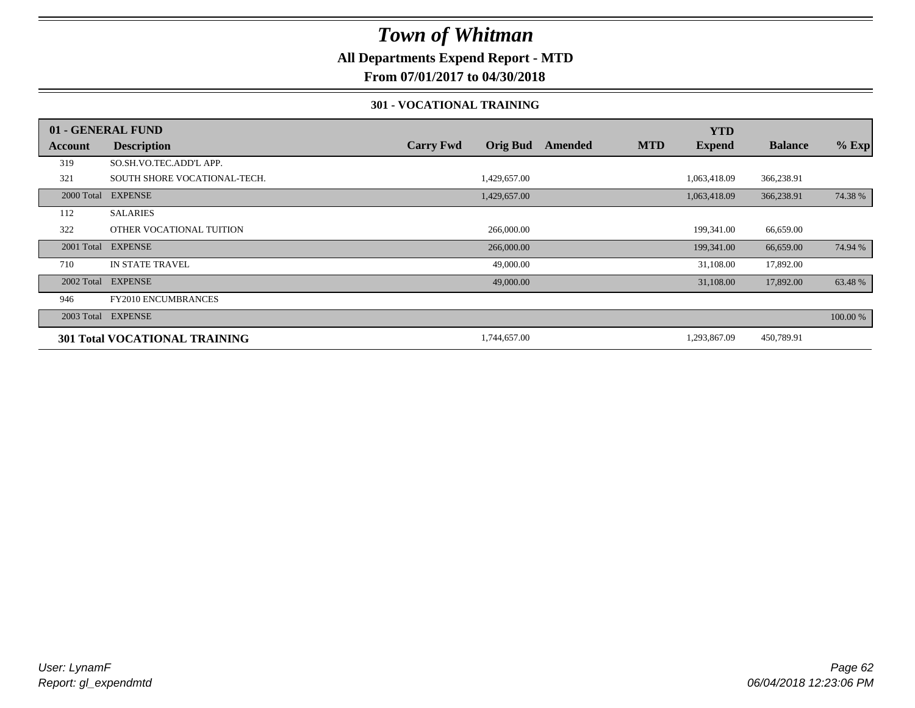# Town of Whitman

**All Departments Expend Report - MTD**

**From 07/01/2017 to 04/30/2018**

**301 - VOCATIONAL TRAINING**

| 01 - GENERAL FUND | | | | | | | YTD | | |
|---|---|---|---|---|---|---|---|---|---|
| **Account** | **Description** | **Carry Fwd** | **Orig Bud** | **Amended** | **MTD** | | **Expend** | **Balance** | **% Exp** |
| 319 | SO.SH.VO.TEC.ADD'L APP. | | | | | | | | |
| 321 | SOUTH SHORE VOCATIONAL-TECH. | | 1,429,657.00 | | | | 1,063,418.09 | 366,238.91 | |
| 2000 Total | EXPENSE | | 1,429,657.00 | | | | 1,063,418.09 | 366,238.91 | 74.38 % |
| 112 | SALARIES | | | | | | | | |
| 322 | OTHER VOCATIONAL TUITION | | 266,000.00 | | | | 199,341.00 | 66,659.00 | |
| 2001 Total | EXPENSE | | 266,000.00 | | | | 199,341.00 | 66,659.00 | 74.94 % |
| 710 | IN STATE TRAVEL | | 49,000.00 | | | | 31,108.00 | 17,892.00 | |
| 2002 Total | EXPENSE | | 49,000.00 | | | | 31,108.00 | 17,892.00 | 63.48 % |
| 946 | FY2010 ENCUMBRANCES | | | | | | | | |
| 2003 Total | EXPENSE | | | | | | | | 100.00 % |
| **301 Total VOCATIONAL TRAINING** | | | 1,744,657.00 | | | | 1,293,867.09 | 450,789.91 | |

User: LynamF
Report: gl_expendmtd

06/04/2018 12:23:06 PM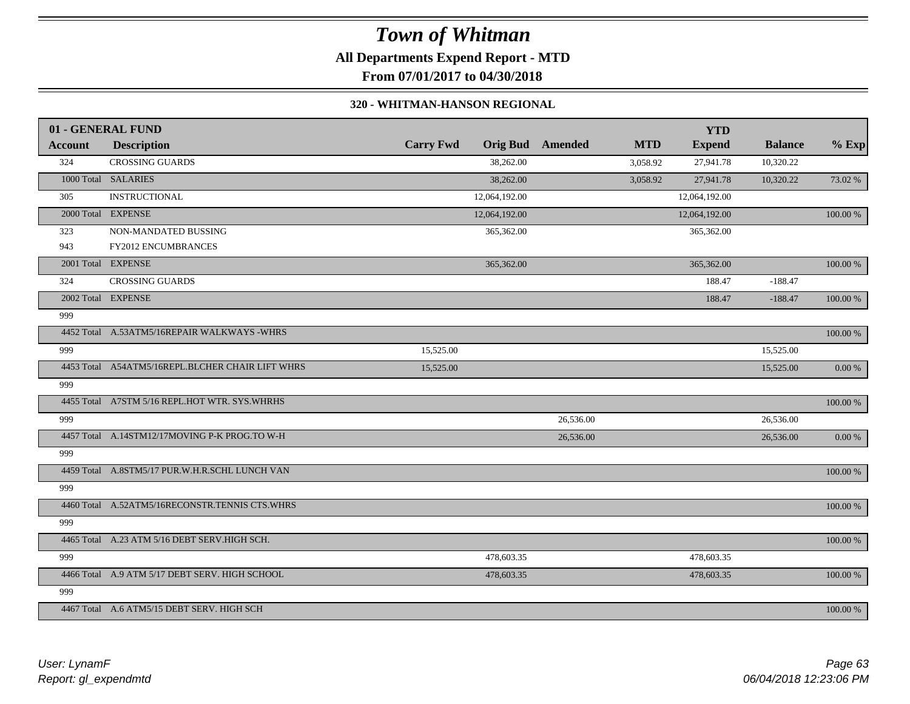# Town of Whitman

**All Departments Expend Report - MTD**

**From 07/01/2017 to 04/30/2018**

**320 - WHITMAN-HANSON REGIONAL**

| 01 - GENERAL FUND | | | | | | YTD | | |
|---|---|---|---|---|---|---|---|---|
| Account | Description | Carry Fwd | Orig Bud | Amended | MTD | Expend | Balance | % Exp |
| 324 | CROSSING GUARDS | | 38,262.00 | | 3,058.92 | 27,941.78 | 10,320.22 | |
| 1000 Total | SALARIES | | 38,262.00 | | 3,058.92 | 27,941.78 | 10,320.22 | 73.02 % |
| 305 | INSTRUCTIONAL | | 12,064,192.00 | | | 12,064,192.00 | | |
| 2000 Total | EXPENSE | | 12,064,192.00 | | | 12,064,192.00 | | 100.00 % |
| 323 | NON-MANDATED BUSSING | | 365,362.00 | | | 365,362.00 | | |
| 943 | FY2012 ENCUMBRANCES | | | | | | | |
| 2001 Total | EXPENSE | | 365,362.00 | | | 365,362.00 | | 100.00 % |
| 324 | CROSSING GUARDS | | | | | 188.47 | -188.47 | |
| 2002 Total | EXPENSE | | | | | 188.47 | -188.47 | 100.00 % |
| 999 | | | | | | | | |
| 4452 Total | A.53ATM5/16REPAIR WALKWAYS -WHRS | | | | | | | 100.00 % |
| 999 | | 15,525.00 | | | | | 15,525.00 | |
| 4453 Total | A54ATM5/16REPL.BLCHER CHAIR LIFT WHRS | 15,525.00 | | | | | 15,525.00 | 0.00 % |
| 999 | | | | | | | | |
| 4455 Total | A7STM 5/16 REPL.HOT WTR. SYS.WHRHS | | | | | | | 100.00 % |
| 999 | | | | 26,536.00 | | | 26,536.00 | |
| 4457 Total | A.14STM12/17MOVING P-K PROG.TO W-H | | | 26,536.00 | | | 26,536.00 | 0.00 % |
| 999 | | | | | | | | |
| 4459 Total | A.8STM5/17 PUR.W.H.R.SCHL LUNCH VAN | | | | | | | 100.00 % |
| 999 | | | | | | | | |
| 4460 Total | A.52ATM5/16RECONSTR.TENNIS CTS.WHRS | | | | | | | 100.00 % |
| 999 | | | | | | | | |
| 4465 Total | A.23 ATM 5/16 DEBT SERV.HIGH SCH. | | | | | | | 100.00 % |
| 999 | | | 478,603.35 | | | 478,603.35 | | |
| 4466 Total | A.9 ATM 5/17 DEBT SERV. HIGH SCHOOL | | 478,603.35 | | | 478,603.35 | | 100.00 % |
| 999 | | | | | | | | |
| 4467 Total | A.6 ATM5/15 DEBT SERV. HIGH SCH | | | | | | | 100.00 % |

*User: LynamF*
*Report: gl_expendmtd*

*06/04/2018 12:23:06 PM*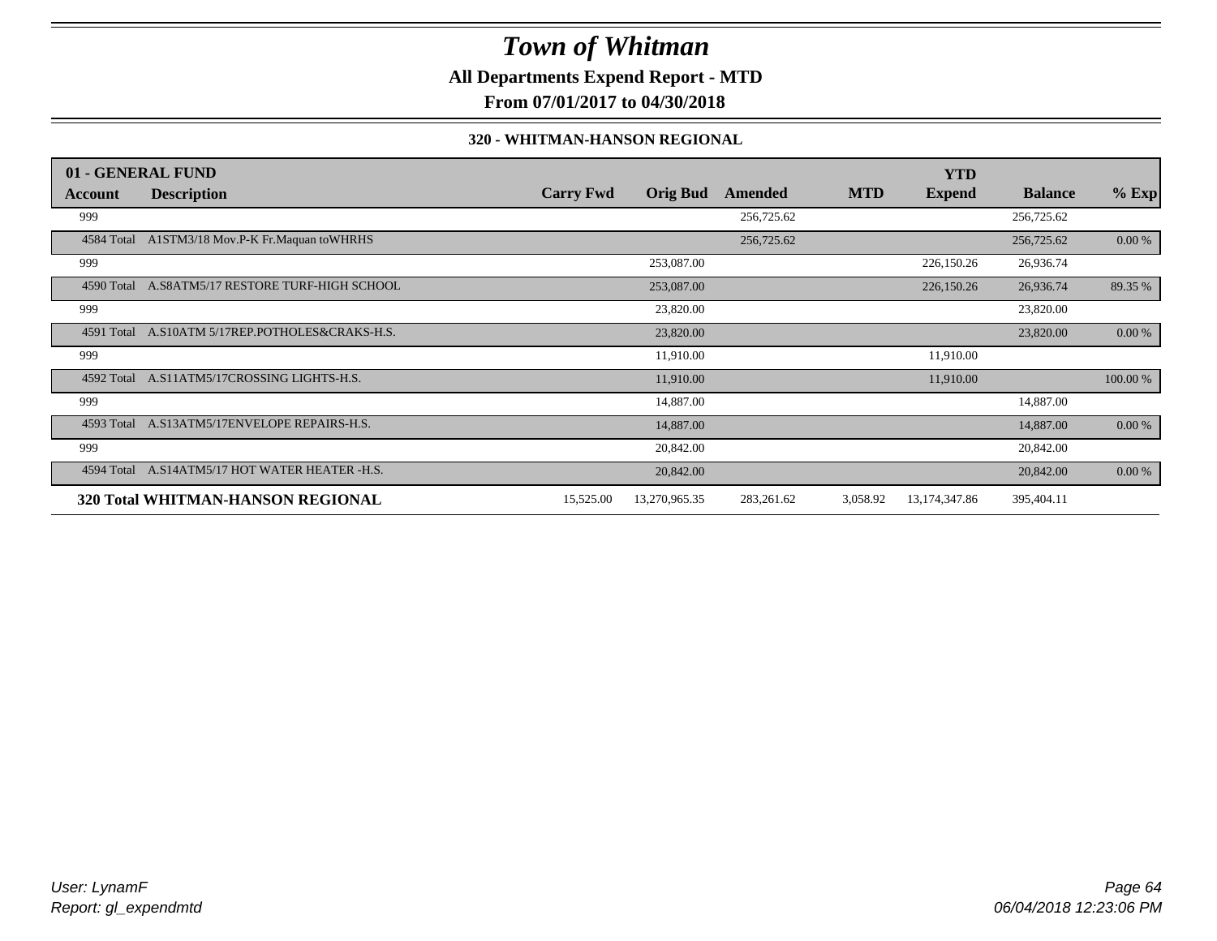# Town of Whitman

**All Departments Expend Report - MTD**

**From 07/01/2017 to 04/30/2018**

**320 - WHITMAN-HANSON REGIONAL**

| 01 - GENERAL FUND | | | | | | YTD | | |
|---|---|---|---|---|---|---|---|---|
| **Account** | **Description** | **Carry Fwd** | **Orig Bud** | **Amended** | **MTD** | **Expend** | **Balance** | **% Exp** |
| 999 | | | | 256,725.62 | | | 256,725.62 | |
| 4584 Total | A1STM3/18 Mov.P-K Fr.Maquan toWHRHS | | | 256,725.62 | | | 256,725.62 | 0.00 % |
| 999 | | | 253,087.00 | | | 226,150.26 | 26,936.74 | |
| 4590 Total | A.S8ATM5/17 RESTORE TURF-HIGH SCHOOL | | 253,087.00 | | | 226,150.26 | 26,936.74 | 89.35 % |
| 999 | | | 23,820.00 | | | | 23,820.00 | |
| 4591 Total | A.S10ATM 5/17REP.POTHOLES&CRAKS-H.S. | | 23,820.00 | | | | 23,820.00 | 0.00 % |
| 999 | | | 11,910.00 | | | 11,910.00 | | |
| 4592 Total | A.S11ATM5/17CROSSING LIGHTS-H.S. | | 11,910.00 | | | 11,910.00 | | 100.00 % |
| 999 | | | 14,887.00 | | | | 14,887.00 | |
| 4593 Total | A.S13ATM5/17ENVELOPE REPAIRS-H.S. | | 14,887.00 | | | | 14,887.00 | 0.00 % |
| 999 | | | 20,842.00 | | | | 20,842.00 | |
| 4594 Total | A.S14ATM5/17 HOT WATER HEATER -H.S. | | 20,842.00 | | | | 20,842.00 | 0.00 % |
| **320 Total WHITMAN-HANSON REGIONAL** | | 15,525.00 | 13,270,965.35 | 283,261.62 | 3,058.92 | 13,174,347.86 | 395,404.11 | |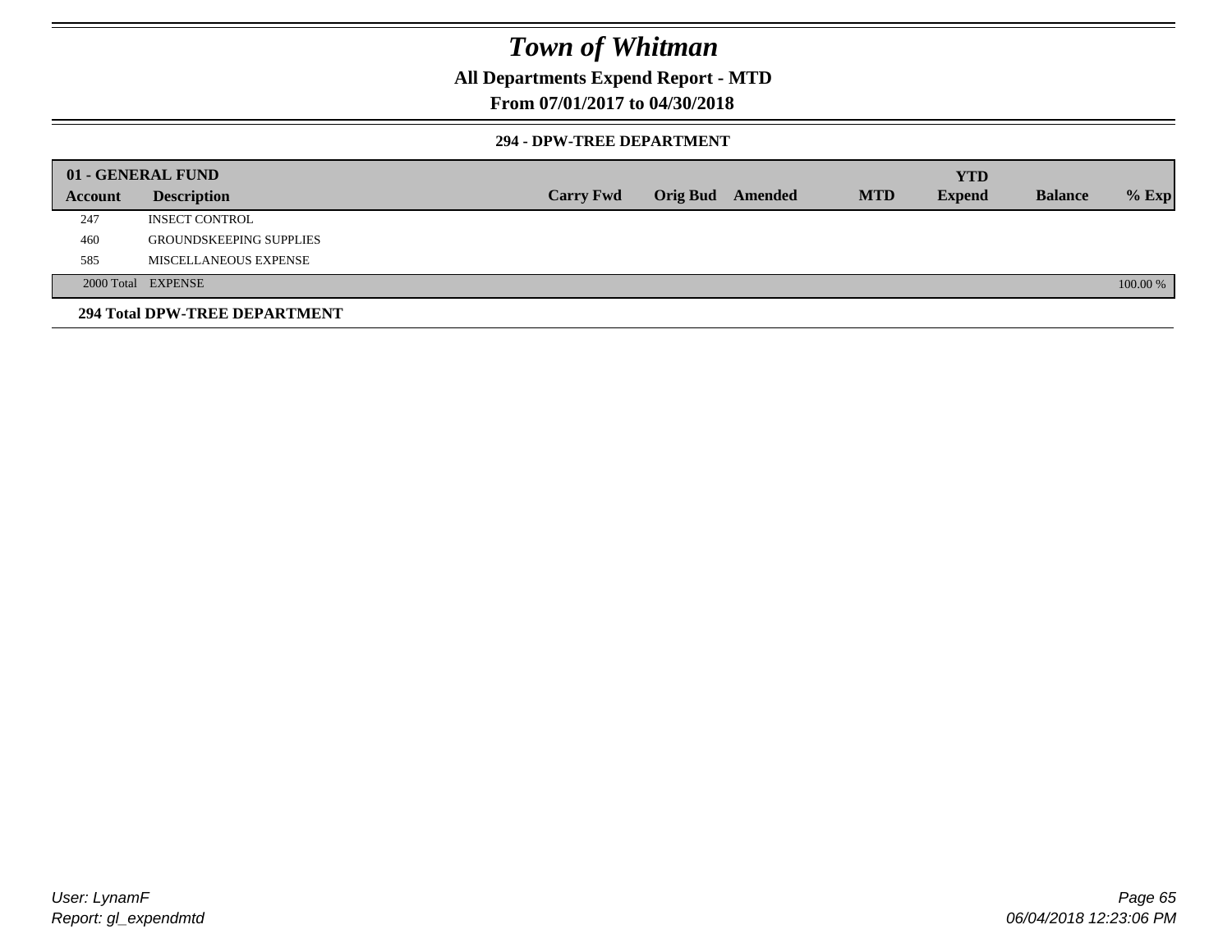# Town of Whitman

## All Departments Expend Report - MTD

## From 07/01/2017 to 04/30/2018

### 294 - DPW-TREE DEPARTMENT

**01 - GENERAL FUND**

| Account | Description | Carry Fwd | Orig Bud | Amended | MTD | YTD Expend | Balance | % Exp |
|---|---|---|---|---|---|---|---|---|
| 247 | INSECT CONTROL | | | | | | | |
| 460 | GROUNDSKEEPING SUPPLIES | | | | | | | |
| 585 | MISCELLANEOUS EXPENSE | | | | | | | |
| 2000 Total | EXPENSE | | | | | | | 100.00 % |

**294 Total DPW-TREE DEPARTMENT**

User: LynamF
Report: gl_expendmtd

06/04/2018 12:23:06 PM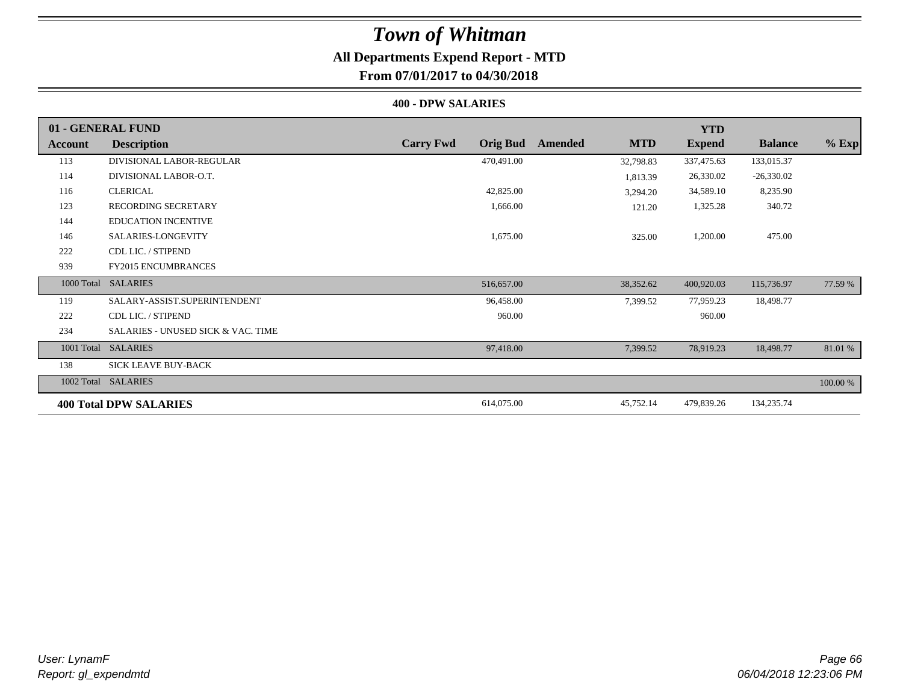# Town of Whitman

**All Departments Expend Report - MTD**

**From 07/01/2017 to 04/30/2018**

**400 - DPW SALARIES**

| Account | Description | Carry Fwd | Orig Bud | Amended | MTD | YTD Expend | Balance | % Exp |
|---|---|---|---|---|---|---|---|---|
| **01 - GENERAL FUND** | | | | | | | | |
| 113 | DIVISIONAL LABOR-REGULAR | | 470,491.00 | | 32,798.83 | 337,475.63 | 133,015.37 | |
| 114 | DIVISIONAL LABOR-O.T. | | | | 1,813.39 | 26,330.02 | -26,330.02 | |
| 116 | CLERICAL | | 42,825.00 | | 3,294.20 | 34,589.10 | 8,235.90 | |
| 123 | RECORDING SECRETARY | | 1,666.00 | | 121.20 | 1,325.28 | 340.72 | |
| 144 | EDUCATION INCENTIVE | | | | | | | |
| 146 | SALARIES-LONGEVITY | | 1,675.00 | | 325.00 | 1,200.00 | 475.00 | |
| 222 | CDL LIC. / STIPEND | | | | | | | |
| 939 | FY2015 ENCUMBRANCES | | | | | | | |
| 1000 Total | SALARIES | | 516,657.00 | | 38,352.62 | 400,920.03 | 115,736.97 | 77.59 % |
| 119 | SALARY-ASSIST.SUPERINTENDENT | | 96,458.00 | | 7,399.52 | 77,959.23 | 18,498.77 | |
| 222 | CDL LIC. / STIPEND | | 960.00 | | | 960.00 | | |
| 234 | SALARIES - UNUSED SICK & VAC. TIME | | | | | | | |
| 1001 Total | SALARIES | | 97,418.00 | | 7,399.52 | 78,919.23 | 18,498.77 | 81.01 % |
| 138 | SICK LEAVE BUY-BACK | | | | | | | |
| 1002 Total | SALARIES | | | | | | | 100.00 % |
| **400 Total DPW SALARIES** | | | 614,075.00 | | 45,752.14 | 479,839.26 | 134,235.74 | |

*User: LynamF*
*Report: gl_expendmtd*

*06/04/2018 12:23:06 PM*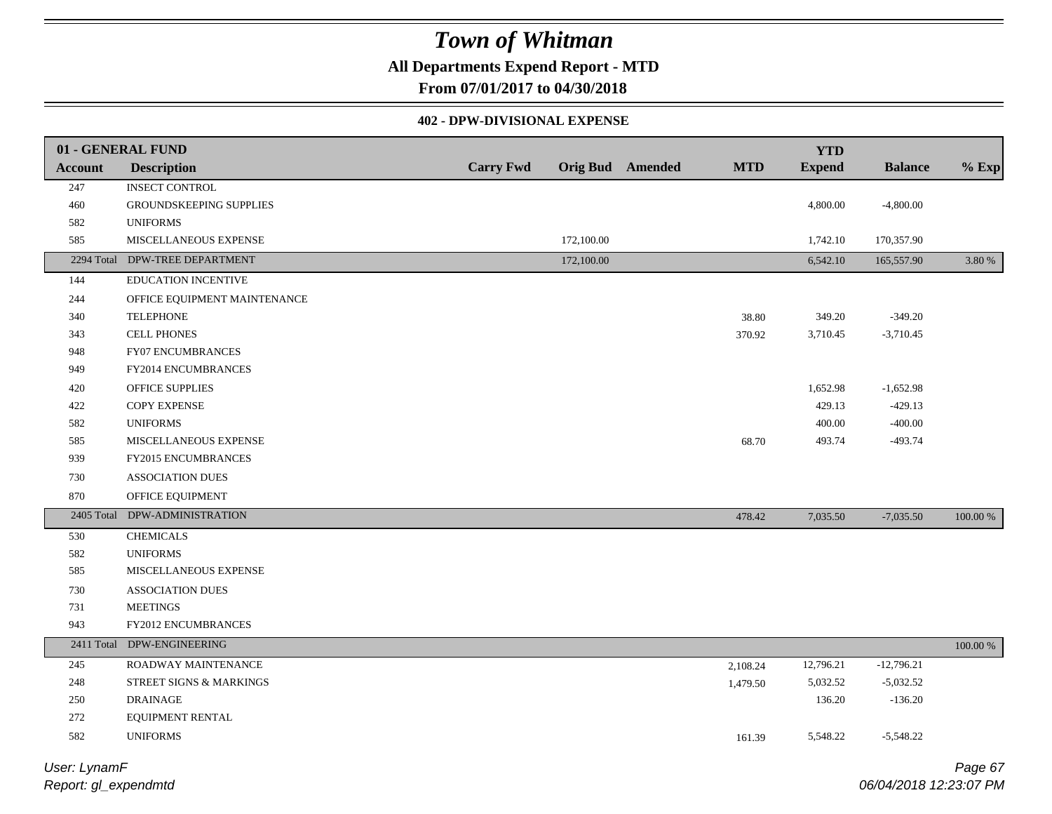# Town of Whitman

## All Departments Expend Report - MTD

### From 07/01/2017 to 04/30/2018

#### 402 - DPW-DIVISIONAL EXPENSE

| 01 - GENERAL FUND | | | | | | YTD | | |
|---|---|---|---|---|---|---|---|---|
| **Account** | **Description** | **Carry Fwd** | **Orig Bud** | **Amended** | **MTD** | **Expend** | **Balance** | **% Exp** |
| 247 | INSECT CONTROL | | | | | | | |
| 460 | GROUNDSKEEPING SUPPLIES | | | | | 4,800.00 | -4,800.00 | |
| 582 | UNIFORMS | | | | | | | |
| 585 | MISCELLANEOUS EXPENSE | | 172,100.00 | | | 1,742.10 | 170,357.90 | |
| 2294 Total | DPW-TREE DEPARTMENT | | 172,100.00 | | | 6,542.10 | 165,557.90 | 3.80 % |
| 144 | EDUCATION INCENTIVE | | | | | | | |
| 244 | OFFICE EQUIPMENT MAINTENANCE | | | | | | | |
| 340 | TELEPHONE | | | | 38.80 | 349.20 | -349.20 | |
| 343 | CELL PHONES | | | | 370.92 | 3,710.45 | -3,710.45 | |
| 948 | FY07 ENCUMBRANCES | | | | | | | |
| 949 | FY2014 ENCUMBRANCES | | | | | | | |
| 420 | OFFICE SUPPLIES | | | | | 1,652.98 | -1,652.98 | |
| 422 | COPY EXPENSE | | | | | 429.13 | -429.13 | |
| 582 | UNIFORMS | | | | | 400.00 | -400.00 | |
| 585 | MISCELLANEOUS EXPENSE | | | | 68.70 | 493.74 | -493.74 | |
| 939 | FY2015 ENCUMBRANCES | | | | | | | |
| 730 | ASSOCIATION DUES | | | | | | | |
| 870 | OFFICE EQUIPMENT | | | | | | | |
| 2405 Total | DPW-ADMINISTRATION | | | | 478.42 | 7,035.50 | -7,035.50 | 100.00 % |
| 530 | CHEMICALS | | | | | | | |
| 582 | UNIFORMS | | | | | | | |
| 585 | MISCELLANEOUS EXPENSE | | | | | | | |
| 730 | ASSOCIATION DUES | | | | | | | |
| 731 | MEETINGS | | | | | | | |
| 943 | FY2012 ENCUMBRANCES | | | | | | | |
| 2411 Total | DPW-ENGINEERING | | | | | | | 100.00 % |
| 245 | ROADWAY MAINTENANCE | | | | 2,108.24 | 12,796.21 | -12,796.21 | |
| 248 | STREET SIGNS & MARKINGS | | | | 1,479.50 | 5,032.52 | -5,032.52 | |
| 250 | DRAINAGE | | | | | 136.20 | -136.20 | |
| 272 | EQUIPMENT RENTAL | | | | | | | |
| 582 | UNIFORMS | | | | 161.39 | 5,548.22 | -5,548.22 | |

*User: LynamF*
*Report: gl_expendmtd*

*06/04/2018 12:23:07 PM*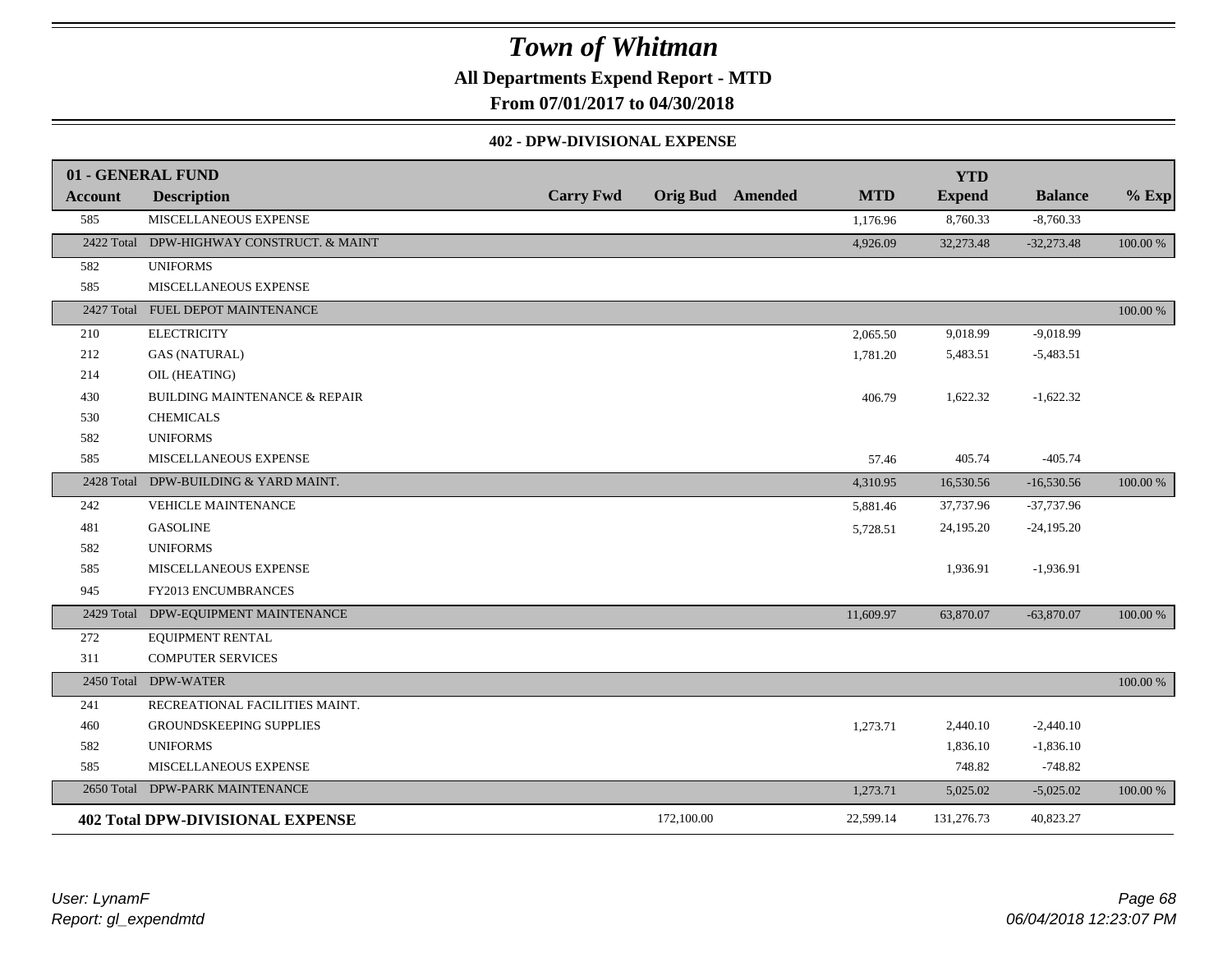# Town of Whitman

**All Departments Expend Report - MTD**

**From 07/01/2017 to 04/30/2018**

**402 - DPW-DIVISIONAL EXPENSE**

| 01 - GENERAL FUND | | | | | | | | |
|---|---|---|---|---|---|---|---|---|
| **Account** | **Description** | **Carry Fwd** | **Orig Bud** | **Amended** | **MTD** | **YTD Expend** | **Balance** | **% Exp** |
| 585 | MISCELLANEOUS EXPENSE | | | | 1,176.96 | 8,760.33 | -8,760.33 | |
| 2422 Total | DPW-HIGHWAY CONSTRUCT. & MAINT | | | | 4,926.09 | 32,273.48 | -32,273.48 | 100.00 % |
| 582 | UNIFORMS | | | | | | | |
| 585 | MISCELLANEOUS EXPENSE | | | | | | | |
| 2427 Total | FUEL DEPOT MAINTENANCE | | | | | | | 100.00 % |
| 210 | ELECTRICITY | | | | 2,065.50 | 9,018.99 | -9,018.99 | |
| 212 | GAS (NATURAL) | | | | 1,781.20 | 5,483.51 | -5,483.51 | |
| 214 | OIL (HEATING) | | | | | | | |
| 430 | BUILDING MAINTENANCE & REPAIR | | | | 406.79 | 1,622.32 | -1,622.32 | |
| 530 | CHEMICALS | | | | | | | |
| 582 | UNIFORMS | | | | | | | |
| 585 | MISCELLANEOUS EXPENSE | | | | 57.46 | 405.74 | -405.74 | |
| 2428 Total | DPW-BUILDING & YARD MAINT. | | | | 4,310.95 | 16,530.56 | -16,530.56 | 100.00 % |
| 242 | VEHICLE MAINTENANCE | | | | 5,881.46 | 37,737.96 | -37,737.96 | |
| 481 | GASOLINE | | | | 5,728.51 | 24,195.20 | -24,195.20 | |
| 582 | UNIFORMS | | | | | | | |
| 585 | MISCELLANEOUS EXPENSE | | | | | 1,936.91 | -1,936.91 | |
| 945 | FY2013 ENCUMBRANCES | | | | | | | |
| 2429 Total | DPW-EQUIPMENT MAINTENANCE | | | | 11,609.97 | 63,870.07 | -63,870.07 | 100.00 % |
| 272 | EQUIPMENT RENTAL | | | | | | | |
| 311 | COMPUTER SERVICES | | | | | | | |
| 2450 Total | DPW-WATER | | | | | | | 100.00 % |
| 241 | RECREATIONAL FACILITIES MAINT. | | | | | | | |
| 460 | GROUNDSKEEPING SUPPLIES | | | | 1,273.71 | 2,440.10 | -2,440.10 | |
| 582 | UNIFORMS | | | | | 1,836.10 | -1,836.10 | |
| 585 | MISCELLANEOUS EXPENSE | | | | | 748.82 | -748.82 | |
| 2650 Total | DPW-PARK MAINTENANCE | | | | 1,273.71 | 5,025.02 | -5,025.02 | 100.00 % |
| **402 Total DPW-DIVISIONAL EXPENSE** | | | 172,100.00 | | 22,599.14 | 131,276.73 | 40,823.27 | |

*User: LynamF*
*Report: gl_expendmtd*

*06/04/2018 12:23:07 PM*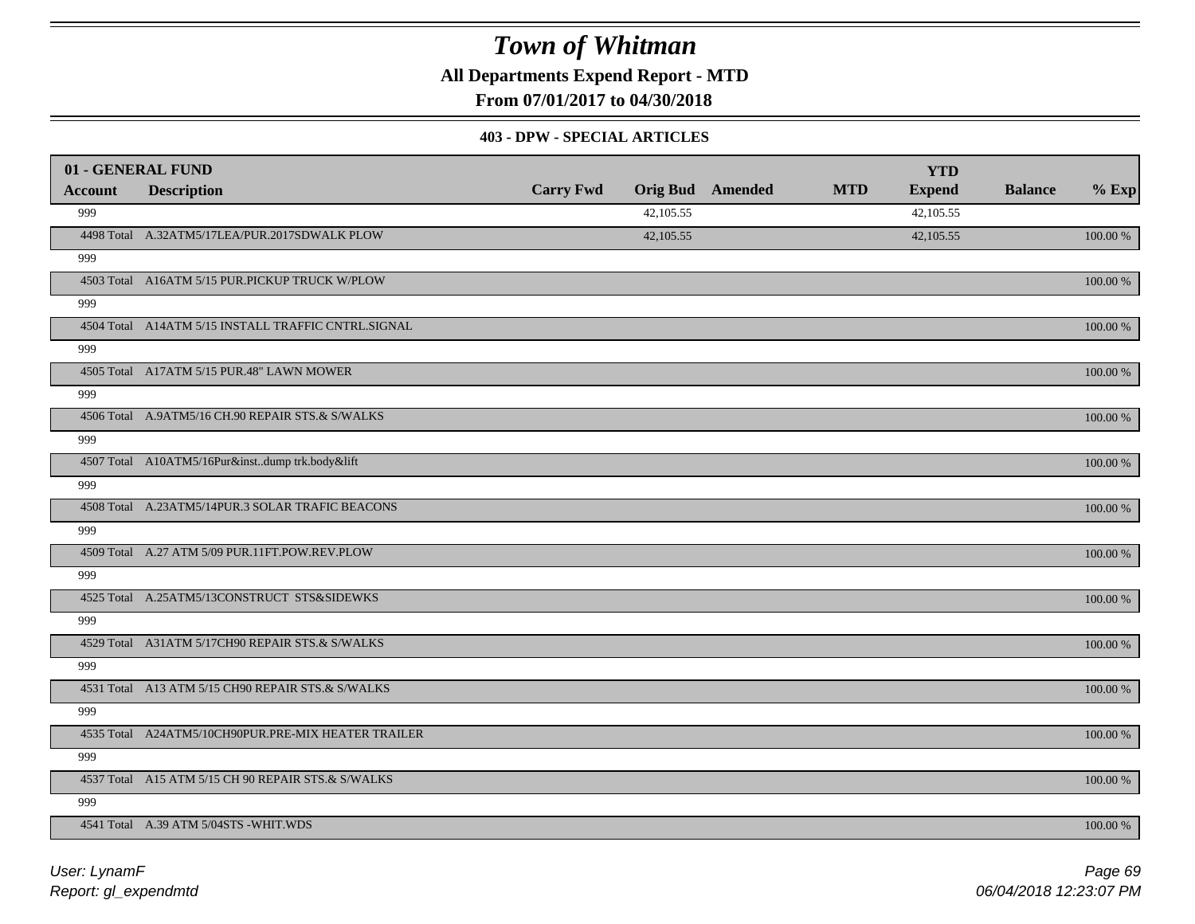# Town of Whitman

**All Departments Expend Report - MTD**

**From 07/01/2017 to 04/30/2018**

### 403 - DPW - SPECIAL ARTICLES

| 01 - GENERAL FUND | | | | | | YTD | | |
|---|---|---|---|---|---|---|---|---|
| **Account** | **Description** | **Carry Fwd** | **Orig Bud** | **Amended** | **MTD** | **Expend** | **Balance** | **% Exp** |
| 999 | | | 42,105.55 | | | 42,105.55 | | |
| 4498 Total | A.32ATM5/17LEA/PUR.2017SDWALK PLOW | | 42,105.55 | | | 42,105.55 | | 100.00 % |
| 999 | | | | | | | | |
| 4503 Total | A16ATM 5/15 PUR.PICKUP TRUCK W/PLOW | | | | | | | 100.00 % |
| 999 | | | | | | | | |
| 4504 Total | A14ATM 5/15 INSTALL TRAFFIC CNTRL.SIGNAL | | | | | | | 100.00 % |
| 999 | | | | | | | | |
| 4505 Total | A17ATM 5/15 PUR.48" LAWN MOWER | | | | | | | 100.00 % |
| 999 | | | | | | | | |
| 4506 Total | A.9ATM5/16 CH.90 REPAIR STS.& S/WALKS | | | | | | | 100.00 % |
| 999 | | | | | | | | |
| 4507 Total | A10ATM5/16Pur&inst..dump trk.body&lift | | | | | | | 100.00 % |
| 999 | | | | | | | | |
| 4508 Total | A.23ATM5/14PUR.3 SOLAR TRAFIC BEACONS | | | | | | | 100.00 % |
| 999 | | | | | | | | |
| 4509 Total | A.27 ATM 5/09 PUR.11FT.POW.REV.PLOW | | | | | | | 100.00 % |
| 999 | | | | | | | | |
| 4525 Total | A.25ATM5/13CONSTRUCT STS&SIDEWKS | | | | | | | 100.00 % |
| 999 | | | | | | | | |
| 4529 Total | A31ATM 5/17CH90 REPAIR STS.& S/WALKS | | | | | | | 100.00 % |
| 999 | | | | | | | | |
| 4531 Total | A13 ATM 5/15 CH90 REPAIR STS.& S/WALKS | | | | | | | 100.00 % |
| 999 | | | | | | | | |
| 4535 Total | A24ATM5/10CH90PUR.PRE-MIX HEATER TRAILER | | | | | | | 100.00 % |
| 999 | | | | | | | | |
| 4537 Total | A15 ATM 5/15 CH 90 REPAIR STS.& S/WALKS | | | | | | | 100.00 % |
| 999 | | | | | | | | |
| 4541 Total | A.39 ATM 5/04STS -WHIT.WDS | | | | | | | 100.00 % |

*User: LynamF*

*Report: gl_expendmtd*

*06/04/2018 12:23:07 PM*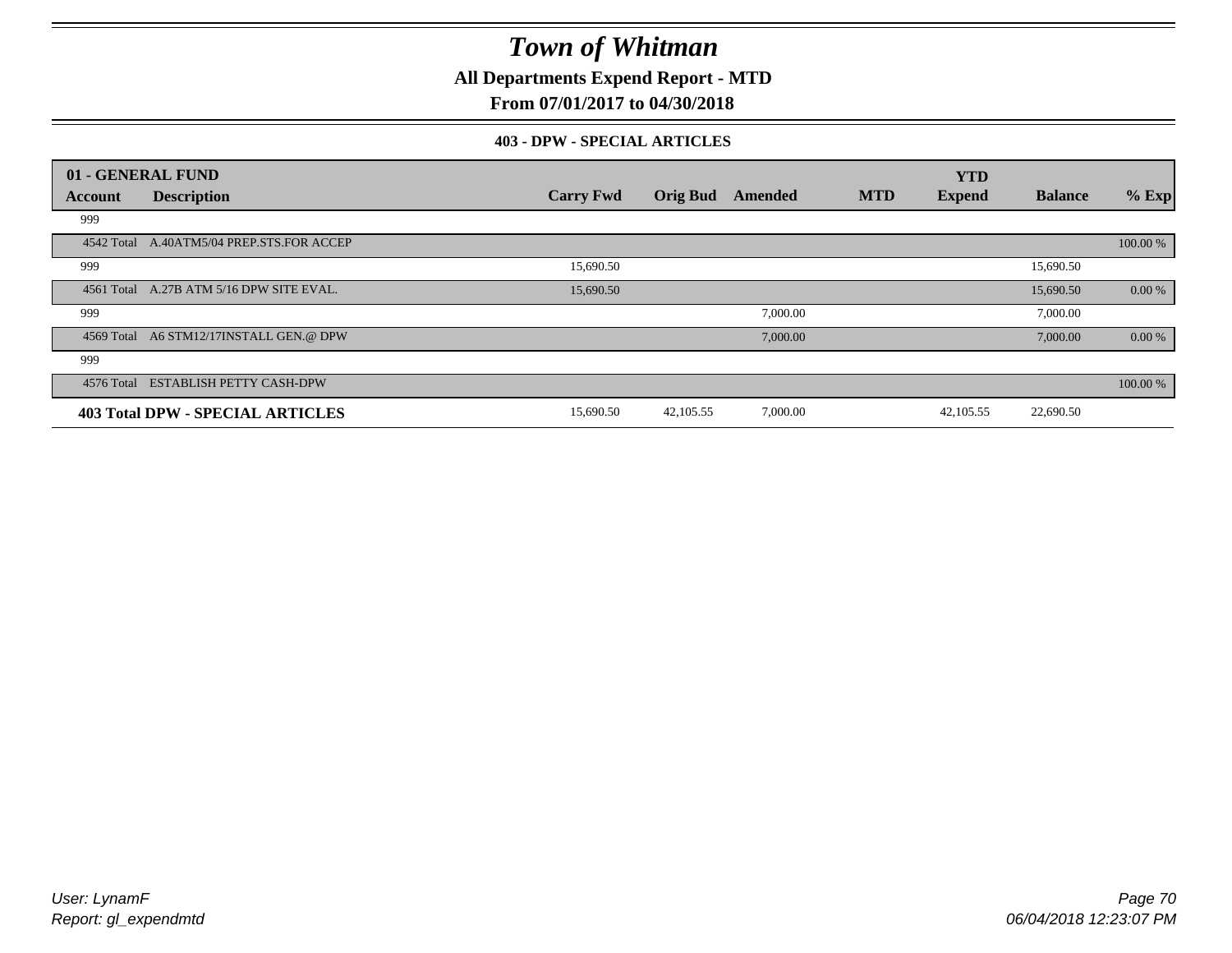# Town of Whitman

**All Departments Expend Report - MTD**

**From 07/01/2017 to 04/30/2018**

**403 - DPW - SPECIAL ARTICLES**

| 01 - GENERAL FUND | | | | | | YTD | | |
|---|---|---|---|---|---|---|---|---|
| **Account** | **Description** | **Carry Fwd** | **Orig Bud** | **Amended** | **MTD** | **Expend** | **Balance** | **% Exp** |
| 999 | | | | | | | | |
| 4542 Total | A.40ATM5/04 PREP.STS.FOR ACCEP | | | | | | | 100.00 % |
| 999 | | 15,690.50 | | | | | 15,690.50 | |
| 4561 Total | A.27B ATM 5/16 DPW SITE EVAL. | 15,690.50 | | | | | 15,690.50 | 0.00 % |
| 999 | | | | 7,000.00 | | | 7,000.00 | |
| 4569 Total | A6 STM12/17INSTALL GEN.@ DPW | | | 7,000.00 | | | 7,000.00 | 0.00 % |
| 999 | | | | | | | | |
| 4576 Total | ESTABLISH PETTY CASH-DPW | | | | | | | 100.00 % |
| **403 Total DPW - SPECIAL ARTICLES** | | 15,690.50 | 42,105.55 | 7,000.00 | | 42,105.55 | 22,690.50 | |

*User: LynamF*
*Report: gl_expendmtd*

*06/04/2018 12:23:07 PM*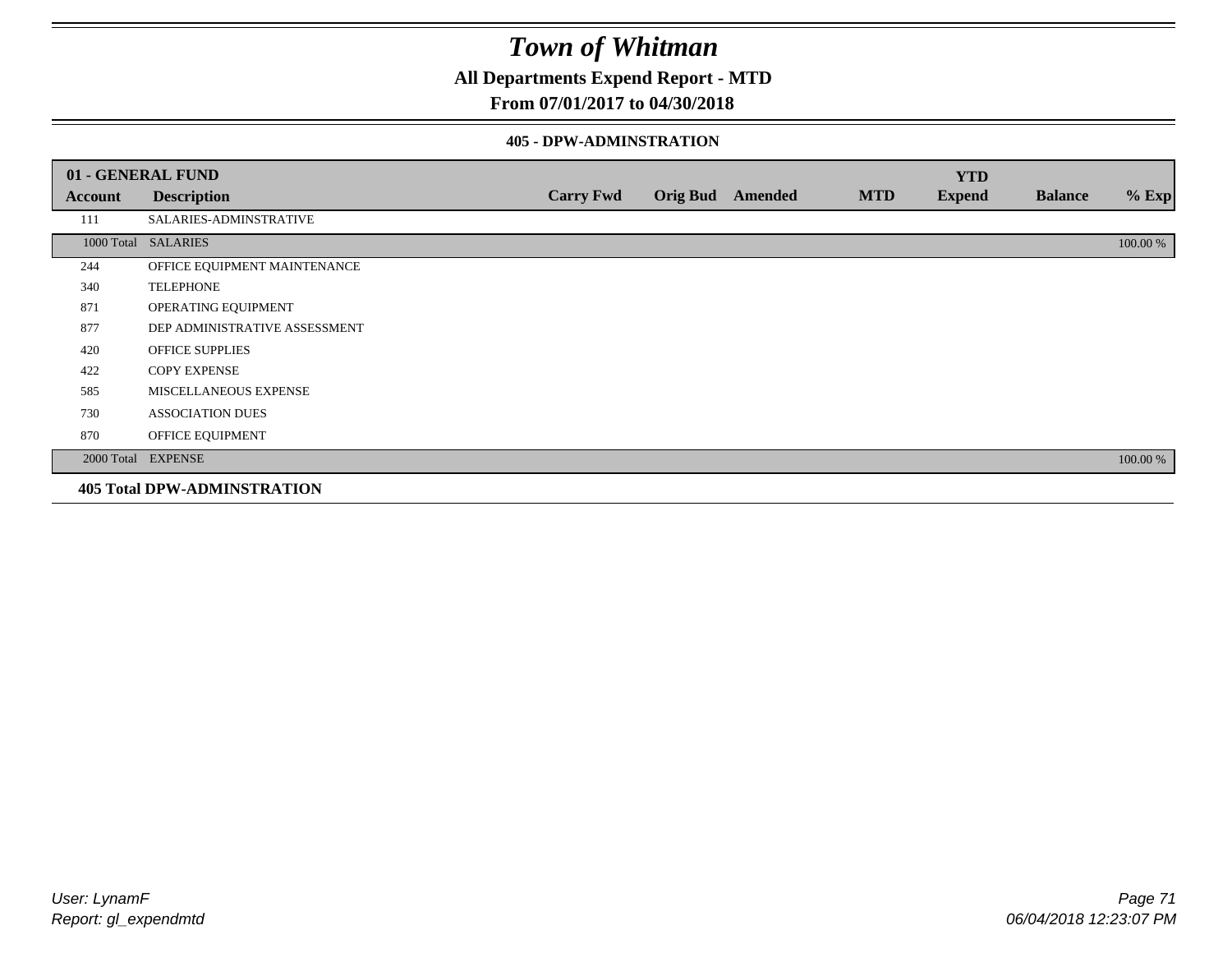# Town of Whitman

**All Departments Expend Report - MTD**

**From 07/01/2017 to 04/30/2018**

**405 - DPW-ADMINSTRATION**

| 01 - GENERAL FUND | | | | | | YTD | | |
|---|---|---|---|---|---|---|---|---|
| **Account** | **Description** | **Carry Fwd** | **Orig Bud** | **Amended** | **MTD** | **Expend** | **Balance** | **% Exp** |
| 111 | SALARIES-ADMINSTRATIVE | | | | | | | |
| 1000 Total | SALARIES | | | | | | | 100.00 % |
| 244 | OFFICE EQUIPMENT MAINTENANCE | | | | | | | |
| 340 | TELEPHONE | | | | | | | |
| 871 | OPERATING EQUIPMENT | | | | | | | |
| 877 | DEP ADMINISTRATIVE ASSESSMENT | | | | | | | |
| 420 | OFFICE SUPPLIES | | | | | | | |
| 422 | COPY EXPENSE | | | | | | | |
| 585 | MISCELLANEOUS EXPENSE | | | | | | | |
| 730 | ASSOCIATION DUES | | | | | | | |
| 870 | OFFICE EQUIPMENT | | | | | | | |
| 2000 Total | EXPENSE | | | | | | | 100.00 % |

**405 Total DPW-ADMINSTRATION**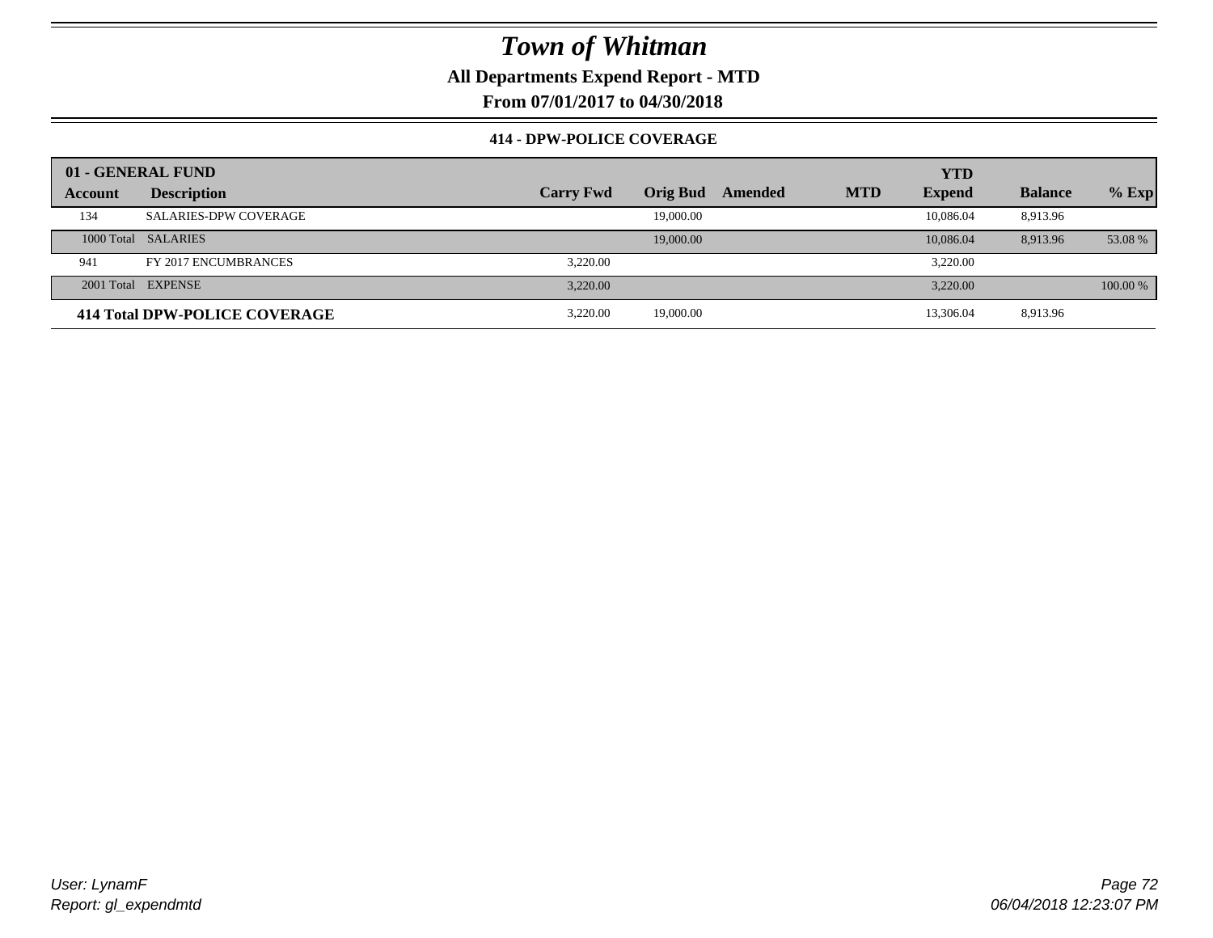# Town of Whitman

**All Departments Expend Report - MTD**

**From 07/01/2017 to 04/30/2018**

**414 - DPW-POLICE COVERAGE**

| 01 - GENERAL FUND | | | | | | YTD | | |
|---|---|---|---|---|---|---|---|---|
| **Account** | **Description** | **Carry Fwd** | **Orig Bud** | **Amended** | **MTD** | **Expend** | **Balance** | **% Exp** |
| 134 | SALARIES-DPW COVERAGE | | 19,000.00 | | | 10,086.04 | 8,913.96 | |
| 1000 Total | SALARIES | | 19,000.00 | | | 10,086.04 | 8,913.96 | 53.08 % |
| 941 | FY 2017 ENCUMBRANCES | 3,220.00 | | | | 3,220.00 | | |
| 2001 Total | EXPENSE | 3,220.00 | | | | 3,220.00 | | 100.00 % |
| **414 Total DPW-POLICE COVERAGE** | | 3,220.00 | 19,000.00 | | | 13,306.04 | 8,913.96 | |

*User: LynamF*
*Report: gl_expendmtd*

*06/04/2018 12:23:07 PM*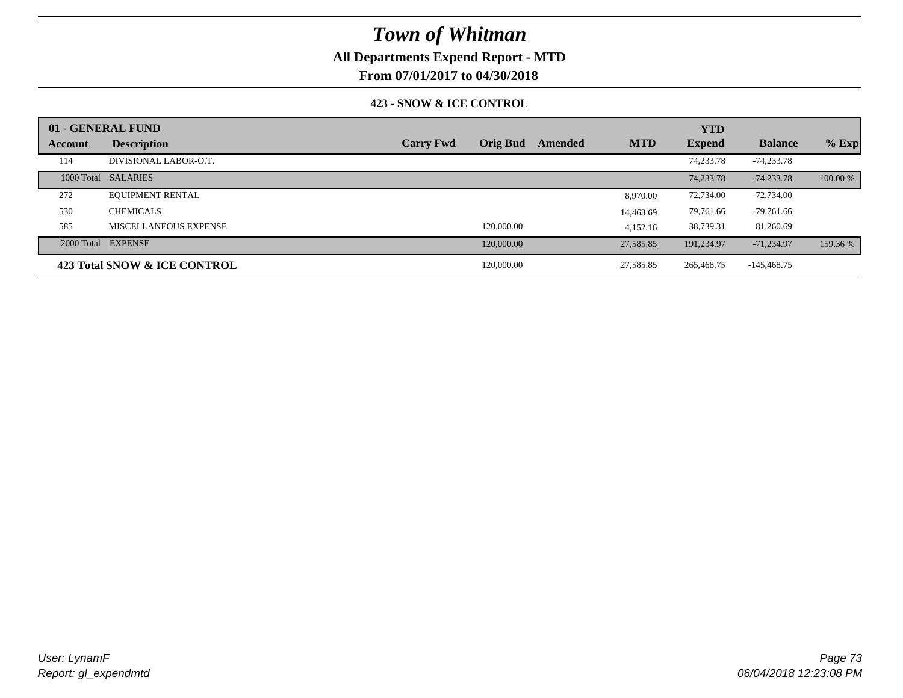# Town of Whitman

## All Departments Expend Report - MTD

### From 07/01/2017 to 04/30/2018

#### 423 - SNOW & ICE CONTROL

| 01 - GENERAL FUND | | | | | | | | | |
|---|---|---|---|---|---|---|---|---|---|
| **Account** | **Description** | **Carry Fwd** | **Orig Bud** | **Amended** | **MTD** | **YTD Expend** | **Balance** | **% Exp** |
| 114 | DIVISIONAL LABOR-O.T. | | | | | 74,233.78 | -74,233.78 | |
| 1000 Total | SALARIES | | | | | 74,233.78 | -74,233.78 | 100.00 % |
| 272 | EQUIPMENT RENTAL | | | | 8,970.00 | 72,734.00 | -72,734.00 | |
| 530 | CHEMICALS | | | | 14,463.69 | 79,761.66 | -79,761.66 | |
| 585 | MISCELLANEOUS EXPENSE | | 120,000.00 | | 4,152.16 | 38,739.31 | 81,260.69 | |
| 2000 Total | EXPENSE | | 120,000.00 | | 27,585.85 | 191,234.97 | -71,234.97 | 159.36 % |
| **423 Total SNOW & ICE CONTROL** | | | 120,000.00 | | 27,585.85 | 265,468.75 | -145,468.75 | |

User: LynamF
Report: gl_expendmtd

06/04/2018 12:23:08 PM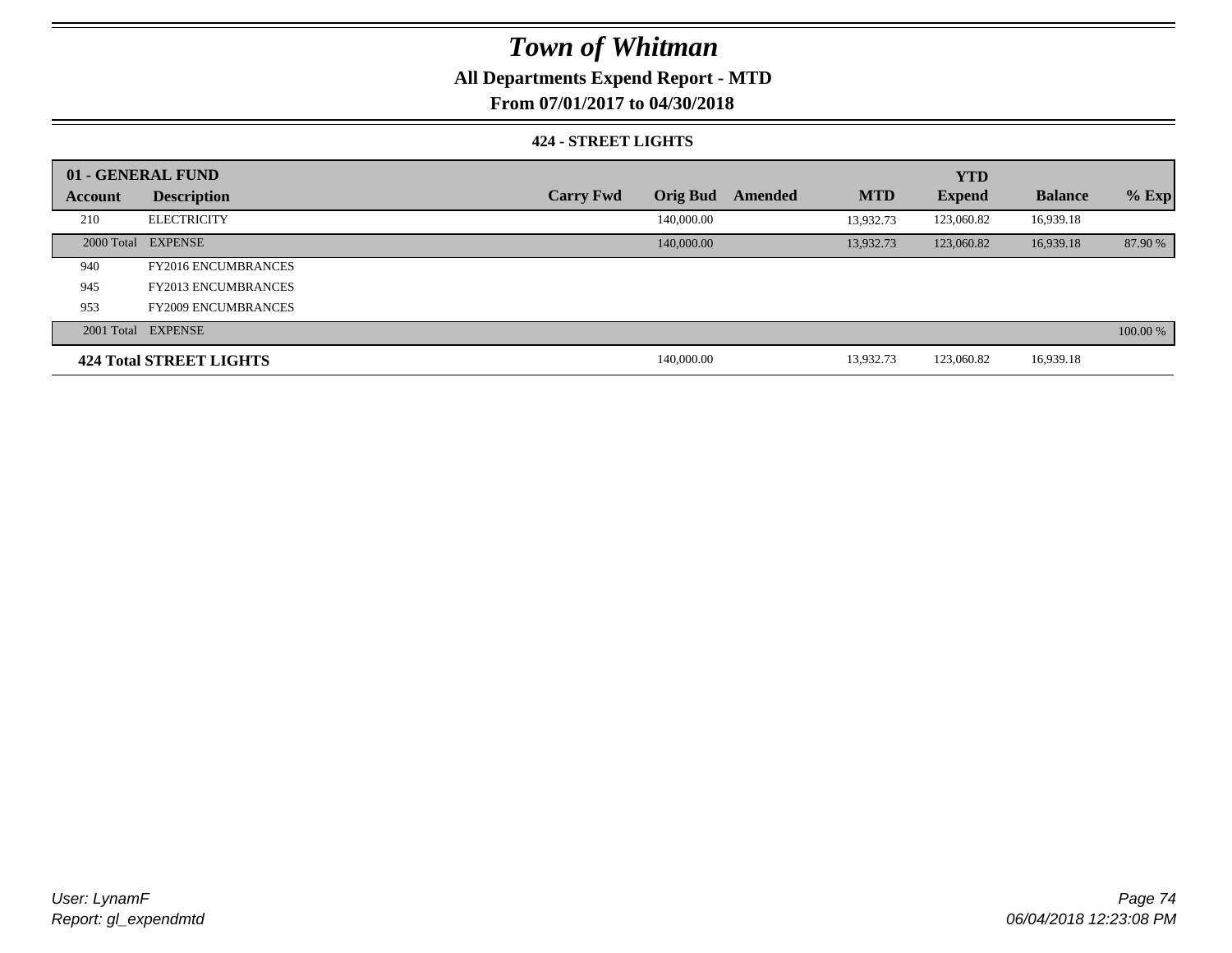# Town of Whitman

## All Departments Expend Report - MTD

### From 07/01/2017 to 04/30/2018

#### 424 - STREET LIGHTS

| 01 - GENERAL FUND | | | | | | YTD | | |
|---|---|---|---|---|---|---|---|---|
| **Account** | **Description** | **Carry Fwd** | **Orig Bud** | **Amended** | **MTD** | **Expend** | **Balance** | **% Exp** |
| 210 | ELECTRICITY | | 140,000.00 | | 13,932.73 | 123,060.82 | 16,939.18 | |
| 2000 Total | EXPENSE | | 140,000.00 | | 13,932.73 | 123,060.82 | 16,939.18 | 87.90 % |
| 940 | FY2016 ENCUMBRANCES | | | | | | | |
| 945 | FY2013 ENCUMBRANCES | | | | | | | |
| 953 | FY2009 ENCUMBRANCES | | | | | | | |
| 2001 Total | EXPENSE | | | | | | | 100.00 % |
| **424 Total STREET LIGHTS** | | | 140,000.00 | | 13,932.73 | 123,060.82 | 16,939.18 | |

*User: LynamF*
*Report: gl_expendmtd*

*06/04/2018 12:23:08 PM*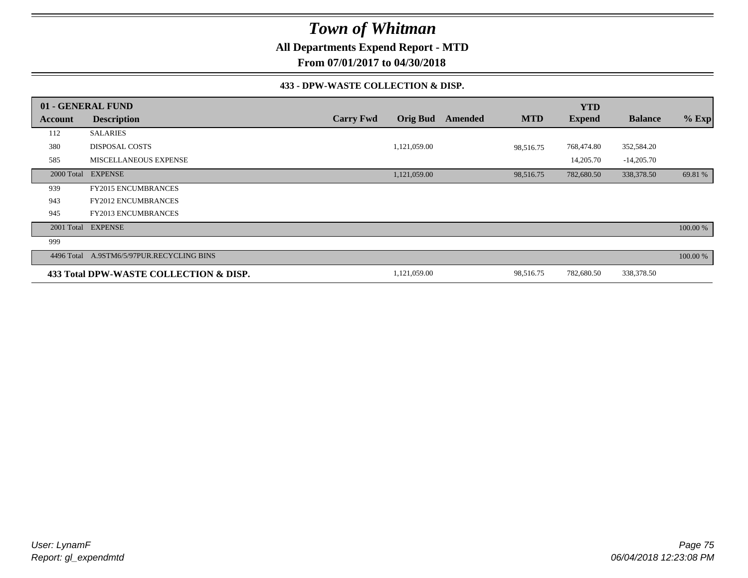# Town of Whitman

**All Departments Expend Report - MTD**

**From 07/01/2017 to 04/30/2018**

### 433 - DPW-WASTE COLLECTION & DISP.

| 01 - GENERAL FUND | | | | | | YTD | | |
|---|---|---|---|---|---|---|---|---|
| **Account** | **Description** | **Carry Fwd** | **Orig Bud** | **Amended** | **MTD** | **Expend** | **Balance** | **% Exp** |
| 112 | SALARIES | | | | | | | |
| 380 | DISPOSAL COSTS | | 1,121,059.00 | | 98,516.75 | 768,474.80 | 352,584.20 | |
| 585 | MISCELLANEOUS EXPENSE | | | | | 14,205.70 | -14,205.70 | |
| 2000 Total | EXPENSE | | 1,121,059.00 | | 98,516.75 | 782,680.50 | 338,378.50 | 69.81 % |
| 939 | FY2015 ENCUMBRANCES | | | | | | | |
| 943 | FY2012 ENCUMBRANCES | | | | | | | |
| 945 | FY2013 ENCUMBRANCES | | | | | | | |
| 2001 Total | EXPENSE | | | | | | | 100.00 % |
| 999 | | | | | | | | |
| 4496 Total | A.9STM6/5/97PUR.RECYCLING BINS | | | | | | | 100.00 % |
| **433 Total DPW-WASTE COLLECTION & DISP.** | | | 1,121,059.00 | | 98,516.75 | 782,680.50 | 338,378.50 | |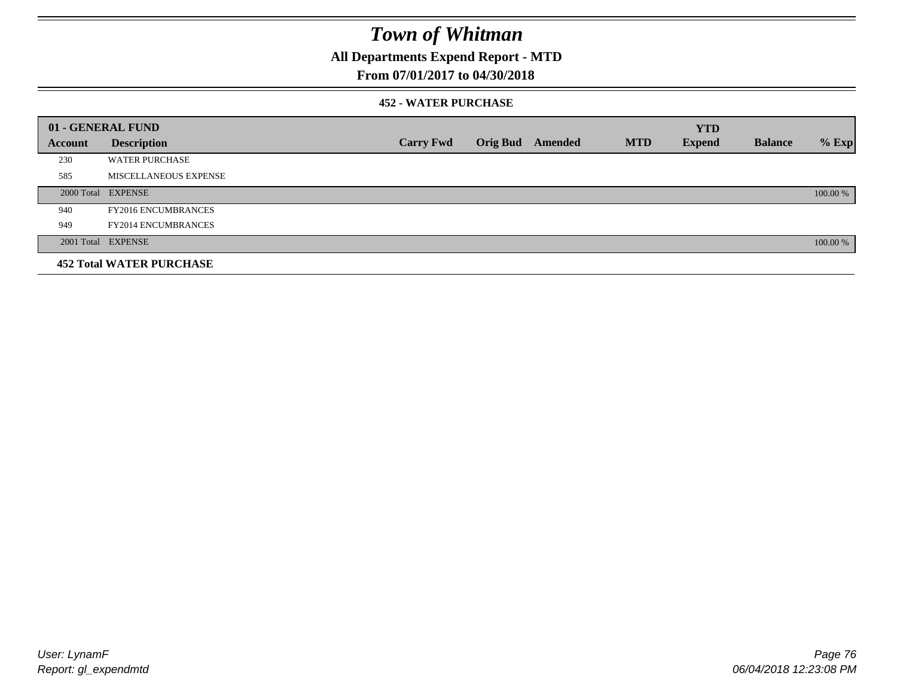# Town of Whitman

## All Departments Expend Report - MTD

### From 07/01/2017 to 04/30/2018

#### 452 - WATER PURCHASE

| 01 - GENERAL FUND | | | | | | YTD | | |
|---|---|---|---|---|---|---|---|---|
| Account | Description | Carry Fwd | Orig Bud | Amended | MTD | Expend | Balance | % Exp |
| 230 | WATER PURCHASE | | | | | | | |
| 585 | MISCELLANEOUS EXPENSE | | | | | | | |
| 2000 Total | EXPENSE | | | | | | | 100.00 % |
| 940 | FY2016 ENCUMBRANCES | | | | | | | |
| 949 | FY2014 ENCUMBRANCES | | | | | | | |
| 2001 Total | EXPENSE | | | | | | | 100.00 % |
| **452 Total WATER PURCHASE** | | | | | | | | |

*User: LynamF*
*Report: gl_expendmtd*

*06/04/2018 12:23:08 PM*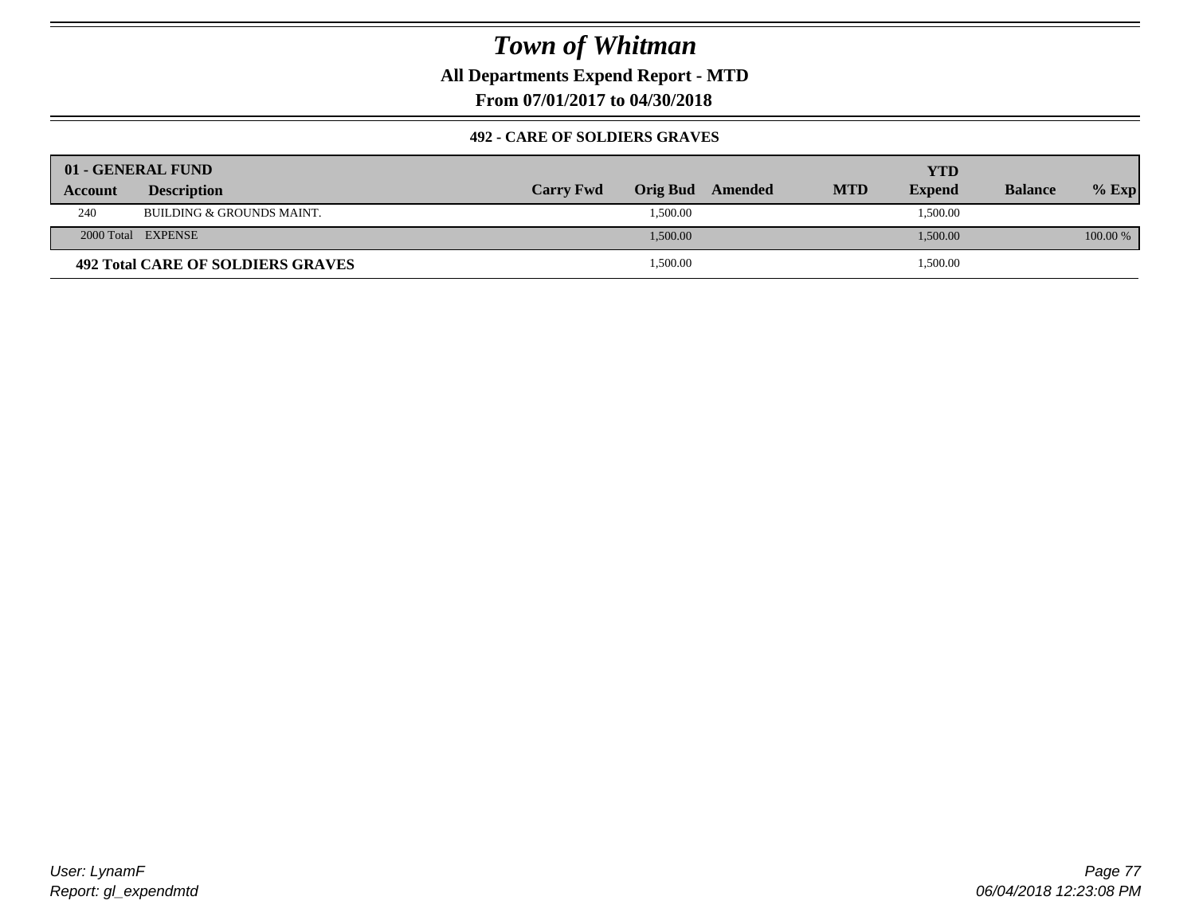# Town of Whitman

**All Departments Expend Report - MTD**

**From 07/01/2017 to 04/30/2018**

**492 - CARE OF SOLDIERS GRAVES**

| 01 - GENERAL FUND | | | | | | YTD | | |
|---|---|---|---|---|---|---|---|---|
| **Account** | **Description** | **Carry Fwd** | **Orig Bud** | **Amended** | **MTD** | **Expend** | **Balance** | **% Exp** |
| 240 | BUILDING & GROUNDS MAINT. | | 1,500.00 | | | 1,500.00 | | |
| 2000 Total | EXPENSE | | 1,500.00 | | | 1,500.00 | | 100.00 % |
| **492 Total CARE OF SOLDIERS GRAVES** | | | 1,500.00 | | | 1,500.00 | | |

*User: LynamF*
*Report: gl_expendmtd*

*06/04/2018 12:23:08 PM*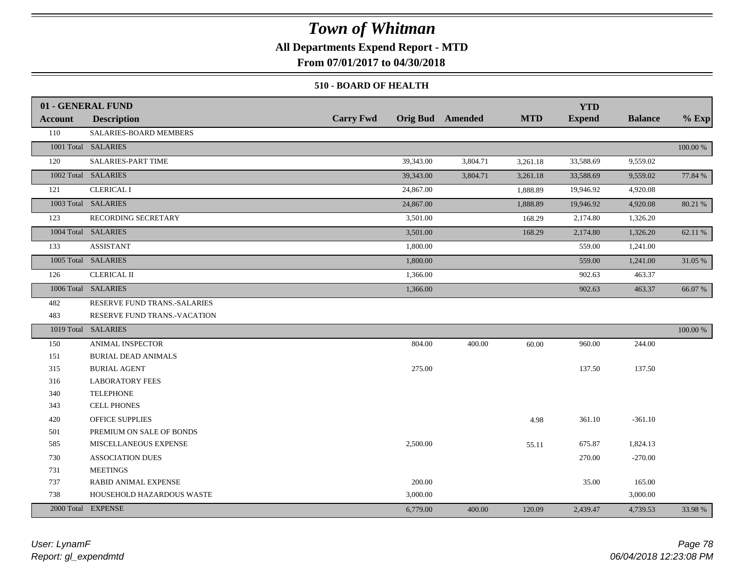# Town of Whitman

**All Departments Expend Report - MTD**

**From 07/01/2017 to 04/30/2018**

**510 - BOARD OF HEALTH**

| 01 - GENERAL FUND | | | | | | YTD | | |
|---|---|---|---|---|---|---|---|---|
| **Account** | **Description** | **Carry Fwd** | **Orig Bud** | **Amended** | **MTD** | **Expend** | **Balance** | **% Exp** |
| 110 | SALARIES-BOARD MEMBERS | | | | | | | |
| 1001 Total | SALARIES | | | | | | | 100.00 % |
| 120 | SALARIES-PART TIME | | 39,343.00 | 3,804.71 | 3,261.18 | 33,588.69 | 9,559.02 | |
| 1002 Total | SALARIES | | 39,343.00 | 3,804.71 | 3,261.18 | 33,588.69 | 9,559.02 | 77.84 % |
| 121 | CLERICAL I | | 24,867.00 | | 1,888.89 | 19,946.92 | 4,920.08 | |
| 1003 Total | SALARIES | | 24,867.00 | | 1,888.89 | 19,946.92 | 4,920.08 | 80.21 % |
| 123 | RECORDING SECRETARY | | 3,501.00 | | 168.29 | 2,174.80 | 1,326.20 | |
| 1004 Total | SALARIES | | 3,501.00 | | 168.29 | 2,174.80 | 1,326.20 | 62.11 % |
| 133 | ASSISTANT | | 1,800.00 | | | 559.00 | 1,241.00 | |
| 1005 Total | SALARIES | | 1,800.00 | | | 559.00 | 1,241.00 | 31.05 % |
| 126 | CLERICAL II | | 1,366.00 | | | 902.63 | 463.37 | |
| 1006 Total | SALARIES | | 1,366.00 | | | 902.63 | 463.37 | 66.07 % |
| 482 | RESERVE FUND TRANS.-SALARIES | | | | | | | |
| 483 | RESERVE FUND TRANS.-VACATION | | | | | | | |
| 1019 Total | SALARIES | | | | | | | 100.00 % |
| 150 | ANIMAL INSPECTOR | | 804.00 | 400.00 | 60.00 | 960.00 | 244.00 | |
| 151 | BURIAL DEAD ANIMALS | | | | | | | |
| 315 | BURIAL AGENT | | 275.00 | | | 137.50 | 137.50 | |
| 316 | LABORATORY FEES | | | | | | | |
| 340 | TELEPHONE | | | | | | | |
| 343 | CELL PHONES | | | | | | | |
| 420 | OFFICE SUPPLIES | | | | 4.98 | 361.10 | -361.10 | |
| 501 | PREMIUM ON SALE OF BONDS | | | | | | | |
| 585 | MISCELLANEOUS EXPENSE | | 2,500.00 | | 55.11 | 675.87 | 1,824.13 | |
| 730 | ASSOCIATION DUES | | | | | 270.00 | -270.00 | |
| 731 | MEETINGS | | | | | | | |
| 737 | RABID ANIMAL EXPENSE | | 200.00 | | | 35.00 | 165.00 | |
| 738 | HOUSEHOLD HAZARDOUS WASTE | | 3,000.00 | | | | 3,000.00 | |
| 2000 Total | EXPENSE | | 6,779.00 | 400.00 | 120.09 | 2,439.47 | 4,739.53 | 33.98 % |

*User: LynamF*
*Report: gl_expendmtd*

*06/04/2018 12:23:08 PM*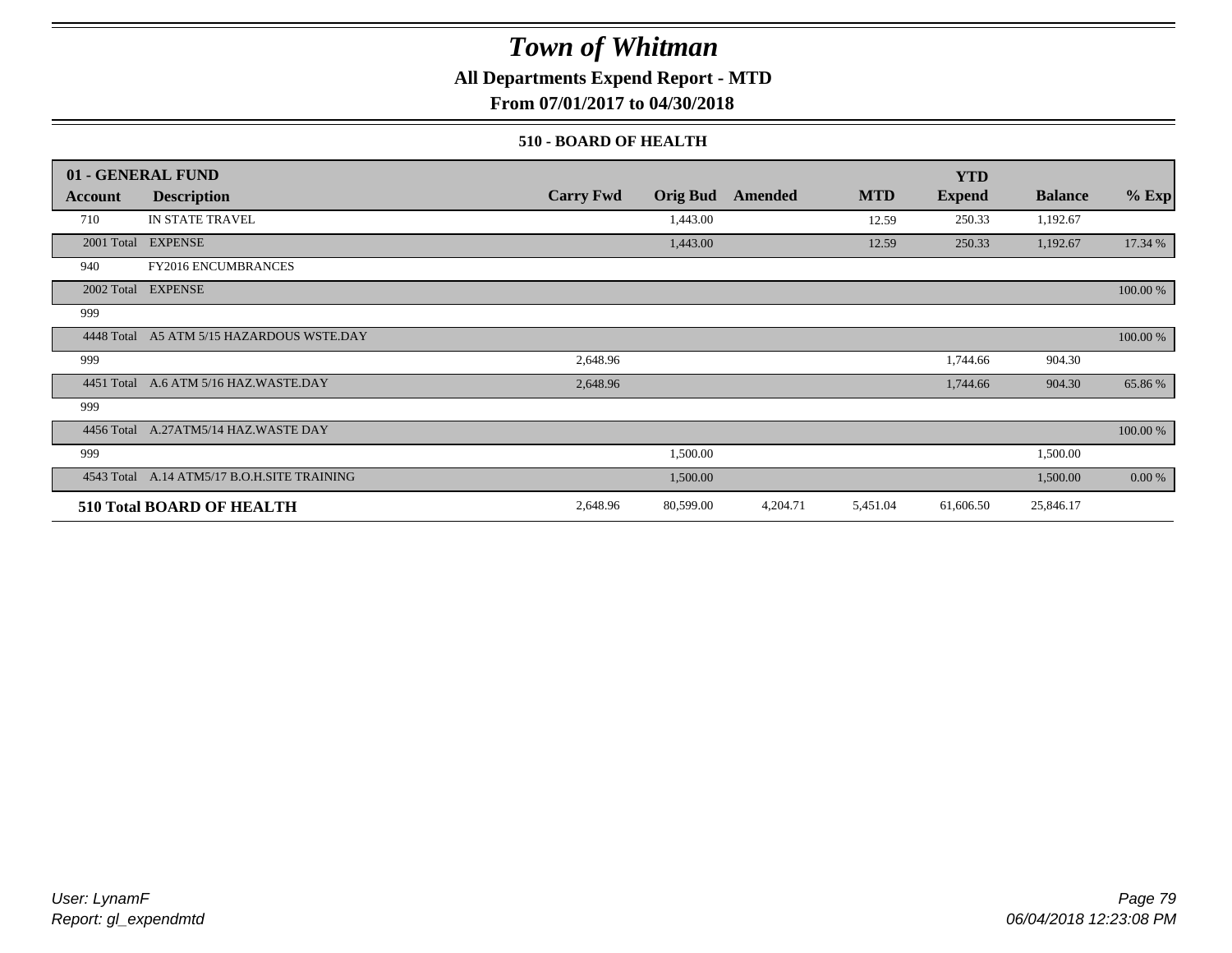# Town of Whitman

**All Departments Expend Report - MTD**

**From 07/01/2017 to 04/30/2018**

**510 - BOARD OF HEALTH**

| 01 - GENERAL FUND | | | | | | YTD | | |
|---|---|---|---|---|---|---|---|---|
| **Account** | **Description** | **Carry Fwd** | **Orig Bud** | **Amended** | **MTD** | **Expend** | **Balance** | **% Exp** |
| 710 | IN STATE TRAVEL | | 1,443.00 | | 12.59 | 250.33 | 1,192.67 | |
| 2001 Total | EXPENSE | | 1,443.00 | | 12.59 | 250.33 | 1,192.67 | 17.34 % |
| 940 | FY2016 ENCUMBRANCES | | | | | | | |
| 2002 Total | EXPENSE | | | | | | | 100.00 % |
| 999 | | | | | | | | |
| 4448 Total | A5 ATM 5/15 HAZARDOUS WSTE.DAY | | | | | | | 100.00 % |
| 999 | | 2,648.96 | | | | 1,744.66 | 904.30 | |
| 4451 Total | A.6 ATM 5/16 HAZ.WASTE.DAY | 2,648.96 | | | | 1,744.66 | 904.30 | 65.86 % |
| 999 | | | | | | | | |
| 4456 Total | A.27ATM5/14 HAZ.WASTE DAY | | | | | | | 100.00 % |
| 999 | | | 1,500.00 | | | | 1,500.00 | |
| 4543 Total | A.14 ATM5/17 B.O.H.SITE TRAINING | | 1,500.00 | | | | 1,500.00 | 0.00 % |
| **510 Total BOARD OF HEALTH** | | 2,648.96 | 80,599.00 | 4,204.71 | 5,451.04 | 61,606.50 | 25,846.17 | |

*User: LynamF*
*Report: gl_expendmtd*

*06/04/2018 12:23:08 PM*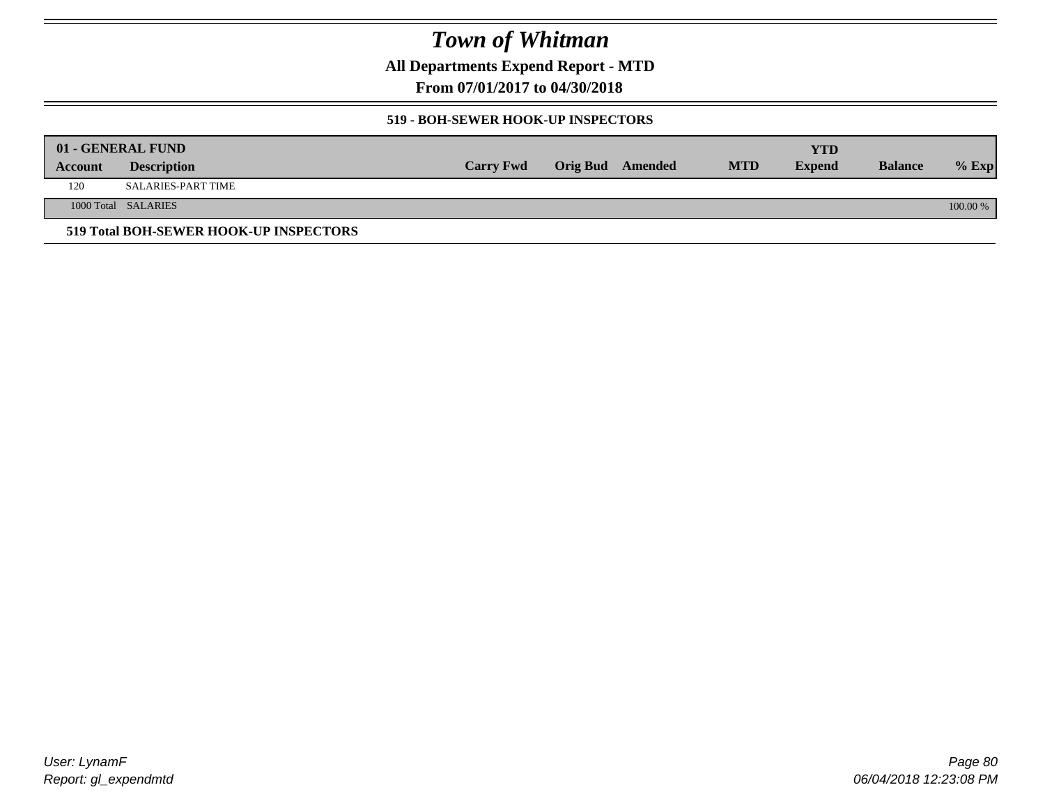# Town of Whitman

**All Departments Expend Report - MTD**

**From 07/01/2017 to 04/30/2018**

### 519 - BOH-SEWER HOOK-UP INSPECTORS

| 01 - GENERAL FUND | | | | | | YTD | | |
|---|---|---|---|---|---|---|---|---|
| **Account** | **Description** | **Carry Fwd** | **Orig Bud** | **Amended** | **MTD** | **Expend** | **Balance** | **% Exp** |
| 120 | SALARIES-PART TIME | | | | | | | |
| 1000 Total | SALARIES | | | | | | | 100.00 % |

**519 Total BOH-SEWER HOOK-UP INSPECTORS**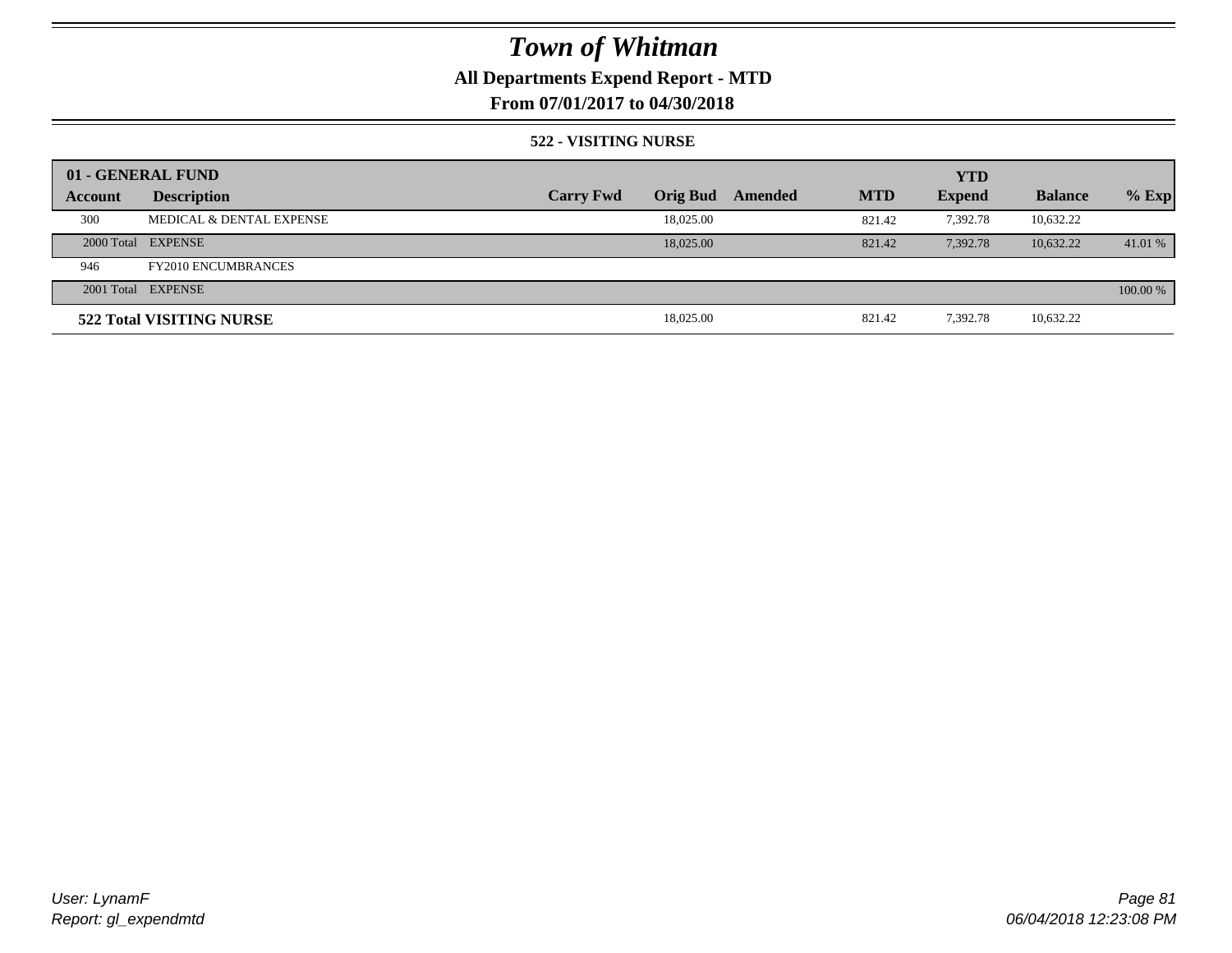# Town of Whitman

## All Departments Expend Report - MTD

### From 07/01/2017 to 04/30/2018

#### 522 - VISITING NURSE

| 01 - GENERAL FUND | | | | | | YTD | | |
|---|---|---|---|---|---|---|---|---|
| **Account** | **Description** | **Carry Fwd** | **Orig Bud** | **Amended** | **MTD** | **Expend** | **Balance** | **% Exp** |
| 300 | MEDICAL & DENTAL EXPENSE | | 18,025.00 | | 821.42 | 7,392.78 | 10,632.22 | |
| 2000 Total | EXPENSE | | 18,025.00 | | 821.42 | 7,392.78 | 10,632.22 | 41.01 % |
| 946 | FY2010 ENCUMBRANCES | | | | | | | |
| 2001 Total | EXPENSE | | | | | | | 100.00 % |
| **522 Total VISITING NURSE** | | | 18,025.00 | | 821.42 | 7,392.78 | 10,632.22 | |

*User: LynamF*
*Report: gl_expendmtd*

*06/04/2018 12:23:08 PM*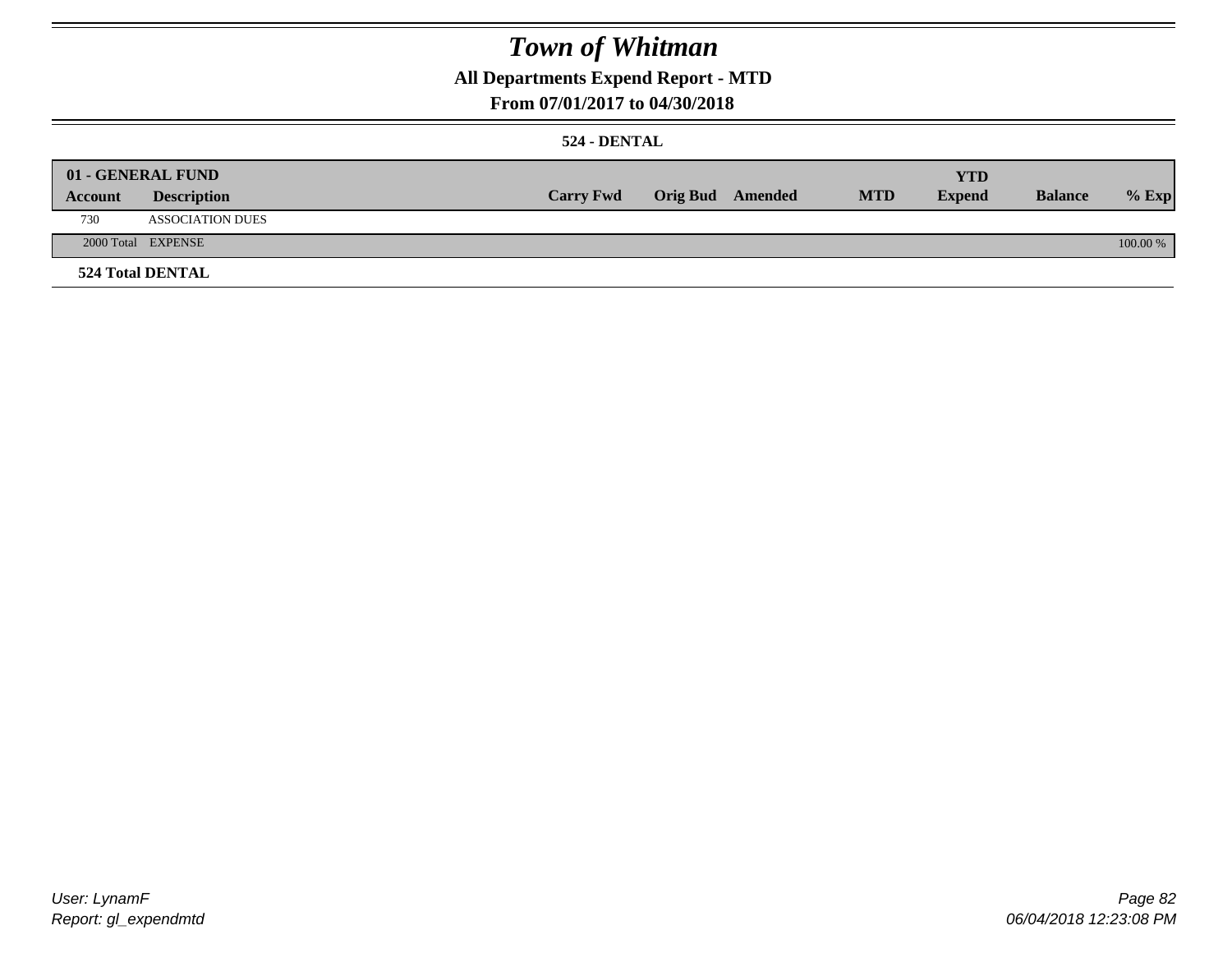# Town of Whitman

## All Departments Expend Report - MTD

### From 07/01/2017 to 04/30/2018

#### 524 - DENTAL

| 01 - GENERAL FUND | | | | | | YTD | | |
|---|---|---|---|---|---|---|---|---|
| Account | Description | Carry Fwd | Orig Bud | Amended | MTD | Expend | Balance | % Exp |
| 730 | ASSOCIATION DUES | | | | | | | |
| 2000 Total | EXPENSE | | | | | | | 100.00 % |

**524 Total DENTAL**

User: LynamF
Report: gl_expendmtd

06/04/2018 12:23:08 PM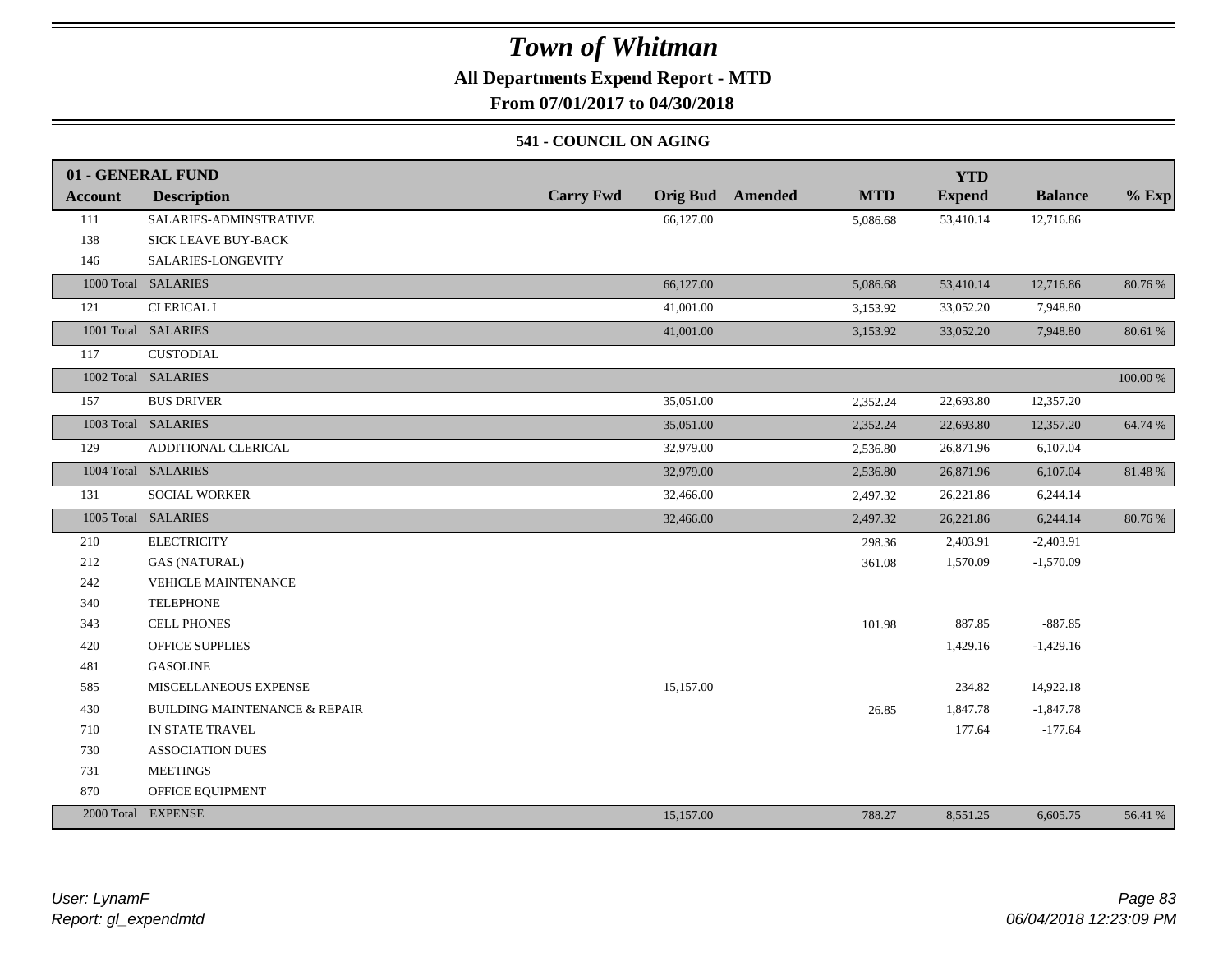# Town of Whitman

**All Departments Expend Report - MTD**

**From 07/01/2017 to 04/30/2018**

### 541 - COUNCIL ON AGING

| Account | Description | Carry Fwd | Orig Bud | Amended | MTD | YTD Expend | Balance | % Exp |
|---|---|---|---|---|---|---|---|---|
| **01 - GENERAL FUND** | | | | | | | | |
| 111 | SALARIES-ADMINSTRATIVE | | 66,127.00 | | 5,086.68 | 53,410.14 | 12,716.86 | |
| 138 | SICK LEAVE BUY-BACK | | | | | | | |
| 146 | SALARIES-LONGEVITY | | | | | | | |
| 1000 Total | SALARIES | | 66,127.00 | | 5,086.68 | 53,410.14 | 12,716.86 | 80.76 % |
| 121 | CLERICAL I | | 41,001.00 | | 3,153.92 | 33,052.20 | 7,948.80 | |
| 1001 Total | SALARIES | | 41,001.00 | | 3,153.92 | 33,052.20 | 7,948.80 | 80.61 % |
| 117 | CUSTODIAL | | | | | | | |
| 1002 Total | SALARIES | | | | | | | 100.00 % |
| 157 | BUS DRIVER | | 35,051.00 | | 2,352.24 | 22,693.80 | 12,357.20 | |
| 1003 Total | SALARIES | | 35,051.00 | | 2,352.24 | 22,693.80 | 12,357.20 | 64.74 % |
| 129 | ADDITIONAL CLERICAL | | 32,979.00 | | 2,536.80 | 26,871.96 | 6,107.04 | |
| 1004 Total | SALARIES | | 32,979.00 | | 2,536.80 | 26,871.96 | 6,107.04 | 81.48 % |
| 131 | SOCIAL WORKER | | 32,466.00 | | 2,497.32 | 26,221.86 | 6,244.14 | |
| 1005 Total | SALARIES | | 32,466.00 | | 2,497.32 | 26,221.86 | 6,244.14 | 80.76 % |
| 210 | ELECTRICITY | | | | 298.36 | 2,403.91 | -2,403.91 | |
| 212 | GAS (NATURAL) | | | | 361.08 | 1,570.09 | -1,570.09 | |
| 242 | VEHICLE MAINTENANCE | | | | | | | |
| 340 | TELEPHONE | | | | | | | |
| 343 | CELL PHONES | | | | 101.98 | 887.85 | -887.85 | |
| 420 | OFFICE SUPPLIES | | | | | 1,429.16 | -1,429.16 | |
| 481 | GASOLINE | | | | | | | |
| 585 | MISCELLANEOUS EXPENSE | | 15,157.00 | | | 234.82 | 14,922.18 | |
| 430 | BUILDING MAINTENANCE & REPAIR | | | | 26.85 | 1,847.78 | -1,847.78 | |
| 710 | IN STATE TRAVEL | | | | | 177.64 | -177.64 | |
| 730 | ASSOCIATION DUES | | | | | | | |
| 731 | MEETINGS | | | | | | | |
| 870 | OFFICE EQUIPMENT | | | | | | | |
| 2000 Total | EXPENSE | | 15,157.00 | | 788.27 | 8,551.25 | 6,605.75 | 56.41 % |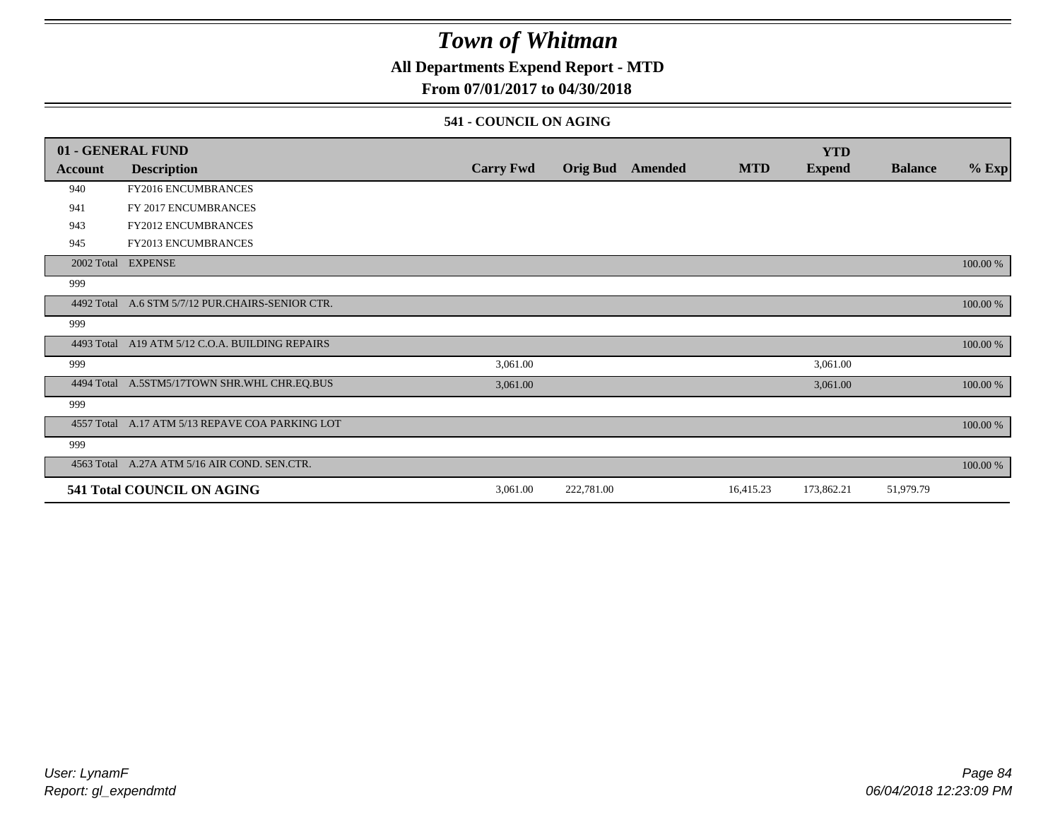# Town of Whitman

## All Departments Expend Report - MTD

### From 07/01/2017 to 04/30/2018

#### 541 - COUNCIL ON AGING

| 01 - GENERAL FUND | | | | | | YTD | | |
|---|---|---|---|---|---|---|---|---|
| **Account** | **Description** | **Carry Fwd** | **Orig Bud** | **Amended** | **MTD** | **Expend** | **Balance** | **% Exp** |
| 940 | FY2016 ENCUMBRANCES | | | | | | | |
| 941 | FY 2017 ENCUMBRANCES | | | | | | | |
| 943 | FY2012 ENCUMBRANCES | | | | | | | |
| 945 | FY2013 ENCUMBRANCES | | | | | | | |
| 2002 Total | EXPENSE | | | | | | | 100.00 % |
| 999 | | | | | | | | |
| 4492 Total | A.6 STM 5/7/12 PUR.CHAIRS-SENIOR CTR. | | | | | | | 100.00 % |
| 999 | | | | | | | | |
| 4493 Total | A19 ATM 5/12 C.O.A. BUILDING REPAIRS | | | | | | | 100.00 % |
| 999 | | 3,061.00 | | | | 3,061.00 | | |
| 4494 Total | A.5STM5/17TOWN SHR.WHL CHR.EQ.BUS | 3,061.00 | | | | 3,061.00 | | 100.00 % |
| 999 | | | | | | | | |
| 4557 Total | A.17 ATM 5/13 REPAVE COA PARKING LOT | | | | | | | 100.00 % |
| 999 | | | | | | | | |
| 4563 Total | A.27A ATM 5/16 AIR COND. SEN.CTR. | | | | | | | 100.00 % |
| **541 Total COUNCIL ON AGING** | | 3,061.00 | 222,781.00 | | 16,415.23 | 173,862.21 | 51,979.79 | |

*User: LynamF*
*Report: gl_expendmtd*

*06/04/2018 12:23:09 PM*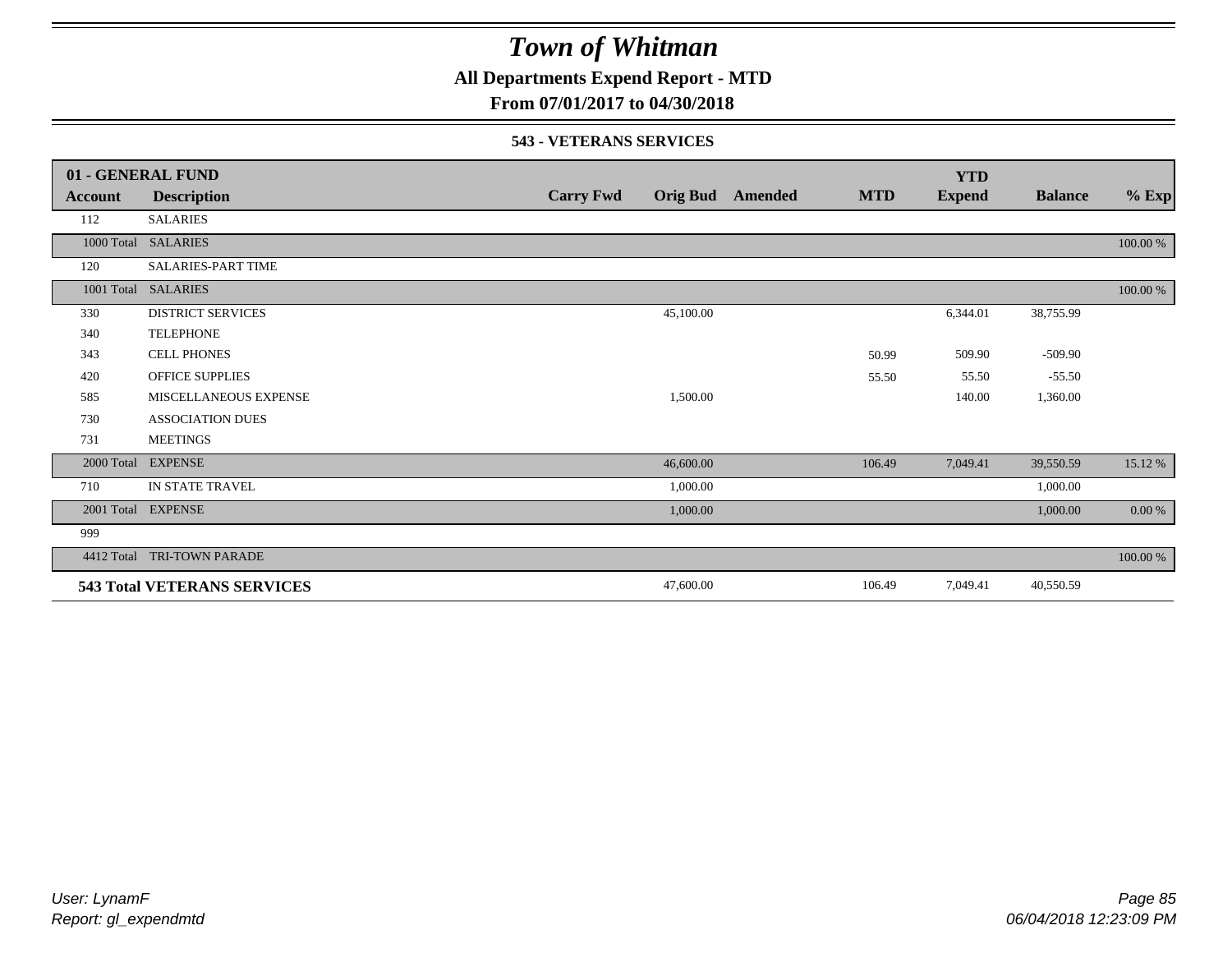# Town of Whitman

**All Departments Expend Report - MTD**

**From 07/01/2017 to 04/30/2018**

**543 - VETERANS SERVICES**

| 01 - GENERAL FUND | | | | | | | | |
|---|---|---|---|---|---|---|---|---|
| **Account** | **Description** | **Carry Fwd** | **Orig Bud** | **Amended** | **MTD** | **YTD Expend** | **Balance** | **% Exp** |
| 112 | SALARIES | | | | | | | |
| 1000 Total | SALARIES | | | | | | | 100.00 % |
| 120 | SALARIES-PART TIME | | | | | | | |
| 1001 Total | SALARIES | | | | | | | 100.00 % |
| 330 | DISTRICT SERVICES | | 45,100.00 | | | 6,344.01 | 38,755.99 | |
| 340 | TELEPHONE | | | | | | | |
| 343 | CELL PHONES | | | | 50.99 | 509.90 | -509.90 | |
| 420 | OFFICE SUPPLIES | | | | 55.50 | 55.50 | -55.50 | |
| 585 | MISCELLANEOUS EXPENSE | | 1,500.00 | | | 140.00 | 1,360.00 | |
| 730 | ASSOCIATION DUES | | | | | | | |
| 731 | MEETINGS | | | | | | | |
| 2000 Total | EXPENSE | | 46,600.00 | | 106.49 | 7,049.41 | 39,550.59 | 15.12 % |
| 710 | IN STATE TRAVEL | | 1,000.00 | | | | 1,000.00 | |
| 2001 Total | EXPENSE | | 1,000.00 | | | | 1,000.00 | 0.00 % |
| 999 | | | | | | | | |
| 4412 Total | TRI-TOWN PARADE | | | | | | | 100.00 % |
| **543 Total VETERANS SERVICES** | | | 47,600.00 | | 106.49 | 7,049.41 | 40,550.59 | |

*User: LynamF*
*Report: gl_expendmtd*

*06/04/2018 12:23:09 PM*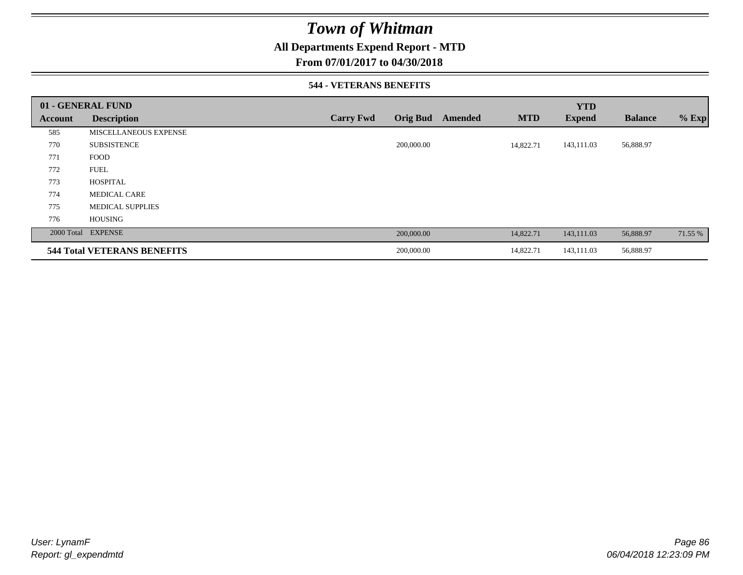# Town of Whitman

## All Departments Expend Report - MTD

### From 07/01/2017 to 04/30/2018

#### 544 - VETERANS BENEFITS

| 01 - GENERAL FUND | | | | | | YTD | | |
|---|---|---|---|---|---|---|---|---|
| **Account** | **Description** | **Carry Fwd** | **Orig Bud** | **Amended** | **MTD** | **Expend** | **Balance** | **% Exp** |
| 585 | MISCELLANEOUS EXPENSE | | | | | | | |
| 770 | SUBSISTENCE | | 200,000.00 | | 14,822.71 | 143,111.03 | 56,888.97 | |
| 771 | FOOD | | | | | | | |
| 772 | FUEL | | | | | | | |
| 773 | HOSPITAL | | | | | | | |
| 774 | MEDICAL CARE | | | | | | | |
| 775 | MEDICAL SUPPLIES | | | | | | | |
| 776 | HOUSING | | | | | | | |
| 2000 Total | EXPENSE | | 200,000.00 | | 14,822.71 | 143,111.03 | 56,888.97 | 71.55 % |
| **544 Total VETERANS BENEFITS** | | | 200,000.00 | | 14,822.71 | 143,111.03 | 56,888.97 | |

*User: LynamF*
*Report: gl_expendmtd*

*06/04/2018 12:23:09 PM*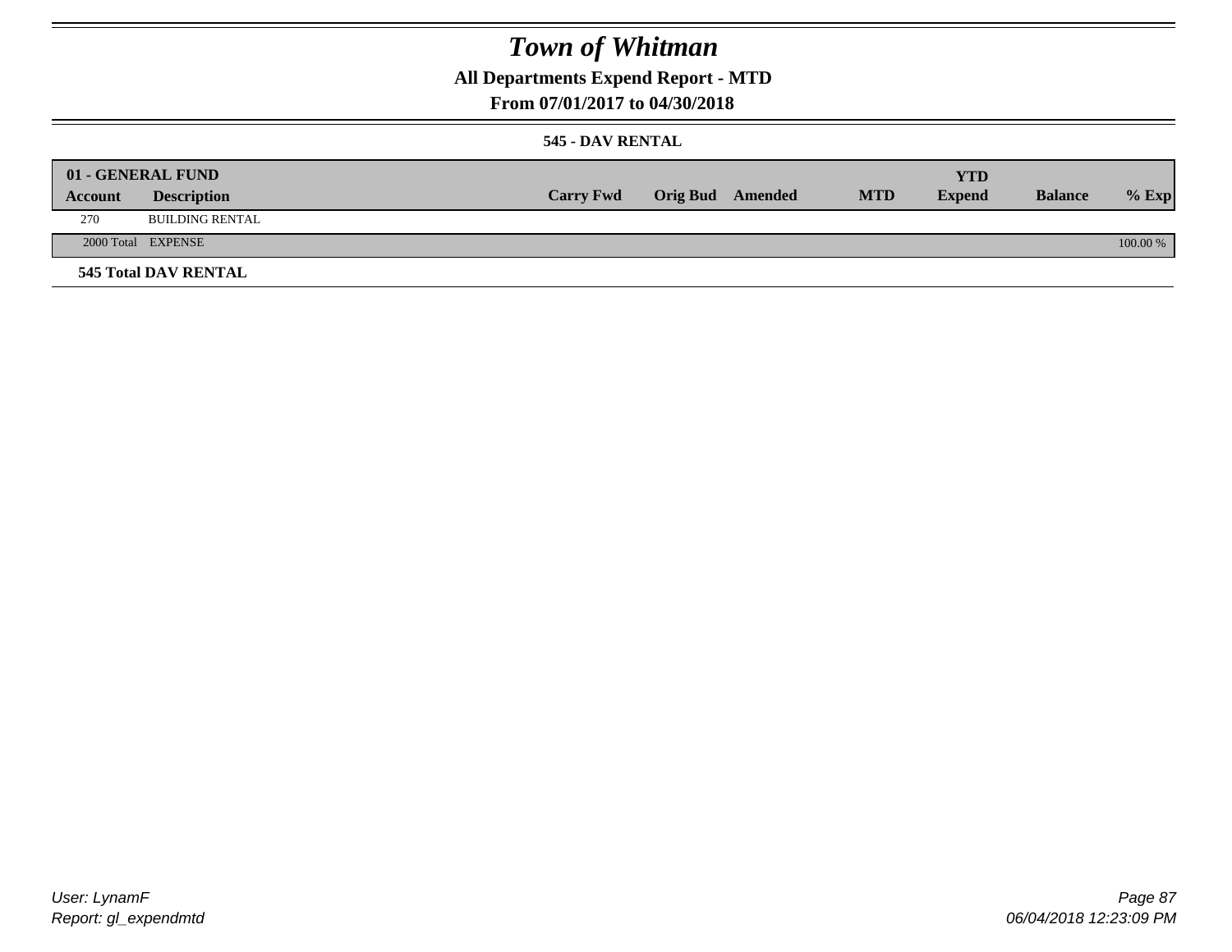# Town of Whitman

## All Departments Expend Report - MTD

## From 07/01/2017 to 04/30/2018

### 545 - DAV RENTAL

| 01 - GENERAL FUND | | | | | | YTD | | |
|---|---|---|---|---|---|---|---|---|
| Account | Description | Carry Fwd | Orig Bud | Amended | MTD | Expend | Balance | % Exp |
| 270 | BUILDING RENTAL | | | | | | | |
| 2000 Total | EXPENSE | | | | | | | 100.00 % |

**545 Total DAV RENTAL**

User: LynamF
Report: gl_expendmtd

06/04/2018 12:23:09 PM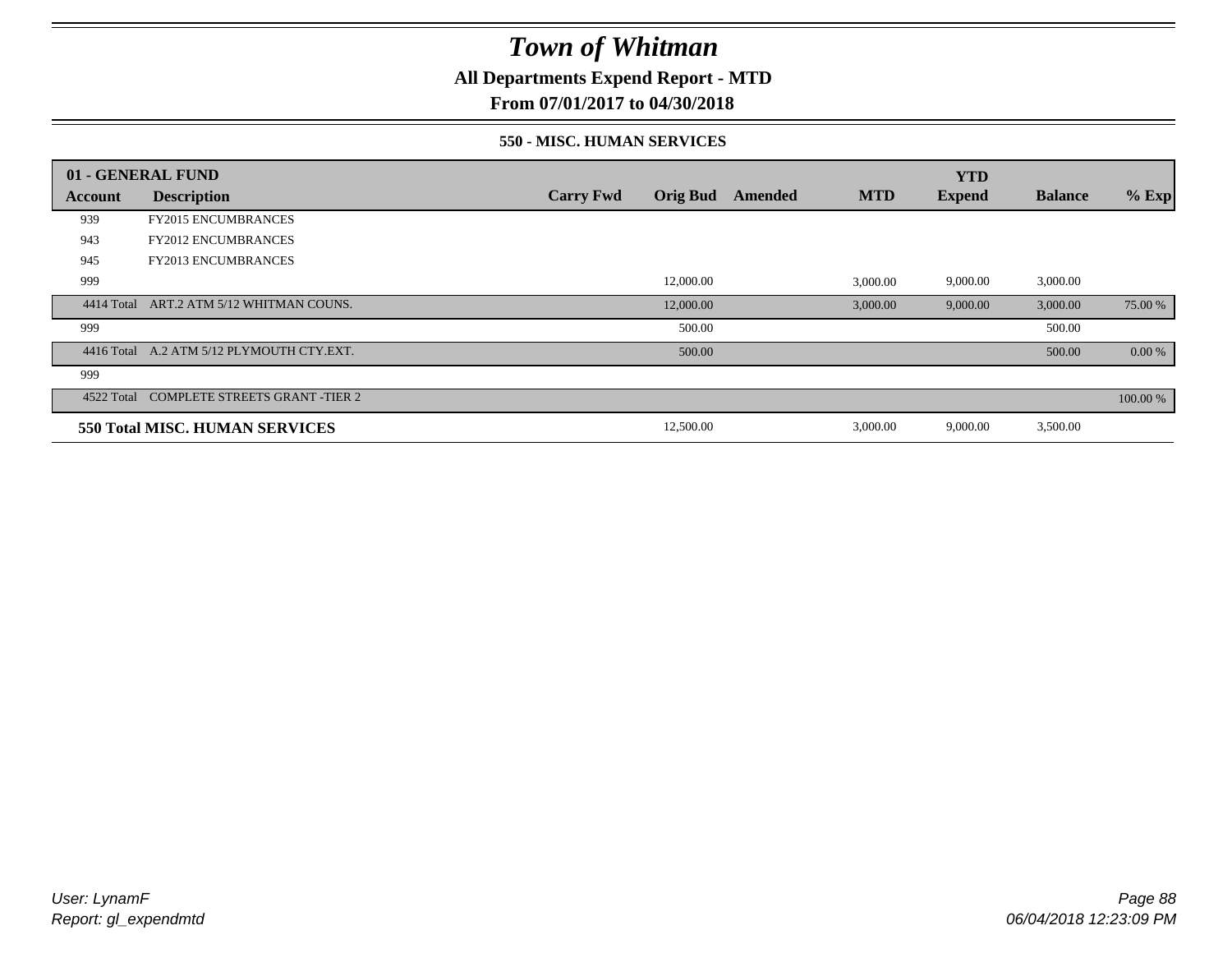# Town of Whitman

**All Departments Expend Report - MTD**

**From 07/01/2017 to 04/30/2018**

**550 - MISC. HUMAN SERVICES**

| 01 - GENERAL FUND | | | | | | YTD | | |
|---|---|---|---|---|---|---|---|---|
| Account | Description | Carry Fwd | Orig Bud | Amended | MTD | Expend | Balance | % Exp |
| 939 | FY2015 ENCUMBRANCES | | | | | | | |
| 943 | FY2012 ENCUMBRANCES | | | | | | | |
| 945 | FY2013 ENCUMBRANCES | | | | | | | |
| 999 | | | 12,000.00 | | 3,000.00 | 9,000.00 | 3,000.00 | |
| 4414 Total | ART.2 ATM 5/12 WHITMAN COUNS. | | 12,000.00 | | 3,000.00 | 9,000.00 | 3,000.00 | 75.00 % |
| 999 | | | 500.00 | | | | 500.00 | |
| 4416 Total | A.2 ATM 5/12 PLYMOUTH CTY.EXT. | | 500.00 | | | | 500.00 | 0.00 % |
| 999 | | | | | | | | |
| 4522 Total | COMPLETE STREETS GRANT -TIER 2 | | | | | | | 100.00 % |
| **550 Total MISC. HUMAN SERVICES** | | | 12,500.00 | | 3,000.00 | 9,000.00 | 3,500.00 | |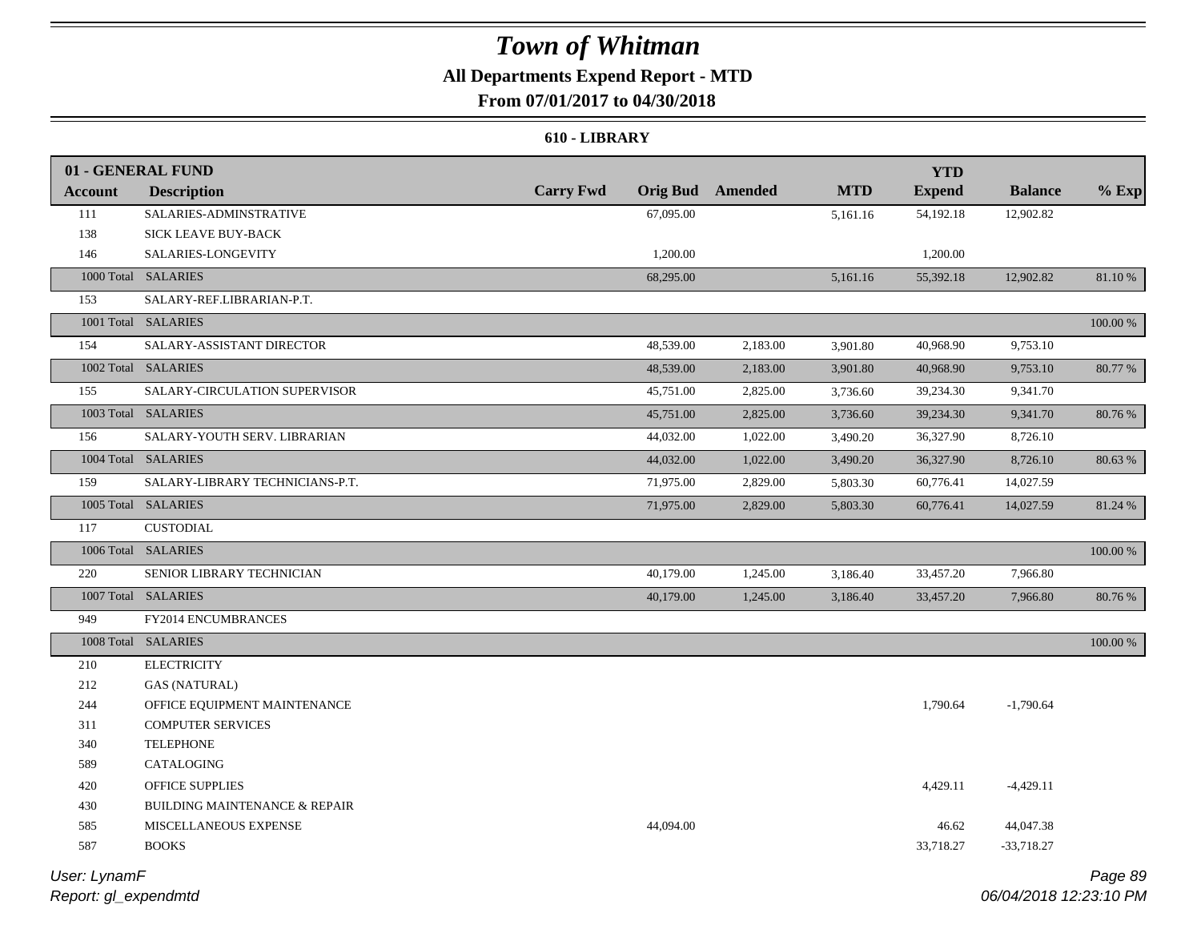# Town of Whitman

**All Departments Expend Report - MTD**

**From 07/01/2017 to 04/30/2018**

**610 - LIBRARY**

| 01 - GENERAL FUND | | | | | | | | |
|---|---|---|---|---|---|---|---|---|
| **Account** | **Description** | **Carry Fwd** | **Orig Bud** | **Amended** | **MTD** | **YTD Expend** | **Balance** | **% Exp** |
| 111 | SALARIES-ADMINSTRATIVE | | 67,095.00 | | 5,161.16 | 54,192.18 | 12,902.82 | |
| 138 | SICK LEAVE BUY-BACK | | | | | | | |
| 146 | SALARIES-LONGEVITY | | 1,200.00 | | | 1,200.00 | | |
| 1000 Total | SALARIES | | 68,295.00 | | 5,161.16 | 55,392.18 | 12,902.82 | 81.10 % |
| 153 | SALARY-REF.LIBRARIAN-P.T. | | | | | | | |
| 1001 Total | SALARIES | | | | | | | 100.00 % |
| 154 | SALARY-ASSISTANT DIRECTOR | | 48,539.00 | 2,183.00 | 3,901.80 | 40,968.90 | 9,753.10 | |
| 1002 Total | SALARIES | | 48,539.00 | 2,183.00 | 3,901.80 | 40,968.90 | 9,753.10 | 80.77 % |
| 155 | SALARY-CIRCULATION SUPERVISOR | | 45,751.00 | 2,825.00 | 3,736.60 | 39,234.30 | 9,341.70 | |
| 1003 Total | SALARIES | | 45,751.00 | 2,825.00 | 3,736.60 | 39,234.30 | 9,341.70 | 80.76 % |
| 156 | SALARY-YOUTH SERV. LIBRARIAN | | 44,032.00 | 1,022.00 | 3,490.20 | 36,327.90 | 8,726.10 | |
| 1004 Total | SALARIES | | 44,032.00 | 1,022.00 | 3,490.20 | 36,327.90 | 8,726.10 | 80.63 % |
| 159 | SALARY-LIBRARY TECHNICIANS-P.T. | | 71,975.00 | 2,829.00 | 5,803.30 | 60,776.41 | 14,027.59 | |
| 1005 Total | SALARIES | | 71,975.00 | 2,829.00 | 5,803.30 | 60,776.41 | 14,027.59 | 81.24 % |
| 117 | CUSTODIAL | | | | | | | |
| 1006 Total | SALARIES | | | | | | | 100.00 % |
| 220 | SENIOR LIBRARY TECHNICIAN | | 40,179.00 | 1,245.00 | 3,186.40 | 33,457.20 | 7,966.80 | |
| 1007 Total | SALARIES | | 40,179.00 | 1,245.00 | 3,186.40 | 33,457.20 | 7,966.80 | 80.76 % |
| 949 | FY2014 ENCUMBRANCES | | | | | | | |
| 1008 Total | SALARIES | | | | | | | 100.00 % |
| 210 | ELECTRICITY | | | | | | | |
| 212 | GAS (NATURAL) | | | | | | | |
| 244 | OFFICE EQUIPMENT MAINTENANCE | | | | | 1,790.64 | -1,790.64 | |
| 311 | COMPUTER SERVICES | | | | | | | |
| 340 | TELEPHONE | | | | | | | |
| 589 | CATALOGING | | | | | | | |
| 420 | OFFICE SUPPLIES | | | | | 4,429.11 | -4,429.11 | |
| 430 | BUILDING MAINTENANCE & REPAIR | | | | | | | |
| 585 | MISCELLANEOUS EXPENSE | | 44,094.00 | | | 46.62 | 44,047.38 | |
| 587 | BOOKS | | | | | 33,718.27 | -33,718.27 | |

User: LynamF

Report: gl_expendmtd

06/04/2018 12:23:10 PM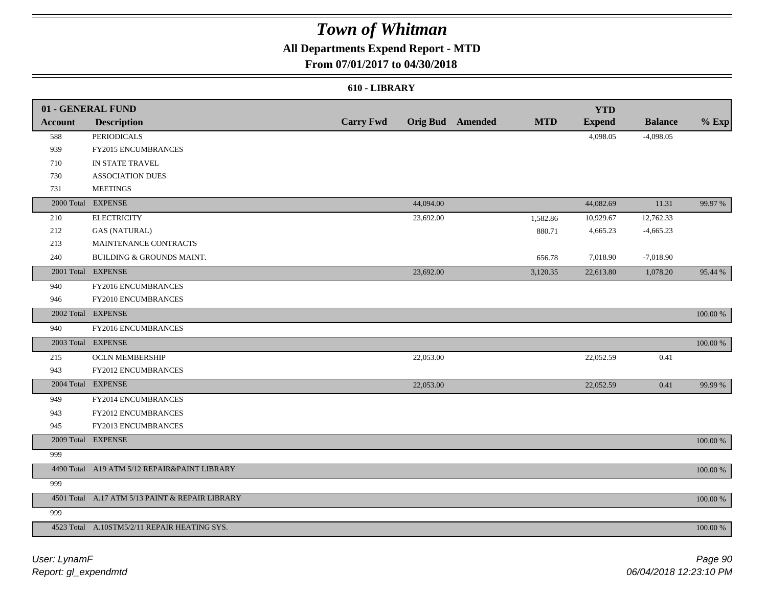# Town of Whitman

## All Departments Expend Report - MTD

### From 07/01/2017 to 04/30/2018

#### 610 - LIBRARY

| 01 - GENERAL FUND | | | | | | YTD | | |
|---|---|---|---|---|---|---|---|---|
| **Account** | **Description** | **Carry Fwd** | **Orig Bud** | **Amended** | **MTD** | **Expend** | **Balance** | **% Exp** |
| 588 | PERIODICALS | | | | | 4,098.05 | -4,098.05 | |
| 939 | FY2015 ENCUMBRANCES | | | | | | | |
| 710 | IN STATE TRAVEL | | | | | | | |
| 730 | ASSOCIATION DUES | | | | | | | |
| 731 | MEETINGS | | | | | | | |
| 2000 Total | EXPENSE | | 44,094.00 | | | 44,082.69 | 11.31 | 99.97 % |
| 210 | ELECTRICITY | | 23,692.00 | | 1,582.86 | 10,929.67 | 12,762.33 | |
| 212 | GAS (NATURAL) | | | | 880.71 | 4,665.23 | -4,665.23 | |
| 213 | MAINTENANCE CONTRACTS | | | | | | | |
| 240 | BUILDING & GROUNDS MAINT. | | | | 656.78 | 7,018.90 | -7,018.90 | |
| 2001 Total | EXPENSE | | 23,692.00 | | 3,120.35 | 22,613.80 | 1,078.20 | 95.44 % |
| 940 | FY2016 ENCUMBRANCES | | | | | | | |
| 946 | FY2010 ENCUMBRANCES | | | | | | | |
| 2002 Total | EXPENSE | | | | | | | 100.00 % |
| 940 | FY2016 ENCUMBRANCES | | | | | | | |
| 2003 Total | EXPENSE | | | | | | | 100.00 % |
| 215 | OCLN MEMBERSHIP | | 22,053.00 | | | 22,052.59 | 0.41 | |
| 943 | FY2012 ENCUMBRANCES | | | | | | | |
| 2004 Total | EXPENSE | | 22,053.00 | | | 22,052.59 | 0.41 | 99.99 % |
| 949 | FY2014 ENCUMBRANCES | | | | | | | |
| 943 | FY2012 ENCUMBRANCES | | | | | | | |
| 945 | FY2013 ENCUMBRANCES | | | | | | | |
| 2009 Total | EXPENSE | | | | | | | 100.00 % |
| 999 | | | | | | | | |
| 4490 Total | A19 ATM 5/12 REPAIR&PAINT LIBRARY | | | | | | | 100.00 % |
| 999 | | | | | | | | |
| 4501 Total | A.17 ATM 5/13 PAINT & REPAIR LIBRARY | | | | | | | 100.00 % |
| 999 | | | | | | | | |
| 4523 Total | A.10STM5/2/11 REPAIR HEATING SYS. | | | | | | | 100.00 % |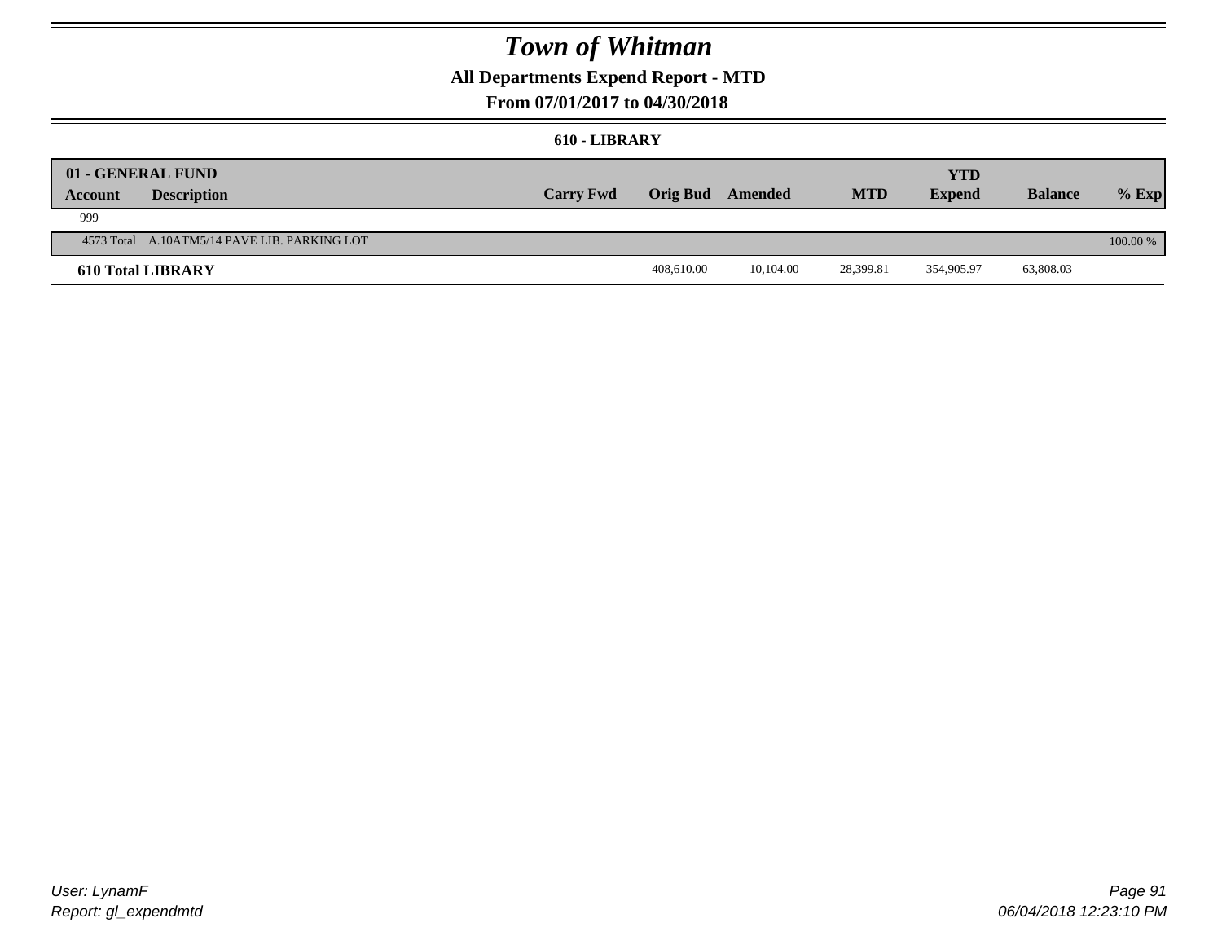# Town of Whitman

## All Departments Expend Report - MTD

### From 07/01/2017 to 04/30/2018

#### 610 - LIBRARY

| 01 - GENERAL FUND | | | | | | YTD | | |
|---|---|---|---|---|---|---|---|---|
| Account | Description | Carry Fwd | Orig Bud | Amended | MTD | Expend | Balance | % Exp |
| 999 | | | | | | | | |
| 4573 Total | A.10ATM5/14 PAVE LIB. PARKING LOT | | | | | | | 100.00 % |
| **610 Total LIBRARY** | | | 408,610.00 | 10,104.00 | 28,399.81 | 354,905.97 | 63,808.03 | |

User: LynamF
Report: gl_expendmtd

06/04/2018 12:23:10 PM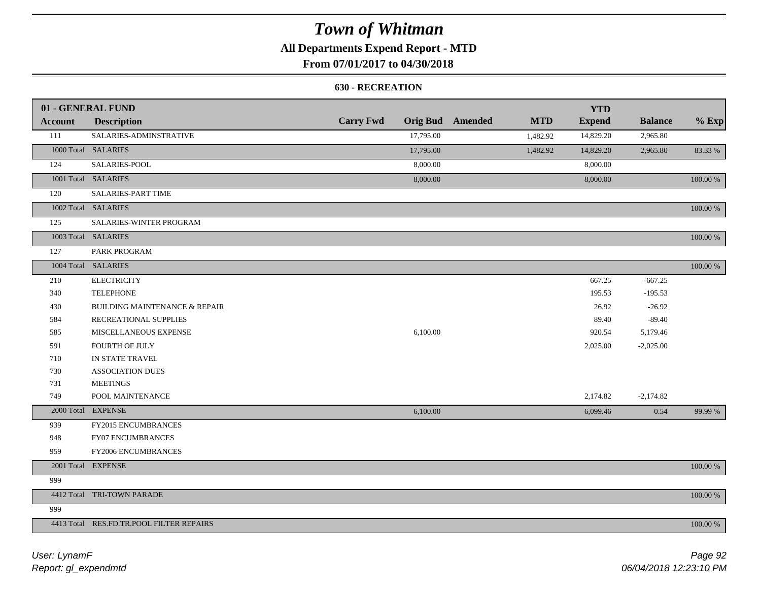# Town of Whitman

## All Departments Expend Report - MTD

### From 07/01/2017 to 04/30/2018

#### 630 - RECREATION

| 01 - GENERAL FUND Account | Description | Carry Fwd | Orig Bud | Amended | MTD | YTD Expend | Balance | % Exp |
|---|---|---|---|---|---|---|---|---|
| 111 | SALARIES-ADMINSTRATIVE | | 17,795.00 | | 1,482.92 | 14,829.20 | 2,965.80 | |
| 1000 Total | SALARIES | | 17,795.00 | | 1,482.92 | 14,829.20 | 2,965.80 | 83.33 % |
| 124 | SALARIES-POOL | | 8,000.00 | | | 8,000.00 | | |
| 1001 Total | SALARIES | | 8,000.00 | | | 8,000.00 | | 100.00 % |
| 120 | SALARIES-PART TIME | | | | | | | |
| 1002 Total | SALARIES | | | | | | | 100.00 % |
| 125 | SALARIES-WINTER PROGRAM | | | | | | | |
| 1003 Total | SALARIES | | | | | | | 100.00 % |
| 127 | PARK PROGRAM | | | | | | | |
| 1004 Total | SALARIES | | | | | | | 100.00 % |
| 210 | ELECTRICITY | | | | | 667.25 | -667.25 | |
| 340 | TELEPHONE | | | | | 195.53 | -195.53 | |
| 430 | BUILDING MAINTENANCE & REPAIR | | | | | 26.92 | -26.92 | |
| 584 | RECREATIONAL SUPPLIES | | | | | 89.40 | -89.40 | |
| 585 | MISCELLANEOUS EXPENSE | | 6,100.00 | | | 920.54 | 5,179.46 | |
| 591 | FOURTH OF JULY | | | | | 2,025.00 | -2,025.00 | |
| 710 | IN STATE TRAVEL | | | | | | | |
| 730 | ASSOCIATION DUES | | | | | | | |
| 731 | MEETINGS | | | | | | | |
| 749 | POOL MAINTENANCE | | | | | 2,174.82 | -2,174.82 | |
| 2000 Total | EXPENSE | | 6,100.00 | | | 6,099.46 | 0.54 | 99.99 % |
| 939 | FY2015 ENCUMBRANCES | | | | | | | |
| 948 | FY07 ENCUMBRANCES | | | | | | | |
| 959 | FY2006 ENCUMBRANCES | | | | | | | |
| 2001 Total | EXPENSE | | | | | | | 100.00 % |
| 999 | | | | | | | | |
| 4412 Total | TRI-TOWN PARADE | | | | | | | 100.00 % |
| 999 | | | | | | | | |
| 4413 Total | RES.FD.TR.POOL FILTER REPAIRS | | | | | | | 100.00 % |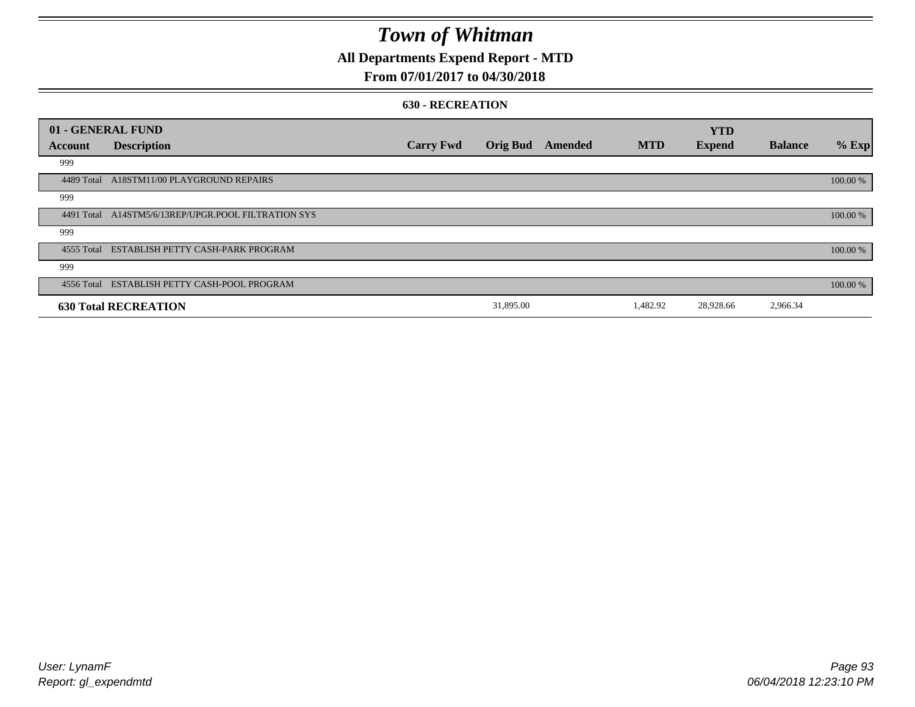# Town of Whitman

**All Departments Expend Report - MTD**

**From 07/01/2017 to 04/30/2018**

**630 - RECREATION**

| 01 - GENERAL FUND | | | | | | YTD | | |
|---|---|---|---|---|---|---|---|---|
| **Account** | **Description** | **Carry Fwd** | **Orig Bud** | **Amended** | **MTD** | **Expend** | **Balance** | **% Exp** |
| 999 | | | | | | | | |
| 4489 Total | A18STM11/00 PLAYGROUND REPAIRS | | | | | | | 100.00 % |
| 999 | | | | | | | | |
| 4491 Total | A14STM5/6/13REP/UPGR.POOL FILTRATION SYS | | | | | | | 100.00 % |
| 999 | | | | | | | | |
| 4555 Total | ESTABLISH PETTY CASH-PARK PROGRAM | | | | | | | 100.00 % |
| 999 | | | | | | | | |
| 4556 Total | ESTABLISH PETTY CASH-POOL PROGRAM | | | | | | | 100.00 % |
| **630 Total RECREATION** | | | 31,895.00 | | 1,482.92 | 28,928.66 | 2,966.34 | |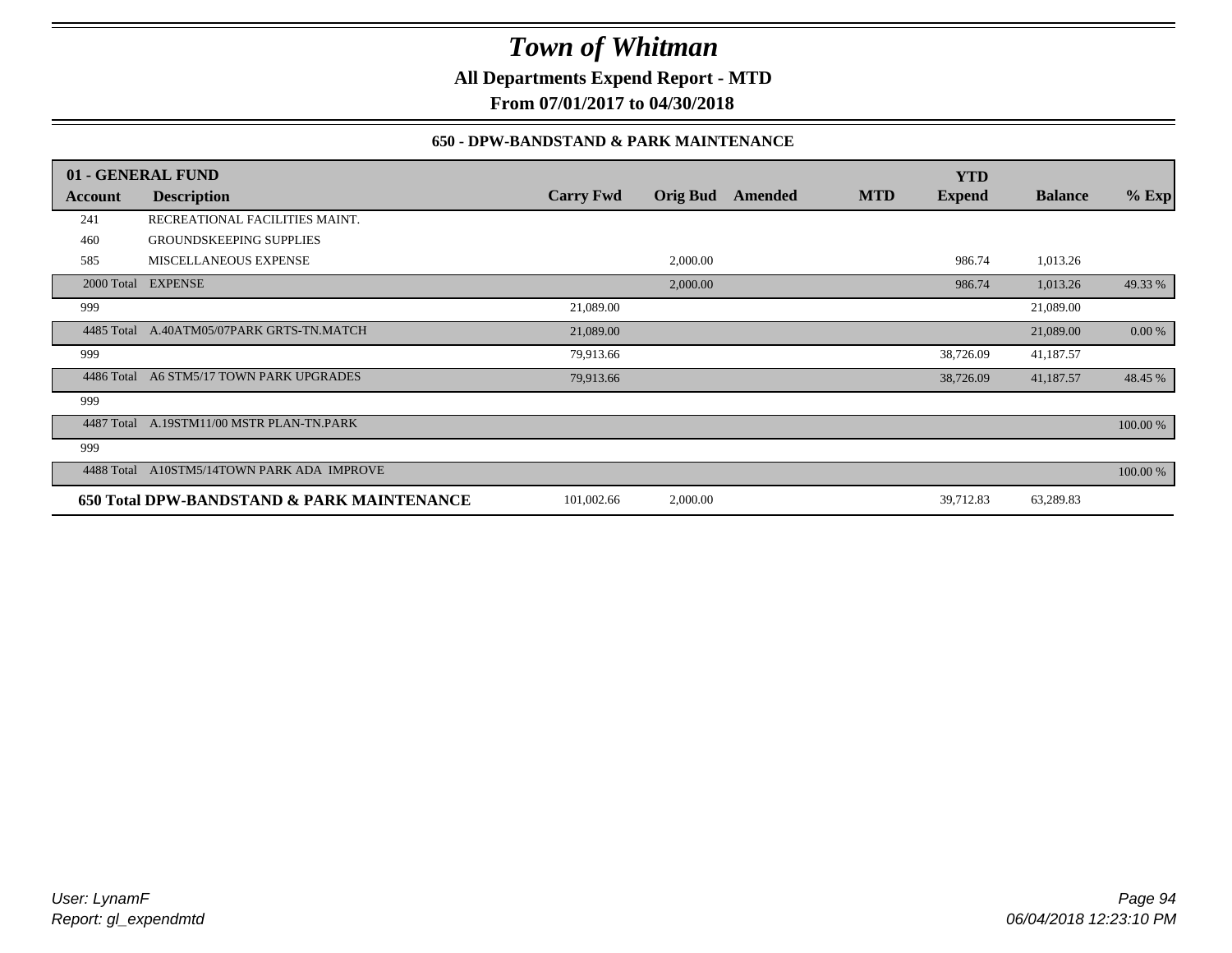# Town of Whitman

**All Departments Expend Report - MTD**

**From 07/01/2017 to 04/30/2018**

### 650 - DPW-BANDSTAND & PARK MAINTENANCE

| 01 - GENERAL FUND | | | | | | YTD | | |
|---|---|---|---|---|---|---|---|---|
| **Account** | **Description** | **Carry Fwd** | **Orig Bud** | **Amended** | **MTD** | **Expend** | **Balance** | **% Exp** |
| 241 | RECREATIONAL FACILITIES MAINT. | | | | | | | |
| 460 | GROUNDSKEEPING SUPPLIES | | | | | | | |
| 585 | MISCELLANEOUS EXPENSE | | 2,000.00 | | | 986.74 | 1,013.26 | |
| 2000 Total | EXPENSE | | 2,000.00 | | | 986.74 | 1,013.26 | 49.33 % |
| 999 | | 21,089.00 | | | | | 21,089.00 | |
| 4485 Total | A.40ATM05/07PARK GRTS-TN.MATCH | 21,089.00 | | | | | 21,089.00 | 0.00 % |
| 999 | | 79,913.66 | | | | 38,726.09 | 41,187.57 | |
| 4486 Total | A6 STM5/17 TOWN PARK UPGRADES | 79,913.66 | | | | 38,726.09 | 41,187.57 | 48.45 % |
| 999 | | | | | | | | |
| 4487 Total | A.19STM11/00 MSTR PLAN-TN.PARK | | | | | | | 100.00 % |
| 999 | | | | | | | | |
| 4488 Total | A10STM5/14TOWN PARK ADA IMPROVE | | | | | | | 100.00 % |
| **650 Total DPW-BANDSTAND & PARK MAINTENANCE** | | 101,002.66 | 2,000.00 | | | 39,712.83 | 63,289.83 | |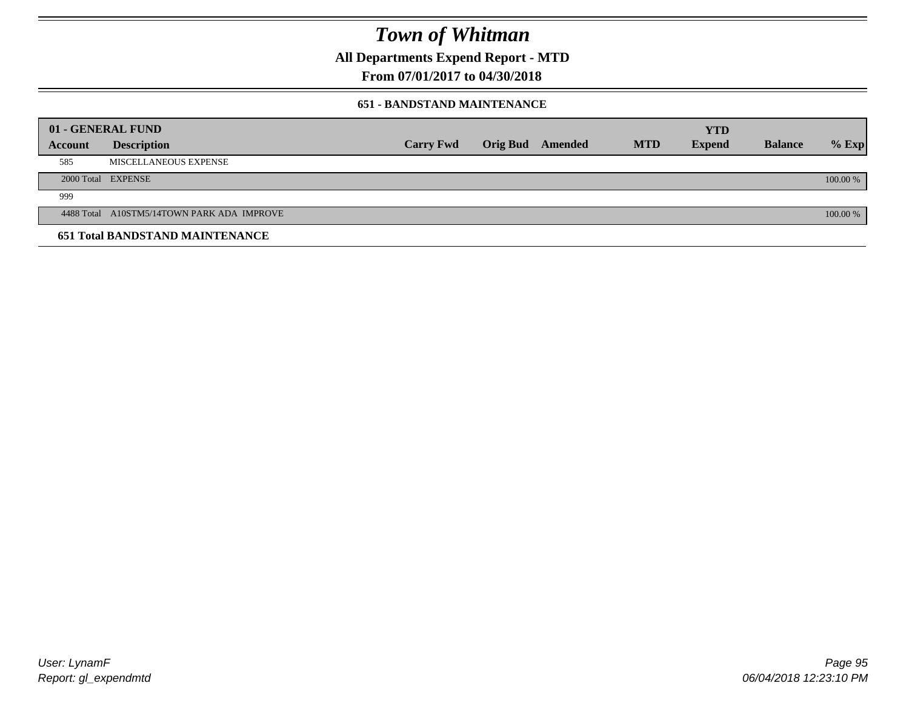# Town of Whitman

**All Departments Expend Report - MTD**

**From 07/01/2017 to 04/30/2018**

**651 - BANDSTAND MAINTENANCE**

| 01 - GENERAL FUND | | | | | | | | |
|---|---|---|---|---|---|---|---|---|
| **Account** | **Description** | **Carry Fwd** | **Orig Bud** | **Amended** | **MTD** | **YTD Expend** | **Balance** | **% Exp** |
| 585 | MISCELLANEOUS EXPENSE | | | | | | | |
| 2000 Total | EXPENSE | | | | | | | 100.00 % |
| 999 | | | | | | | | |
| 4488 Total | A10STM5/14TOWN PARK ADA IMPROVE | | | | | | | 100.00 % |
| **651 Total BANDSTAND MAINTENANCE** | | | | | | | | |

User: LynamF
Report: gl_expendmtd

06/04/2018 12:23:10 PM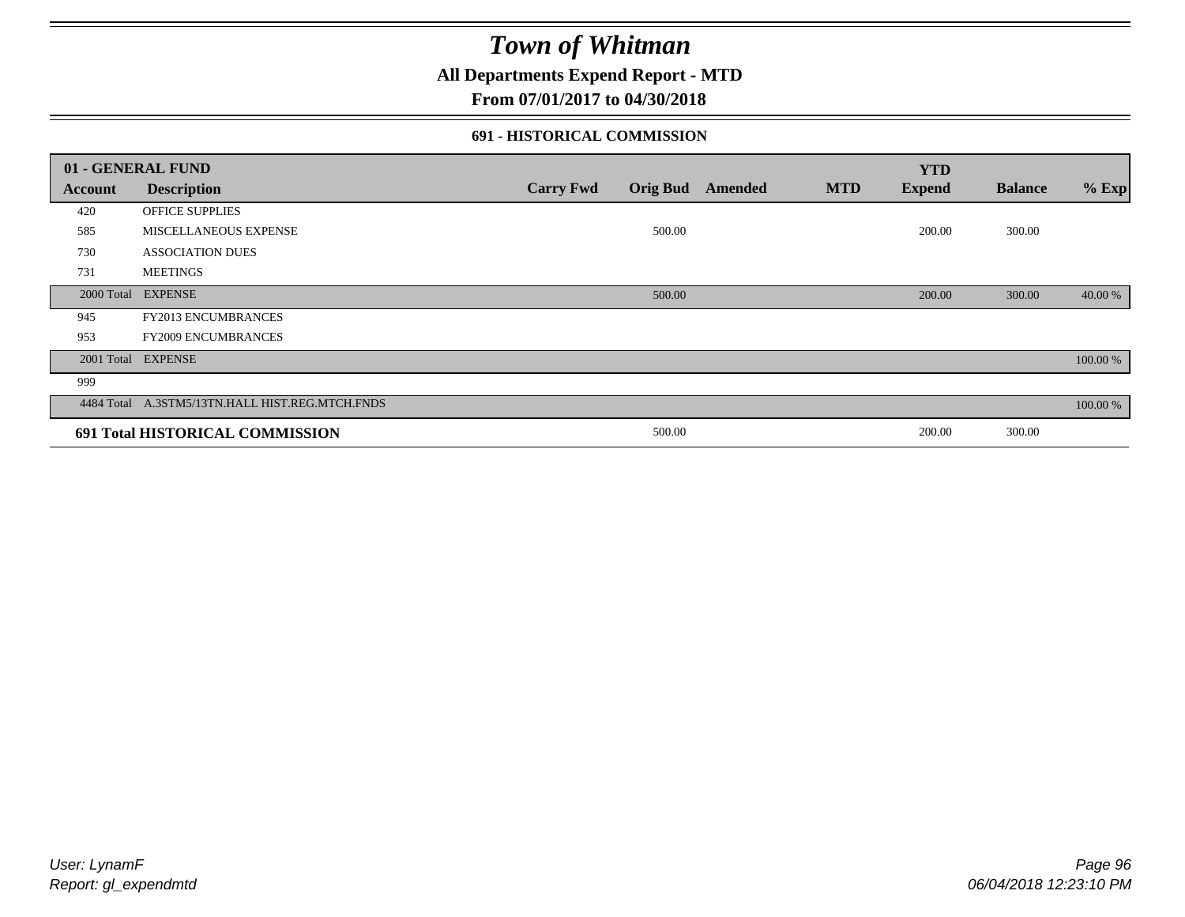# Town of Whitman

**All Departments Expend Report - MTD**

**From 07/01/2017 to 04/30/2018**

### 691 - HISTORICAL COMMISSION

| 01 - GENERAL FUND | | | | | | YTD | | |
|---|---|---|---|---|---|---|---|---|
| **Account** | **Description** | **Carry Fwd** | **Orig Bud** | **Amended** | **MTD** | **Expend** | **Balance** | **% Exp** |
| 420 | OFFICE SUPPLIES | | | | | | | |
| 585 | MISCELLANEOUS EXPENSE | | 500.00 | | | 200.00 | 300.00 | |
| 730 | ASSOCIATION DUES | | | | | | | |
| 731 | MEETINGS | | | | | | | |
| 2000 Total | EXPENSE | | 500.00 | | | 200.00 | 300.00 | 40.00 % |
| 945 | FY2013 ENCUMBRANCES | | | | | | | |
| 953 | FY2009 ENCUMBRANCES | | | | | | | |
| 2001 Total | EXPENSE | | | | | | | 100.00 % |
| 999 | | | | | | | | |
| 4484 Total | A.3STM5/13TN.HALL HIST.REG.MTCH.FNDS | | | | | | | 100.00 % |
| **691 Total HISTORICAL COMMISSION** | | | 500.00 | | | 200.00 | 300.00 | |

User: LynamF
Report: gl_expendmtd

06/04/2018 12:23:10 PM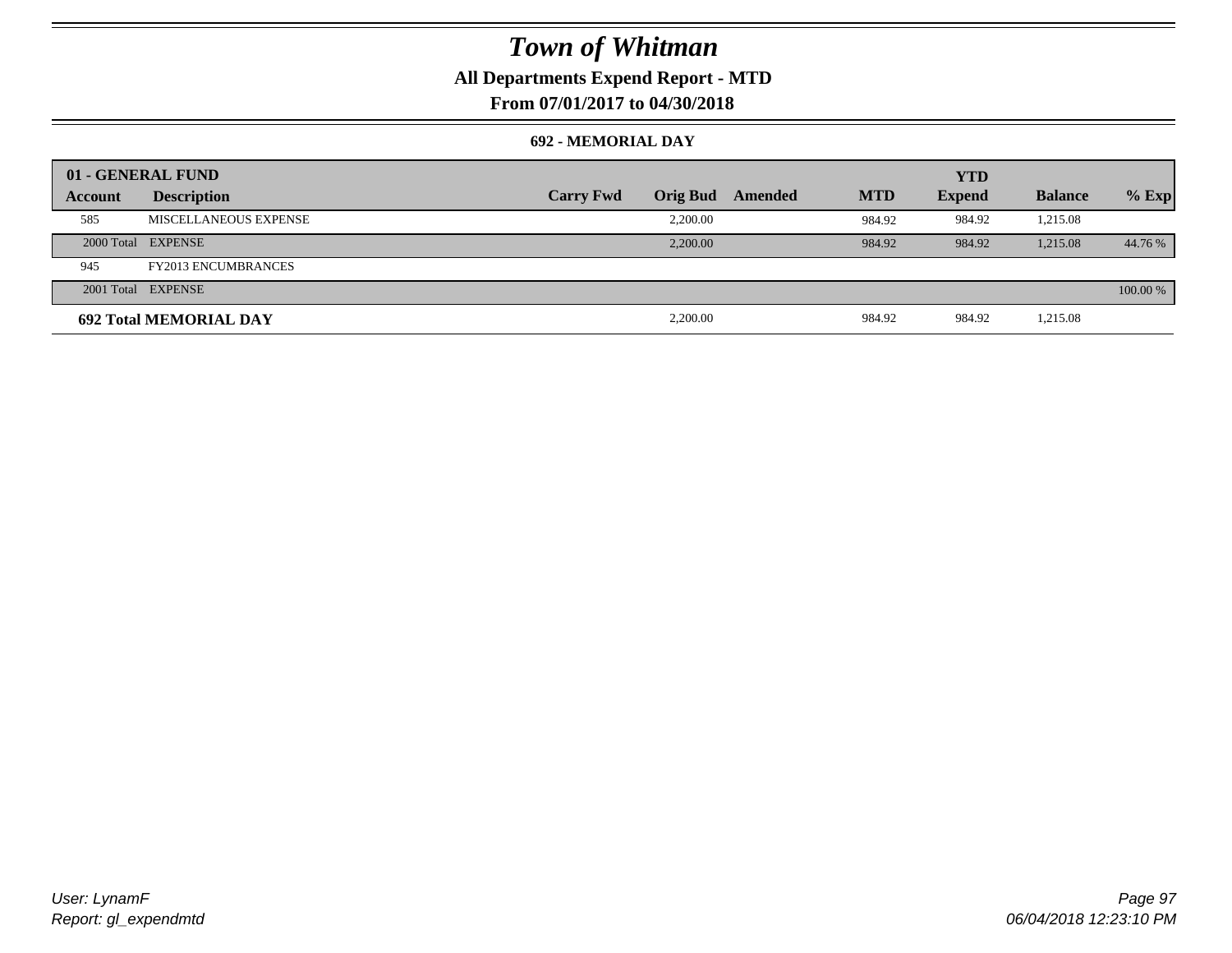# Town of Whitman

**All Departments Expend Report - MTD**

**From 07/01/2017 to 04/30/2018**

**692 - MEMORIAL DAY**

| 01 - GENERAL FUND | | | | | | YTD | | |
|---|---|---|---|---|---|---|---|---|
| **Account** | **Description** | **Carry Fwd** | **Orig Bud** | **Amended** | **MTD** | **Expend** | **Balance** | **% Exp** |
| 585 | MISCELLANEOUS EXPENSE | | 2,200.00 | | 984.92 | 984.92 | 1,215.08 | |
| 2000 Total | EXPENSE | | 2,200.00 | | 984.92 | 984.92 | 1,215.08 | 44.76 % |
| 945 | FY2013 ENCUMBRANCES | | | | | | | |
| 2001 Total | EXPENSE | | | | | | | 100.00 % |
| **692 Total MEMORIAL DAY** | | | 2,200.00 | | 984.92 | 984.92 | 1,215.08 | |

User: LynamF
Report: gl_expendmtd

06/04/2018 12:23:10 PM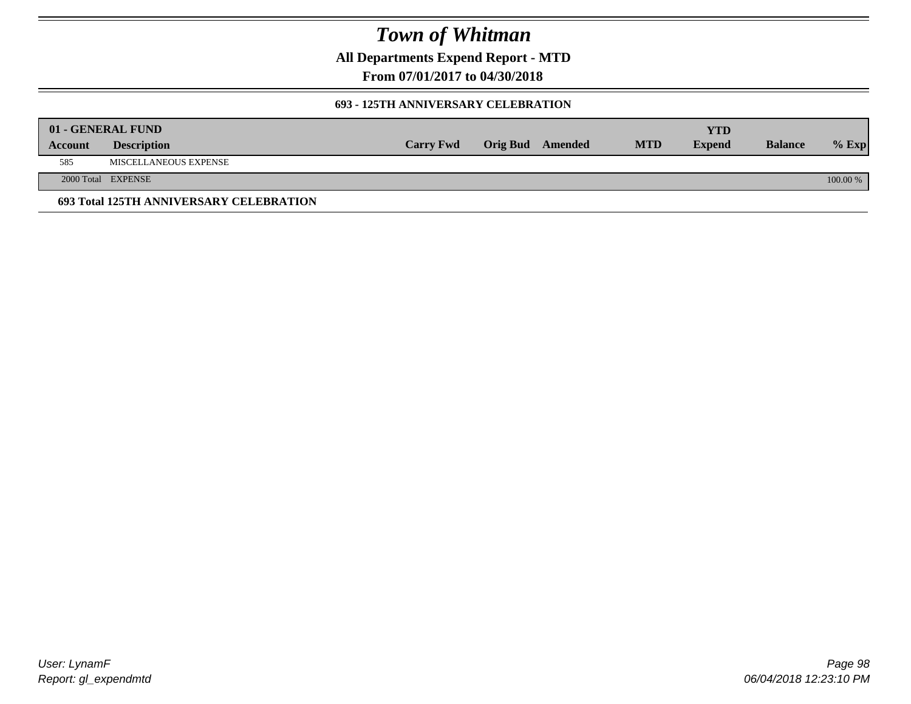# Town of Whitman

**All Departments Expend Report - MTD**

**From 07/01/2017 to 04/30/2018**

### 693 - 125TH ANNIVERSARY CELEBRATION

| 01 - GENERAL FUND | | | | | | YTD | | |
|---|---|---|---|---|---|---|---|---|
| **Account** | **Description** | **Carry Fwd** | **Orig Bud** | **Amended** | **MTD** | **Expend** | **Balance** | **% Exp** |
| 585 | MISCELLANEOUS EXPENSE | | | | | | | |
| 2000 Total | EXPENSE | | | | | | | 100.00 % |

**693 Total 125TH ANNIVERSARY CELEBRATION**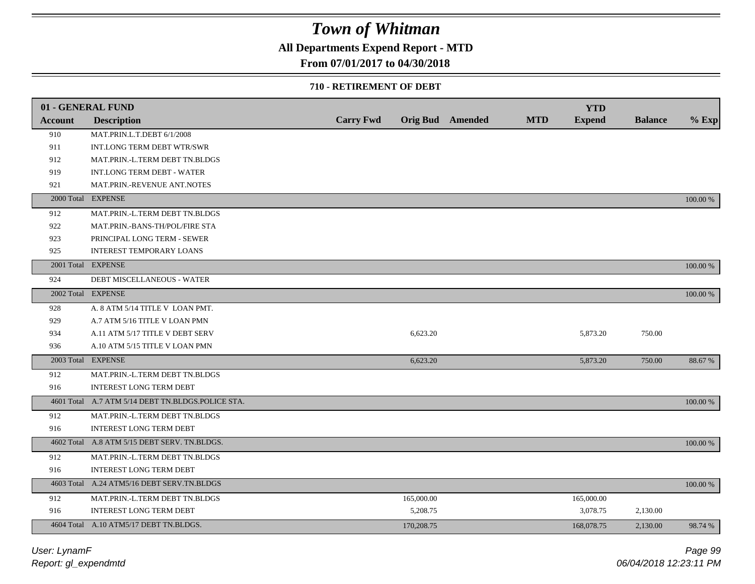# Town of Whitman

**All Departments Expend Report - MTD**

**From 07/01/2017 to 04/30/2018**

**710 - RETIREMENT OF DEBT**

| 01 - GENERAL FUND | | | | | | | | |
|---|---|---|---|---|---|---|---|---|
| **Account** | **Description** | **Carry Fwd** | **Orig Bud** | **Amended** | **MTD** | **YTD Expend** | **Balance** | **% Exp** |
| 910 | MAT.PRIN.L.T.DEBT 6/1/2008 | | | | | | | |
| 911 | INT.LONG TERM DEBT WTR/SWR | | | | | | | |
| 912 | MAT.PRIN.-L.TERM DEBT TN.BLDGS | | | | | | | |
| 919 | INT.LONG TERM DEBT - WATER | | | | | | | |
| 921 | MAT.PRIN.-REVENUE ANT.NOTES | | | | | | | |
| 2000 Total | EXPENSE | | | | | | | 100.00 % |
| 912 | MAT.PRIN.-L.TERM DEBT TN.BLDGS | | | | | | | |
| 922 | MAT.PRIN.-BANS-TH/POL/FIRE STA | | | | | | | |
| 923 | PRINCIPAL LONG TERM - SEWER | | | | | | | |
| 925 | INTEREST TEMPORARY LOANS | | | | | | | |
| 2001 Total | EXPENSE | | | | | | | 100.00 % |
| 924 | DEBT MISCELLANEOUS - WATER | | | | | | | |
| 2002 Total | EXPENSE | | | | | | | 100.00 % |
| 928 | A. 8 ATM 5/14 TITLE V LOAN PMT. | | | | | | | |
| 929 | A.7 ATM 5/16 TITLE V LOAN PMN | | | | | | | |
| 934 | A.11 ATM 5/17 TITLE V DEBT SERV | | 6,623.20 | | | 5,873.20 | 750.00 | |
| 936 | A.10 ATM 5/15 TITLE V LOAN PMN | | | | | | | |
| 2003 Total | EXPENSE | | 6,623.20 | | | 5,873.20 | 750.00 | 88.67 % |
| 912 | MAT.PRIN.-L.TERM DEBT TN.BLDGS | | | | | | | |
| 916 | INTEREST LONG TERM DEBT | | | | | | | |
| 4601 Total | A.7 ATM 5/14 DEBT TN.BLDGS.POLICE STA. | | | | | | | 100.00 % |
| 912 | MAT.PRIN.-L.TERM DEBT TN.BLDGS | | | | | | | |
| 916 | INTEREST LONG TERM DEBT | | | | | | | |
| 4602 Total | A.8 ATM 5/15 DEBT SERV. TN.BLDGS. | | | | | | | 100.00 % |
| 912 | MAT.PRIN.-L.TERM DEBT TN.BLDGS | | | | | | | |
| 916 | INTEREST LONG TERM DEBT | | | | | | | |
| 4603 Total | A.24 ATM5/16 DEBT SERV.TN.BLDGS | | | | | | | 100.00 % |
| 912 | MAT.PRIN.-L.TERM DEBT TN.BLDGS | | 165,000.00 | | | 165,000.00 | | |
| 916 | INTEREST LONG TERM DEBT | | 5,208.75 | | | 3,078.75 | 2,130.00 | |
| 4604 Total | A.10 ATM5/17 DEBT TN.BLDGS. | | 170,208.75 | | | 168,078.75 | 2,130.00 | 98.74 % |

User: LynamF
Report: gl_expendmtd
06/04/2018 12:23:11 PM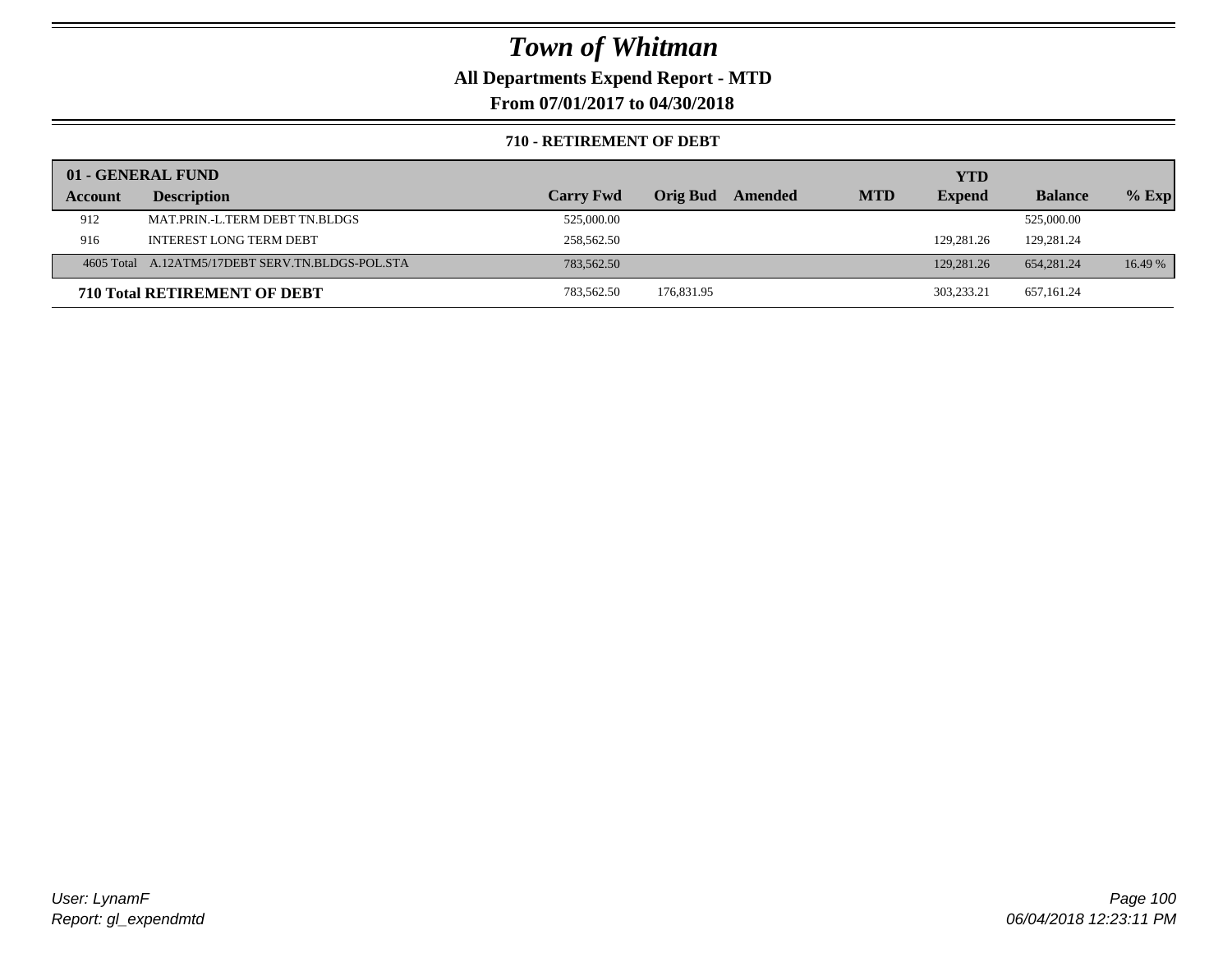# Town of Whitman

## All Departments Expend Report - MTD

## From 07/01/2017 to 04/30/2018

### 710 - RETIREMENT OF DEBT

| 01 - GENERAL FUND | | | | | | YTD | | |
|---|---|---|---|---|---|---|---|---|
| Account | Description | Carry Fwd | Orig Bud | Amended | MTD | Expend | Balance | % Exp |
| 912 | MAT.PRIN.-L.TERM DEBT TN.BLDGS | 525,000.00 | | | | | 525,000.00 | |
| 916 | INTEREST LONG TERM DEBT | 258,562.50 | | | | 129,281.26 | 129,281.24 | |
| 4605 Total | A.12ATM5/17DEBT SERV.TN.BLDGS-POL.STA | 783,562.50 | | | | 129,281.26 | 654,281.24 | 16.49 % |
| **710 Total RETIREMENT OF DEBT** | | 783,562.50 | 176,831.95 | | | 303,233.21 | 657,161.24 | |

*User: LynamF*
*Report: gl_expendmtd*

*06/04/2018 12:23:11 PM*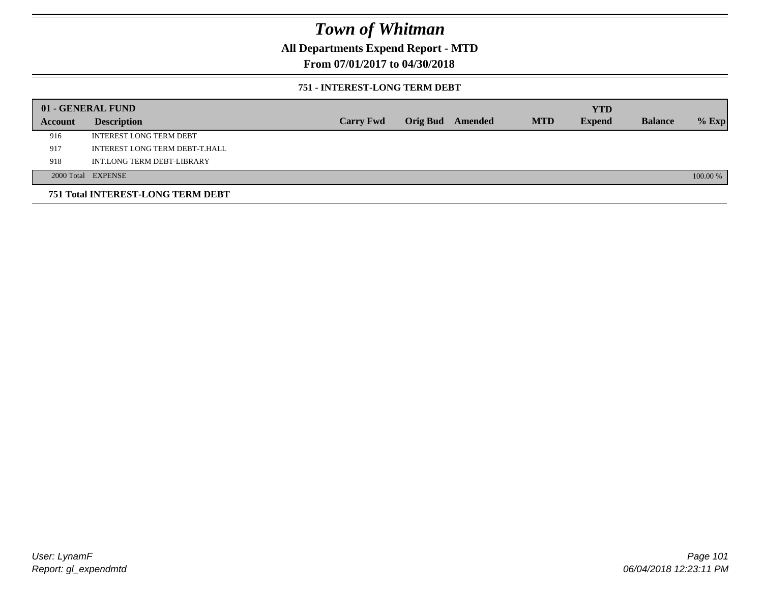# Town of Whitman

## All Departments Expend Report - MTD

## From 07/01/2017 to 04/30/2018

### 751 - INTEREST-LONG TERM DEBT

| 01 - GENERAL FUND | | | | | | | | |
|---|---|---|---|---|---|---|---|---|
| **Account** | **Description** | **Carry Fwd** | **Orig Bud** | **Amended** | **MTD** | **YTD Expend** | **Balance** | **% Exp** |
| 916 | INTEREST LONG TERM DEBT | | | | | | | |
| 917 | INTEREST LONG TERM DEBT-T.HALL | | | | | | | |
| 918 | INT.LONG TERM DEBT-LIBRARY | | | | | | | |
| 2000 Total | EXPENSE | | | | | | | 100.00 % |

**751 Total INTEREST-LONG TERM DEBT**

User: LynamF
Report: gl_expendmtd

06/04/2018 12:23:11 PM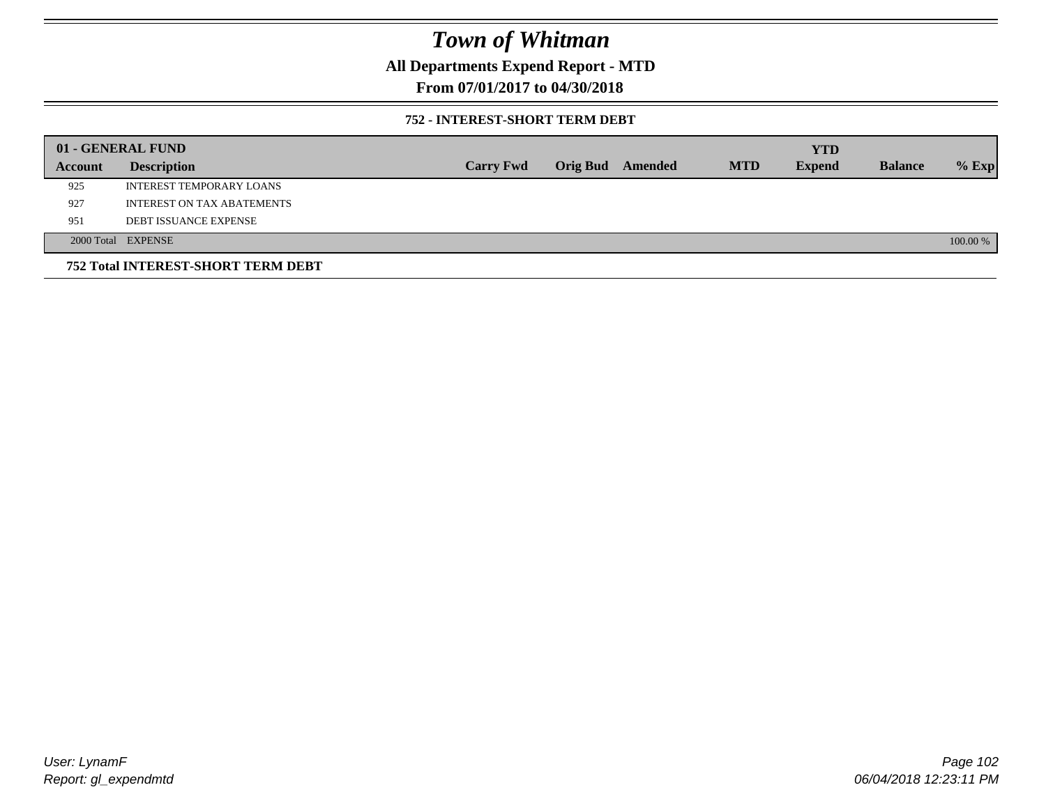# Town of Whitman

## All Departments Expend Report - MTD

### From 07/01/2017 to 04/30/2018

#### 752 - INTEREST-SHORT TERM DEBT

| 01 - GENERAL FUND | | | | | | YTD | | |
|---|---|---|---|---|---|---|---|---|
| **Account** | **Description** | **Carry Fwd** | **Orig Bud** | **Amended** | **MTD** | **Expend** | **Balance** | **% Exp** |
| 925 | INTEREST TEMPORARY LOANS | | | | | | | |
| 927 | INTEREST ON TAX ABATEMENTS | | | | | | | |
| 951 | DEBT ISSUANCE EXPENSE | | | | | | | |
| 2000 Total | EXPENSE | | | | | | | 100.00 % |

**752 Total INTEREST-SHORT TERM DEBT**

User: LynamF
Report: gl_expendmtd

06/04/2018 12:23:11 PM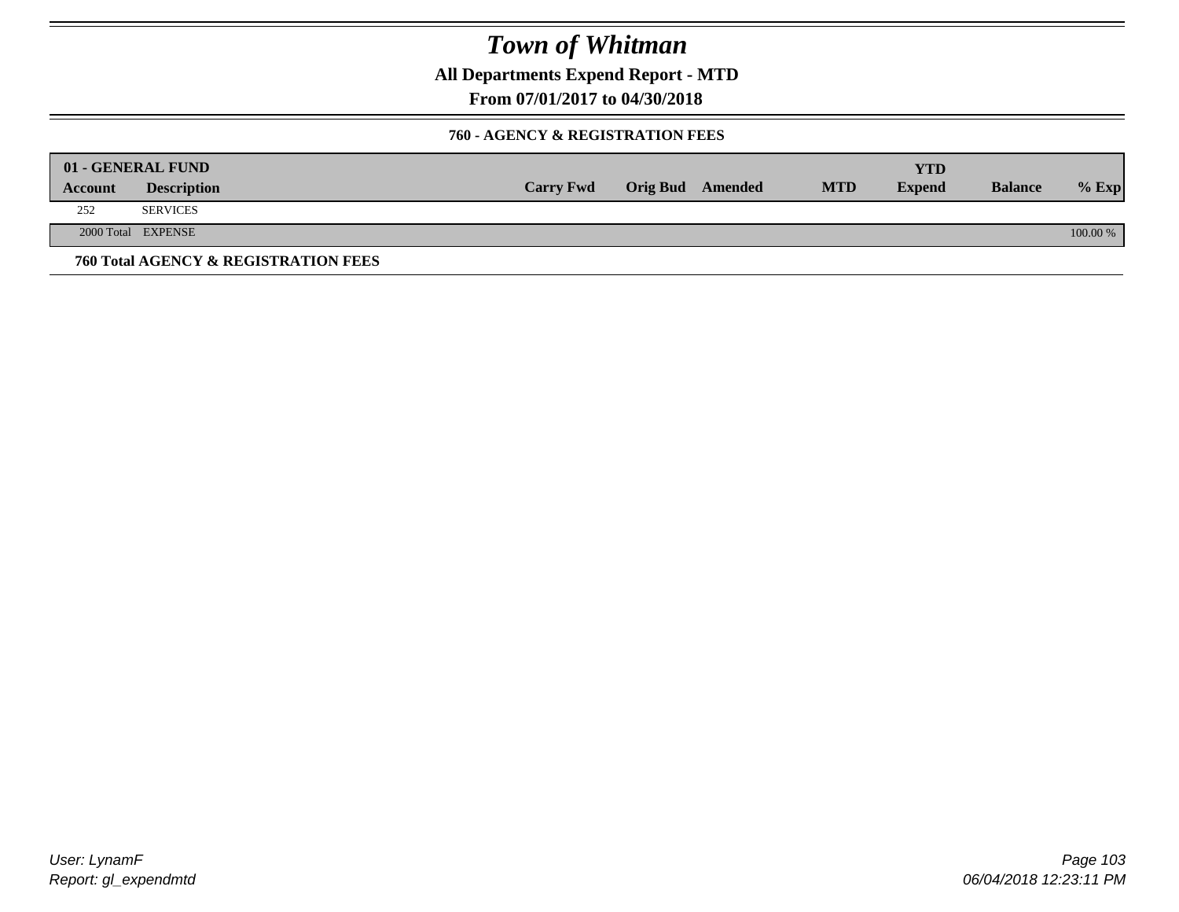# Town of Whitman

**All Departments Expend Report - MTD**

**From 07/01/2017 to 04/30/2018**

### 760 - AGENCY & REGISTRATION FEES

| 01 - GENERAL FUND | | | | | | YTD | | |
|---|---|---|---|---|---|---|---|---|
| **Account** | **Description** | **Carry Fwd** | **Orig Bud** | **Amended** | **MTD** | **Expend** | **Balance** | **% Exp** |
| 252 | SERVICES | | | | | | | |
| 2000 Total | EXPENSE | | | | | | | 100.00 % |

**760 Total AGENCY & REGISTRATION FEES**

*User: LynamF*
*Report: gl_expendmtd*

*06/04/2018 12:23:11 PM*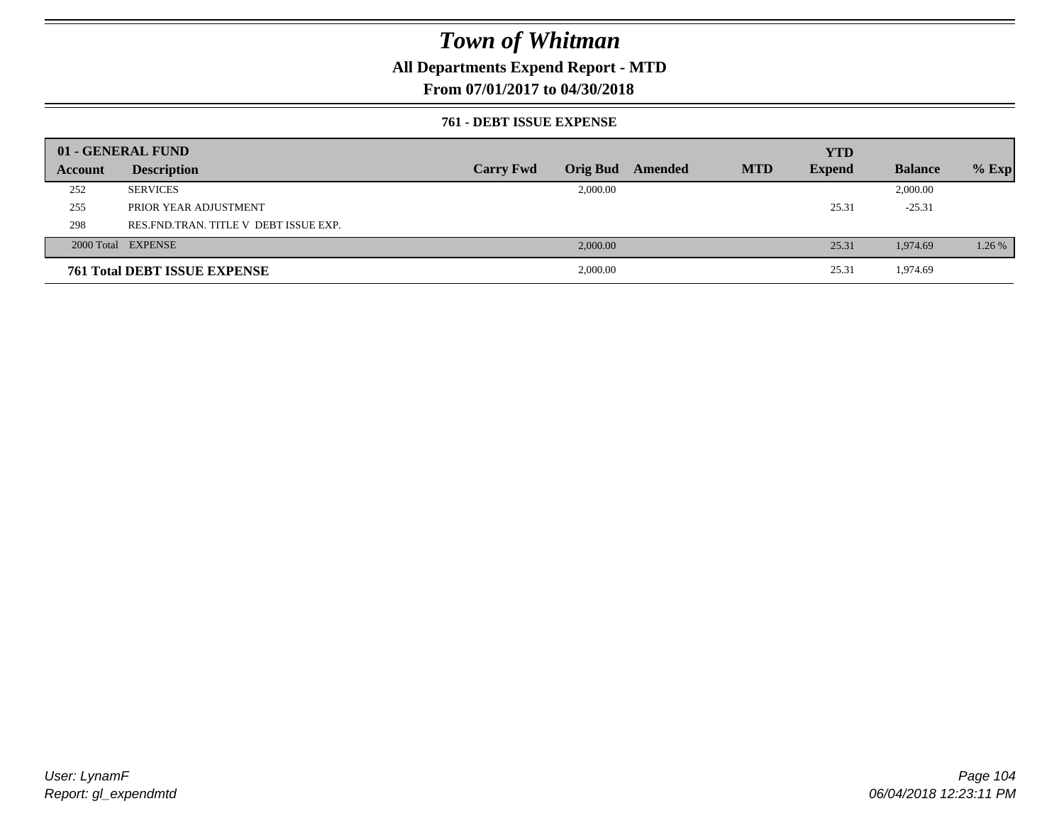# Town of Whitman

**All Departments Expend Report - MTD**

**From 07/01/2017 to 04/30/2018**

### 761 - DEBT ISSUE EXPENSE

| 01 - GENERAL FUND | | | | | | YTD | | |
|---|---|---|---|---|---|---|---|---|
| **Account** | **Description** | **Carry Fwd** | **Orig Bud** | **Amended** | **MTD** | **Expend** | **Balance** | **% Exp** |
| 252 | SERVICES | | 2,000.00 | | | | 2,000.00 | |
| 255 | PRIOR YEAR ADJUSTMENT | | | | | 25.31 | -25.31 | |
| 298 | RES.FND.TRAN. TITLE V DEBT ISSUE EXP. | | | | | | | |
| 2000 Total | EXPENSE | | 2,000.00 | | | 25.31 | 1,974.69 | 1.26 % |
| **761 Total DEBT ISSUE EXPENSE** | | | 2,000.00 | | | 25.31 | 1,974.69 | |

*User: LynamF*
*Report: gl_expendmtd*

*06/04/2018 12:23:11 PM*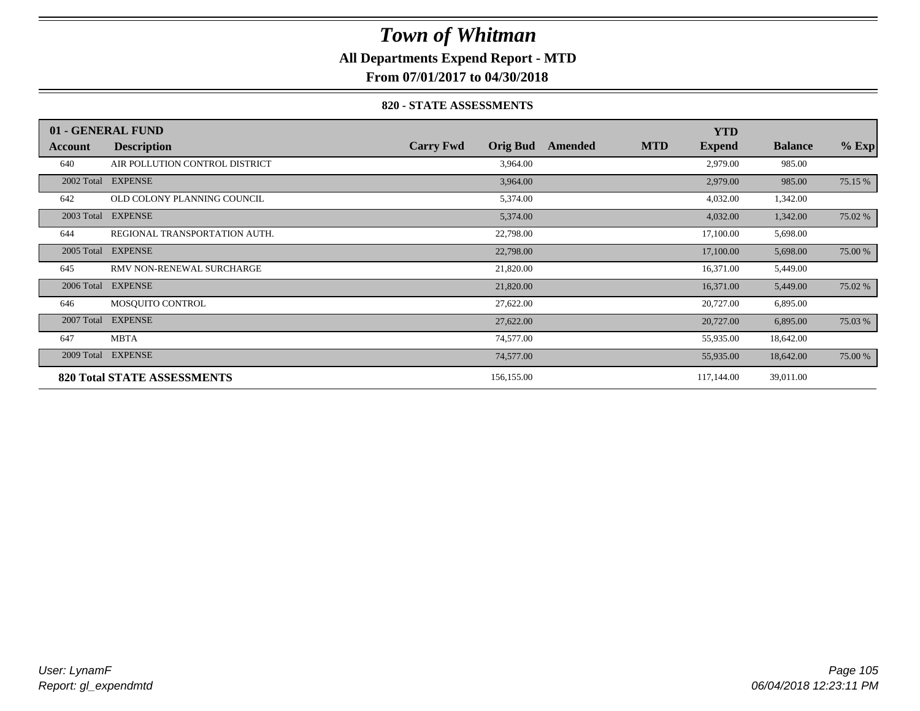# Town of Whitman

**All Departments Expend Report - MTD**

**From 07/01/2017 to 04/30/2018**

**820 - STATE ASSESSMENTS**

| 01 - GENERAL FUND | | | | | | | | |
|---|---|---|---|---|---|---|---|---|
| **Account** | **Description** | **Carry Fwd** | **Orig Bud** | **Amended** | **MTD** | **YTD Expend** | **Balance** | **% Exp** |
| 640 | AIR POLLUTION CONTROL DISTRICT | | 3,964.00 | | | 2,979.00 | 985.00 | |
| 2002 Total | EXPENSE | | 3,964.00 | | | 2,979.00 | 985.00 | 75.15 % |
| 642 | OLD COLONY PLANNING COUNCIL | | 5,374.00 | | | 4,032.00 | 1,342.00 | |
| 2003 Total | EXPENSE | | 5,374.00 | | | 4,032.00 | 1,342.00 | 75.02 % |
| 644 | REGIONAL TRANSPORTATION AUTH. | | 22,798.00 | | | 17,100.00 | 5,698.00 | |
| 2005 Total | EXPENSE | | 22,798.00 | | | 17,100.00 | 5,698.00 | 75.00 % |
| 645 | RMV NON-RENEWAL SURCHARGE | | 21,820.00 | | | 16,371.00 | 5,449.00 | |
| 2006 Total | EXPENSE | | 21,820.00 | | | 16,371.00 | 5,449.00 | 75.02 % |
| 646 | MOSQUITO CONTROL | | 27,622.00 | | | 20,727.00 | 6,895.00 | |
| 2007 Total | EXPENSE | | 27,622.00 | | | 20,727.00 | 6,895.00 | 75.03 % |
| 647 | MBTA | | 74,577.00 | | | 55,935.00 | 18,642.00 | |
| 2009 Total | EXPENSE | | 74,577.00 | | | 55,935.00 | 18,642.00 | 75.00 % |
| **820 Total STATE ASSESSMENTS** | | | 156,155.00 | | | 117,144.00 | 39,011.00 | |

*User: LynamF*
*Report: gl_expendmtd*

*06/04/2018 12:23:11 PM*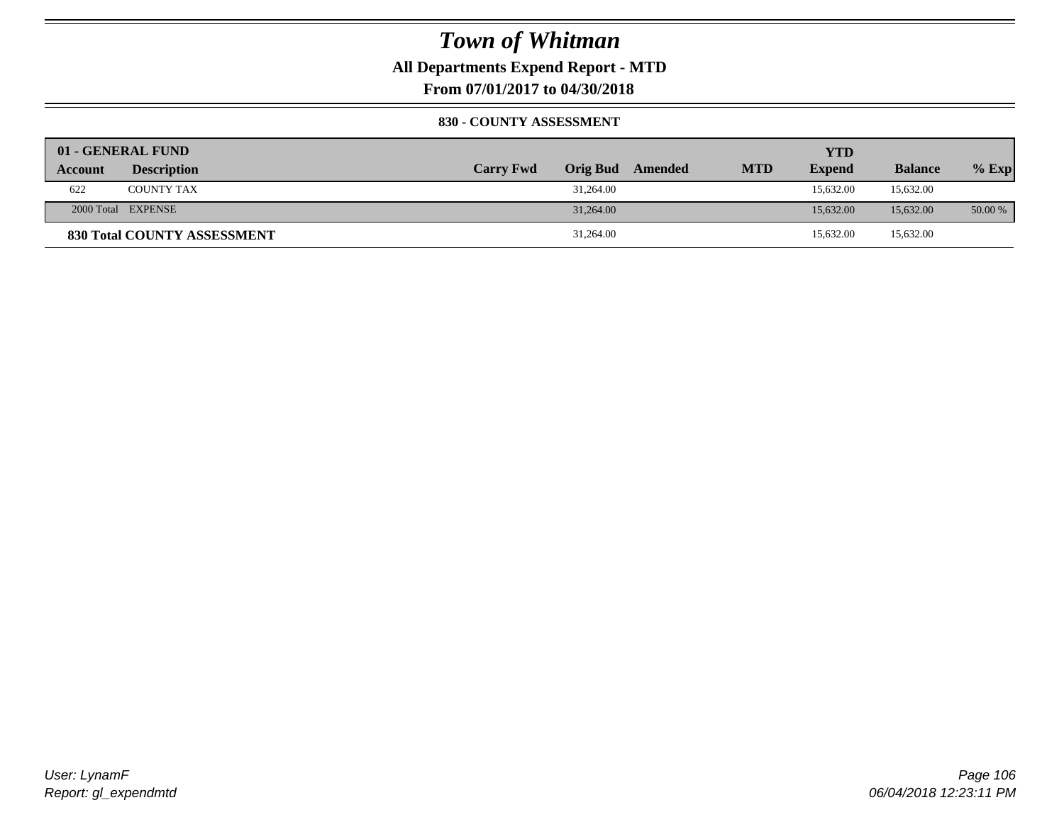# Town of Whitman

**All Departments Expend Report - MTD**

**From 07/01/2017 to 04/30/2018**

### 830 - COUNTY ASSESSMENT

| 01 - GENERAL FUND | | | | | | | | |
|---|---|---|---|---|---|---|---|---|
| Account | Description | Carry Fwd | Orig Bud | Amended | MTD | YTD Expend | Balance | % Exp |
| 622 | COUNTY TAX | | 31,264.00 | | | 15,632.00 | 15,632.00 | |
| 2000 Total | EXPENSE | | 31,264.00 | | | 15,632.00 | 15,632.00 | 50.00 % |
| **830 Total COUNTY ASSESSMENT** | | | 31,264.00 | | | 15,632.00 | 15,632.00 | |

User: LynamF
Report: gl_expendmtd

06/04/2018 12:23:11 PM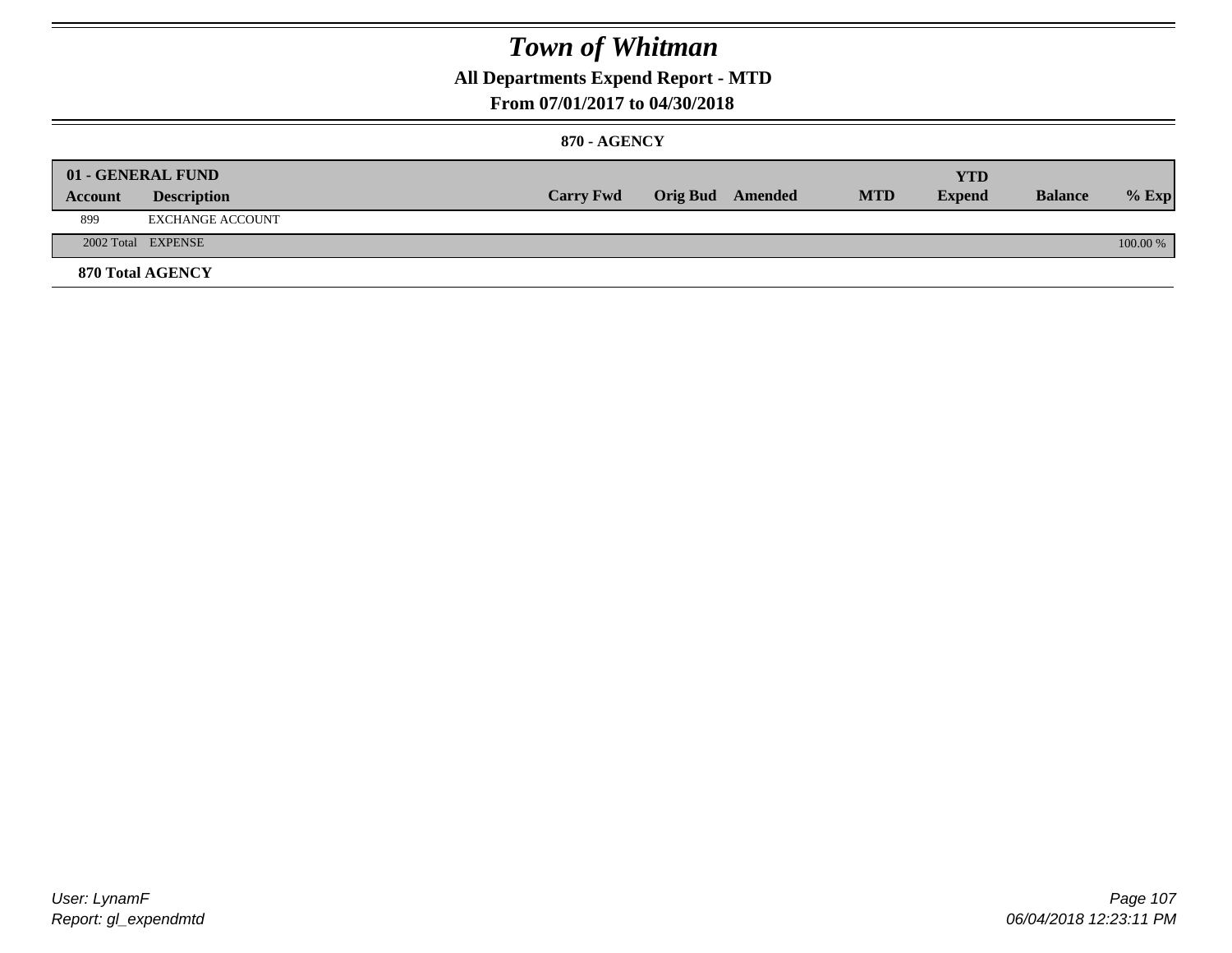# Town of Whitman

## All Departments Expend Report - MTD

### From 07/01/2017 to 04/30/2018

#### 870 - AGENCY

| 01 - GENERAL FUND | | | | | | YTD | | |
|---|---|---|---|---|---|---|---|---|
| **Account** | **Description** | **Carry Fwd** | **Orig Bud** | **Amended** | **MTD** | **Expend** | **Balance** | **% Exp** |
| 899 | EXCHANGE ACCOUNT | | | | | | | |
| 2002 Total | EXPENSE | | | | | | | 100.00 % |

**870 Total AGENCY**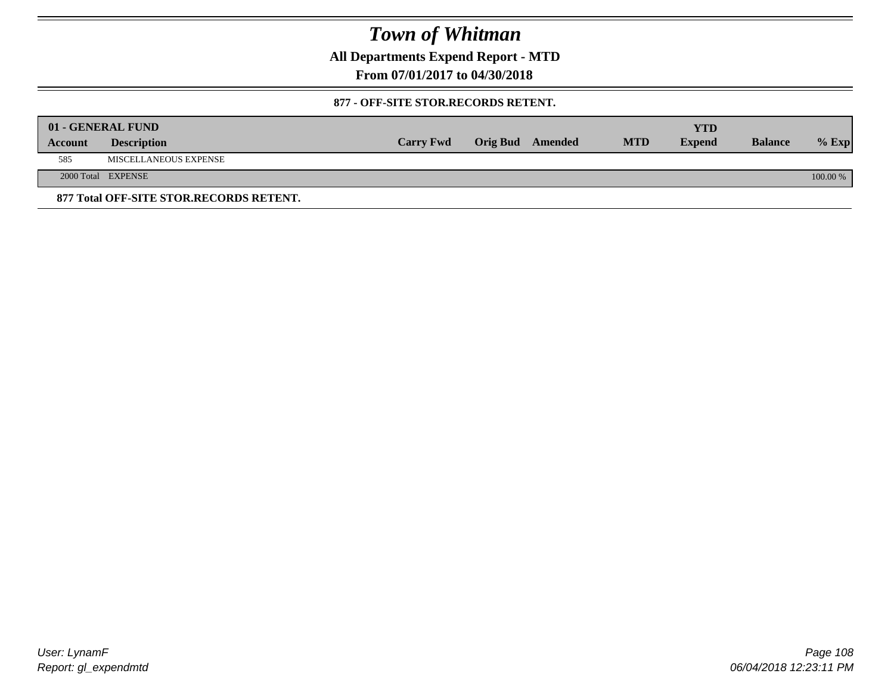# Town of Whitman

**All Departments Expend Report - MTD**

**From 07/01/2017 to 04/30/2018**

**877 - OFF-SITE STOR.RECORDS RETENT.**

| 01 - GENERAL FUND | | | | | | YTD | | |
|---|---|---|---|---|---|---|---|---|
| **Account** | **Description** | **Carry Fwd** | **Orig Bud** | **Amended** | **MTD** | **Expend** | **Balance** | **% Exp** |
| 585 | MISCELLANEOUS EXPENSE | | | | | | | |
| 2000 Total | EXPENSE | | | | | | | 100.00 % |

**877 Total OFF-SITE STOR.RECORDS RETENT.**

User: LynamF
Report: gl_expendmtd

06/04/2018 12:23:11 PM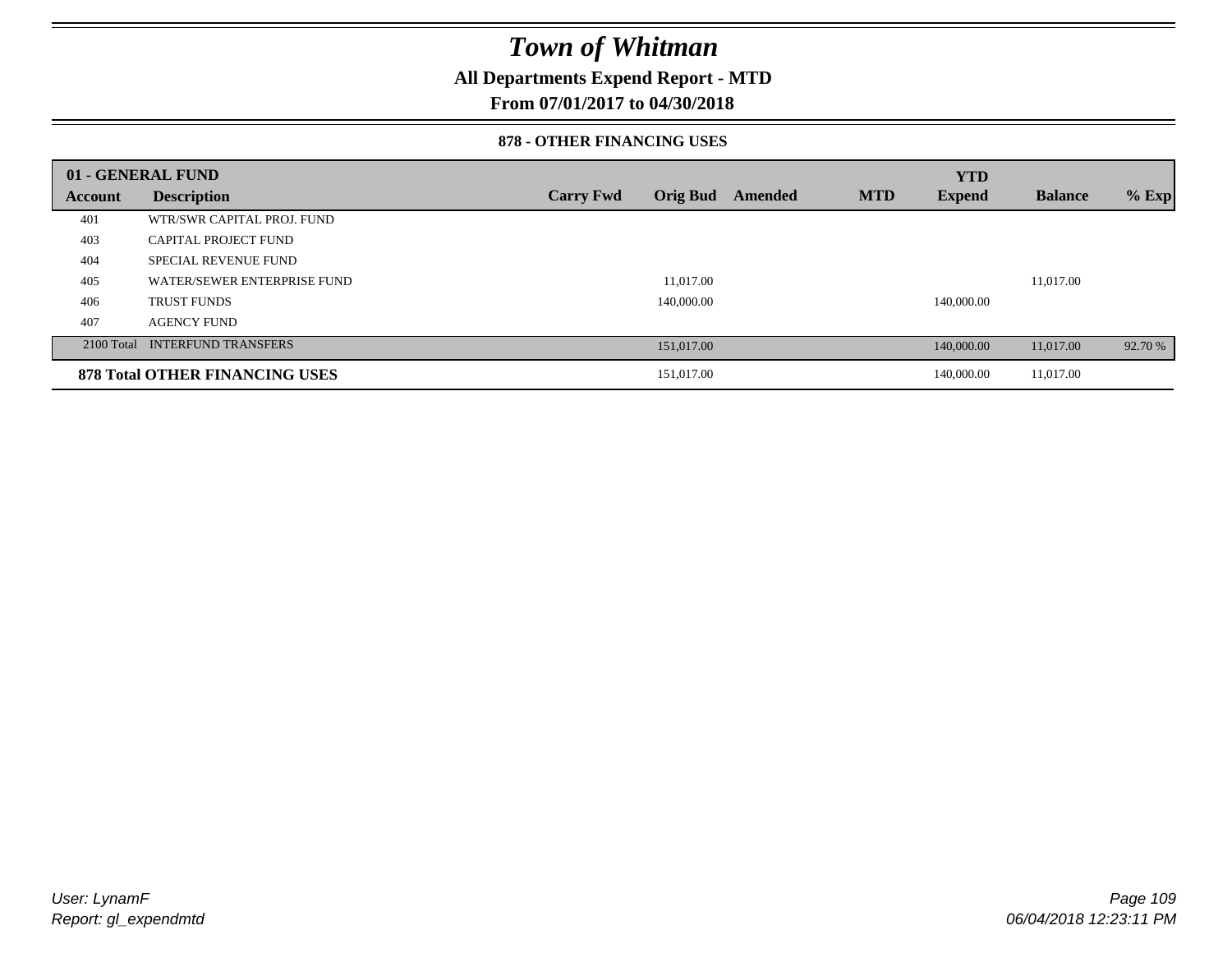# *Town of Whitman*

**All Departments Expend Report - MTD**

**From 07/01/2017 to 04/30/2018**

**878 - OTHER FINANCING USES**

| 01 - GENERAL FUND | | | | | | YTD | | |
|---|---|---|---|---|---|---|---|---|
| **Account** | **Description** | **Carry Fwd** | **Orig Bud** | **Amended** | **MTD** | **Expend** | **Balance** | **% Exp** |
| 401 | WTR/SWR CAPITAL PROJ. FUND | | | | | | | |
| 403 | CAPITAL PROJECT FUND | | | | | | | |
| 404 | SPECIAL REVENUE FUND | | | | | | | |
| 405 | WATER/SEWER ENTERPRISE FUND | | 11,017.00 | | | | 11,017.00 | |
| 406 | TRUST FUNDS | | 140,000.00 | | | 140,000.00 | | |
| 407 | AGENCY FUND | | | | | | | |
| 2100 Total | INTERFUND TRANSFERS | | 151,017.00 | | | 140,000.00 | 11,017.00 | 92.70 % |
| **878 Total OTHER FINANCING USES** | | | 151,017.00 | | | 140,000.00 | 11,017.00 | |

*User: LynamF*
*Report: gl_expendmtd*

*06/04/2018 12:23:11 PM*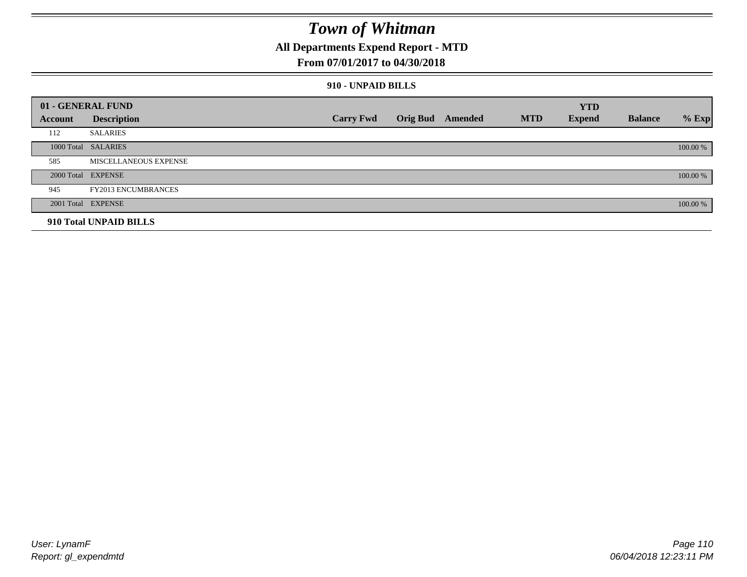# Town of Whitman

## All Departments Expend Report - MTD

### From 07/01/2017 to 04/30/2018

#### 910 - UNPAID BILLS

| 01 - GENERAL FUND | | | | | | YTD | | |
|---|---|---|---|---|---|---|---|---|
| Account | Description | Carry Fwd | Orig Bud | Amended | MTD | Expend | Balance | % Exp |
| 112 | SALARIES | | | | | | | |
| 1000 Total | SALARIES | | | | | | | 100.00 % |
| 585 | MISCELLANEOUS EXPENSE | | | | | | | |
| 2000 Total | EXPENSE | | | | | | | 100.00 % |
| 945 | FY2013 ENCUMBRANCES | | | | | | | |
| 2001 Total | EXPENSE | | | | | | | 100.00 % |
| **910 Total UNPAID BILLS** | | | | | | | | |

User: LynamF
Report: gl_expendmtd

06/04/2018 12:23:11 PM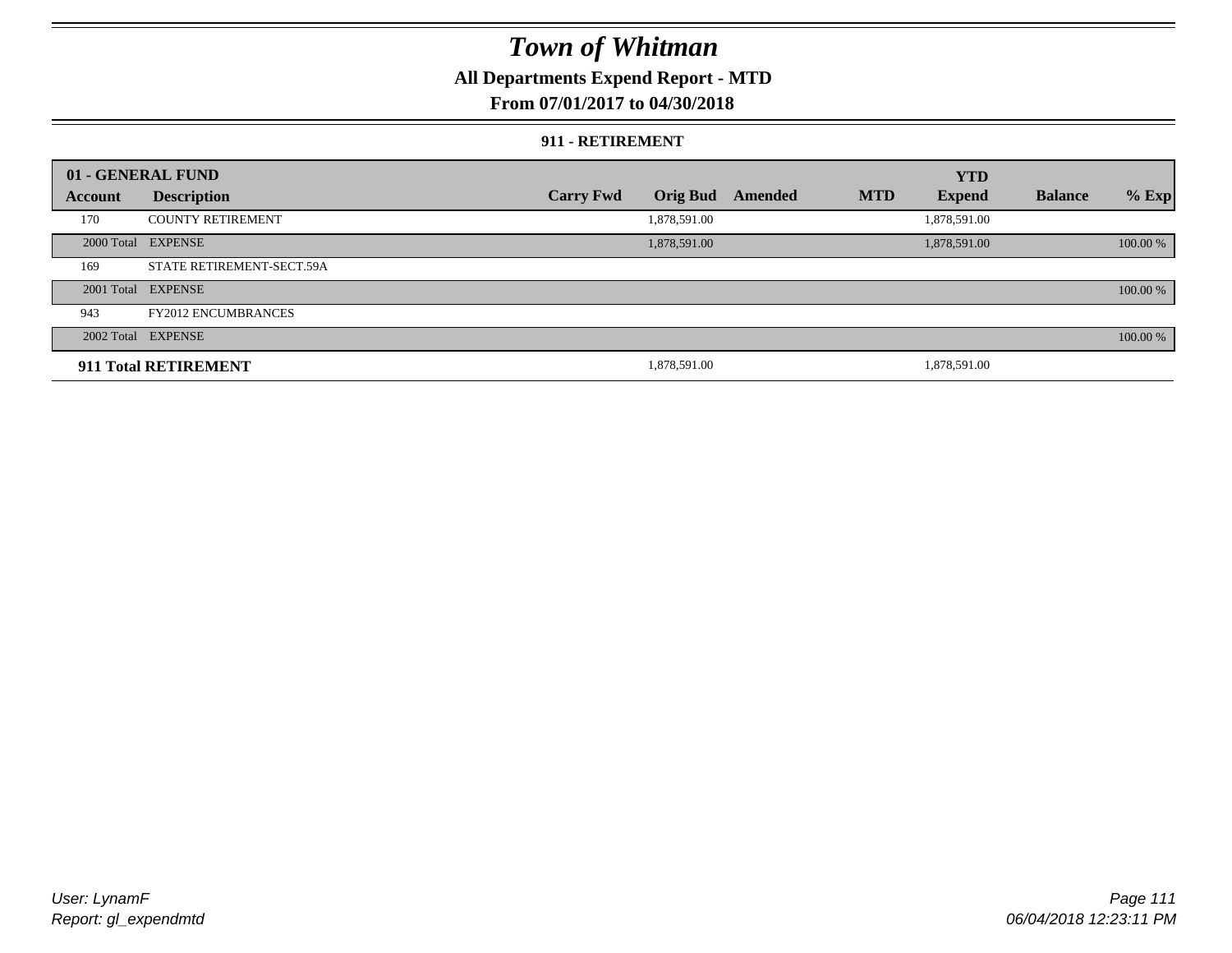# Town of Whitman

## All Departments Expend Report - MTD

### From 07/01/2017 to 04/30/2018

#### 911 - RETIREMENT

| 01 - GENERAL FUND | | | | | | YTD | | |
|---|---|---|---|---|---|---|---|---|
| **Account** | **Description** | **Carry Fwd** | **Orig Bud** | **Amended** | **MTD** | **Expend** | **Balance** | **% Exp** |
| 170 | COUNTY RETIREMENT | | 1,878,591.00 | | | 1,878,591.00 | | |
| 2000 Total | EXPENSE | | 1,878,591.00 | | | 1,878,591.00 | | 100.00 % |
| 169 | STATE RETIREMENT-SECT.59A | | | | | | | |
| 2001 Total | EXPENSE | | | | | | | 100.00 % |
| 943 | FY2012 ENCUMBRANCES | | | | | | | |
| 2002 Total | EXPENSE | | | | | | | 100.00 % |
| **911 Total RETIREMENT** | | | 1,878,591.00 | | | 1,878,591.00 | | |

User: LynamF
Report: gl_expendmtd

06/04/2018 12:23:11 PM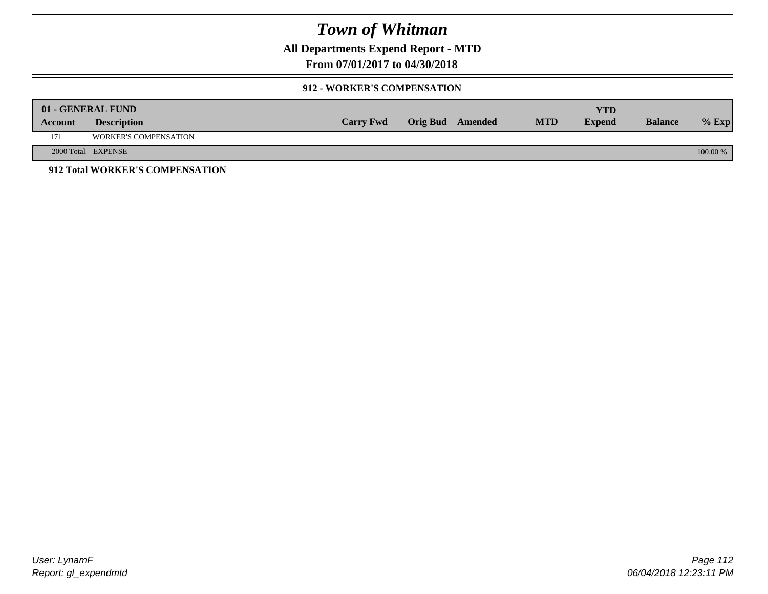# Town of Whitman

## All Departments Expend Report - MTD

## From 07/01/2017 to 04/30/2018

### 912 - WORKER'S COMPENSATION

| 01 - GENERAL FUND | | | | | | YTD | | |
|---|---|---|---|---|---|---|---|---|
| Account | Description | Carry Fwd | Orig Bud | Amended | MTD | Expend | Balance | % Exp |
| 171 | WORKER'S COMPENSATION | | | | | | | |
| 2000 Total | EXPENSE | | | | | | | 100.00 % |

**912 Total WORKER'S COMPENSATION**

User: LynamF
Report: gl_expendmtd

06/04/2018 12:23:11 PM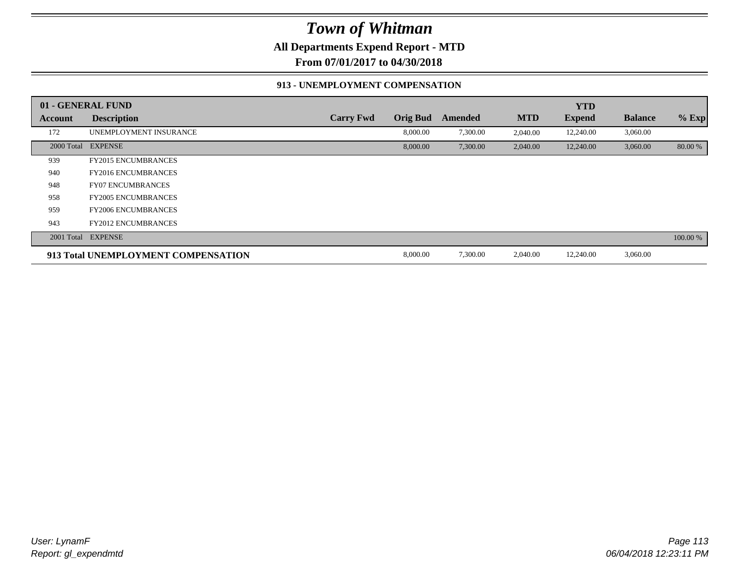# Town of Whitman

**All Departments Expend Report - MTD**

**From 07/01/2017 to 04/30/2018**

### 913 - UNEMPLOYMENT COMPENSATION

| 01 - GENERAL FUND | | | | | | YTD | | |
|---|---|---|---|---|---|---|---|---|
| **Account** | **Description** | **Carry Fwd** | **Orig Bud** | **Amended** | **MTD** | **Expend** | **Balance** | **% Exp** |
| 172 | UNEMPLOYMENT INSURANCE | | 8,000.00 | 7,300.00 | 2,040.00 | 12,240.00 | 3,060.00 | |
| 2000 Total | EXPENSE | | 8,000.00 | 7,300.00 | 2,040.00 | 12,240.00 | 3,060.00 | 80.00 % |
| 939 | FY2015 ENCUMBRANCES | | | | | | | |
| 940 | FY2016 ENCUMBRANCES | | | | | | | |
| 948 | FY07 ENCUMBRANCES | | | | | | | |
| 958 | FY2005 ENCUMBRANCES | | | | | | | |
| 959 | FY2006 ENCUMBRANCES | | | | | | | |
| 943 | FY2012 ENCUMBRANCES | | | | | | | |
| 2001 Total | EXPENSE | | | | | | | 100.00 % |
| **913 Total UNEMPLOYMENT COMPENSATION** | | | 8,000.00 | 7,300.00 | 2,040.00 | 12,240.00 | 3,060.00 | |

*User: LynamF*
*Report: gl_expendmtd*

*06/04/2018 12:23:11 PM*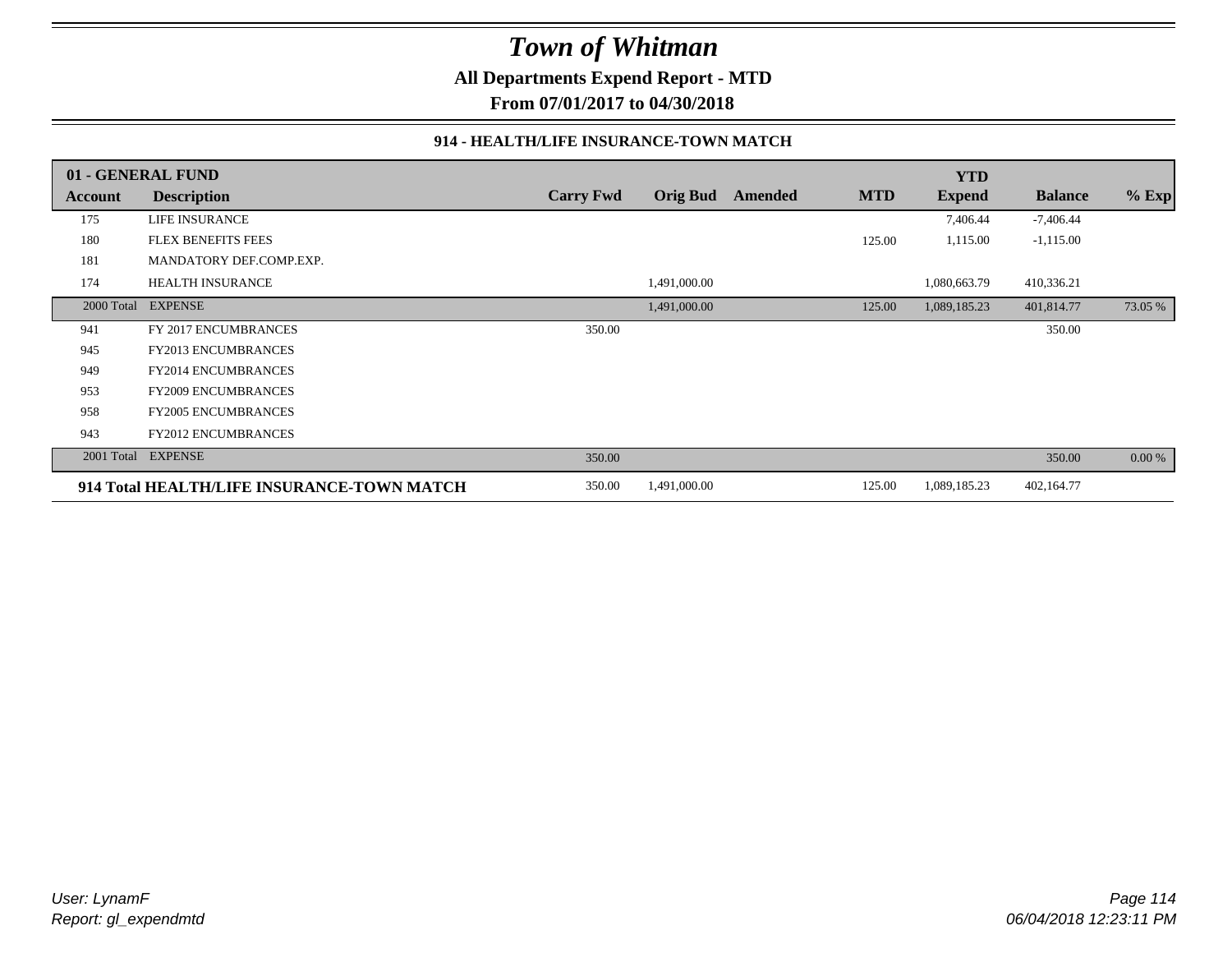# Town of Whitman

**All Departments Expend Report - MTD**

**From 07/01/2017 to 04/30/2018**

### 914 - HEALTH/LIFE INSURANCE-TOWN MATCH

| 01 - GENERAL FUND | | | | | | YTD | | |
|---|---|---|---|---|---|---|---|---|
| **Account** | **Description** | **Carry Fwd** | **Orig Bud** | **Amended** | **MTD** | **Expend** | **Balance** | **% Exp** |
| 175 | LIFE INSURANCE | | | | | 7,406.44 | -7,406.44 | |
| 180 | FLEX BENEFITS FEES | | | | 125.00 | 1,115.00 | -1,115.00 | |
| 181 | MANDATORY DEF.COMP.EXP. | | | | | | | |
| 174 | HEALTH INSURANCE | | 1,491,000.00 | | | 1,080,663.79 | 410,336.21 | |
| 2000 Total | EXPENSE | | 1,491,000.00 | | 125.00 | 1,089,185.23 | 401,814.77 | 73.05 % |
| 941 | FY 2017 ENCUMBRANCES | 350.00 | | | | | 350.00 | |
| 945 | FY2013 ENCUMBRANCES | | | | | | | |
| 949 | FY2014 ENCUMBRANCES | | | | | | | |
| 953 | FY2009 ENCUMBRANCES | | | | | | | |
| 958 | FY2005 ENCUMBRANCES | | | | | | | |
| 943 | FY2012 ENCUMBRANCES | | | | | | | |
| 2001 Total | EXPENSE | 350.00 | | | | | 350.00 | 0.00 % |
| **914 Total HEALTH/LIFE INSURANCE-TOWN MATCH** | | 350.00 | 1,491,000.00 | | 125.00 | 1,089,185.23 | 402,164.77 | |

*User: LynamF*
*Report: gl_expendmtd*

*06/04/2018 12:23:11 PM*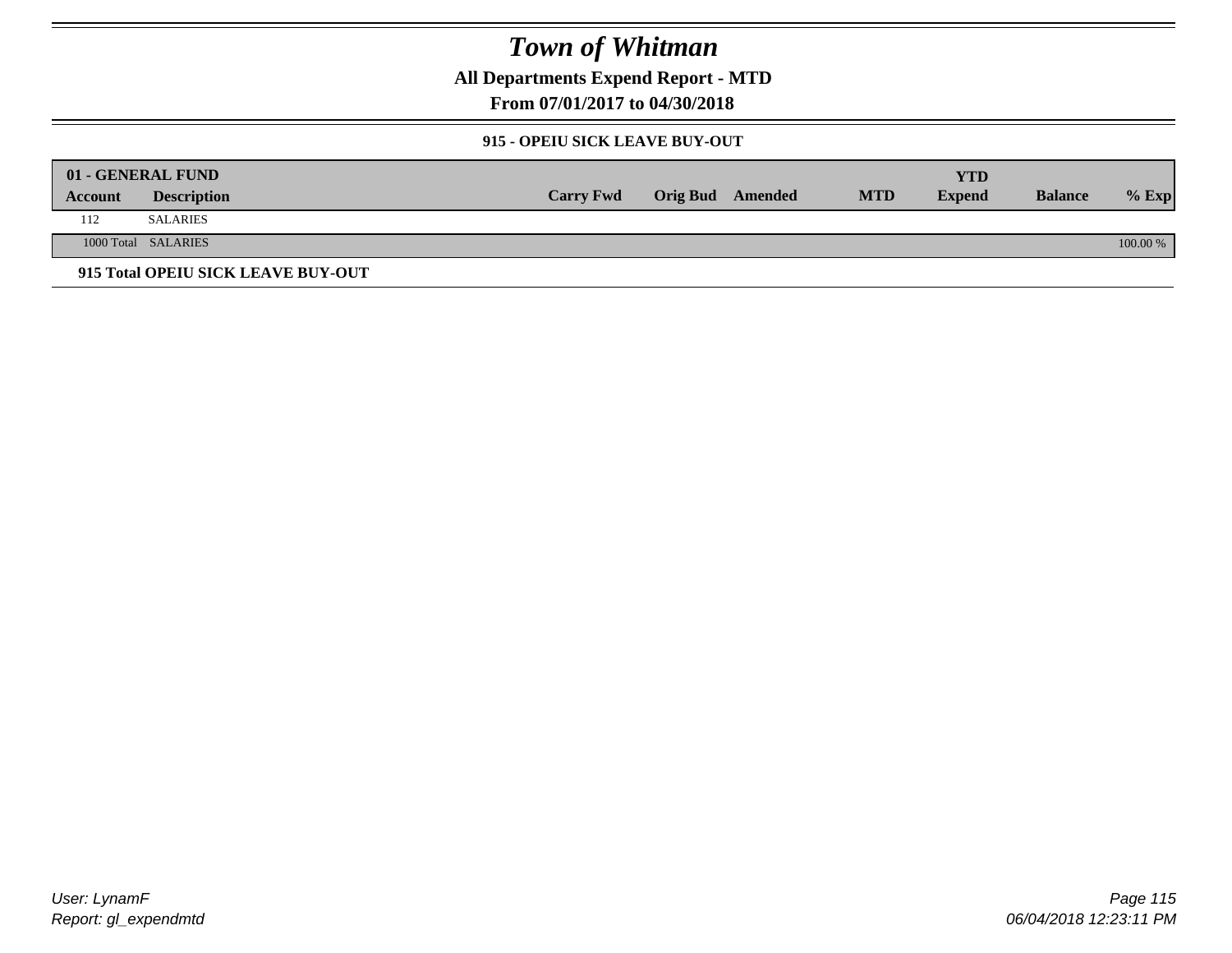# Town of Whitman

**All Departments Expend Report - MTD**

**From 07/01/2017 to 04/30/2018**

**915 - OPEIU SICK LEAVE BUY-OUT**

| 01 - GENERAL FUND | | | | | | | | |
|---|---|---|---|---|---|---|---|---|
| **Account** | **Description** | **Carry Fwd** | **Orig Bud** | **Amended** | **MTD** | **YTD Expend** | **Balance** | **% Exp** |
| 112 | SALARIES | | | | | | | |
| 1000 Total | SALARIES | | | | | | | 100.00 % |

**915 Total OPEIU SICK LEAVE BUY-OUT**

*User: LynamF*
*Report: gl_expendmtd*

*06/04/2018 12:23:11 PM*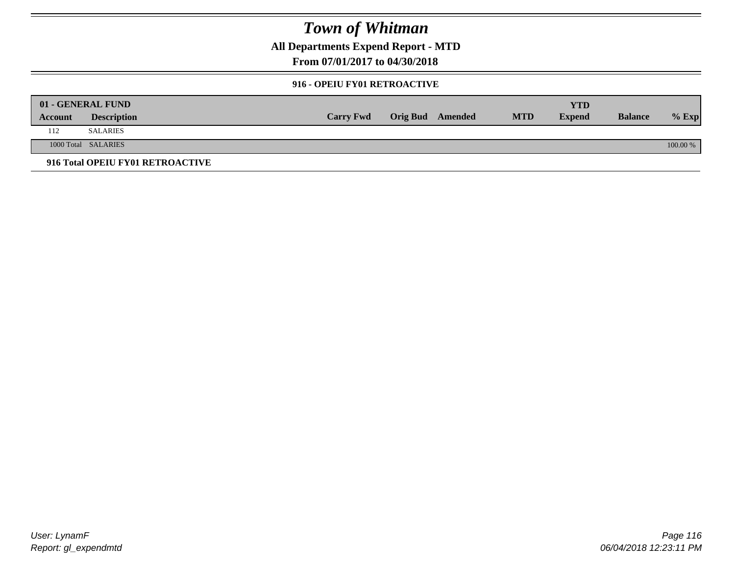# Town of Whitman

**All Departments Expend Report - MTD**

**From 07/01/2017 to 04/30/2018**

### 916 - OPEIU FY01 RETROACTIVE

| 01 - GENERAL FUND | | | | | | | | |
|---|---|---|---|---|---|---|---|---|
| **Account** | **Description** | **Carry Fwd** | **Orig Bud** | **Amended** | **MTD** | **YTD Expend** | **Balance** | **% Exp** |
| 112 | SALARIES | | | | | | | |
| 1000 Total | SALARIES | | | | | | | 100.00 % |

**916 Total OPEIU FY01 RETROACTIVE**

*User: LynamF*
*Report: gl_expendmtd*

*06/04/2018 12:23:11 PM*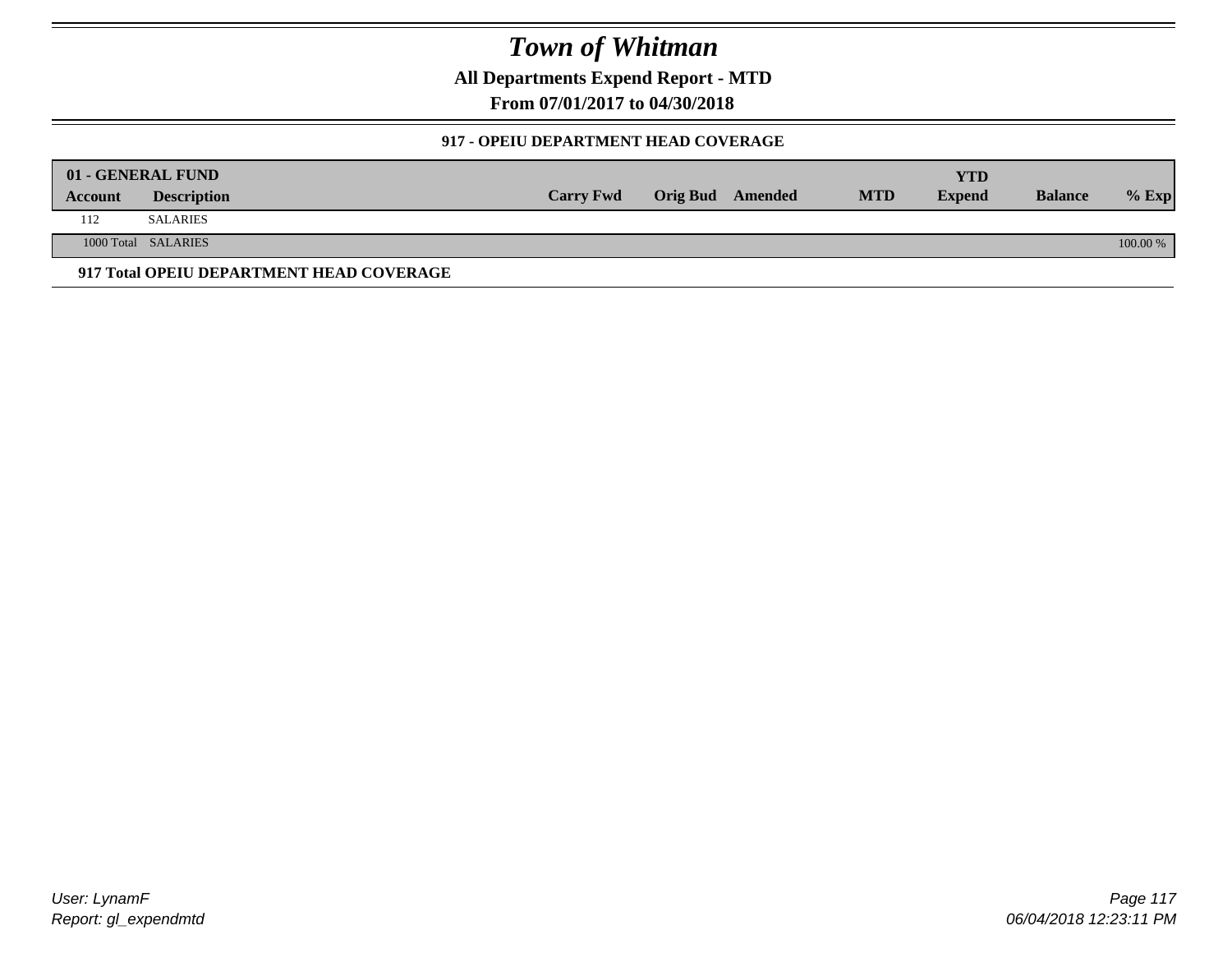# Town of Whitman

**All Departments Expend Report - MTD**

**From 07/01/2017 to 04/30/2018**

### 917 - OPEIU DEPARTMENT HEAD COVERAGE

| 01 - GENERAL FUND | | | | | | | | |
|---|---|---|---|---|---|---|---|---|
| **Account** | **Description** | **Carry Fwd** | **Orig Bud** | **Amended** | **MTD** | **YTD Expend** | **Balance** | **% Exp** |
| 112 | SALARIES | | | | | | | |
| 1000 Total | SALARIES | | | | | | | 100.00 % |

**917 Total OPEIU DEPARTMENT HEAD COVERAGE**

User: LynamF
Report: gl_expendmtd

06/04/2018 12:23:11 PM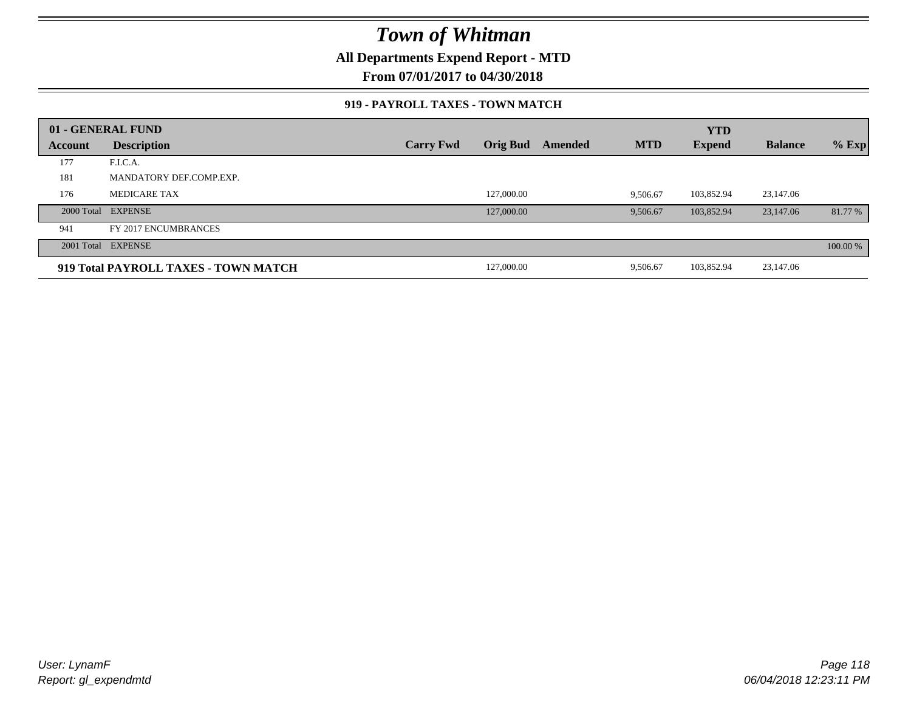# Town of Whitman

**All Departments Expend Report - MTD**

**From 07/01/2017 to 04/30/2018**

### 919 - PAYROLL TAXES - TOWN MATCH

| 01 - GENERAL FUND | | | | | | YTD | | |
|---|---|---|---|---|---|---|---|---|
| Account | Description | Carry Fwd | Orig Bud | Amended | MTD | Expend | Balance | % Exp |
| 177 | F.I.C.A. | | | | | | | |
| 181 | MANDATORY DEF.COMP.EXP. | | | | | | | |
| 176 | MEDICARE TAX | | 127,000.00 | | 9,506.67 | 103,852.94 | 23,147.06 | |
| 2000 Total | EXPENSE | | 127,000.00 | | 9,506.67 | 103,852.94 | 23,147.06 | 81.77 % |
| 941 | FY 2017 ENCUMBRANCES | | | | | | | |
| 2001 Total | EXPENSE | | | | | | | 100.00 % |
| **919 Total PAYROLL TAXES - TOWN MATCH** | | | 127,000.00 | | 9,506.67 | 103,852.94 | 23,147.06 | |

User: LynamF
Report: gl_expendmtd

06/04/2018 12:23:11 PM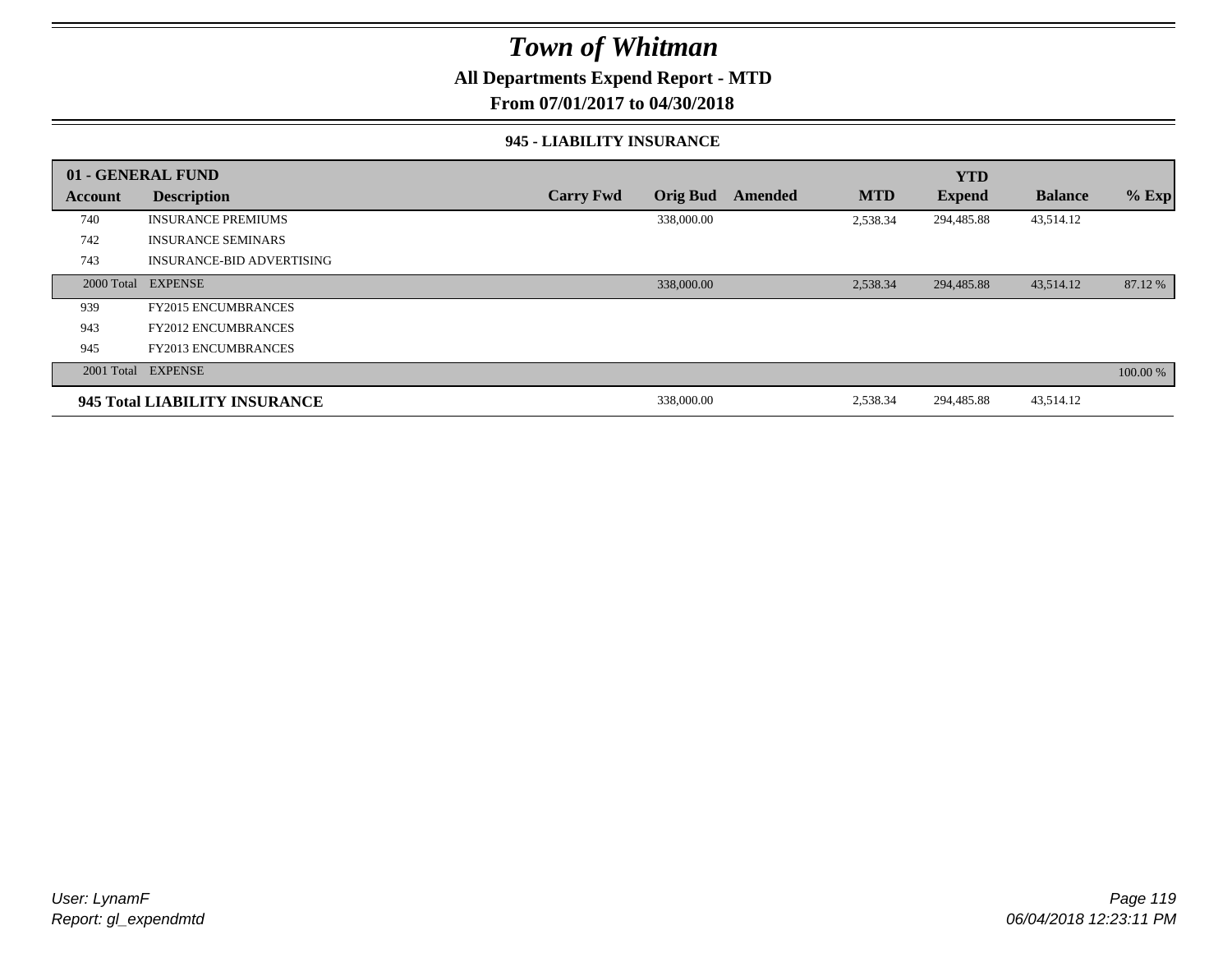# Town of Whitman

**All Departments Expend Report - MTD**

**From 07/01/2017 to 04/30/2018**

**945 - LIABILITY INSURANCE**

| 01 - GENERAL FUND | | | | | | YTD | | |
|---|---|---|---|---|---|---|---|---|
| **Account** | **Description** | **Carry Fwd** | **Orig Bud** | **Amended** | **MTD** | **Expend** | **Balance** | **% Exp** |
| 740 | INSURANCE PREMIUMS | | 338,000.00 | | 2,538.34 | 294,485.88 | 43,514.12 | |
| 742 | INSURANCE SEMINARS | | | | | | | |
| 743 | INSURANCE-BID ADVERTISING | | | | | | | |
| 2000 Total | EXPENSE | | 338,000.00 | | 2,538.34 | 294,485.88 | 43,514.12 | 87.12 % |
| 939 | FY2015 ENCUMBRANCES | | | | | | | |
| 943 | FY2012 ENCUMBRANCES | | | | | | | |
| 945 | FY2013 ENCUMBRANCES | | | | | | | |
| 2001 Total | EXPENSE | | | | | | | 100.00 % |
| **945 Total LIABILITY INSURANCE** | | | 338,000.00 | | 2,538.34 | 294,485.88 | 43,514.12 | |

*User: LynamF*
*Report: gl_expendmtd*

*06/04/2018 12:23:11 PM*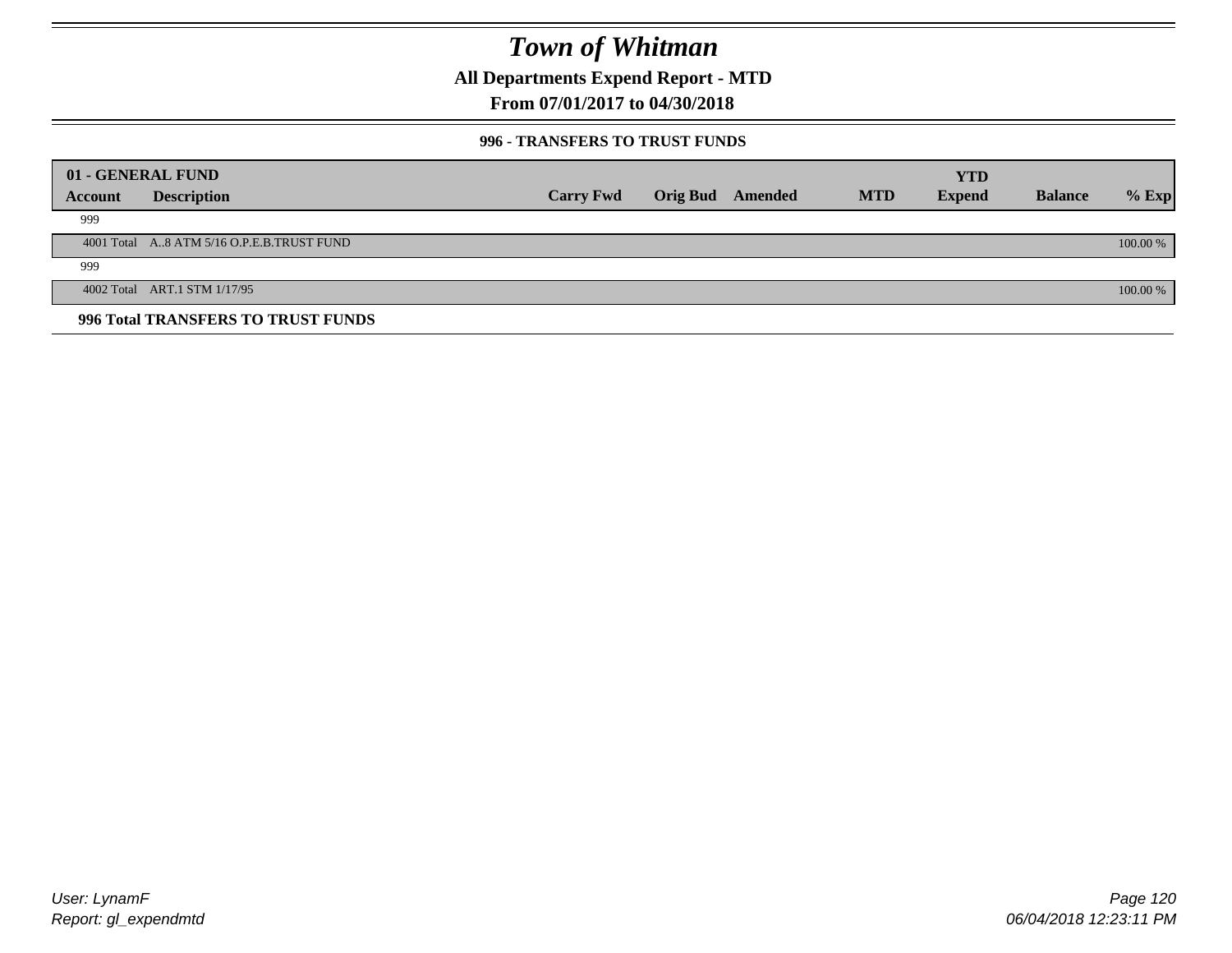# Town of Whitman

## All Departments Expend Report - MTD

## From 07/01/2017 to 04/30/2018

### 996 - TRANSFERS TO TRUST FUNDS

| 01 - GENERAL FUND | | | | | | YTD | | |
|---|---|---|---|---|---|---|---|---|
| Account | Description | Carry Fwd | Orig Bud | Amended | MTD | Expend | Balance | % Exp |
| 999 | | | | | | | | |
| 4001 Total | A..8 ATM 5/16 O.P.E.B.TRUST FUND | | | | | | | 100.00 % |
| 999 | | | | | | | | |
| 4002 Total | ART.1 STM 1/17/95 | | | | | | | 100.00 % |

**996 Total TRANSFERS TO TRUST FUNDS**

User: LynamF
Report: gl_expendmtd

06/04/2018 12:23:11 PM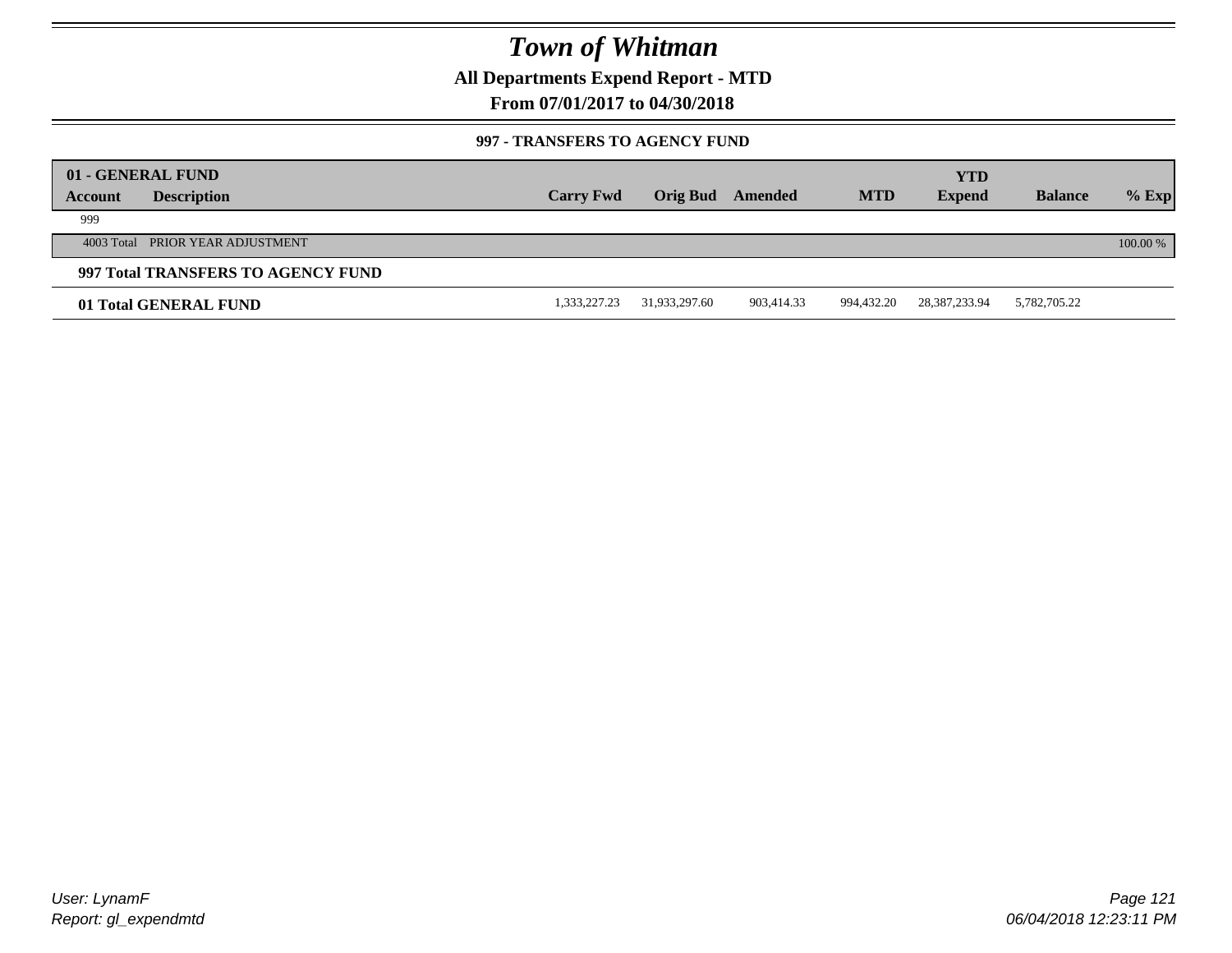# Town of Whitman

**All Departments Expend Report - MTD**

**From 07/01/2017 to 04/30/2018**

**997 - TRANSFERS TO AGENCY FUND**

| 01 - GENERAL FUND | | | | | | YTD | | |
|---|---|---|---|---|---|---|---|---|
| **Account** | **Description** | **Carry Fwd** | **Orig Bud** | **Amended** | **MTD** | **Expend** | **Balance** | **% Exp** |
| 999 | | | | | | | | |
| 4003 Total | PRIOR YEAR ADJUSTMENT | | | | | | | 100.00 % |
| **997 Total TRANSFERS TO AGENCY FUND** | | | | | | | | |
| **01 Total GENERAL FUND** | | 1,333,227.23 | 31,933,297.60 | 903,414.33 | 994,432.20 | 28,387,233.94 | 5,782,705.22 | |

*User: LynamF*
*Report: gl_expendmtd*

*06/04/2018 12:23:11 PM*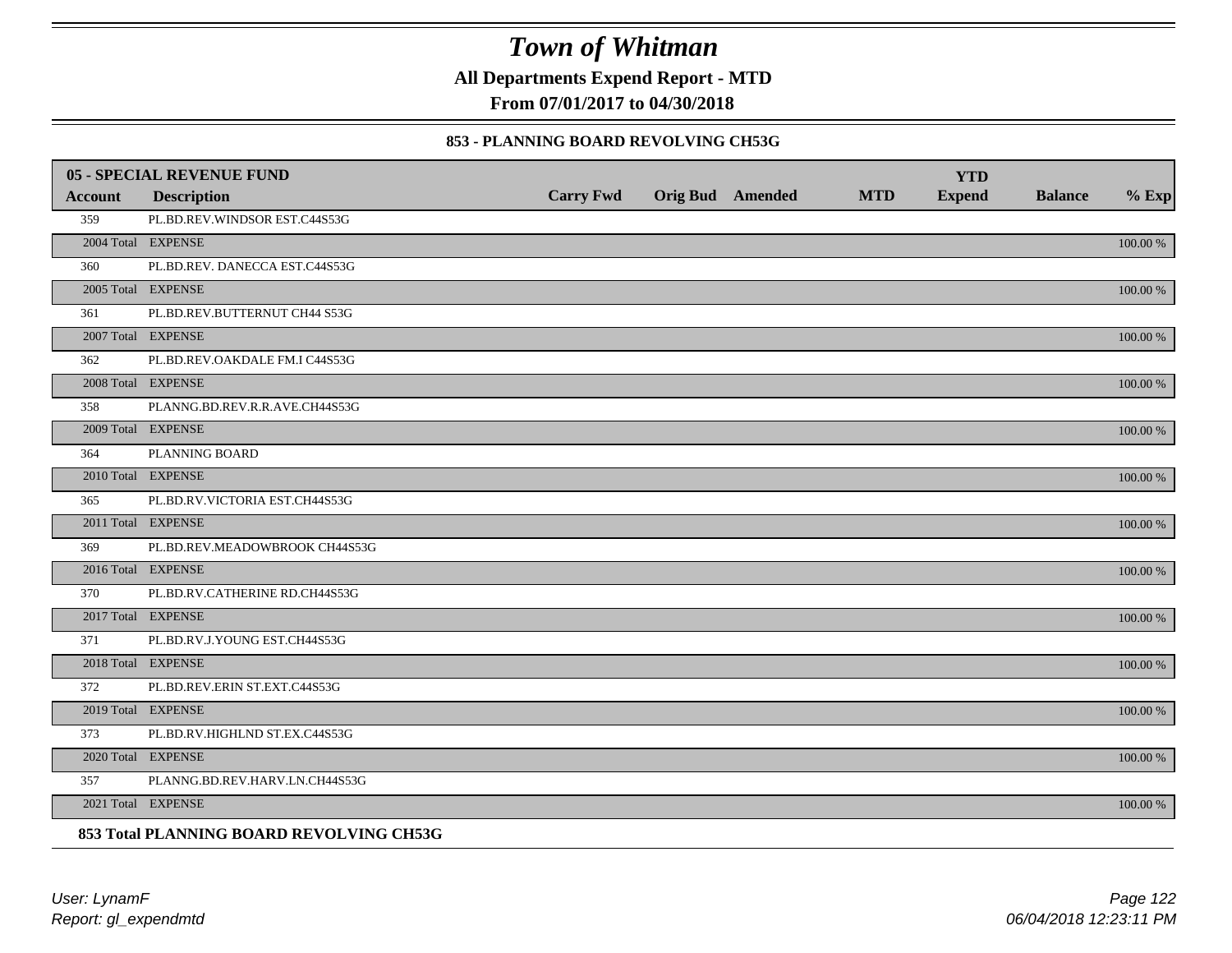# Town of Whitman

**All Departments Expend Report - MTD**

**From 07/01/2017 to 04/30/2018**

**853 - PLANNING BOARD REVOLVING CH53G**

| 05 - SPECIAL REVENUE FUND | | | | | | | | | |
|---|---|---|---|---|---|---|---|---|---|
| **Account** | **Description** | **Carry Fwd** | **Orig Bud** | **Amended** | **MTD** | **YTD Expend** | **Balance** | **% Exp** |
| 359 | PL.BD.REV.WINDSOR EST.C44S53G | | | | | | | |
| 2004 Total | EXPENSE | | | | | | | 100.00 % |
| 360 | PL.BD.REV. DANECCA EST.C44S53G | | | | | | | |
| 2005 Total | EXPENSE | | | | | | | 100.00 % |
| 361 | PL.BD.REV.BUTTERNUT CH44 S53G | | | | | | | |
| 2007 Total | EXPENSE | | | | | | | 100.00 % |
| 362 | PL.BD.REV.OAKDALE FM.I C44S53G | | | | | | | |
| 2008 Total | EXPENSE | | | | | | | 100.00 % |
| 358 | PLANNG.BD.REV.R.R.AVE.CH44S53G | | | | | | | |
| 2009 Total | EXPENSE | | | | | | | 100.00 % |
| 364 | PLANNING BOARD | | | | | | | |
| 2010 Total | EXPENSE | | | | | | | 100.00 % |
| 365 | PL.BD.RV.VICTORIA EST.CH44S53G | | | | | | | |
| 2011 Total | EXPENSE | | | | | | | 100.00 % |
| 369 | PL.BD.REV.MEADOWBROOK CH44S53G | | | | | | | |
| 2016 Total | EXPENSE | | | | | | | 100.00 % |
| 370 | PL.BD.RV.CATHERINE RD.CH44S53G | | | | | | | |
| 2017 Total | EXPENSE | | | | | | | 100.00 % |
| 371 | PL.BD.RV.J.YOUNG EST.CH44S53G | | | | | | | |
| 2018 Total | EXPENSE | | | | | | | 100.00 % |
| 372 | PL.BD.REV.ERIN ST.EXT.C44S53G | | | | | | | |
| 2019 Total | EXPENSE | | | | | | | 100.00 % |
| 373 | PL.BD.RV.HIGHLND ST.EX.C44S53G | | | | | | | |
| 2020 Total | EXPENSE | | | | | | | 100.00 % |
| 357 | PLANNG.BD.REV.HARV.LN.CH44S53G | | | | | | | |
| 2021 Total | EXPENSE | | | | | | | 100.00 % |

**853 Total PLANNING BOARD REVOLVING CH53G**

User: LynamF
Report: gl_expendmtd

06/04/2018 12:23:11 PM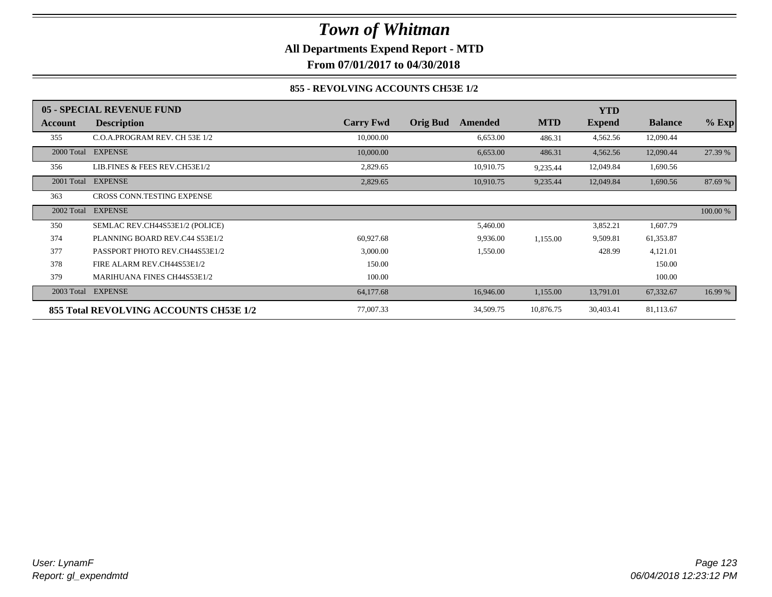# Town of Whitman

**All Departments Expend Report - MTD**

**From 07/01/2017 to 04/30/2018**

### 855 - REVOLVING ACCOUNTS CH53E 1/2

| 05 - SPECIAL REVENUE FUND | | | | | | | | |
|---|---|---|---|---|---|---|---|---|
| **Account** | **Description** | **Carry Fwd** | **Orig Bud** | **Amended** | **MTD** | **YTD Expend** | **Balance** | **% Exp** |
| 355 | C.O.A.PROGRAM REV. CH 53E 1/2 | 10,000.00 | | 6,653.00 | 486.31 | 4,562.56 | 12,090.44 | |
| 2000 Total | EXPENSE | 10,000.00 | | 6,653.00 | 486.31 | 4,562.56 | 12,090.44 | 27.39 % |
| 356 | LIB.FINES & FEES REV.CH53E1/2 | 2,829.65 | | 10,910.75 | 9,235.44 | 12,049.84 | 1,690.56 | |
| 2001 Total | EXPENSE | 2,829.65 | | 10,910.75 | 9,235.44 | 12,049.84 | 1,690.56 | 87.69 % |
| 363 | CROSS CONN.TESTING EXPENSE | | | | | | | |
| 2002 Total | EXPENSE | | | | | | | 100.00 % |
| 350 | SEMLAC REV.CH44S53E1/2 (POLICE) | | | 5,460.00 | | 3,852.21 | 1,607.79 | |
| 374 | PLANNING BOARD REV.C44 S53E1/2 | 60,927.68 | | 9,936.00 | 1,155.00 | 9,509.81 | 61,353.87 | |
| 377 | PASSPORT PHOTO REV.CH44S53E1/2 | 3,000.00 | | 1,550.00 | | 428.99 | 4,121.01 | |
| 378 | FIRE ALARM REV.CH44S53E1/2 | 150.00 | | | | | 150.00 | |
| 379 | MARIHUANA FINES CH44S53E1/2 | 100.00 | | | | | 100.00 | |
| 2003 Total | EXPENSE | 64,177.68 | | 16,946.00 | 1,155.00 | 13,791.01 | 67,332.67 | 16.99 % |
| **855 Total REVOLVING ACCOUNTS CH53E 1/2** | | 77,007.33 | | 34,509.75 | 10,876.75 | 30,403.41 | 81,113.67 | |

*User: LynamF*
*Report: gl_expendmtd*

*06/04/2018 12:23:12 PM*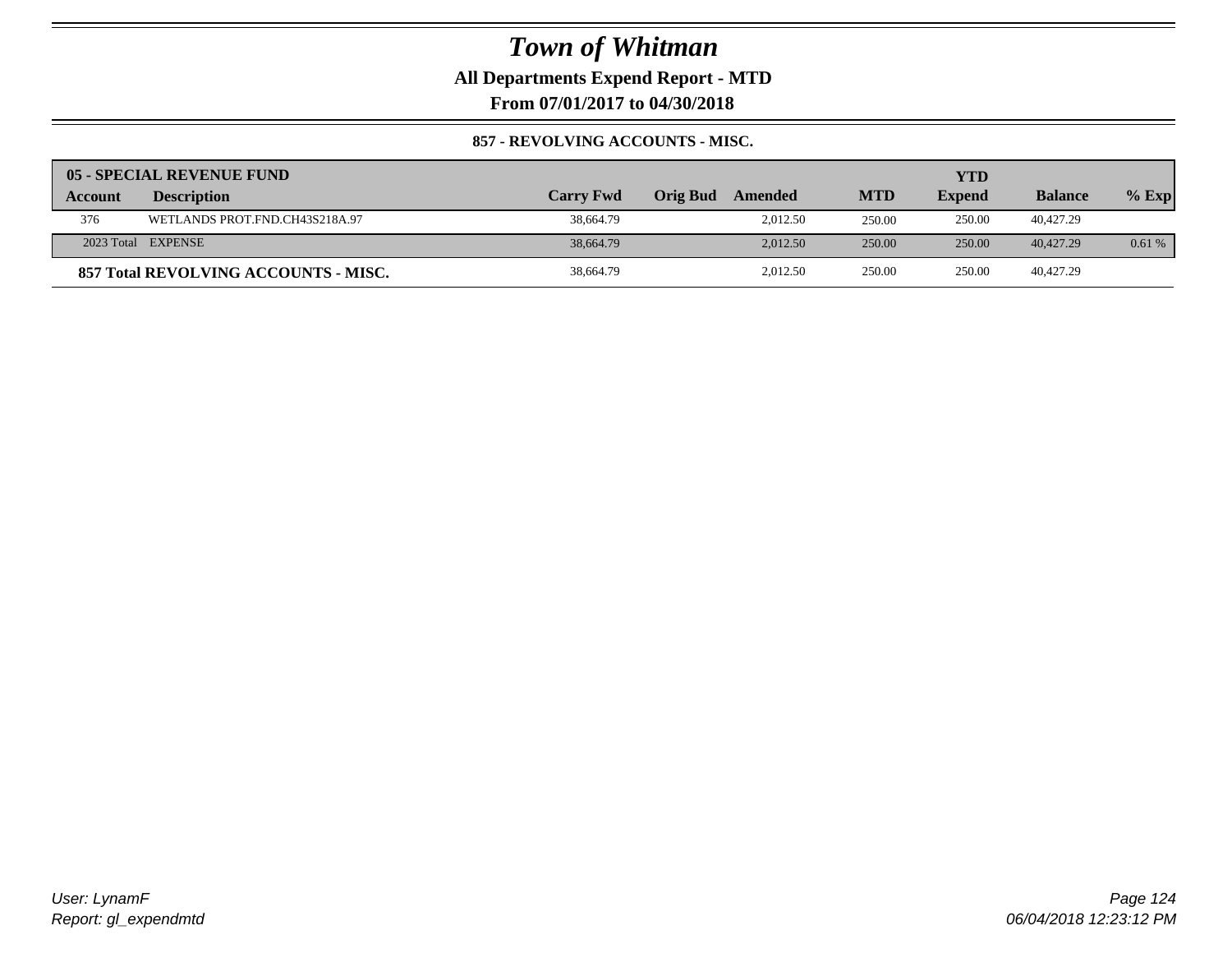# Town of Whitman

**All Departments Expend Report - MTD**

**From 07/01/2017 to 04/30/2018**

**857 - REVOLVING ACCOUNTS - MISC.**

| 05 - SPECIAL REVENUE FUND | | | | | | YTD | | |
|---|---|---|---|---|---|---|---|---|
| **Account** | **Description** | **Carry Fwd** | **Orig Bud** | **Amended** | **MTD** | **Expend** | **Balance** | **% Exp** |
| 376 | WETLANDS PROT.FND.CH43S218A.97 | 38,664.79 | | 2,012.50 | 250.00 | 250.00 | 40,427.29 | |
| 2023 Total | EXPENSE | 38,664.79 | | 2,012.50 | 250.00 | 250.00 | 40,427.29 | 0.61 % |
| **857 Total REVOLVING ACCOUNTS - MISC.** | | 38,664.79 | | 2,012.50 | 250.00 | 250.00 | 40,427.29 | |

*User: LynamF*
*Report: gl_expendmtd*

*06/04/2018 12:23:12 PM*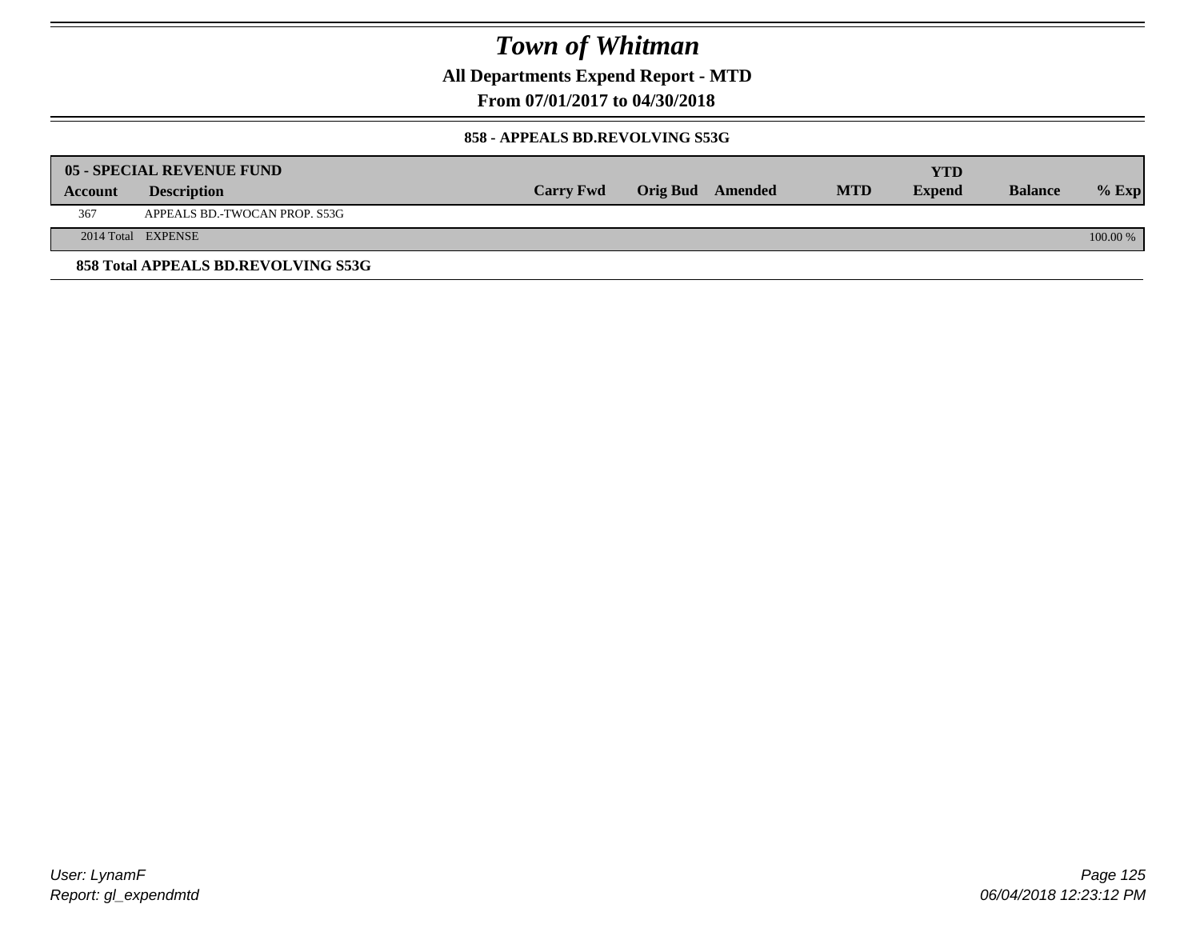# Town of Whitman

**All Departments Expend Report - MTD**

**From 07/01/2017 to 04/30/2018**

**858 - APPEALS BD.REVOLVING S53G**

| 05 - SPECIAL REVENUE FUND | | | | | | | | |
|---|---|---|---|---|---|---|---|---|
| **Account** | **Description** | **Carry Fwd** | **Orig Bud** | **Amended** | **MTD** | **YTD Expend** | **Balance** | **% Exp** |
| 367 | APPEALS BD.-TWOCAN PROP. S53G | | | | | | | |
| 2014 Total | EXPENSE | | | | | | | 100.00 % |

**858 Total APPEALS BD.REVOLVING S53G**

*User: LynamF*
*Report: gl_expendmtd*

*06/04/2018 12:23:12 PM*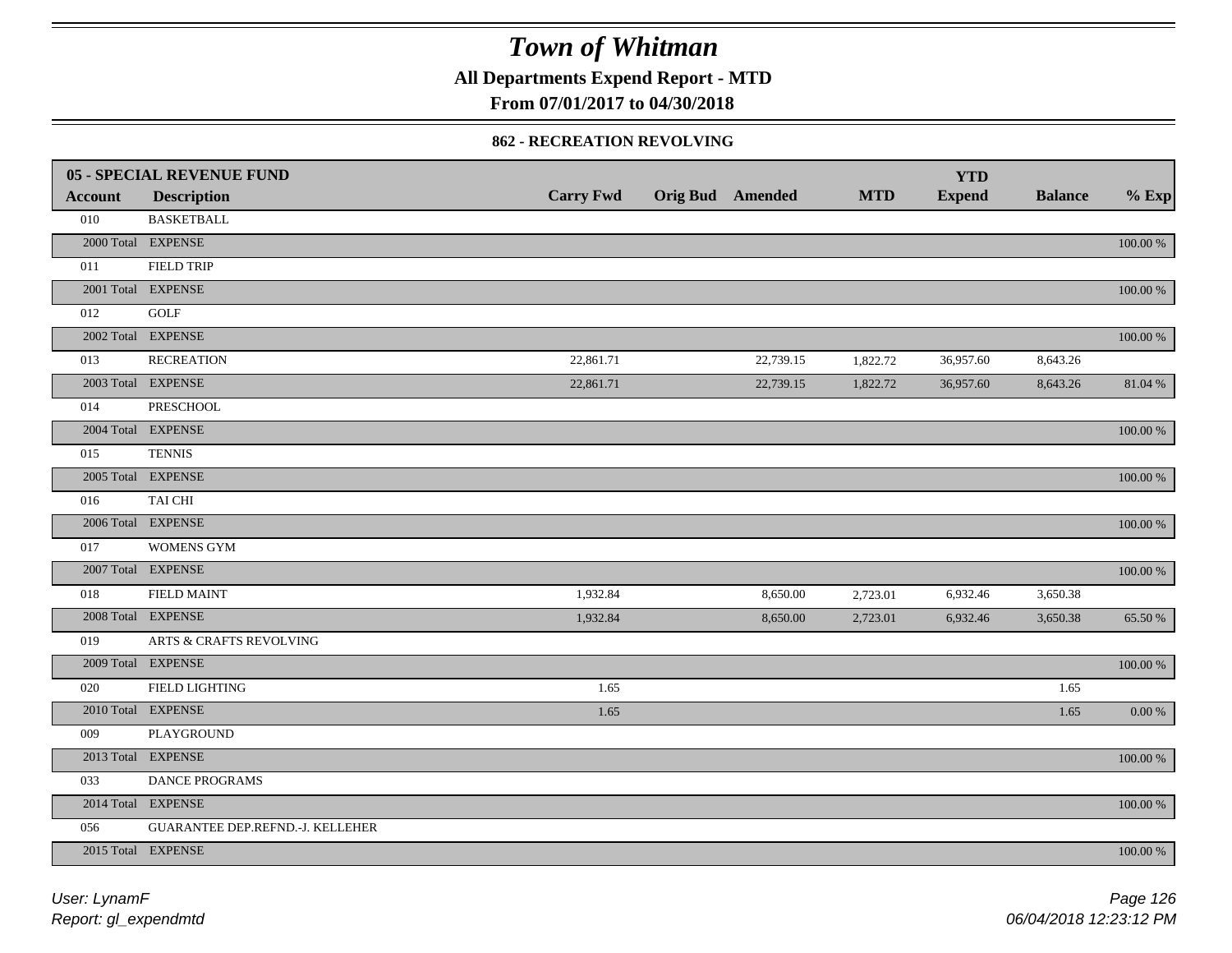# Town of Whitman

**All Departments Expend Report - MTD**

**From 07/01/2017 to 04/30/2018**

### 862 - RECREATION REVOLVING

| 05 - SPECIAL REVENUE FUND | | | | | | | | |
|---|---|---|---|---|---|---|---|---|
| **Account** | **Description** | **Carry Fwd** | **Orig Bud** | **Amended** | **MTD** | **YTD Expend** | **Balance** | **% Exp** |
| 010 | BASKETBALL | | | | | | | |
| 2000 Total | EXPENSE | | | | | | | 100.00 % |
| 011 | FIELD TRIP | | | | | | | |
| 2001 Total | EXPENSE | | | | | | | 100.00 % |
| 012 | GOLF | | | | | | | |
| 2002 Total | EXPENSE | | | | | | | 100.00 % |
| 013 | RECREATION | 22,861.71 | | 22,739.15 | 1,822.72 | 36,957.60 | 8,643.26 | |
| 2003 Total | EXPENSE | 22,861.71 | | 22,739.15 | 1,822.72 | 36,957.60 | 8,643.26 | 81.04 % |
| 014 | PRESCHOOL | | | | | | | |
| 2004 Total | EXPENSE | | | | | | | 100.00 % |
| 015 | TENNIS | | | | | | | |
| 2005 Total | EXPENSE | | | | | | | 100.00 % |
| 016 | TAI CHI | | | | | | | |
| 2006 Total | EXPENSE | | | | | | | 100.00 % |
| 017 | WOMENS GYM | | | | | | | |
| 2007 Total | EXPENSE | | | | | | | 100.00 % |
| 018 | FIELD MAINT | 1,932.84 | | 8,650.00 | 2,723.01 | 6,932.46 | 3,650.38 | |
| 2008 Total | EXPENSE | 1,932.84 | | 8,650.00 | 2,723.01 | 6,932.46 | 3,650.38 | 65.50 % |
| 019 | ARTS & CRAFTS REVOLVING | | | | | | | |
| 2009 Total | EXPENSE | | | | | | | 100.00 % |
| 020 | FIELD LIGHTING | 1.65 | | | | | 1.65 | |
| 2010 Total | EXPENSE | 1.65 | | | | | 1.65 | 0.00 % |
| 009 | PLAYGROUND | | | | | | | |
| 2013 Total | EXPENSE | | | | | | | 100.00 % |
| 033 | DANCE PROGRAMS | | | | | | | |
| 2014 Total | EXPENSE | | | | | | | 100.00 % |
| 056 | GUARANTEE DEP.REFND.-J. KELLEHER | | | | | | | |
| 2015 Total | EXPENSE | | | | | | | 100.00 % |

*User: LynamF*
*Report: gl_expendmtd*

*06/04/2018 12:23:12 PM*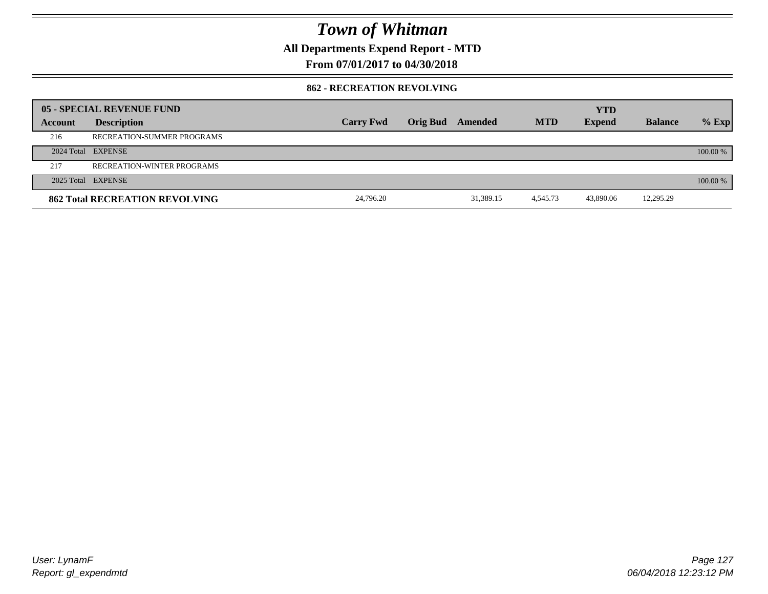# Town of Whitman

**All Departments Expend Report - MTD**

**From 07/01/2017 to 04/30/2018**

**862 - RECREATION REVOLVING**

| **05 - SPECIAL REVENUE FUND** | | | | | | **YTD** | | |
|---|---|---|---|---|---|---|---|---|
| **Account** | **Description** | **Carry Fwd** | **Orig Bud** | **Amended** | **MTD** | **Expend** | **Balance** | **% Exp** |
| 216 | RECREATION-SUMMER PROGRAMS | | | | | | | |
| 2024 Total | EXPENSE | | | | | | | 100.00 % |
| 217 | RECREATION-WINTER PROGRAMS | | | | | | | |
| 2025 Total | EXPENSE | | | | | | | 100.00 % |
| **862 Total RECREATION REVOLVING** | | 24,796.20 | | 31,389.15 | 4,545.73 | 43,890.06 | 12,295.29 | |

User: LynamF

Report: gl_expendmtd

06/04/2018 12:23:12 PM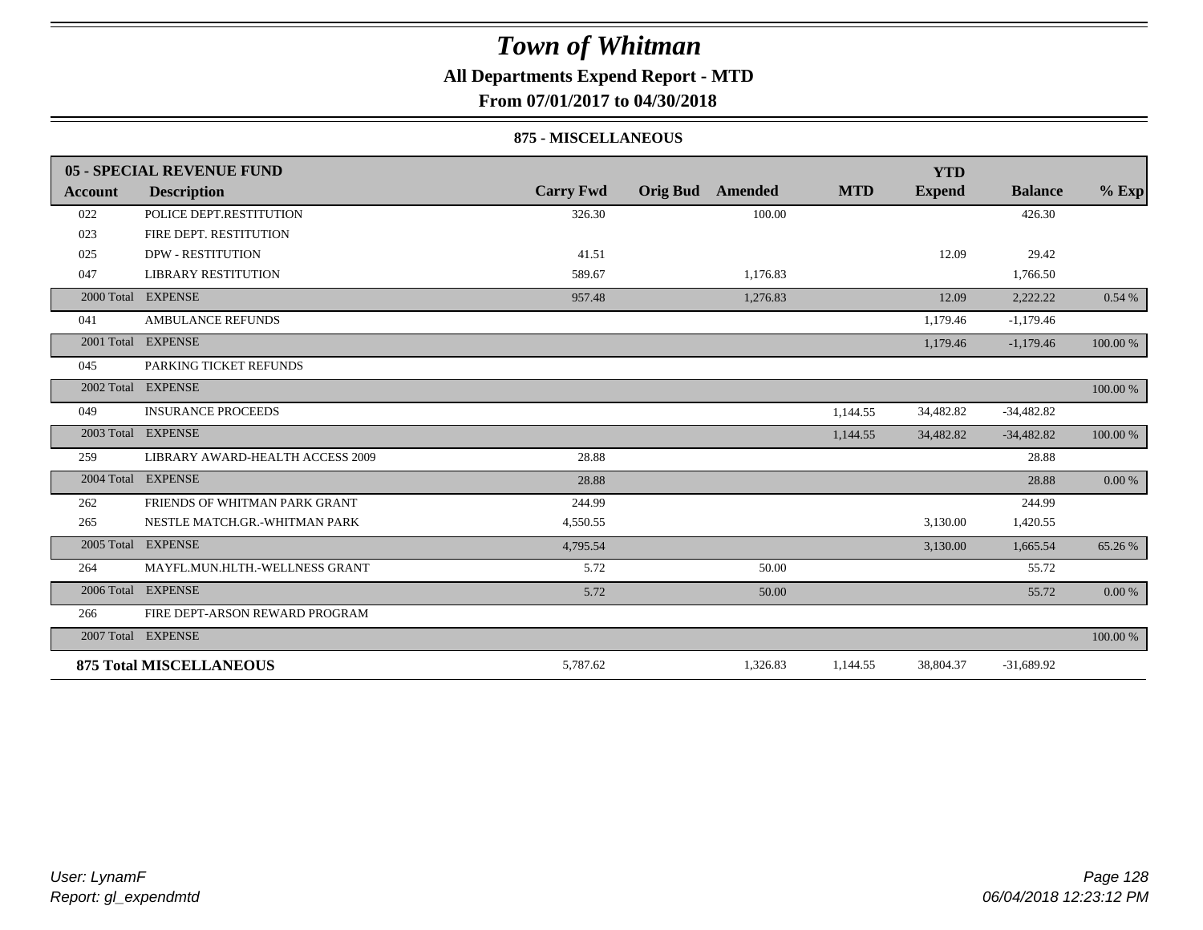# Town of Whitman

**All Departments Expend Report - MTD**

**From 07/01/2017 to 04/30/2018**

### 875 - MISCELLANEOUS

| 05 - SPECIAL REVENUE FUND | | | | | | YTD | | |
|---|---|---|---|---|---|---|---|---|
| **Account** | **Description** | **Carry Fwd** | **Orig Bud** | **Amended** | **MTD** | **Expend** | **Balance** | **% Exp** |
| 022 | POLICE DEPT.RESTITUTION | 326.30 | | 100.00 | | | 426.30 | |
| 023 | FIRE DEPT. RESTITUTION | | | | | | | |
| 025 | DPW - RESTITUTION | 41.51 | | | | 12.09 | 29.42 | |
| 047 | LIBRARY RESTITUTION | 589.67 | | 1,176.83 | | | 1,766.50 | |
| 2000 Total | EXPENSE | 957.48 | | 1,276.83 | | 12.09 | 2,222.22 | 0.54 % |
| 041 | AMBULANCE REFUNDS | | | | | 1,179.46 | -1,179.46 | |
| 2001 Total | EXPENSE | | | | | 1,179.46 | -1,179.46 | 100.00 % |
| 045 | PARKING TICKET REFUNDS | | | | | | | |
| 2002 Total | EXPENSE | | | | | | | 100.00 % |
| 049 | INSURANCE PROCEEDS | | | | 1,144.55 | 34,482.82 | -34,482.82 | |
| 2003 Total | EXPENSE | | | | 1,144.55 | 34,482.82 | -34,482.82 | 100.00 % |
| 259 | LIBRARY AWARD-HEALTH ACCESS 2009 | 28.88 | | | | | 28.88 | |
| 2004 Total | EXPENSE | 28.88 | | | | | 28.88 | 0.00 % |
| 262 | FRIENDS OF WHITMAN PARK GRANT | 244.99 | | | | | 244.99 | |
| 265 | NESTLE MATCH.GR.-WHITMAN PARK | 4,550.55 | | | | 3,130.00 | 1,420.55 | |
| 2005 Total | EXPENSE | 4,795.54 | | | | 3,130.00 | 1,665.54 | 65.26 % |
| 264 | MAYFL.MUN.HLTH.-WELLNESS GRANT | 5.72 | | 50.00 | | | 55.72 | |
| 2006 Total | EXPENSE | 5.72 | | 50.00 | | | 55.72 | 0.00 % |
| 266 | FIRE DEPT-ARSON REWARD PROGRAM | | | | | | | |
| 2007 Total | EXPENSE | | | | | | | 100.00 % |
| **875 Total MISCELLANEOUS** | | 5,787.62 | | 1,326.83 | 1,144.55 | 38,804.37 | -31,689.92 | |

User: LynamF
Report: gl_expendmtd

06/04/2018 12:23:12 PM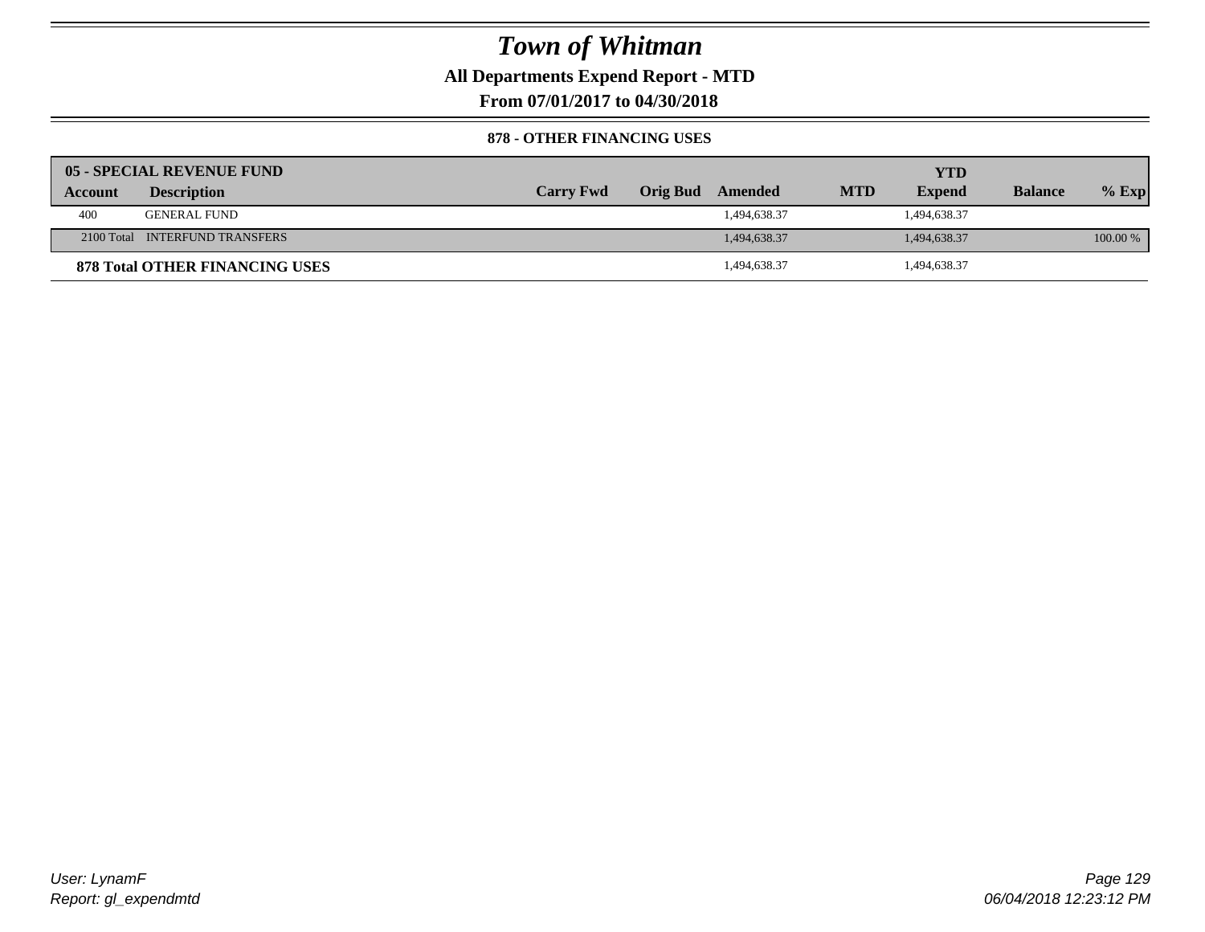# Town of Whitman

**All Departments Expend Report - MTD**

**From 07/01/2017 to 04/30/2018**

**878 - OTHER FINANCING USES**

| 05 - SPECIAL REVENUE FUND | | | | | | YTD | | |
|---|---|---|---|---|---|---|---|---|
| **Account** | **Description** | **Carry Fwd** | **Orig Bud** | **Amended** | **MTD** | **Expend** | **Balance** | **% Exp** |
| 400 | GENERAL FUND | | | 1,494,638.37 | | 1,494,638.37 | | |
| 2100 Total | INTERFUND TRANSFERS | | | 1,494,638.37 | | 1,494,638.37 | | 100.00 % |
| **878 Total OTHER FINANCING USES** | | | | 1,494,638.37 | | 1,494,638.37 | | |

*User: LynamF*
*Report: gl_expendmtd*

*06/04/2018 12:23:12 PM*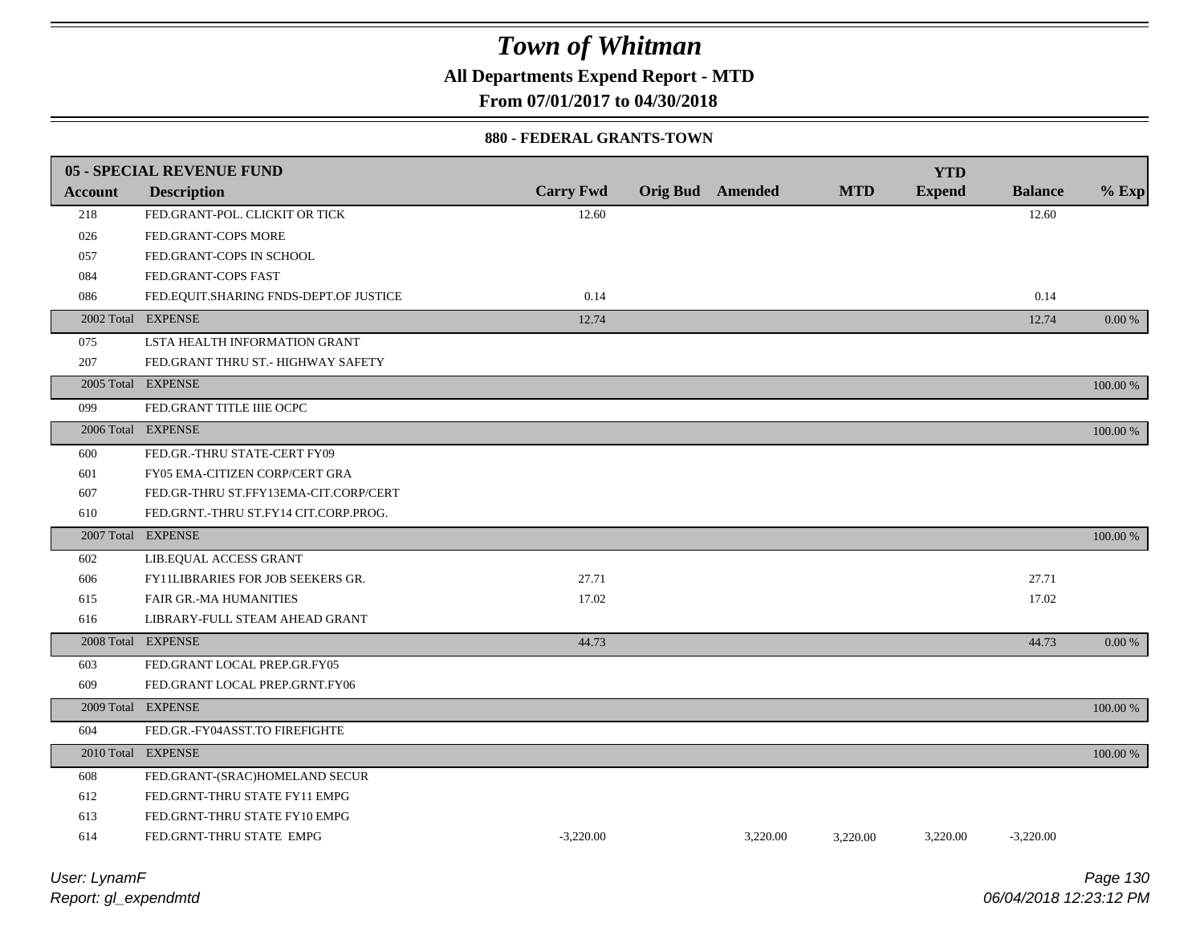# Town of Whitman

**All Departments Expend Report - MTD**

**From 07/01/2017 to 04/30/2018**

### 880 - FEDERAL GRANTS-TOWN

| 05 - SPECIAL REVENUE FUND | | | | | | | | |
|---|---|---|---|---|---|---|---|---|
| **Account** | **Description** | **Carry Fwd** | **Orig Bud** | **Amended** | **MTD** | **YTD Expend** | **Balance** | **% Exp** |
| 218 | FED.GRANT-POL. CLICKIT OR TICK | 12.60 | | | | | 12.60 | |
| 026 | FED.GRANT-COPS MORE | | | | | | | |
| 057 | FED.GRANT-COPS IN SCHOOL | | | | | | | |
| 084 | FED.GRANT-COPS FAST | | | | | | | |
| 086 | FED.EQUIT.SHARING FNDS-DEPT.OF JUSTICE | 0.14 | | | | | 0.14 | |
| 2002 Total | EXPENSE | 12.74 | | | | | 12.74 | 0.00 % |
| 075 | LSTA HEALTH INFORMATION GRANT | | | | | | | |
| 207 | FED.GRANT THRU ST.- HIGHWAY SAFETY | | | | | | | |
| 2005 Total | EXPENSE | | | | | | | 100.00 % |
| 099 | FED.GRANT TITLE IIIE OCPC | | | | | | | |
| 2006 Total | EXPENSE | | | | | | | 100.00 % |
| 600 | FED.GR.-THRU STATE-CERT FY09 | | | | | | | |
| 601 | FY05 EMA-CITIZEN CORP/CERT GRA | | | | | | | |
| 607 | FED.GR-THRU ST.FFY13EMA-CIT.CORP/CERT | | | | | | | |
| 610 | FED.GRNT.-THRU ST.FY14 CIT.CORP.PROG. | | | | | | | |
| 2007 Total | EXPENSE | | | | | | | 100.00 % |
| 602 | LIB.EQUAL ACCESS GRANT | | | | | | | |
| 606 | FY11LIBRARIES FOR JOB SEEKERS GR. | 27.71 | | | | | 27.71 | |
| 615 | FAIR GR.-MA HUMANITIES | 17.02 | | | | | 17.02 | |
| 616 | LIBRARY-FULL STEAM AHEAD GRANT | | | | | | | |
| 2008 Total | EXPENSE | 44.73 | | | | | 44.73 | 0.00 % |
| 603 | FED.GRANT LOCAL PREP.GR.FY05 | | | | | | | |
| 609 | FED.GRANT LOCAL PREP.GRNT.FY06 | | | | | | | |
| 2009 Total | EXPENSE | | | | | | | 100.00 % |
| 604 | FED.GR.-FY04ASST.TO FIREFIGHTE | | | | | | | |
| 2010 Total | EXPENSE | | | | | | | 100.00 % |
| 608 | FED.GRANT-(SRAC)HOMELAND SECUR | | | | | | | |
| 612 | FED.GRNT-THRU STATE FY11 EMPG | | | | | | | |
| 613 | FED.GRNT-THRU STATE FY10 EMPG | | | | | | | |
| 614 | FED.GRNT-THRU STATE EMPG | -3,220.00 | | 3,220.00 | 3,220.00 | 3,220.00 | -3,220.00 | |

User: LynamF

Report: gl_expendmtd

06/04/2018 12:23:12 PM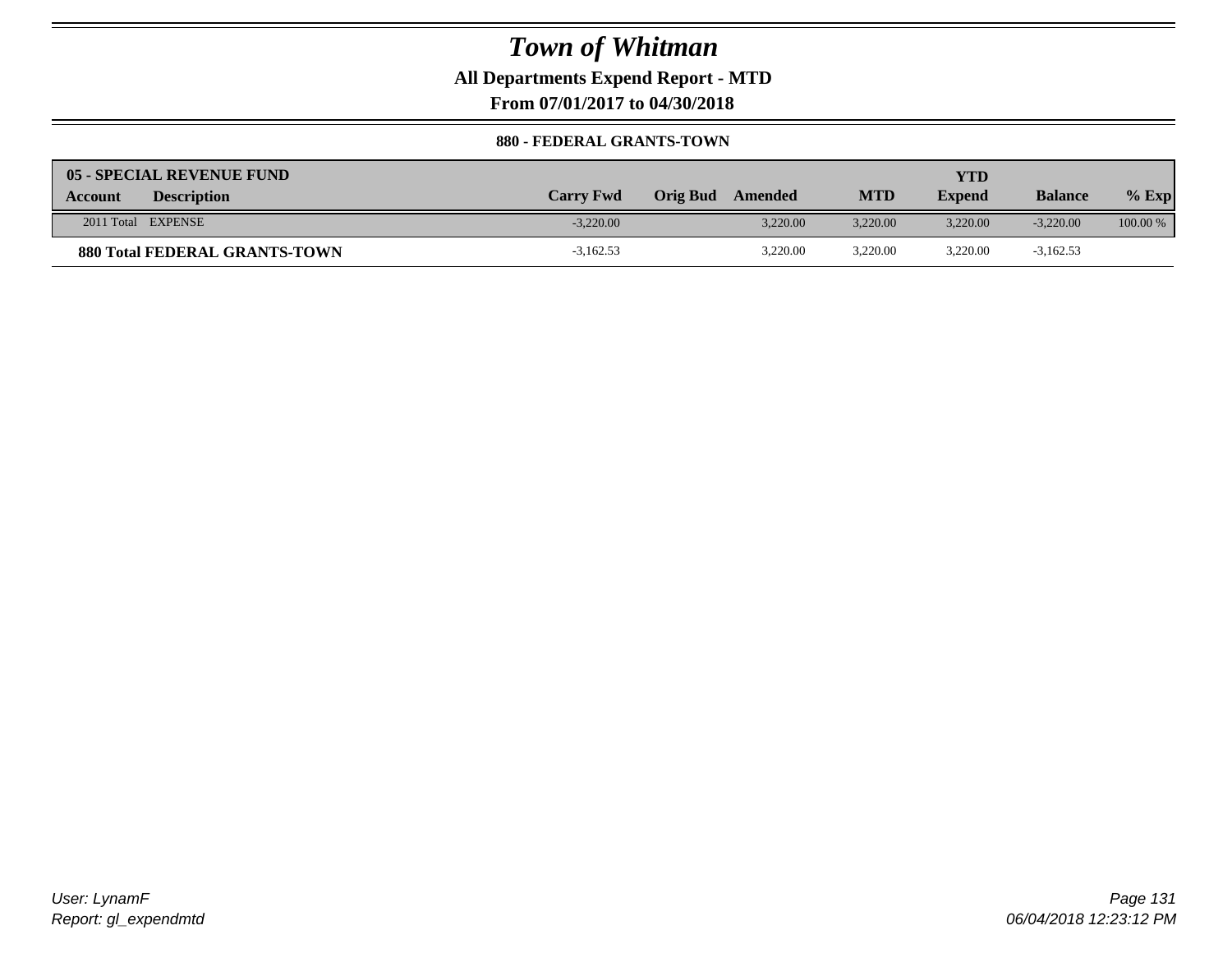# Town of Whitman

**All Departments Expend Report - MTD**

**From 07/01/2017 to 04/30/2018**

**880 - FEDERAL GRANTS-TOWN**

| 05 - SPECIAL REVENUE FUND<br>Account | Description | Carry Fwd | Orig Bud | Amended | MTD | YTD Expend | Balance | % Exp |
|---|---|---|---|---|---|---|---|---|
| 2011 Total | EXPENSE | -3,220.00 | | 3,220.00 | 3,220.00 | 3,220.00 | -3,220.00 | 100.00 % |
| **880 Total FEDERAL GRANTS-TOWN** | | -3,162.53 | | 3,220.00 | 3,220.00 | 3,220.00 | -3,162.53 | |

User: LynamF
Report: gl_expendmtd

06/04/2018 12:23:12 PM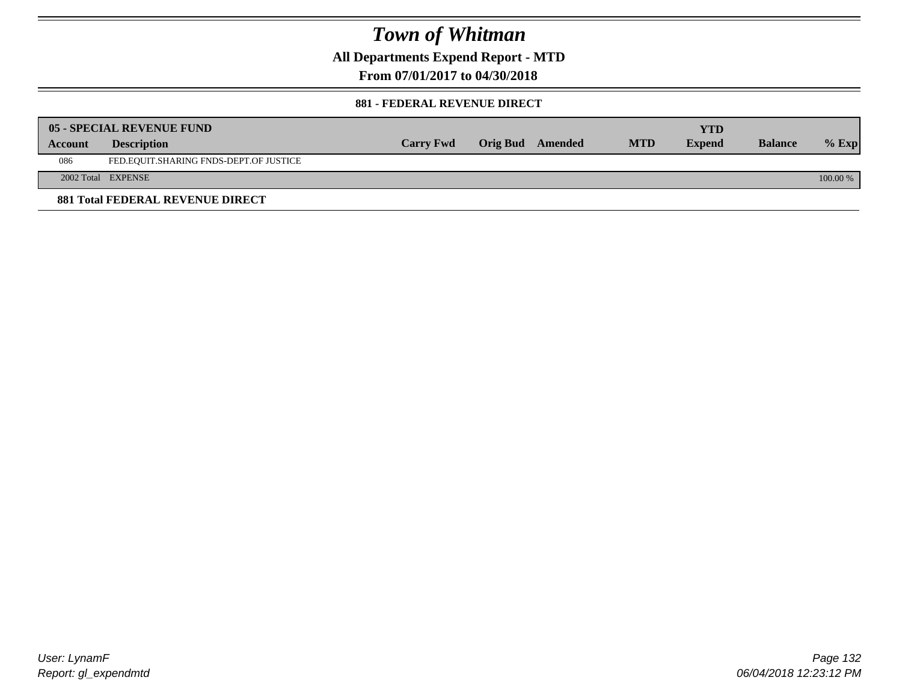# Town of Whitman

## All Departments Expend Report - MTD

### From 07/01/2017 to 04/30/2018

#### 881 - FEDERAL REVENUE DIRECT

| 05 - SPECIAL REVENUE FUND | | | | | | YTD | | |
|---|---|---|---|---|---|---|---|---|
| **Account** | **Description** | **Carry Fwd** | **Orig Bud** | **Amended** | **MTD** | **Expend** | **Balance** | **% Exp** |
| 086 | FED.EQUIT.SHARING FNDS-DEPT.OF JUSTICE | | | | | | | |
| 2002 Total | EXPENSE | | | | | | | 100.00 % |

**881 Total FEDERAL REVENUE DIRECT**

User: LynamF
Report: gl_expendmtd

06/04/2018 12:23:12 PM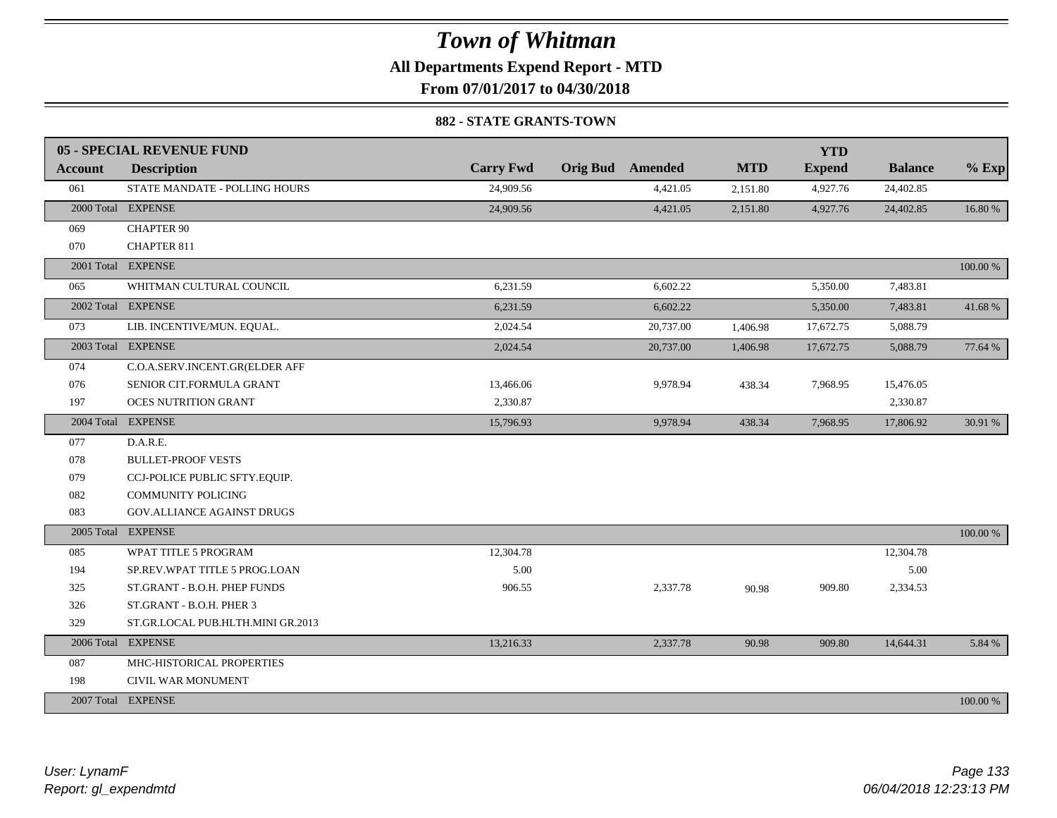# Town of Whitman

**All Departments Expend Report - MTD**

**From 07/01/2017 to 04/30/2018**

**882 - STATE GRANTS-TOWN**

| 05 - SPECIAL REVENUE FUND | | | | | | YTD | | |
|---|---|---|---|---|---|---|---|---|
| **Account** | **Description** | **Carry Fwd** | **Orig Bud** | **Amended** | **MTD** | **Expend** | **Balance** | **% Exp** |
| 061 | STATE MANDATE - POLLING HOURS | 24,909.56 | | 4,421.05 | 2,151.80 | 4,927.76 | 24,402.85 | |
| 2000 Total | EXPENSE | 24,909.56 | | 4,421.05 | 2,151.80 | 4,927.76 | 24,402.85 | 16.80 % |
| 069 | CHAPTER 90 | | | | | | | |
| 070 | CHAPTER 811 | | | | | | | |
| 2001 Total | EXPENSE | | | | | | | 100.00 % |
| 065 | WHITMAN CULTURAL COUNCIL | 6,231.59 | | 6,602.22 | | 5,350.00 | 7,483.81 | |
| 2002 Total | EXPENSE | 6,231.59 | | 6,602.22 | | 5,350.00 | 7,483.81 | 41.68 % |
| 073 | LIB. INCENTIVE/MUN. EQUAL. | 2,024.54 | | 20,737.00 | 1,406.98 | 17,672.75 | 5,088.79 | |
| 2003 Total | EXPENSE | 2,024.54 | | 20,737.00 | 1,406.98 | 17,672.75 | 5,088.79 | 77.64 % |
| 074 | C.O.A.SERV.INCENT.GR(ELDER AFF | | | | | | | |
| 076 | SENIOR CIT.FORMULA GRANT | 13,466.06 | | 9,978.94 | 438.34 | 7,968.95 | 15,476.05 | |
| 197 | OCES NUTRITION GRANT | 2,330.87 | | | | | 2,330.87 | |
| 2004 Total | EXPENSE | 15,796.93 | | 9,978.94 | 438.34 | 7,968.95 | 17,806.92 | 30.91 % |
| 077 | D.A.R.E. | | | | | | | |
| 078 | BULLET-PROOF VESTS | | | | | | | |
| 079 | CCJ-POLICE PUBLIC SFTY.EQUIP. | | | | | | | |
| 082 | COMMUNITY POLICING | | | | | | | |
| 083 | GOV.ALLIANCE AGAINST DRUGS | | | | | | | |
| 2005 Total | EXPENSE | | | | | | | 100.00 % |
| 085 | WPAT TITLE 5 PROGRAM | 12,304.78 | | | | | 12,304.78 | |
| 194 | SP.REV.WPAT TITLE 5 PROG.LOAN | 5.00 | | | | | 5.00 | |
| 325 | ST.GRANT - B.O.H. PHEP FUNDS | 906.55 | | 2,337.78 | 90.98 | 909.80 | 2,334.53 | |
| 326 | ST.GRANT - B.O.H. PHER 3 | | | | | | | |
| 329 | ST.GR.LOCAL PUB.HLTH.MINI GR.2013 | | | | | | | |
| 2006 Total | EXPENSE | 13,216.33 | | 2,337.78 | 90.98 | 909.80 | 14,644.31 | 5.84 % |
| 087 | MHC-HISTORICAL PROPERTIES | | | | | | | |
| 198 | CIVIL WAR MONUMENT | | | | | | | |
| 2007 Total | EXPENSE | | | | | | | 100.00 % |

*User: LynamF*

*Report: gl_expendmtd*

*06/04/2018 12:23:13 PM*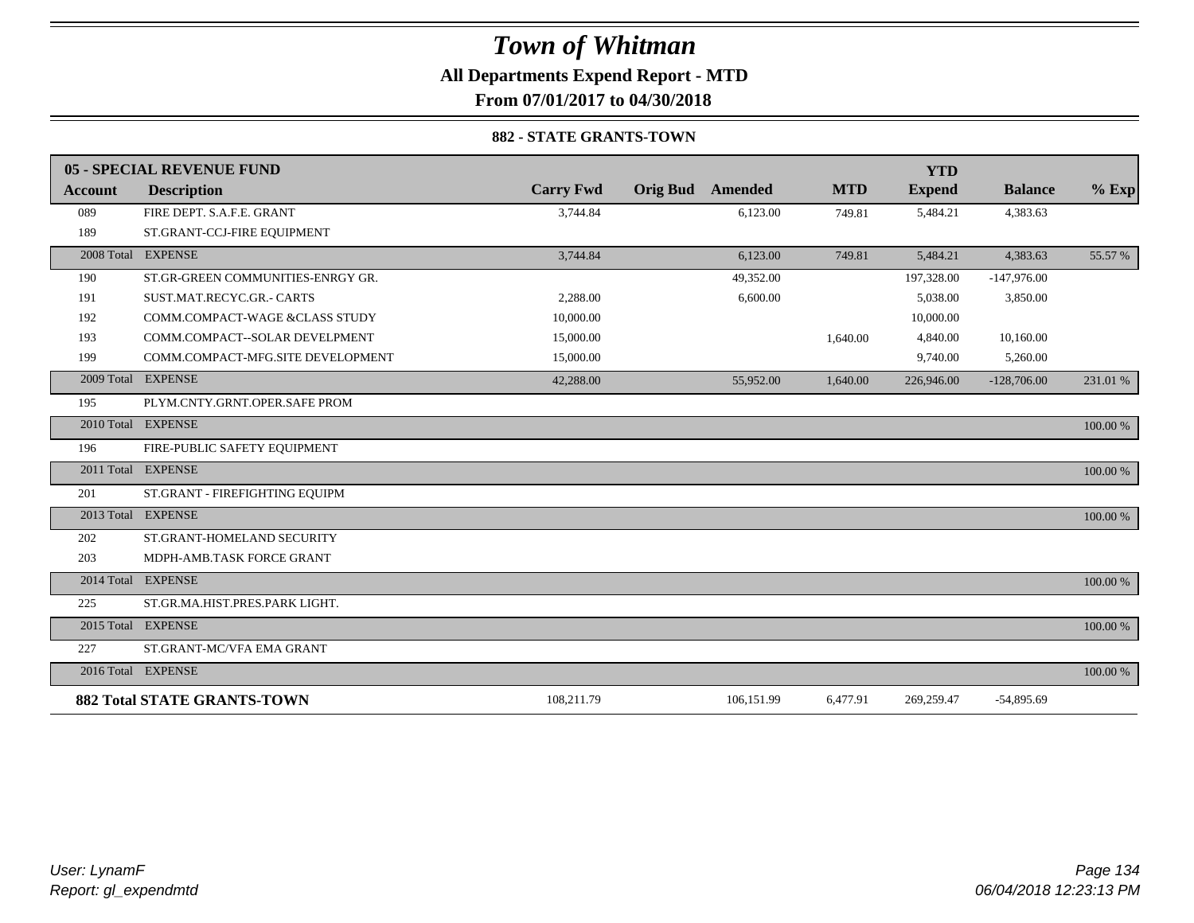# Town of Whitman

**All Departments Expend Report - MTD**

**From 07/01/2017 to 04/30/2018**

**882 - STATE GRANTS-TOWN**

| 05 - SPECIAL REVENUE FUND | | | | | | YTD | | |
|---|---|---|---|---|---|---|---|---|
| **Account** | **Description** | **Carry Fwd** | **Orig Bud** | **Amended** | **MTD** | **Expend** | **Balance** | **% Exp** |
| 089 | FIRE DEPT. S.A.F.E. GRANT | 3,744.84 | | 6,123.00 | 749.81 | 5,484.21 | 4,383.63 | |
| 189 | ST.GRANT-CCJ-FIRE EQUIPMENT | | | | | | | |
| 2008 Total | EXPENSE | 3,744.84 | | 6,123.00 | 749.81 | 5,484.21 | 4,383.63 | 55.57 % |
| 190 | ST.GR-GREEN COMMUNITIES-ENRGY GR. | | | 49,352.00 | | 197,328.00 | -147,976.00 | |
| 191 | SUST.MAT.RECYC.GR.- CARTS | 2,288.00 | | 6,600.00 | | 5,038.00 | 3,850.00 | |
| 192 | COMM.COMPACT-WAGE &CLASS STUDY | 10,000.00 | | | | 10,000.00 | | |
| 193 | COMM.COMPACT--SOLAR DEVELPMENT | 15,000.00 | | | 1,640.00 | 4,840.00 | 10,160.00 | |
| 199 | COMM.COMPACT-MFG.SITE DEVELOPMENT | 15,000.00 | | | | 9,740.00 | 5,260.00 | |
| 2009 Total | EXPENSE | 42,288.00 | | 55,952.00 | 1,640.00 | 226,946.00 | -128,706.00 | 231.01 % |
| 195 | PLYM.CNTY.GRNT.OPER.SAFE PROM | | | | | | | |
| 2010 Total | EXPENSE | | | | | | | 100.00 % |
| 196 | FIRE-PUBLIC SAFETY EQUIPMENT | | | | | | | |
| 2011 Total | EXPENSE | | | | | | | 100.00 % |
| 201 | ST.GRANT - FIREFIGHTING EQUIPM | | | | | | | |
| 2013 Total | EXPENSE | | | | | | | 100.00 % |
| 202 | ST.GRANT-HOMELAND SECURITY | | | | | | | |
| 203 | MDPH-AMB.TASK FORCE GRANT | | | | | | | |
| 2014 Total | EXPENSE | | | | | | | 100.00 % |
| 225 | ST.GR.MA.HIST.PRES.PARK LIGHT. | | | | | | | |
| 2015 Total | EXPENSE | | | | | | | 100.00 % |
| 227 | ST.GRANT-MC/VFA EMA GRANT | | | | | | | |
| 2016 Total | EXPENSE | | | | | | | 100.00 % |
| **882 Total STATE GRANTS-TOWN** | | 108,211.79 | | 106,151.99 | 6,477.91 | 269,259.47 | -54,895.69 | |

*User: LynamF*
*Report: gl_expendmtd*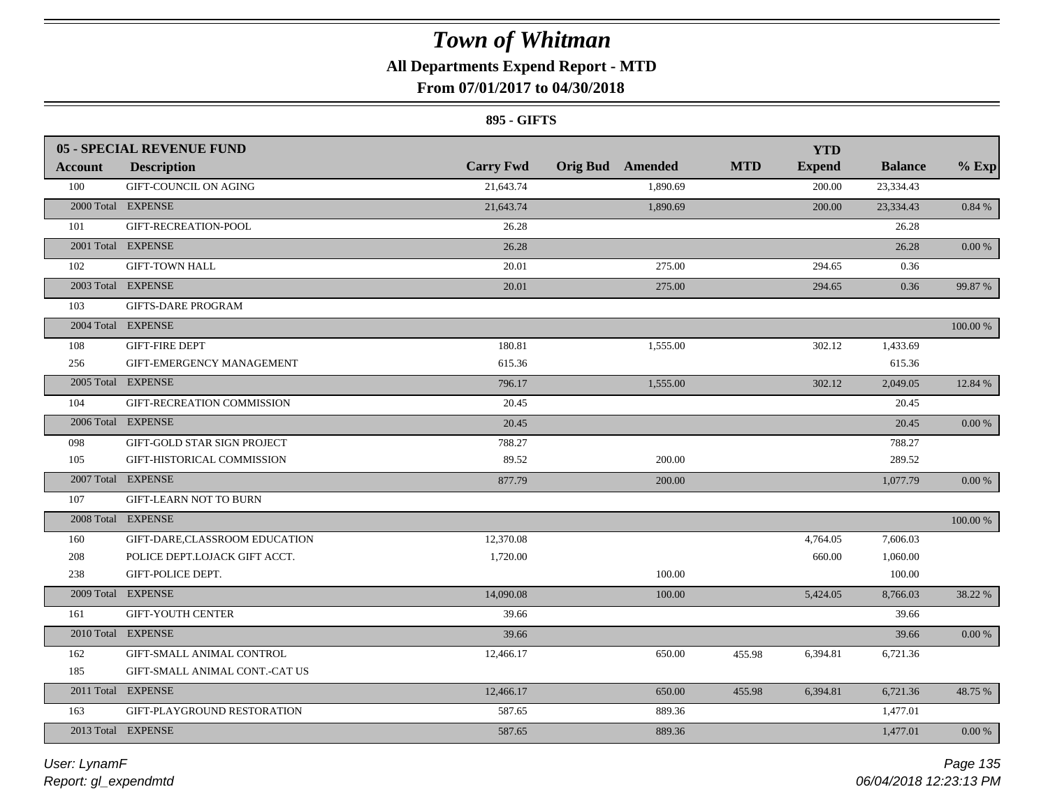# Town of Whitman

## All Departments Expend Report - MTD

### From 07/01/2017 to 04/30/2018

**895 - GIFTS**

| Account | Description | Carry Fwd | Orig Bud | Amended | MTD | YTD Expend | Balance | % Exp |
|---|---|---|---|---|---|---|---|---|
| **05 - SPECIAL REVENUE FUND** | | | | | | | | |
| 100 | GIFT-COUNCIL ON AGING | 21,643.74 | | 1,890.69 | | 200.00 | 23,334.43 | |
| 2000 Total | EXPENSE | 21,643.74 | | 1,890.69 | | 200.00 | 23,334.43 | 0.84 % |
| 101 | GIFT-RECREATION-POOL | 26.28 | | | | | 26.28 | |
| 2001 Total | EXPENSE | 26.28 | | | | | 26.28 | 0.00 % |
| 102 | GIFT-TOWN HALL | 20.01 | | 275.00 | | 294.65 | 0.36 | |
| 2003 Total | EXPENSE | 20.01 | | 275.00 | | 294.65 | 0.36 | 99.87 % |
| 103 | GIFTS-DARE PROGRAM | | | | | | | |
| 2004 Total | EXPENSE | | | | | | | 100.00 % |
| 108 | GIFT-FIRE DEPT | 180.81 | | 1,555.00 | | 302.12 | 1,433.69 | |
| 256 | GIFT-EMERGENCY MANAGEMENT | 615.36 | | | | | 615.36 | |
| 2005 Total | EXPENSE | 796.17 | | 1,555.00 | | 302.12 | 2,049.05 | 12.84 % |
| 104 | GIFT-RECREATION COMMISSION | 20.45 | | | | | 20.45 | |
| 2006 Total | EXPENSE | 20.45 | | | | | 20.45 | 0.00 % |
| 098 | GIFT-GOLD STAR SIGN PROJECT | 788.27 | | | | | 788.27 | |
| 105 | GIFT-HISTORICAL COMMISSION | 89.52 | | 200.00 | | | 289.52 | |
| 2007 Total | EXPENSE | 877.79 | | 200.00 | | | 1,077.79 | 0.00 % |
| 107 | GIFT-LEARN NOT TO BURN | | | | | | | |
| 2008 Total | EXPENSE | | | | | | | 100.00 % |
| 160 | GIFT-DARE,CLASSROOM EDUCATION | 12,370.08 | | | | 4,764.05 | 7,606.03 | |
| 208 | POLICE DEPT.LOJACK GIFT ACCT. | 1,720.00 | | | | 660.00 | 1,060.00 | |
| 238 | GIFT-POLICE DEPT. | | | 100.00 | | | 100.00 | |
| 2009 Total | EXPENSE | 14,090.08 | | 100.00 | | 5,424.05 | 8,766.03 | 38.22 % |
| 161 | GIFT-YOUTH CENTER | 39.66 | | | | | 39.66 | |
| 2010 Total | EXPENSE | 39.66 | | | | | 39.66 | 0.00 % |
| 162 | GIFT-SMALL ANIMAL CONTROL | 12,466.17 | | 650.00 | 455.98 | 6,394.81 | 6,721.36 | |
| 185 | GIFT-SMALL ANIMAL CONT.-CAT US | | | | | | | |
| 2011 Total | EXPENSE | 12,466.17 | | 650.00 | 455.98 | 6,394.81 | 6,721.36 | 48.75 % |
| 163 | GIFT-PLAYGROUND RESTORATION | 587.65 | | 889.36 | | | 1,477.01 | |
| 2013 Total | EXPENSE | 587.65 | | 889.36 | | | 1,477.01 | 0.00 % |

*User: LynamF*
*Report: gl_expendmtd*

*06/04/2018 12:23:13 PM*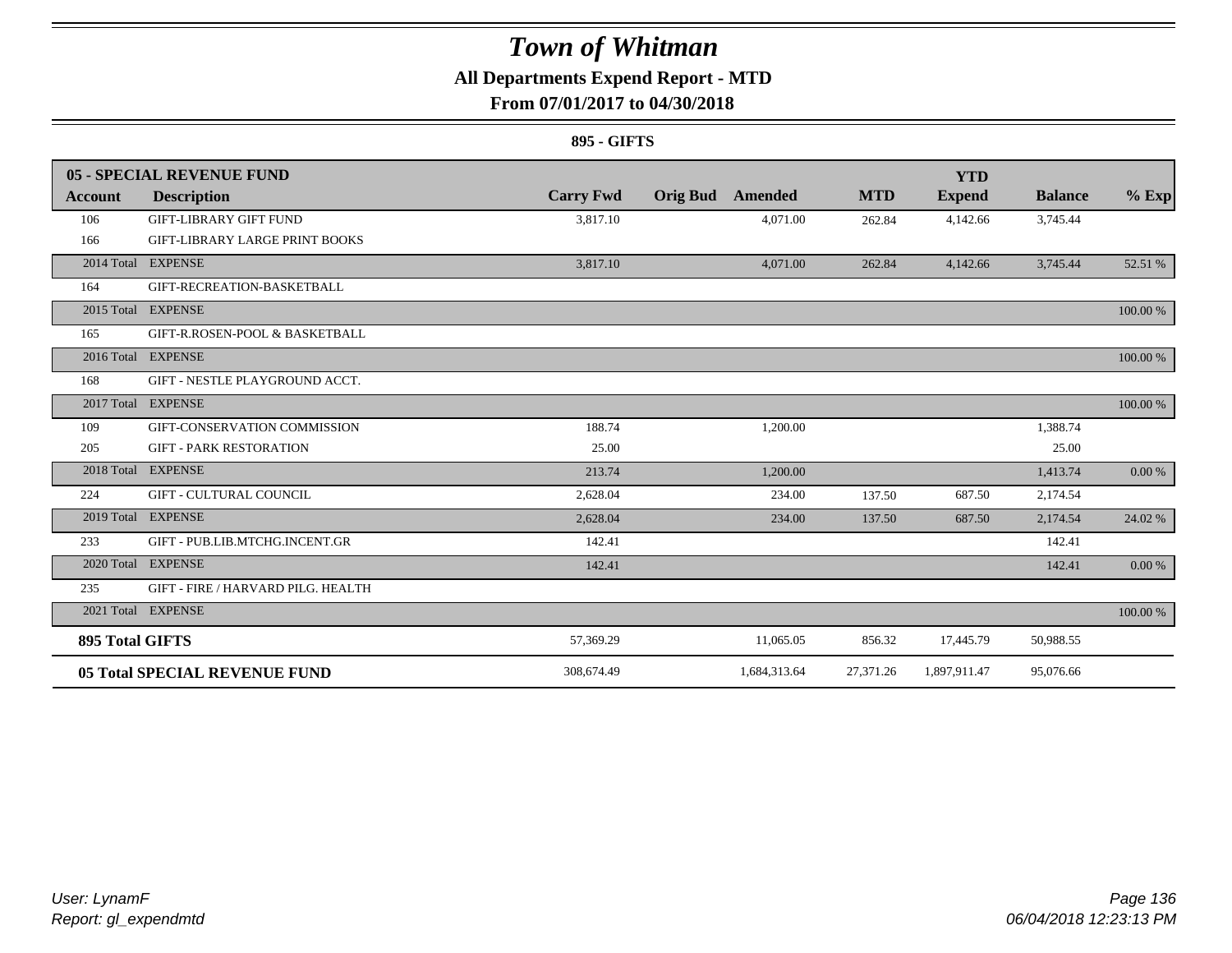# Town of Whitman

**All Departments Expend Report - MTD**

**From 07/01/2017 to 04/30/2018**

**895 - GIFTS**

| 05 - SPECIAL REVENUE FUND | | | | | | | | |
|---|---|---|---|---|---|---|---|---|
| **Account** | **Description** | **Carry Fwd** | **Orig Bud** | **Amended** | **MTD** | **YTD Expend** | **Balance** | **% Exp** |
| 106 | GIFT-LIBRARY GIFT FUND | 3,817.10 | | 4,071.00 | 262.84 | 4,142.66 | 3,745.44 | |
| 166 | GIFT-LIBRARY LARGE PRINT BOOKS | | | | | | | |
| 2014 Total | EXPENSE | 3,817.10 | | 4,071.00 | 262.84 | 4,142.66 | 3,745.44 | 52.51 % |
| 164 | GIFT-RECREATION-BASKETBALL | | | | | | | |
| 2015 Total | EXPENSE | | | | | | | 100.00 % |
| 165 | GIFT-R.ROSEN-POOL & BASKETBALL | | | | | | | |
| 2016 Total | EXPENSE | | | | | | | 100.00 % |
| 168 | GIFT - NESTLE PLAYGROUND ACCT. | | | | | | | |
| 2017 Total | EXPENSE | | | | | | | 100.00 % |
| 109 | GIFT-CONSERVATION COMMISSION | 188.74 | | 1,200.00 | | | 1,388.74 | |
| 205 | GIFT - PARK RESTORATION | 25.00 | | | | | 25.00 | |
| 2018 Total | EXPENSE | 213.74 | | 1,200.00 | | | 1,413.74 | 0.00 % |
| 224 | GIFT - CULTURAL COUNCIL | 2,628.04 | | 234.00 | 137.50 | 687.50 | 2,174.54 | |
| 2019 Total | EXPENSE | 2,628.04 | | 234.00 | 137.50 | 687.50 | 2,174.54 | 24.02 % |
| 233 | GIFT - PUB.LIB.MTCHG.INCENT.GR | 142.41 | | | | | 142.41 | |
| 2020 Total | EXPENSE | 142.41 | | | | | 142.41 | 0.00 % |
| 235 | GIFT - FIRE / HARVARD PILG. HEALTH | | | | | | | |
| 2021 Total | EXPENSE | | | | | | | 100.00 % |
| **895 Total GIFTS** | | 57,369.29 | | 11,065.05 | 856.32 | 17,445.79 | 50,988.55 | |
| **05 Total SPECIAL REVENUE FUND** | | 308,674.49 | | 1,684,313.64 | 27,371.26 | 1,897,911.47 | 95,076.66 | |

*User: LynamF*
*Report: gl_expendmtd*
*06/04/2018 12:23:13 PM*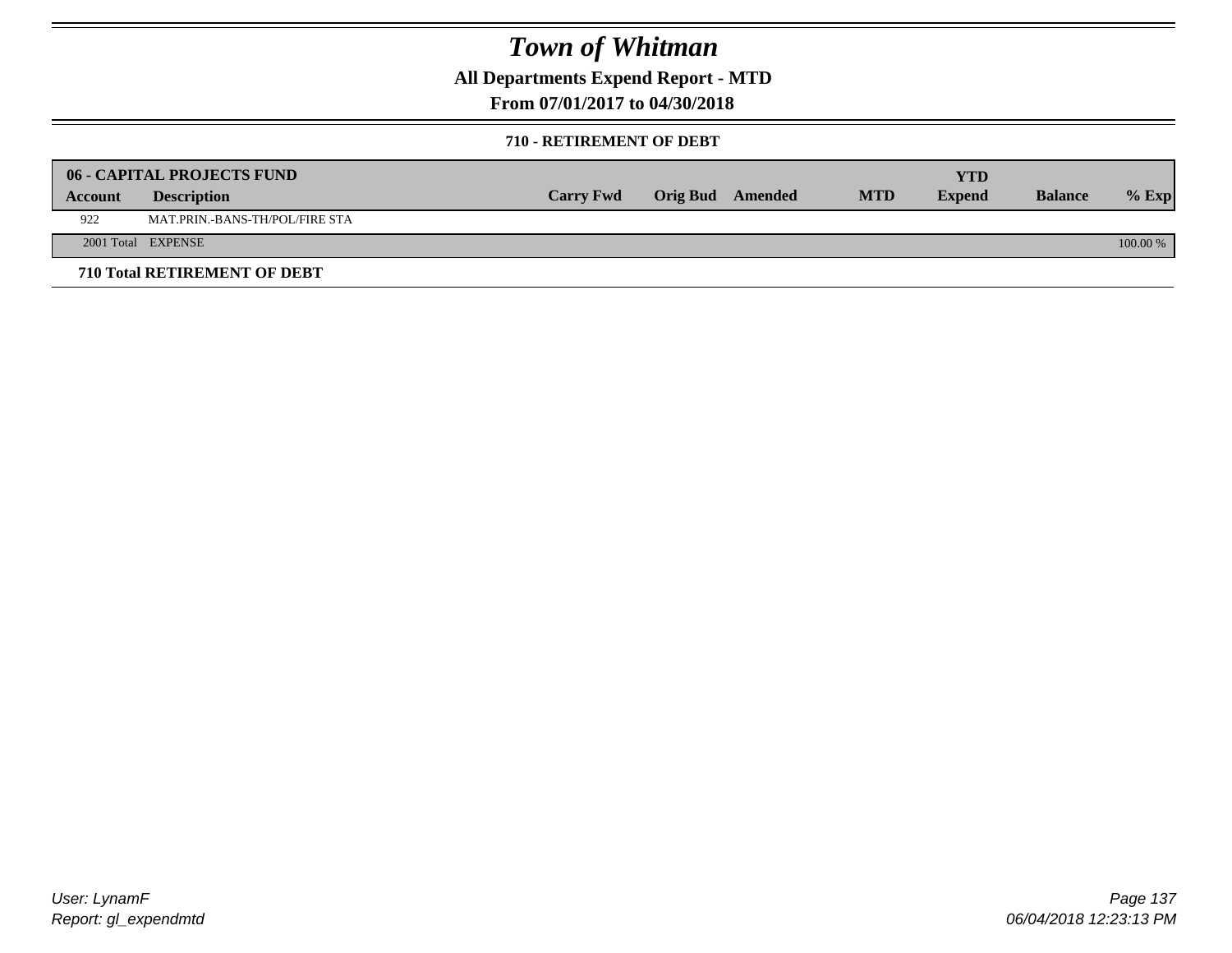# Town of Whitman

## All Departments Expend Report - MTD

### From 07/01/2017 to 04/30/2018

#### 710 - RETIREMENT OF DEBT

| 06 - CAPITAL PROJECTS FUND | | | | | | YTD | | |
|---|---|---|---|---|---|---|---|---|
| **Account** | **Description** | **Carry Fwd** | **Orig Bud** | **Amended** | **MTD** | **Expend** | **Balance** | **% Exp** |
| 922 | MAT.PRIN.-BANS-TH/POL/FIRE STA | | | | | | | |
| 2001 Total | EXPENSE | | | | | | | 100.00 % |

**710 Total RETIREMENT OF DEBT**

User: LynamF
Report: gl_expendmtd

06/04/2018 12:23:13 PM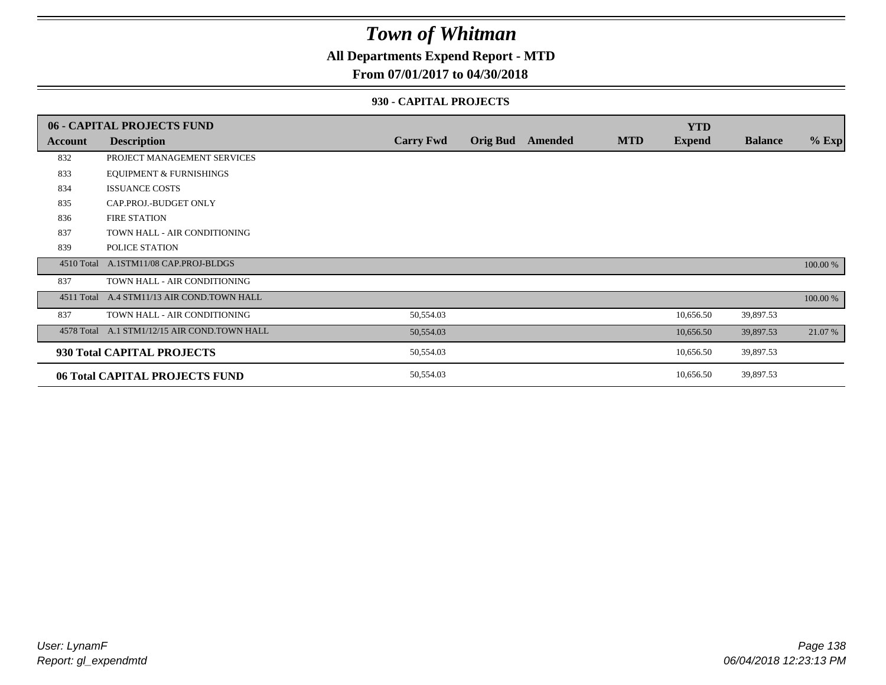# Town of Whitman

## All Departments Expend Report - MTD

### From 07/01/2017 to 04/30/2018

#### 930 - CAPITAL PROJECTS

| 06 - CAPITAL PROJECTS FUND | | | | | | YTD | | |
|---|---|---|---|---|---|---|---|---|
| **Account** | **Description** | **Carry Fwd** | **Orig Bud** | **Amended** | **MTD** | **Expend** | **Balance** | **% Exp** |
| 832 | PROJECT MANAGEMENT SERVICES | | | | | | | |
| 833 | EQUIPMENT & FURNISHINGS | | | | | | | |
| 834 | ISSUANCE COSTS | | | | | | | |
| 835 | CAP.PROJ.-BUDGET ONLY | | | | | | | |
| 836 | FIRE STATION | | | | | | | |
| 837 | TOWN HALL - AIR CONDITIONING | | | | | | | |
| 839 | POLICE STATION | | | | | | | |
| 4510 Total | A.1STM11/08 CAP.PROJ-BLDGS | | | | | | | 100.00 % |
| 837 | TOWN HALL - AIR CONDITIONING | | | | | | | |
| 4511 Total | A.4 STM11/13 AIR COND.TOWN HALL | | | | | | | 100.00 % |
| 837 | TOWN HALL - AIR CONDITIONING | 50,554.03 | | | | 10,656.50 | 39,897.53 | |
| 4578 Total | A.1 STM1/12/15 AIR COND.TOWN HALL | 50,554.03 | | | | 10,656.50 | 39,897.53 | 21.07 % |
| **930 Total CAPITAL PROJECTS** | | 50,554.03 | | | | 10,656.50 | 39,897.53 | |
| **06 Total CAPITAL PROJECTS FUND** | | 50,554.03 | | | | 10,656.50 | 39,897.53 | |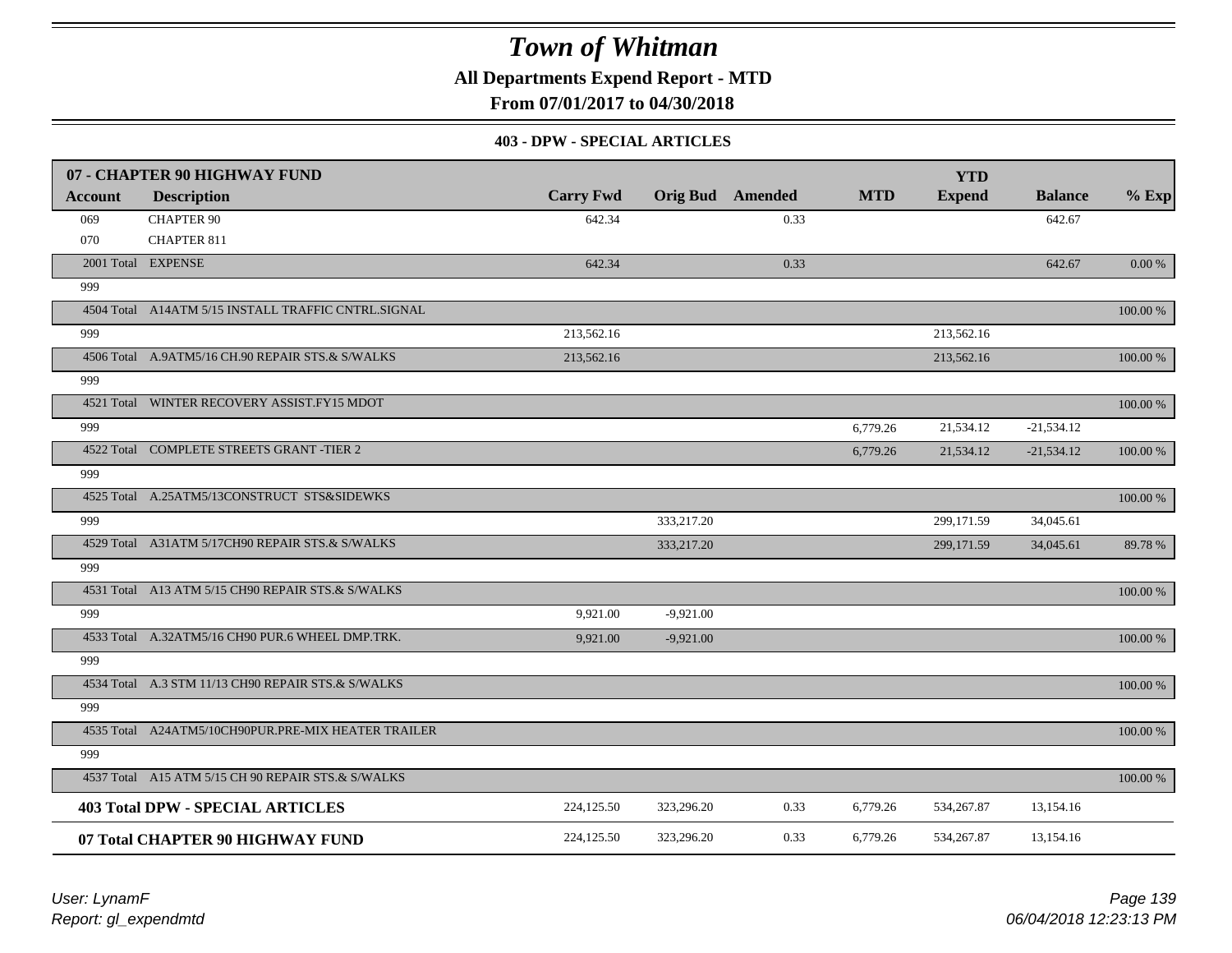# Town of Whitman

**All Departments Expend Report - MTD**

**From 07/01/2017 to 04/30/2018**

### 403 - DPW - SPECIAL ARTICLES

| 07 - CHAPTER 90 HIGHWAY FUND | | | | | | | | |
|---|---|---|---|---|---|---|---|---|
| **Account** | **Description** | **Carry Fwd** | **Orig Bud** | **Amended** | **MTD** | **YTD Expend** | **Balance** | **% Exp** |
| 069 | CHAPTER 90 | 642.34 | | 0.33 | | | 642.67 | |
| 070 | CHAPTER 811 | | | | | | | |
| 2001 Total | EXPENSE | 642.34 | | 0.33 | | | 642.67 | 0.00 % |
| 999 | | | | | | | | |
| 4504 Total | A14ATM 5/15 INSTALL TRAFFIC CNTRL.SIGNAL | | | | | | | 100.00 % |
| 999 | | 213,562.16 | | | | 213,562.16 | | |
| 4506 Total | A.9ATM5/16 CH.90 REPAIR STS.& S/WALKS | 213,562.16 | | | | 213,562.16 | | 100.00 % |
| 999 | | | | | | | | |
| 4521 Total | WINTER RECOVERY ASSIST.FY15 MDOT | | | | | | | 100.00 % |
| 999 | | | | | 6,779.26 | 21,534.12 | -21,534.12 | |
| 4522 Total | COMPLETE STREETS GRANT -TIER 2 | | | | 6,779.26 | 21,534.12 | -21,534.12 | 100.00 % |
| 999 | | | | | | | | |
| 4525 Total | A.25ATM5/13CONSTRUCT STS&SIDEWKS | | | | | | | 100.00 % |
| 999 | | | 333,217.20 | | | 299,171.59 | 34,045.61 | |
| 4529 Total | A31ATM 5/17CH90 REPAIR STS.& S/WALKS | | 333,217.20 | | | 299,171.59 | 34,045.61 | 89.78 % |
| 999 | | | | | | | | |
| 4531 Total | A13 ATM 5/15 CH90 REPAIR STS.& S/WALKS | | | | | | | 100.00 % |
| 999 | | 9,921.00 | -9,921.00 | | | | | |
| 4533 Total | A.32ATM5/16 CH90 PUR.6 WHEEL DMP.TRK. | 9,921.00 | -9,921.00 | | | | | 100.00 % |
| 999 | | | | | | | | |
| 4534 Total | A.3 STM 11/13 CH90 REPAIR STS.& S/WALKS | | | | | | | 100.00 % |
| 999 | | | | | | | | |
| 4535 Total | A24ATM5/10CH90PUR.PRE-MIX HEATER TRAILER | | | | | | | 100.00 % |
| 999 | | | | | | | | |
| 4537 Total | A15 ATM 5/15 CH 90 REPAIR STS.& S/WALKS | | | | | | | 100.00 % |
| **403 Total DPW - SPECIAL ARTICLES** | | 224,125.50 | 323,296.20 | 0.33 | 6,779.26 | 534,267.87 | 13,154.16 | |
| **07 Total CHAPTER 90 HIGHWAY FUND** | | 224,125.50 | 323,296.20 | 0.33 | 6,779.26 | 534,267.87 | 13,154.16 | |

*User: LynamF*
*Report: gl_expendmtd*

*06/04/2018 12:23:13 PM*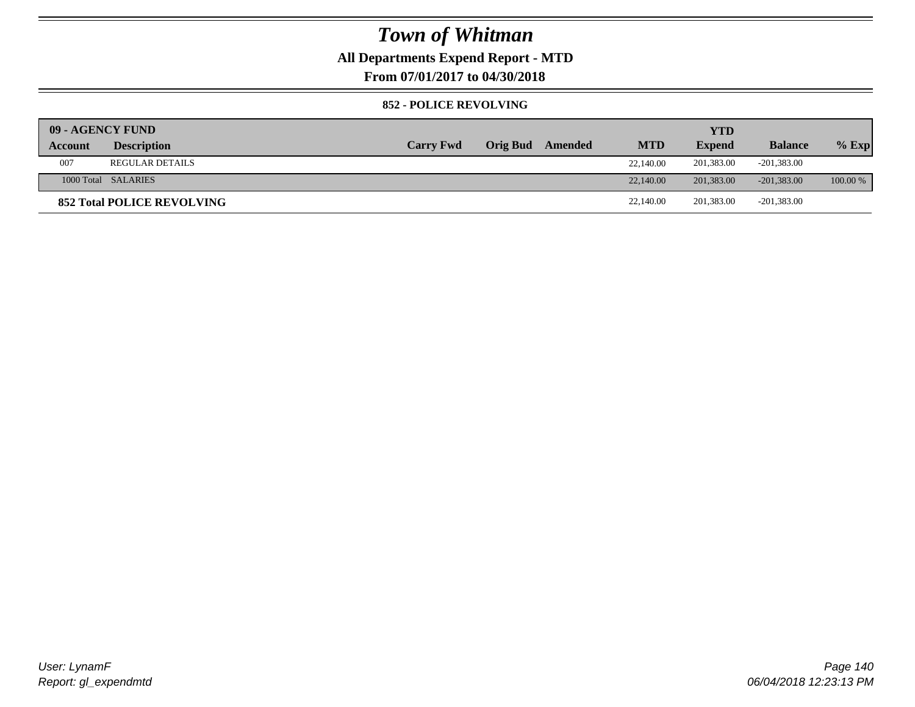# *Town of Whitman*

**All Departments Expend Report - MTD**

**From 07/01/2017 to 04/30/2018**

**852 - POLICE REVOLVING**

| 09 - AGENCY FUND | | | | | | YTD | | |
|---|---|---|---|---|---|---|---|---|
| **Account** | **Description** | **Carry Fwd** | **Orig Bud** | **Amended** | **MTD** | **Expend** | **Balance** | **% Exp** |
| 007 | REGULAR DETAILS | | | | 22,140.00 | 201,383.00 | -201,383.00 | |
| 1000 Total | SALARIES | | | | 22,140.00 | 201,383.00 | -201,383.00 | 100.00 % |
| **852 Total POLICE REVOLVING** | | | | | 22,140.00 | 201,383.00 | -201,383.00 | |

*User: LynamF*
*Report: gl_expendmtd*

*06/04/2018 12:23:13 PM*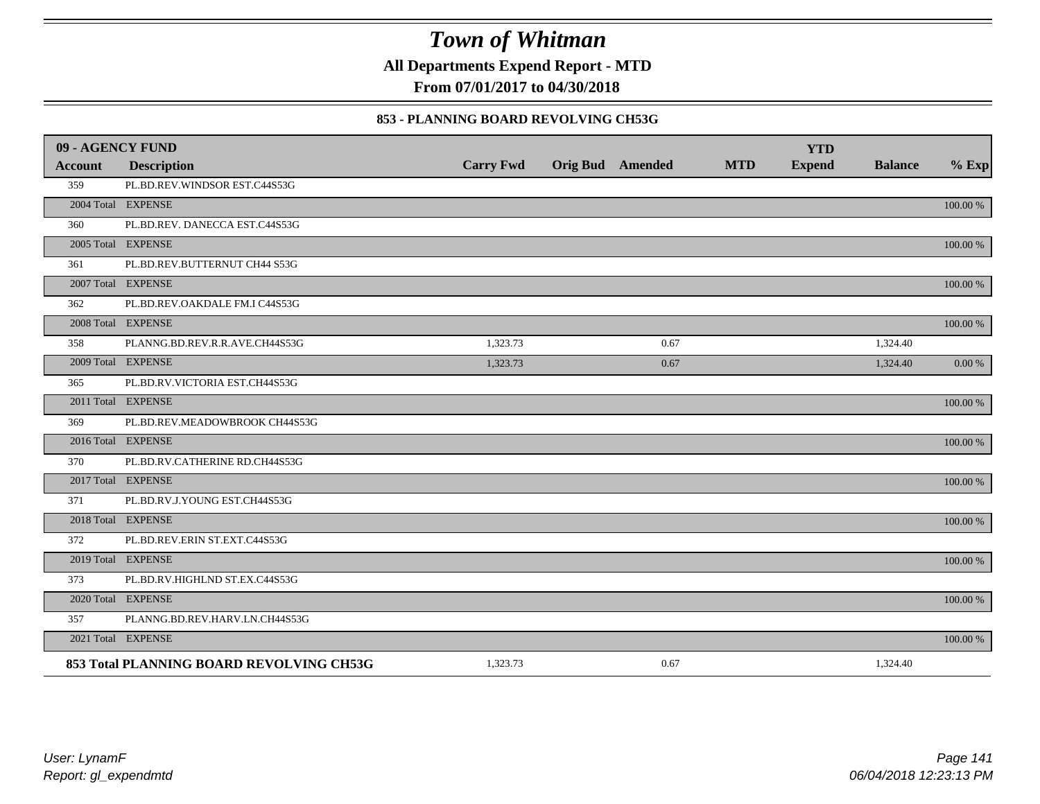# Town of Whitman

**All Departments Expend Report - MTD**

**From 07/01/2017 to 04/30/2018**

### 853 - PLANNING BOARD REVOLVING CH53G

| 09 - AGENCY FUND | | | | | | YTD | | |
|---|---|---|---|---|---|---|---|---|
| **Account** | **Description** | **Carry Fwd** | **Orig Bud** | **Amended** | **MTD** | **Expend** | **Balance** | **% Exp** |
| 359 | PL.BD.REV.WINDSOR EST.C44S53G | | | | | | | |
| 2004 Total | EXPENSE | | | | | | | 100.00 % |
| 360 | PL.BD.REV. DANECCA EST.C44S53G | | | | | | | |
| 2005 Total | EXPENSE | | | | | | | 100.00 % |
| 361 | PL.BD.REV.BUTTERNUT CH44 S53G | | | | | | | |
| 2007 Total | EXPENSE | | | | | | | 100.00 % |
| 362 | PL.BD.REV.OAKDALE FM.I C44S53G | | | | | | | |
| 2008 Total | EXPENSE | | | | | | | 100.00 % |
| 358 | PLANNG.BD.REV.R.R.AVE.CH44S53G | 1,323.73 | | 0.67 | | | 1,324.40 | |
| 2009 Total | EXPENSE | 1,323.73 | | 0.67 | | | 1,324.40 | 0.00 % |
| 365 | PL.BD.RV.VICTORIA EST.CH44S53G | | | | | | | |
| 2011 Total | EXPENSE | | | | | | | 100.00 % |
| 369 | PL.BD.REV.MEADOWBROOK CH44S53G | | | | | | | |
| 2016 Total | EXPENSE | | | | | | | 100.00 % |
| 370 | PL.BD.RV.CATHERINE RD.CH44S53G | | | | | | | |
| 2017 Total | EXPENSE | | | | | | | 100.00 % |
| 371 | PL.BD.RV.J.YOUNG EST.CH44S53G | | | | | | | |
| 2018 Total | EXPENSE | | | | | | | 100.00 % |
| 372 | PL.BD.REV.ERIN ST.EXT.C44S53G | | | | | | | |
| 2019 Total | EXPENSE | | | | | | | 100.00 % |
| 373 | PL.BD.RV.HIGHLND ST.EX.C44S53G | | | | | | | |
| 2020 Total | EXPENSE | | | | | | | 100.00 % |
| 357 | PLANNG.BD.REV.HARV.LN.CH44S53G | | | | | | | |
| 2021 Total | EXPENSE | | | | | | | 100.00 % |
| **853 Total PLANNING BOARD REVOLVING CH53G** | | 1,323.73 | | 0.67 | | | 1,324.40 | |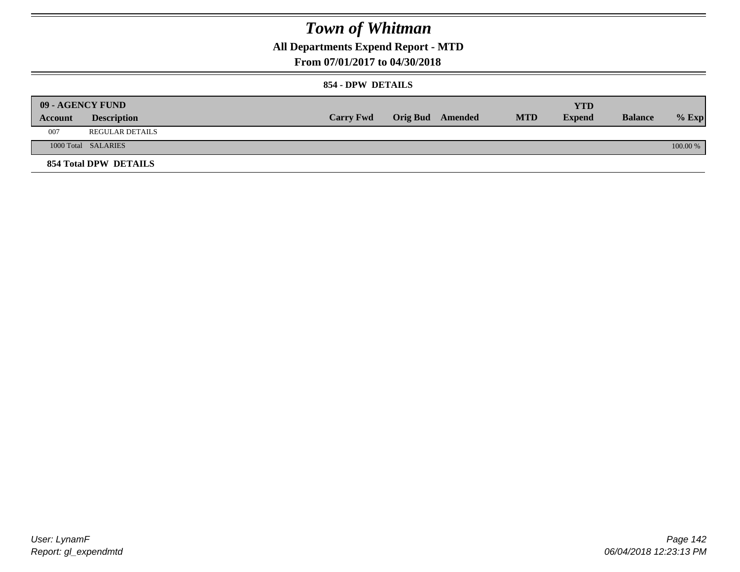# Town of Whitman

## All Departments Expend Report - MTD

## From 07/01/2017 to 04/30/2018

### 854 - DPW DETAILS

| 09 - AGENCY FUND | | | | | | YTD | | |
|---|---|---|---|---|---|---|---|---|
| Account | Description | Carry Fwd | Orig Bud | Amended | MTD | Expend | Balance | % Exp |
| 007 | REGULAR DETAILS | | | | | | | |
| 1000 Total | SALARIES | | | | | | | 100.00 % |

**854 Total DPW DETAILS**

User: LynamF
Report: gl_expendmtd

06/04/2018 12:23:13 PM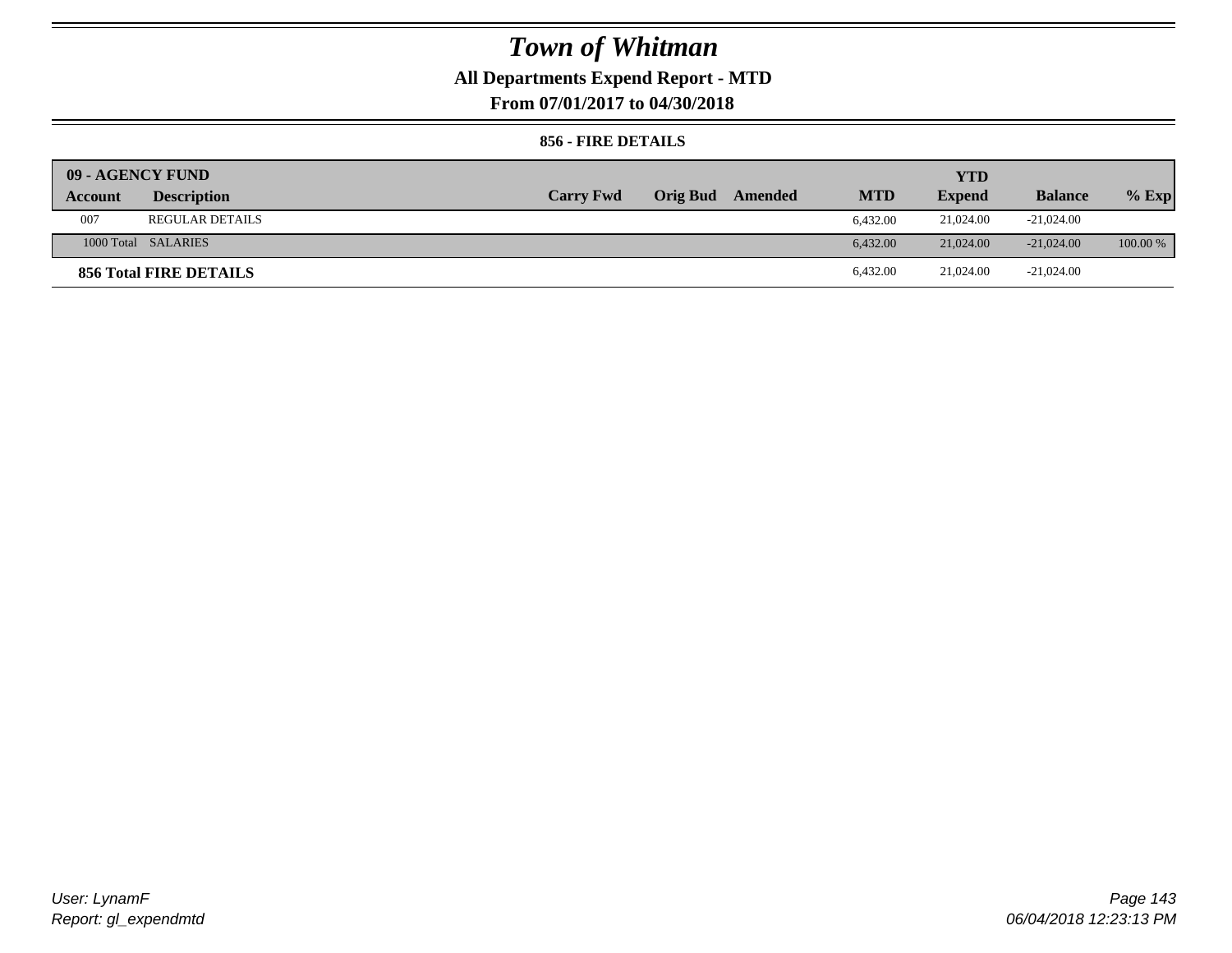# Town of Whitman

**All Departments Expend Report - MTD**

**From 07/01/2017 to 04/30/2018**

**856 - FIRE DETAILS**

| 09 - AGENCY FUND | | | | | | | | |
|---|---|---|---|---|---|---|---|---|
| **Account** | **Description** | **Carry Fwd** | **Orig Bud** | **Amended** | **MTD** | **YTD Expend** | **Balance** | **% Exp** |
| 007 | REGULAR DETAILS | | | | 6,432.00 | 21,024.00 | -21,024.00 | |
| 1000 Total | SALARIES | | | | 6,432.00 | 21,024.00 | -21,024.00 | 100.00 % |
| **856 Total FIRE DETAILS** | | | | | 6,432.00 | 21,024.00 | -21,024.00 | |

*User: LynamF*
*Report: gl_expendmtd*

*06/04/2018 12:23:13 PM*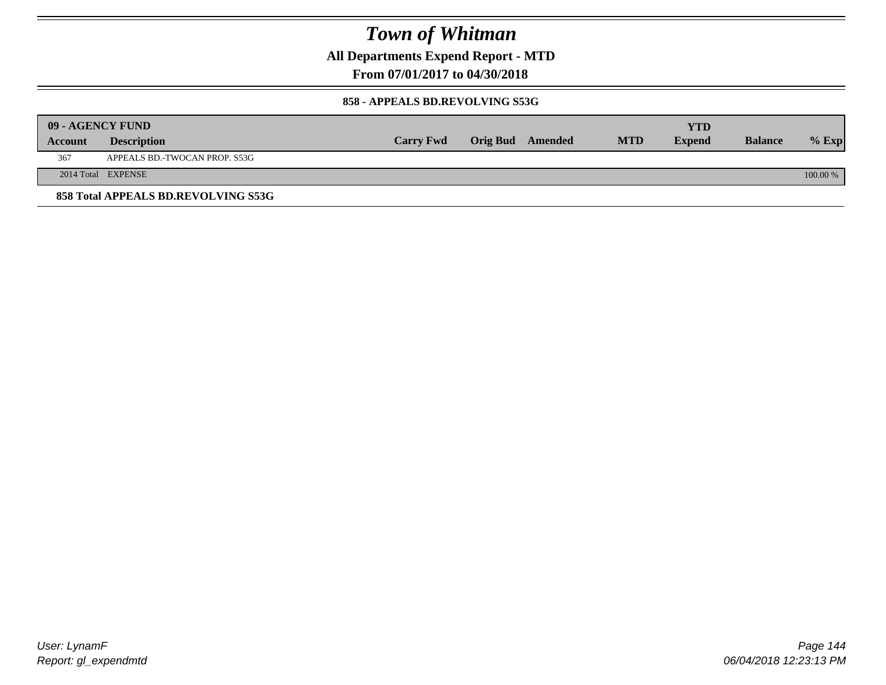# Town of Whitman

**All Departments Expend Report - MTD**

**From 07/01/2017 to 04/30/2018**

**858 - APPEALS BD.REVOLVING S53G**

| 09 - AGENCY FUND | | | | | | | | |
|---|---|---|---|---|---|---|---|---|
| **Account** | **Description** | **Carry Fwd** | **Orig Bud** | **Amended** | **MTD** | **YTD Expend** | **Balance** | **% Exp** |
| 367 | APPEALS BD.-TWOCAN PROP. S53G | | | | | | | |
| 2014 Total | EXPENSE | | | | | | | 100.00 % |

**858 Total APPEALS BD.REVOLVING S53G**

*User: LynamF*
*Report: gl_expendmtd*

*06/04/2018 12:23:13 PM*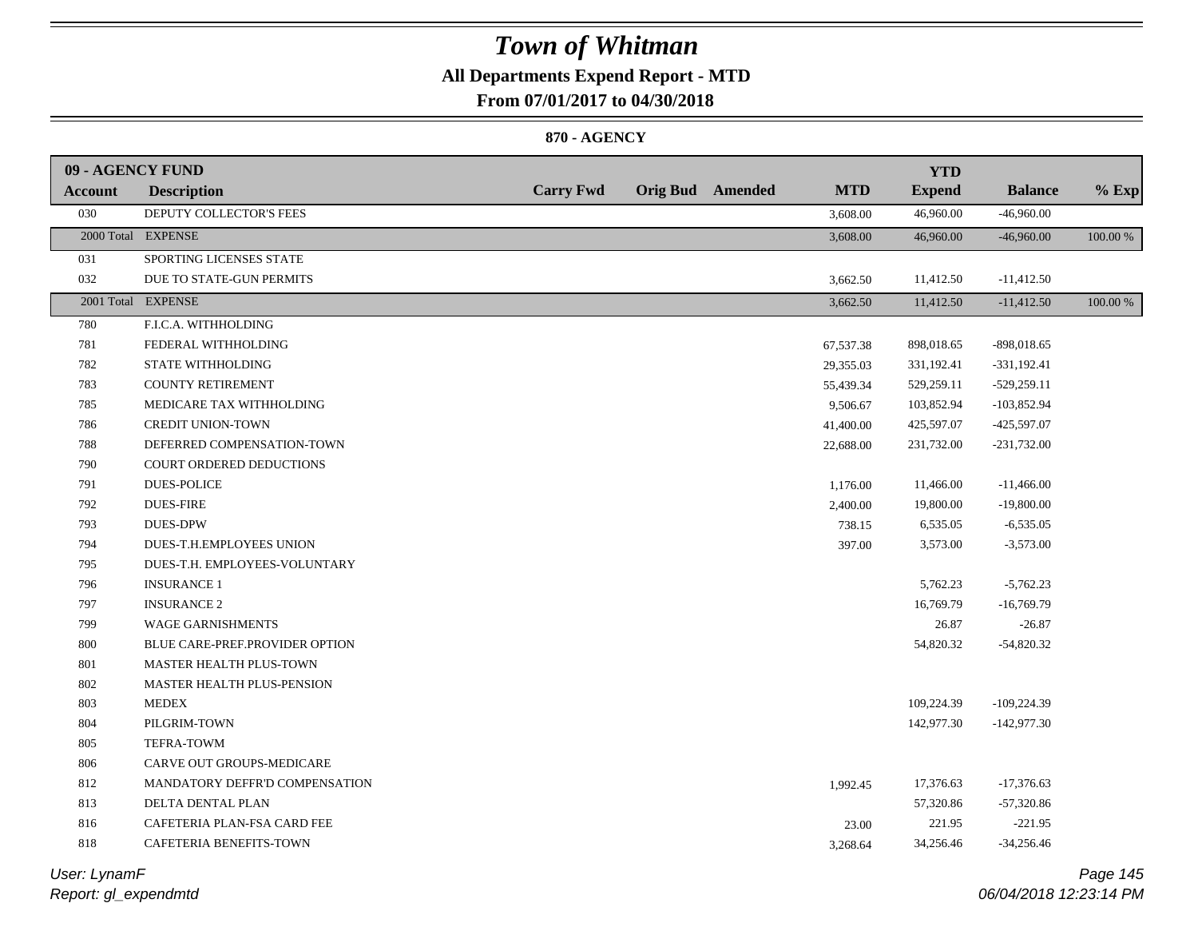# Town of Whitman

## All Departments Expend Report - MTD

### From 07/01/2017 to 04/30/2018

#### 870 - AGENCY

| 09 - AGENCY FUND | | | | | | YTD | | |
|---|---|---|---|---|---|---|---|---|
| Account | Description | Carry Fwd | Orig Bud | Amended | MTD | Expend | Balance | % Exp |
| 030 | DEPUTY COLLECTOR'S FEES | | | | 3,608.00 | 46,960.00 | -46,960.00 | |
| 2000 Total | EXPENSE | | | | 3,608.00 | 46,960.00 | -46,960.00 | 100.00 % |
| 031 | SPORTING LICENSES STATE | | | | | | | |
| 032 | DUE TO STATE-GUN PERMITS | | | | 3,662.50 | 11,412.50 | -11,412.50 | |
| 2001 Total | EXPENSE | | | | 3,662.50 | 11,412.50 | -11,412.50 | 100.00 % |
| 780 | F.I.C.A. WITHHOLDING | | | | | | | |
| 781 | FEDERAL WITHHOLDING | | | | 67,537.38 | 898,018.65 | -898,018.65 | |
| 782 | STATE WITHHOLDING | | | | 29,355.03 | 331,192.41 | -331,192.41 | |
| 783 | COUNTY RETIREMENT | | | | 55,439.34 | 529,259.11 | -529,259.11 | |
| 785 | MEDICARE TAX WITHHOLDING | | | | 9,506.67 | 103,852.94 | -103,852.94 | |
| 786 | CREDIT UNION-TOWN | | | | 41,400.00 | 425,597.07 | -425,597.07 | |
| 788 | DEFERRED COMPENSATION-TOWN | | | | 22,688.00 | 231,732.00 | -231,732.00 | |
| 790 | COURT ORDERED DEDUCTIONS | | | | | | | |
| 791 | DUES-POLICE | | | | 1,176.00 | 11,466.00 | -11,466.00 | |
| 792 | DUES-FIRE | | | | 2,400.00 | 19,800.00 | -19,800.00 | |
| 793 | DUES-DPW | | | | 738.15 | 6,535.05 | -6,535.05 | |
| 794 | DUES-T.H.EMPLOYEES UNION | | | | 397.00 | 3,573.00 | -3,573.00 | |
| 795 | DUES-T.H. EMPLOYEES-VOLUNTARY | | | | | | | |
| 796 | INSURANCE 1 | | | | | 5,762.23 | -5,762.23 | |
| 797 | INSURANCE 2 | | | | | 16,769.79 | -16,769.79 | |
| 799 | WAGE GARNISHMENTS | | | | | 26.87 | -26.87 | |
| 800 | BLUE CARE-PREF.PROVIDER OPTION | | | | | 54,820.32 | -54,820.32 | |
| 801 | MASTER HEALTH PLUS-TOWN | | | | | | | |
| 802 | MASTER HEALTH PLUS-PENSION | | | | | | | |
| 803 | MEDEX | | | | | 109,224.39 | -109,224.39 | |
| 804 | PILGRIM-TOWN | | | | | 142,977.30 | -142,977.30 | |
| 805 | TEFRA-TOWM | | | | | | | |
| 806 | CARVE OUT GROUPS-MEDICARE | | | | | | | |
| 812 | MANDATORY DEFFR'D COMPENSATION | | | | 1,992.45 | 17,376.63 | -17,376.63 | |
| 813 | DELTA DENTAL PLAN | | | | | 57,320.86 | -57,320.86 | |
| 816 | CAFETERIA PLAN-FSA CARD FEE | | | | 23.00 | 221.95 | -221.95 | |
| 818 | CAFETERIA BENEFITS-TOWN | | | | 3,268.64 | 34,256.46 | -34,256.46 | |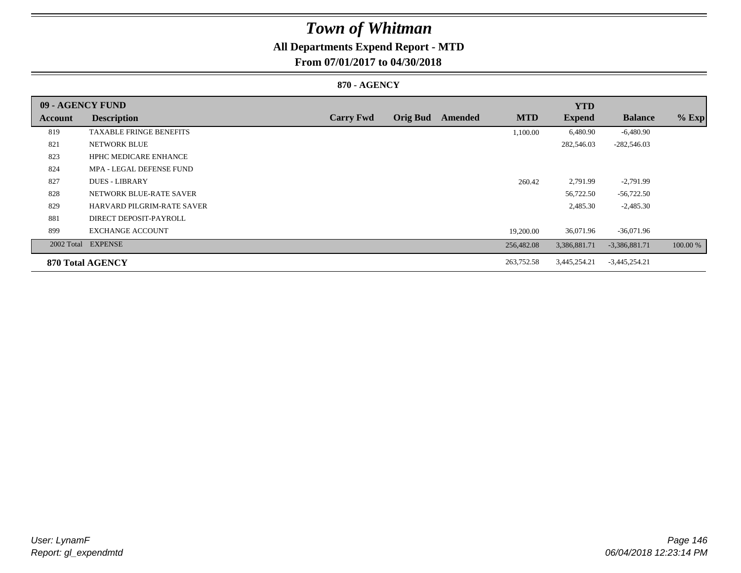# Town of Whitman

## All Departments Expend Report - MTD

### From 07/01/2017 to 04/30/2018

#### 870 - AGENCY

| 09 - AGENCY FUND | | | | | | YTD | | |
|---|---|---|---|---|---|---|---|---|
| Account | Description | Carry Fwd | Orig Bud | Amended | MTD | Expend | Balance | % Exp |
| 819 | TAXABLE FRINGE BENEFITS | | | | 1,100.00 | 6,480.90 | -6,480.90 | |
| 821 | NETWORK BLUE | | | | | 282,546.03 | -282,546.03 | |
| 823 | HPHC MEDICARE ENHANCE | | | | | | | |
| 824 | MPA - LEGAL DEFENSE FUND | | | | | | | |
| 827 | DUES - LIBRARY | | | | 260.42 | 2,791.99 | -2,791.99 | |
| 828 | NETWORK BLUE-RATE SAVER | | | | | 56,722.50 | -56,722.50 | |
| 829 | HARVARD PILGRIM-RATE SAVER | | | | | 2,485.30 | -2,485.30 | |
| 881 | DIRECT DEPOSIT-PAYROLL | | | | | | | |
| 899 | EXCHANGE ACCOUNT | | | | 19,200.00 | 36,071.96 | -36,071.96 | |
| 2002 Total | EXPENSE | | | | 256,482.08 | 3,386,881.71 | -3,386,881.71 | 100.00 % |
| **870 Total AGENCY** | | | | | 263,752.58 | 3,445,254.21 | -3,445,254.21 | |

*User: LynamF*
*Report: gl_expendmtd*

*06/04/2018 12:23:14 PM*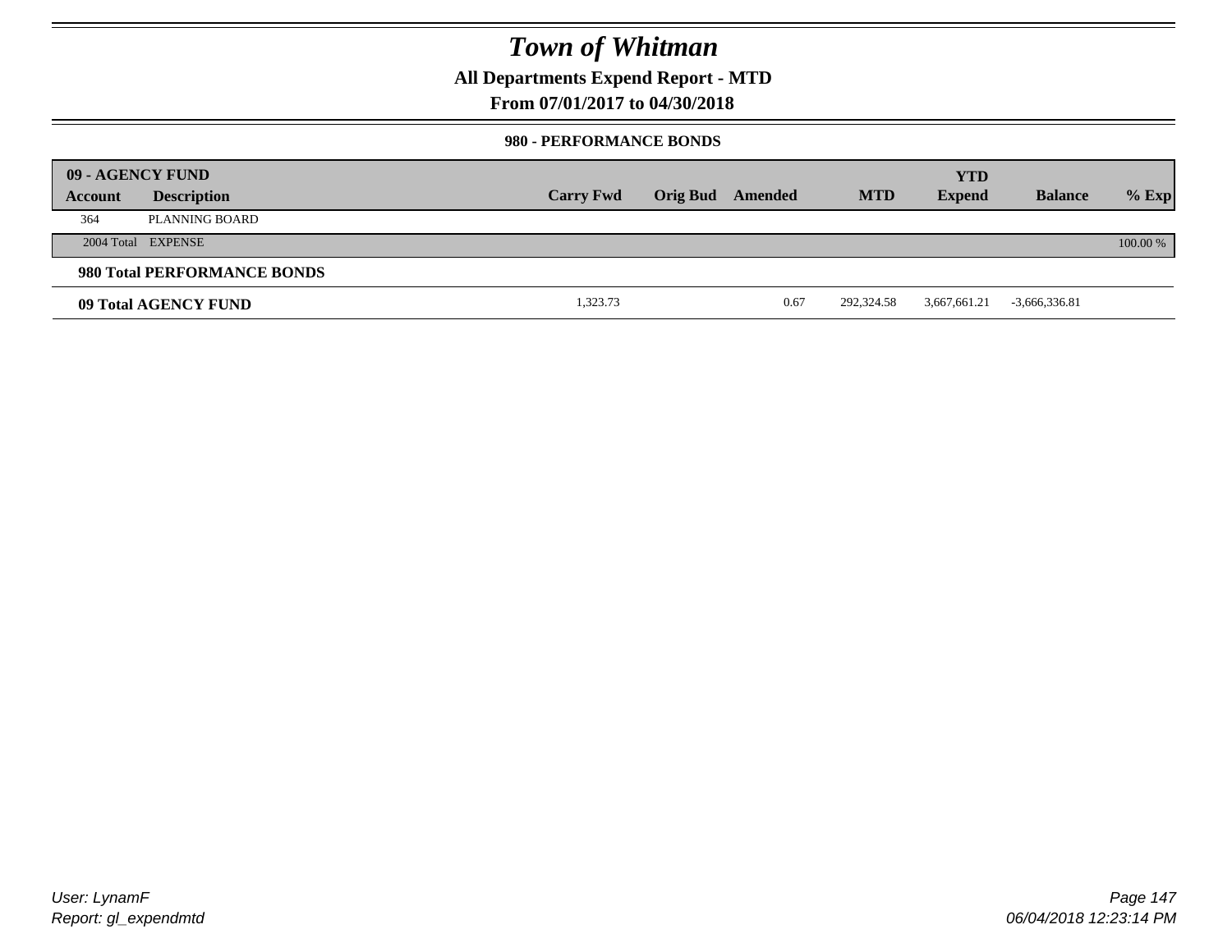# *Town of Whitman*

**All Departments Expend Report - MTD**

**From 07/01/2017 to 04/30/2018**

**980 - PERFORMANCE BONDS**

| 09 - AGENCY FUND | | | | | | | | |
|---|---|---|---|---|---|---|---|---|
| **Account** | **Description** | **Carry Fwd** | **Orig Bud** | **Amended** | **MTD** | **YTD Expend** | **Balance** | **% Exp** |
| 364 | PLANNING BOARD | | | | | | | |
| 2004 Total | EXPENSE | | | | | | | 100.00 % |
| **980 Total PERFORMANCE BONDS** | | | | | | | | |
| **09 Total AGENCY FUND** | | 1,323.73 | | 0.67 | 292,324.58 | 3,667,661.21 | -3,666,336.81 | |

*User: LynamF*
*Report: gl_expendmtd*

*06/04/2018 12:23:14 PM*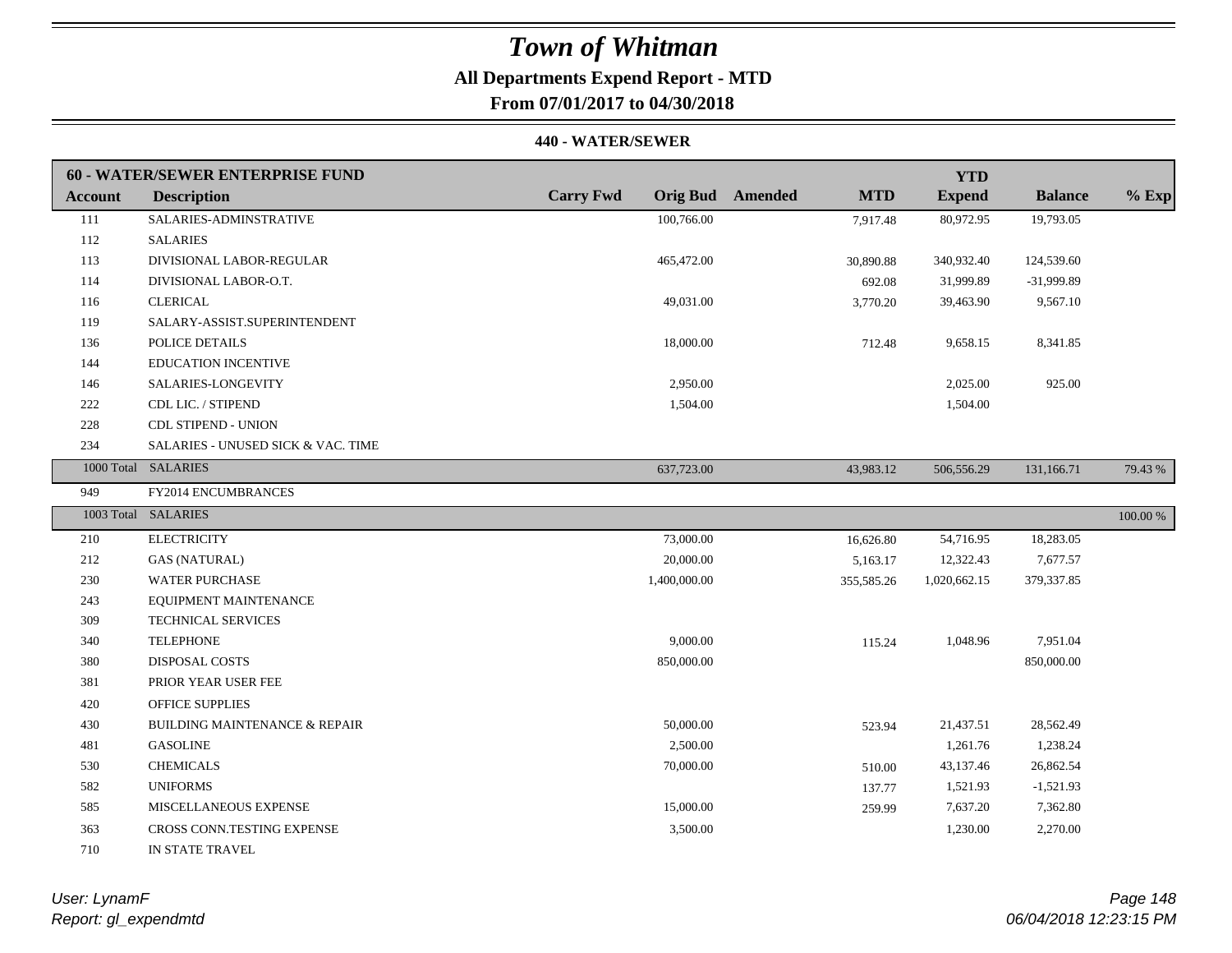# Town of Whitman

**All Departments Expend Report - MTD**

**From 07/01/2017 to 04/30/2018**

**440 - WATER/SEWER**

| **60 - WATER/SEWER ENTERPRISE FUND** | | | | | | **YTD** | | |
|---|---|---|---|---|---|---|---|---|
| **Account** | **Description** | **Carry Fwd** | **Orig Bud** | **Amended** | **MTD** | **Expend** | **Balance** | **% Exp** |
| 111 | SALARIES-ADMINSTRATIVE | | 100,766.00 | | 7,917.48 | 80,972.95 | 19,793.05 | |
| 112 | SALARIES | | | | | | | |
| 113 | DIVISIONAL LABOR-REGULAR | | 465,472.00 | | 30,890.88 | 340,932.40 | 124,539.60 | |
| 114 | DIVISIONAL LABOR-O.T. | | | | 692.08 | 31,999.89 | -31,999.89 | |
| 116 | CLERICAL | | 49,031.00 | | 3,770.20 | 39,463.90 | 9,567.10 | |
| 119 | SALARY-ASSIST.SUPERINTENDENT | | | | | | | |
| 136 | POLICE DETAILS | | 18,000.00 | | 712.48 | 9,658.15 | 8,341.85 | |
| 144 | EDUCATION INCENTIVE | | | | | | | |
| 146 | SALARIES-LONGEVITY | | 2,950.00 | | | 2,025.00 | 925.00 | |
| 222 | CDL LIC. / STIPEND | | 1,504.00 | | | 1,504.00 | | |
| 228 | CDL STIPEND - UNION | | | | | | | |
| 234 | SALARIES - UNUSED SICK & VAC. TIME | | | | | | | |
| 1000 Total | SALARIES | | 637,723.00 | | 43,983.12 | 506,556.29 | 131,166.71 | 79.43 % |
| 949 | FY2014 ENCUMBRANCES | | | | | | | |
| 1003 Total | SALARIES | | | | | | | 100.00 % |
| 210 | ELECTRICITY | | 73,000.00 | | 16,626.80 | 54,716.95 | 18,283.05 | |
| 212 | GAS (NATURAL) | | 20,000.00 | | 5,163.17 | 12,322.43 | 7,677.57 | |
| 230 | WATER PURCHASE | | 1,400,000.00 | | 355,585.26 | 1,020,662.15 | 379,337.85 | |
| 243 | EQUIPMENT MAINTENANCE | | | | | | | |
| 309 | TECHNICAL SERVICES | | | | | | | |
| 340 | TELEPHONE | | 9,000.00 | | 115.24 | 1,048.96 | 7,951.04 | |
| 380 | DISPOSAL COSTS | | 850,000.00 | | | | 850,000.00 | |
| 381 | PRIOR YEAR USER FEE | | | | | | | |
| 420 | OFFICE SUPPLIES | | | | | | | |
| 430 | BUILDING MAINTENANCE & REPAIR | | 50,000.00 | | 523.94 | 21,437.51 | 28,562.49 | |
| 481 | GASOLINE | | 2,500.00 | | | 1,261.76 | 1,238.24 | |
| 530 | CHEMICALS | | 70,000.00 | | 510.00 | 43,137.46 | 26,862.54 | |
| 582 | UNIFORMS | | | | 137.77 | 1,521.93 | -1,521.93 | |
| 585 | MISCELLANEOUS EXPENSE | | 15,000.00 | | 259.99 | 7,637.20 | 7,362.80 | |
| 363 | CROSS CONN.TESTING EXPENSE | | 3,500.00 | | | 1,230.00 | 2,270.00 | |
| 710 | IN STATE TRAVEL | | | | | | | |

*User: LynamF*
*Report: gl_expendmtd*

*06/04/2018 12:23:15 PM*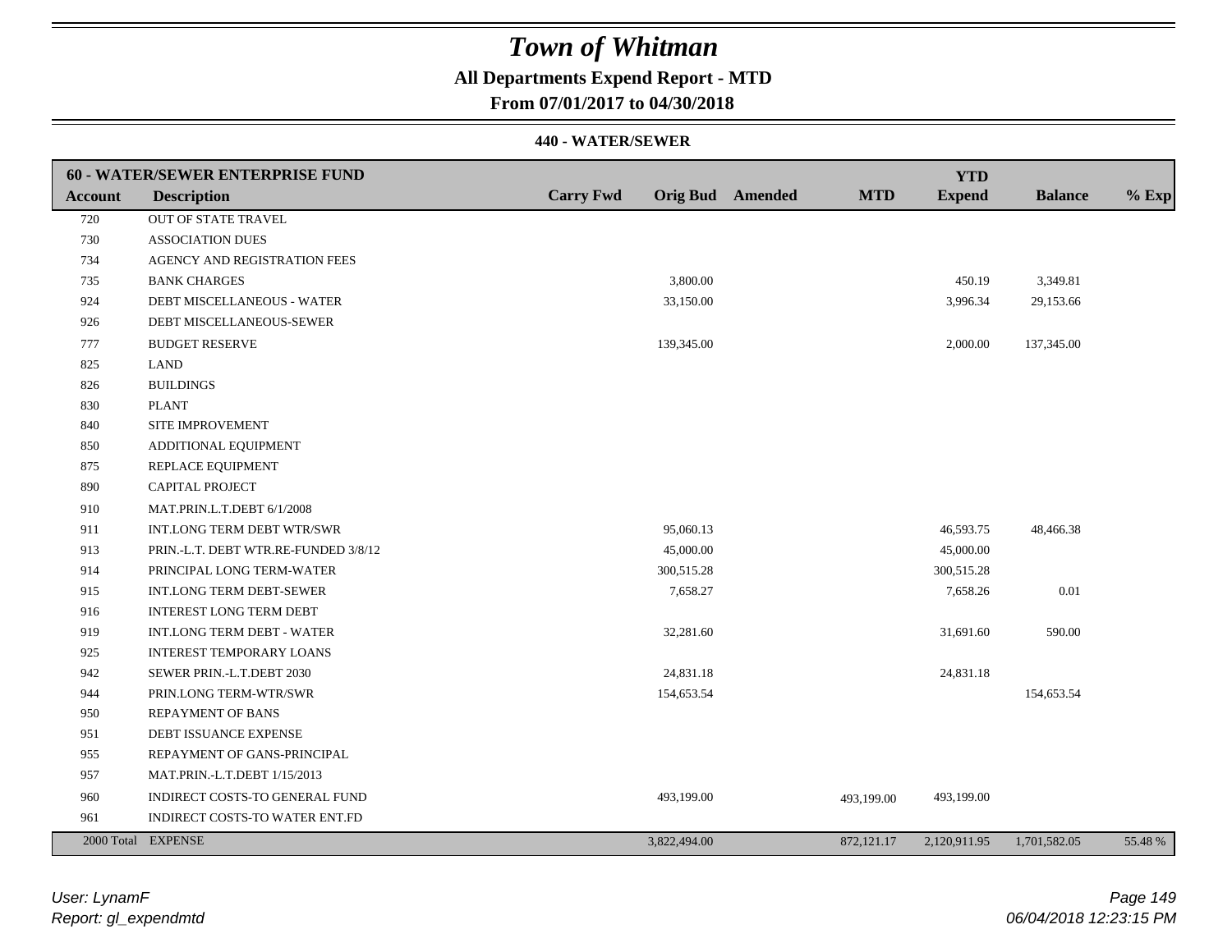# Town of Whitman

**All Departments Expend Report - MTD**

**From 07/01/2017 to 04/30/2018**

**440 - WATER/SEWER**

| Account | Description | Carry Fwd | Orig Bud | Amended | MTD | YTD Expend | Balance | % Exp |
|---|---|---|---|---|---|---|---|---|
| **60 - WATER/SEWER ENTERPRISE FUND** | | | | | | | | |
| 720 | OUT OF STATE TRAVEL | | | | | | | |
| 730 | ASSOCIATION DUES | | | | | | | |
| 734 | AGENCY AND REGISTRATION FEES | | | | | | | |
| 735 | BANK CHARGES | | 3,800.00 | | | 450.19 | 3,349.81 | |
| 924 | DEBT MISCELLANEOUS - WATER | | 33,150.00 | | | 3,996.34 | 29,153.66 | |
| 926 | DEBT MISCELLANEOUS-SEWER | | | | | | | |
| 777 | BUDGET RESERVE | | 139,345.00 | | | 2,000.00 | 137,345.00 | |
| 825 | LAND | | | | | | | |
| 826 | BUILDINGS | | | | | | | |
| 830 | PLANT | | | | | | | |
| 840 | SITE IMPROVEMENT | | | | | | | |
| 850 | ADDITIONAL EQUIPMENT | | | | | | | |
| 875 | REPLACE EQUIPMENT | | | | | | | |
| 890 | CAPITAL PROJECT | | | | | | | |
| 910 | MAT.PRIN.L.T.DEBT 6/1/2008 | | | | | | | |
| 911 | INT.LONG TERM DEBT WTR/SWR | | 95,060.13 | | | 46,593.75 | 48,466.38 | |
| 913 | PRIN.-L.T. DEBT WTR.RE-FUNDED 3/8/12 | | 45,000.00 | | | 45,000.00 | | |
| 914 | PRINCIPAL LONG TERM-WATER | | 300,515.28 | | | 300,515.28 | | |
| 915 | INT.LONG TERM DEBT-SEWER | | 7,658.27 | | | 7,658.26 | 0.01 | |
| 916 | INTEREST LONG TERM DEBT | | | | | | | |
| 919 | INT.LONG TERM DEBT - WATER | | 32,281.60 | | | 31,691.60 | 590.00 | |
| 925 | INTEREST TEMPORARY LOANS | | | | | | | |
| 942 | SEWER PRIN.-L.T.DEBT 2030 | | 24,831.18 | | | 24,831.18 | | |
| 944 | PRIN.LONG TERM-WTR/SWR | | 154,653.54 | | | | 154,653.54 | |
| 950 | REPAYMENT OF BANS | | | | | | | |
| 951 | DEBT ISSUANCE EXPENSE | | | | | | | |
| 955 | REPAYMENT OF GANS-PRINCIPAL | | | | | | | |
| 957 | MAT.PRIN.-L.T.DEBT 1/15/2013 | | | | | | | |
| 960 | INDIRECT COSTS-TO GENERAL FUND | | 493,199.00 | | 493,199.00 | 493,199.00 | | |
| 961 | INDIRECT COSTS-TO WATER ENT.FD | | | | | | | |
| 2000 Total | EXPENSE | | 3,822,494.00 | | 872,121.17 | 2,120,911.95 | 1,701,582.05 | 55.48 % |

*User: LynamF*

*Report: gl_expendmtd*

*06/04/2018 12:23:15 PM*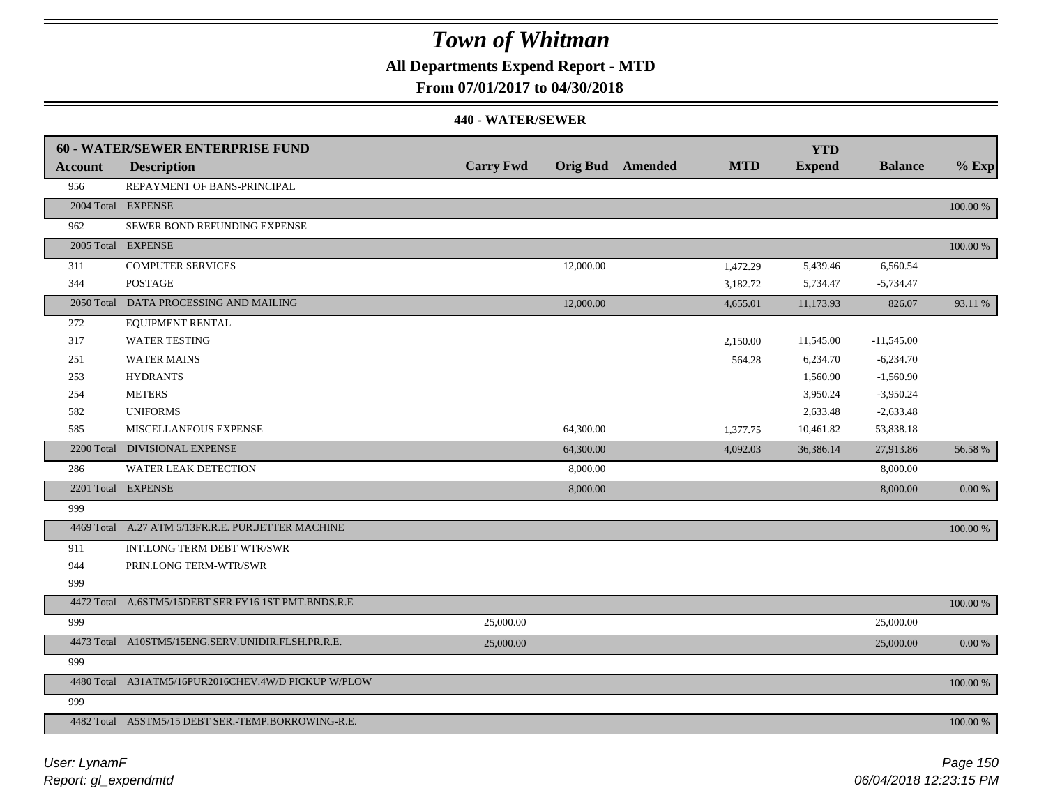# Town of Whitman

**All Departments Expend Report - MTD**

**From 07/01/2017 to 04/30/2018**

**440 - WATER/SEWER**

| **60 - WATER/SEWER ENTERPRISE FUND** | | | | | | | | |
|---|---|---|---|---|---|---|---|---|
| **Account** | **Description** | **Carry Fwd** | **Orig Bud** | **Amended** | **MTD** | **YTD Expend** | **Balance** | **% Exp** |
| 956 | REPAYMENT OF BANS-PRINCIPAL | | | | | | | |
| 2004 Total | EXPENSE | | | | | | | 100.00 % |
| 962 | SEWER BOND REFUNDING EXPENSE | | | | | | | |
| 2005 Total | EXPENSE | | | | | | | 100.00 % |
| 311 | COMPUTER SERVICES | | 12,000.00 | | 1,472.29 | 5,439.46 | 6,560.54 | |
| 344 | POSTAGE | | | | 3,182.72 | 5,734.47 | -5,734.47 | |
| 2050 Total | DATA PROCESSING AND MAILING | | 12,000.00 | | 4,655.01 | 11,173.93 | 826.07 | 93.11 % |
| 272 | EQUIPMENT RENTAL | | | | | | | |
| 317 | WATER TESTING | | | | 2,150.00 | 11,545.00 | -11,545.00 | |
| 251 | WATER MAINS | | | | 564.28 | 6,234.70 | -6,234.70 | |
| 253 | HYDRANTS | | | | | 1,560.90 | -1,560.90 | |
| 254 | METERS | | | | | 3,950.24 | -3,950.24 | |
| 582 | UNIFORMS | | | | | 2,633.48 | -2,633.48 | |
| 585 | MISCELLANEOUS EXPENSE | | 64,300.00 | | 1,377.75 | 10,461.82 | 53,838.18 | |
| 2200 Total | DIVISIONAL EXPENSE | | 64,300.00 | | 4,092.03 | 36,386.14 | 27,913.86 | 56.58 % |
| 286 | WATER LEAK DETECTION | | 8,000.00 | | | | 8,000.00 | |
| 2201 Total | EXPENSE | | 8,000.00 | | | | 8,000.00 | 0.00 % |
| 999 | | | | | | | | |
| 4469 Total | A.27 ATM 5/13FR.R.E. PUR.JETTER MACHINE | | | | | | | 100.00 % |
| 911 | INT.LONG TERM DEBT WTR/SWR | | | | | | | |
| 944 | PRIN.LONG TERM-WTR/SWR | | | | | | | |
| 999 | | | | | | | | |
| 4472 Total | A.6STM5/15DEBT SER.FY16 1ST PMT.BNDS.R.E | | | | | | | 100.00 % |
| 999 | | 25,000.00 | | | | | 25,000.00 | |
| 4473 Total | A10STM5/15ENG.SERV.UNIDIR.FLSH.PR.R.E. | 25,000.00 | | | | | 25,000.00 | 0.00 % |
| 999 | | | | | | | | |
| 4480 Total | A31ATM5/16PUR2016CHEV.4W/D PICKUP W/PLOW | | | | | | | 100.00 % |
| 999 | | | | | | | | |
| 4482 Total | A5STM5/15 DEBT SER.-TEMP.BORROWING-R.E. | | | | | | | 100.00 % |

*User: LynamF*
*Report: gl_expendmtd*

*06/04/2018 12:23:15 PM*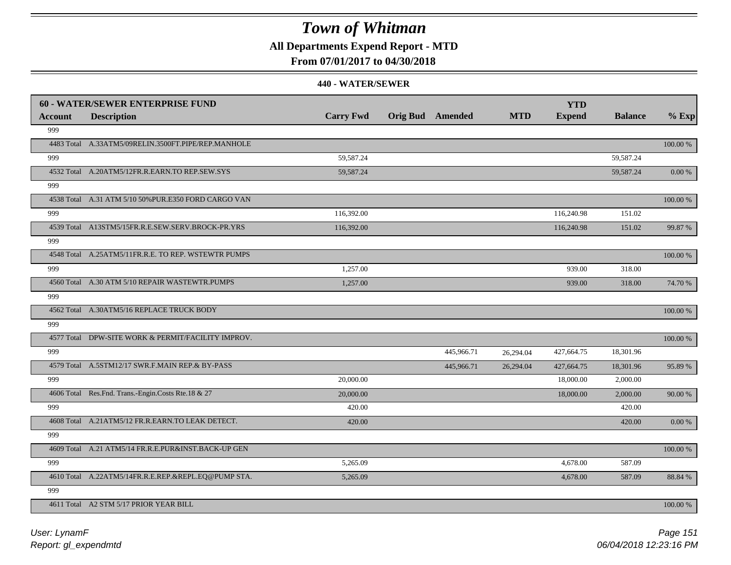# Town of Whitman

**All Departments Expend Report - MTD**

**From 07/01/2017 to 04/30/2018**

**440 - WATER/SEWER**

| 60 - WATER/SEWER ENTERPRISE FUND | | | | | | YTD | | |
|---|---|---|---|---|---|---|---|---|
| **Account** | **Description** | **Carry Fwd** | **Orig Bud** | **Amended** | **MTD** | **Expend** | **Balance** | **% Exp** |
| 999 | | | | | | | | |
| 4483 Total | A.33ATM5/09RELIN.3500FT.PIPE/REP.MANHOLE | | | | | | | 100.00 % |
| 999 | | 59,587.24 | | | | | 59,587.24 | |
| 4532 Total | A.20ATM5/12FR.R.EARN.TO REP.SEW.SYS | 59,587.24 | | | | | 59,587.24 | 0.00 % |
| 999 | | | | | | | | |
| 4538 Total | A.31 ATM 5/10 50%PUR.E350 FORD CARGO VAN | | | | | | | 100.00 % |
| 999 | | 116,392.00 | | | | 116,240.98 | 151.02 | |
| 4539 Total | A13STM5/15FR.R.E.SEW.SERV.BROCK-PR.YRS | 116,392.00 | | | | 116,240.98 | 151.02 | 99.87 % |
| 999 | | | | | | | | |
| 4548 Total | A.25ATM5/11FR.R.E. TO REP. WSTEWTR PUMPS | | | | | | | 100.00 % |
| 999 | | 1,257.00 | | | | 939.00 | 318.00 | |
| 4560 Total | A.30 ATM 5/10 REPAIR WASTEWTR.PUMPS | 1,257.00 | | | | 939.00 | 318.00 | 74.70 % |
| 999 | | | | | | | | |
| 4562 Total | A.30ATM5/16 REPLACE TRUCK BODY | | | | | | | 100.00 % |
| 999 | | | | | | | | |
| 4577 Total | DPW-SITE WORK & PERMIT/FACILITY IMPROV. | | | | | | | 100.00 % |
| 999 | | | | 445,966.71 | 26,294.04 | 427,664.75 | 18,301.96 | |
| 4579 Total | A.5STM12/17 SWR.F.MAIN REP.& BY-PASS | | | 445,966.71 | 26,294.04 | 427,664.75 | 18,301.96 | 95.89 % |
| 999 | | 20,000.00 | | | | 18,000.00 | 2,000.00 | |
| 4606 Total | Res.Fnd. Trans.-Engin.Costs Rte.18 & 27 | 20,000.00 | | | | 18,000.00 | 2,000.00 | 90.00 % |
| 999 | | 420.00 | | | | | 420.00 | |
| 4608 Total | A.21ATM5/12 FR.R.EARN.TO LEAK DETECT. | 420.00 | | | | | 420.00 | 0.00 % |
| 999 | | | | | | | | |
| 4609 Total | A.21 ATM5/14 FR.R.E.PUR&INST.BACK-UP GEN | | | | | | | 100.00 % |
| 999 | | 5,265.09 | | | | 4,678.00 | 587.09 | |
| 4610 Total | A.22ATM5/14FR.R.E.REP.&REPL.EQ@PUMP STA. | 5,265.09 | | | | 4,678.00 | 587.09 | 88.84 % |
| 999 | | | | | | | | |
| 4611 Total | A2 STM 5/17 PRIOR YEAR BILL | | | | | | | 100.00 % |

*User: LynamF*

*Report: gl_expendmtd*

*06/04/2018 12:23:16 PM*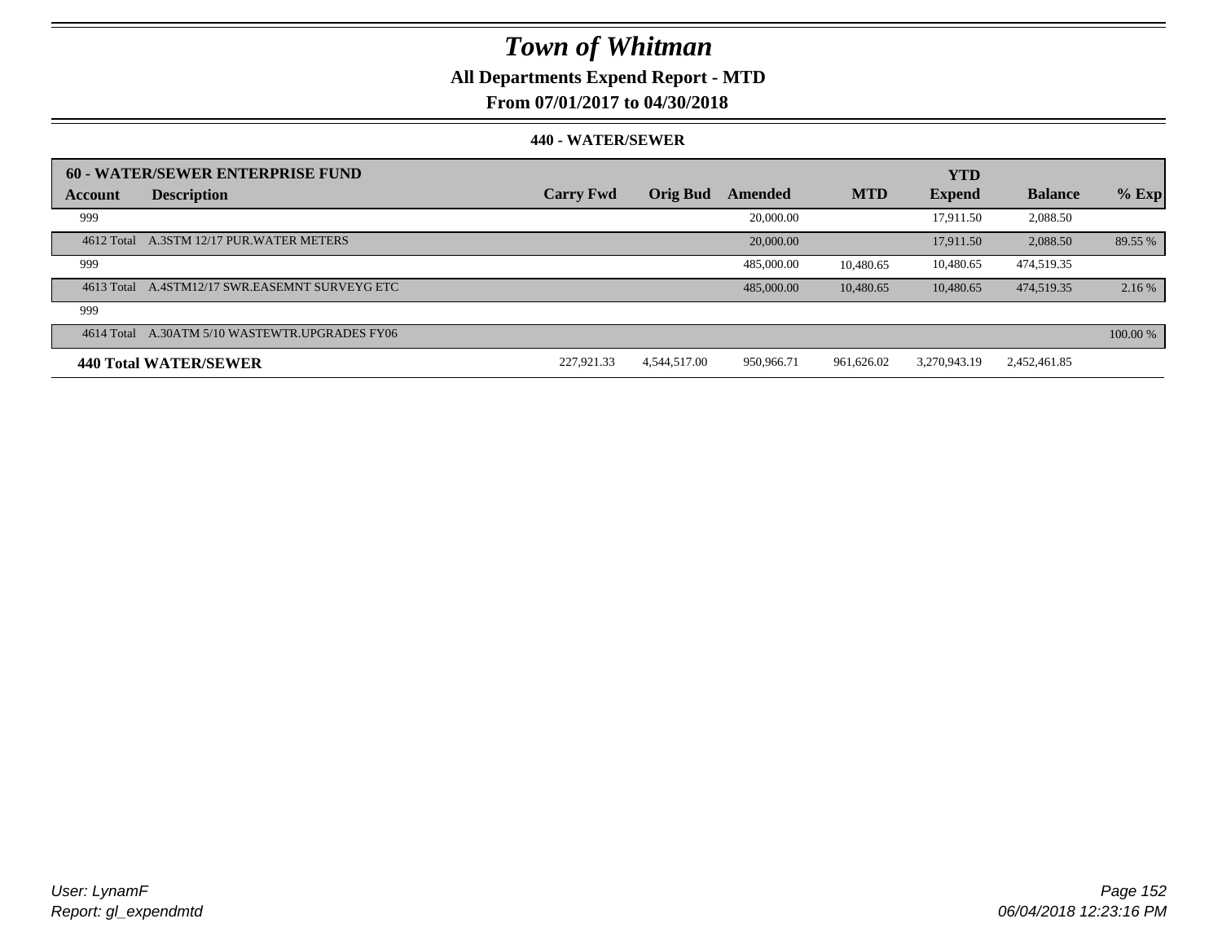# Town of Whitman

**All Departments Expend Report - MTD**

**From 07/01/2017 to 04/30/2018**

**440 - WATER/SEWER**

| **60 - WATER/SEWER ENTERPRISE FUND** | | | | | | **YTD** | | |
|---|---|---|---|---|---|---|---|---|
| **Account** | **Description** | **Carry Fwd** | **Orig Bud** | **Amended** | **MTD** | **Expend** | **Balance** | **% Exp** |
| 999 | | | | 20,000.00 | | 17,911.50 | 2,088.50 | |
| 4612 Total | A.3STM 12/17 PUR.WATER METERS | | | 20,000.00 | | 17,911.50 | 2,088.50 | 89.55 % |
| 999 | | | | 485,000.00 | 10,480.65 | 10,480.65 | 474,519.35 | |
| 4613 Total | A.4STM12/17 SWR.EASEMNT SURVEYG ETC | | | 485,000.00 | 10,480.65 | 10,480.65 | 474,519.35 | 2.16 % |
| 999 | | | | | | | | |
| 4614 Total | A.30ATM 5/10 WASTEWTR.UPGRADES FY06 | | | | | | | 100.00 % |
| **440 Total WATER/SEWER** | | 227,921.33 | 4,544,517.00 | 950,966.71 | 961,626.02 | 3,270,943.19 | 2,452,461.85 | |

*User: LynamF*
*Report: gl_expendmtd*

*06/04/2018 12:23:16 PM*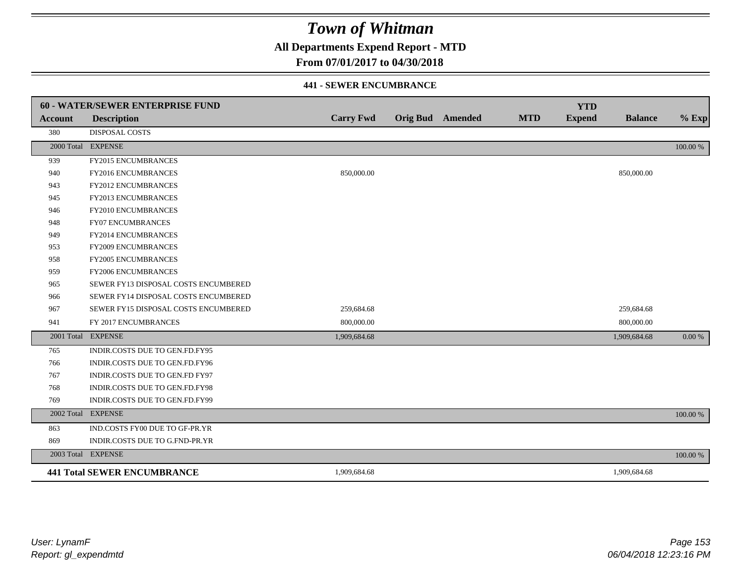# Town of Whitman

**All Departments Expend Report - MTD**

**From 07/01/2017 to 04/30/2018**

**441 - SEWER ENCUMBRANCE**

| **60 - WATER/SEWER ENTERPRISE FUND** | | | | | | **YTD** | | |
|---|---|---|---|---|---|---|---|---|
| **Account** | **Description** | **Carry Fwd** | **Orig Bud** | **Amended** | **MTD** | **Expend** | **Balance** | **% Exp** |
| 380 | DISPOSAL COSTS | | | | | | | |
| 2000 Total | EXPENSE | | | | | | | 100.00 % |
| 939 | FY2015 ENCUMBRANCES | | | | | | | |
| 940 | FY2016 ENCUMBRANCES | 850,000.00 | | | | | 850,000.00 | |
| 943 | FY2012 ENCUMBRANCES | | | | | | | |
| 945 | FY2013 ENCUMBRANCES | | | | | | | |
| 946 | FY2010 ENCUMBRANCES | | | | | | | |
| 948 | FY07 ENCUMBRANCES | | | | | | | |
| 949 | FY2014 ENCUMBRANCES | | | | | | | |
| 953 | FY2009 ENCUMBRANCES | | | | | | | |
| 958 | FY2005 ENCUMBRANCES | | | | | | | |
| 959 | FY2006 ENCUMBRANCES | | | | | | | |
| 965 | SEWER FY13 DISPOSAL COSTS ENCUMBERED | | | | | | | |
| 966 | SEWER FY14 DISPOSAL COSTS ENCUMBERED | | | | | | | |
| 967 | SEWER FY15 DISPOSAL COSTS ENCUMBERED | 259,684.68 | | | | | 259,684.68 | |
| 941 | FY 2017 ENCUMBRANCES | 800,000.00 | | | | | 800,000.00 | |
| 2001 Total | EXPENSE | 1,909,684.68 | | | | | 1,909,684.68 | 0.00 % |
| 765 | INDIR.COSTS DUE TO GEN.FD.FY95 | | | | | | | |
| 766 | INDIR.COSTS DUE TO GEN.FD.FY96 | | | | | | | |
| 767 | INDIR.COSTS DUE TO GEN.FD FY97 | | | | | | | |
| 768 | INDIR.COSTS DUE TO GEN.FD.FY98 | | | | | | | |
| 769 | INDIR.COSTS DUE TO GEN.FD.FY99 | | | | | | | |
| 2002 Total | EXPENSE | | | | | | | 100.00 % |
| 863 | IND.COSTS FY00 DUE TO GF-PR.YR | | | | | | | |
| 869 | INDIR.COSTS DUE TO G.FND-PR.YR | | | | | | | |
| 2003 Total | EXPENSE | | | | | | | 100.00 % |
| **441 Total SEWER ENCUMBRANCE** | | 1,909,684.68 | | | | | 1,909,684.68 | |

*User: LynamF*
*Report: gl_expendmtd*

*06/04/2018 12:23:16 PM*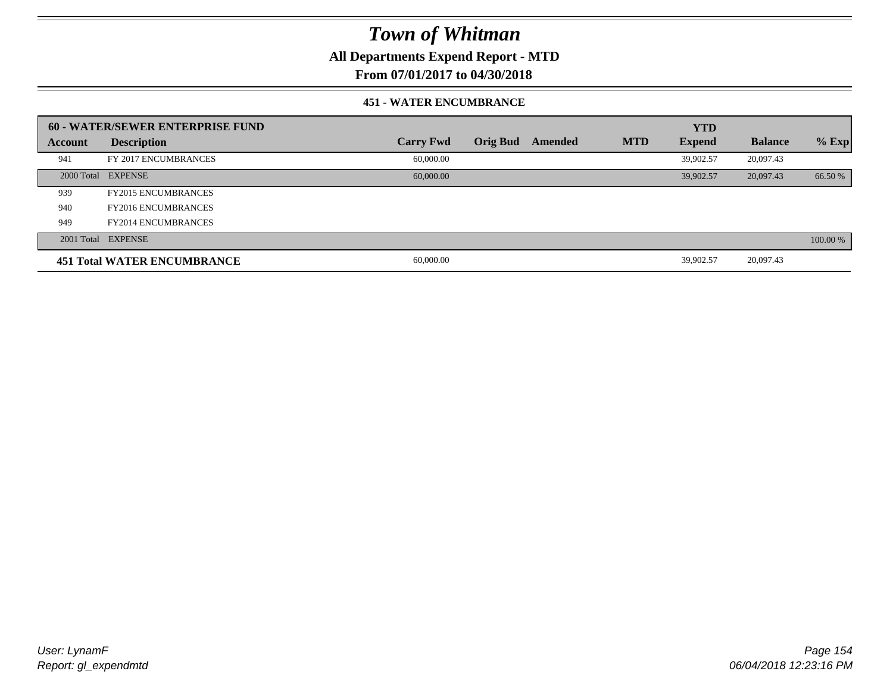# Town of Whitman

## All Departments Expend Report - MTD

### From 07/01/2017 to 04/30/2018

#### 451 - WATER ENCUMBRANCE

| 60 - WATER/SEWER ENTERPRISE FUND | | | | | | YTD | | |
|---|---|---|---|---|---|---|---|---|
| **Account** | **Description** | **Carry Fwd** | **Orig Bud** | **Amended** | **MTD** | **Expend** | **Balance** | **% Exp** |
| 941 | FY 2017 ENCUMBRANCES | 60,000.00 | | | | 39,902.57 | 20,097.43 | |
| 2000 Total | EXPENSE | 60,000.00 | | | | 39,902.57 | 20,097.43 | 66.50 % |
| 939 | FY2015 ENCUMBRANCES | | | | | | | |
| 940 | FY2016 ENCUMBRANCES | | | | | | | |
| 949 | FY2014 ENCUMBRANCES | | | | | | | |
| 2001 Total | EXPENSE | | | | | | | 100.00 % |
| **451 Total WATER ENCUMBRANCE** | | 60,000.00 | | | | 39,902.57 | 20,097.43 | |

*User: LynamF*
*Report: gl_expendmtd*

*06/04/2018 12:23:16 PM*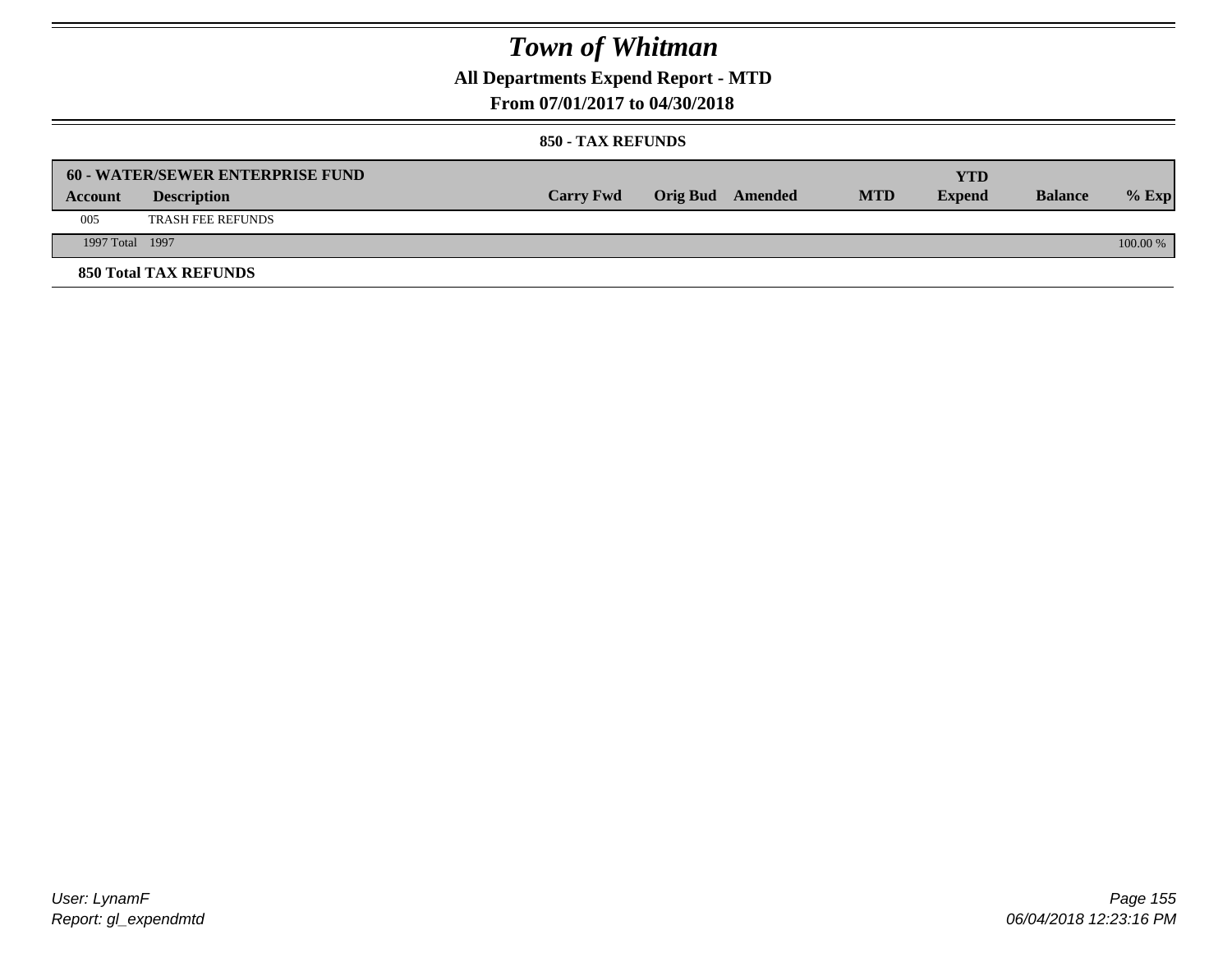# Town of Whitman

## All Departments Expend Report - MTD

### From 07/01/2017 to 04/30/2018

#### 850 - TAX REFUNDS

| 60 - WATER/SEWER ENTERPRISE FUND | | | | | | | | |
|---|---|---|---|---|---|---|---|---|
| **Account** | **Description** | **Carry Fwd** | **Orig Bud** | **Amended** | **MTD** | **YTD Expend** | **Balance** | **% Exp** |
| 005 | TRASH FEE REFUNDS | | | | | | | |
| 1997 Total | 1997 | | | | | | | 100.00 % |

**850 Total TAX REFUNDS**

*User: LynamF*
*Report: gl_expendmtd*

*06/04/2018 12:23:16 PM*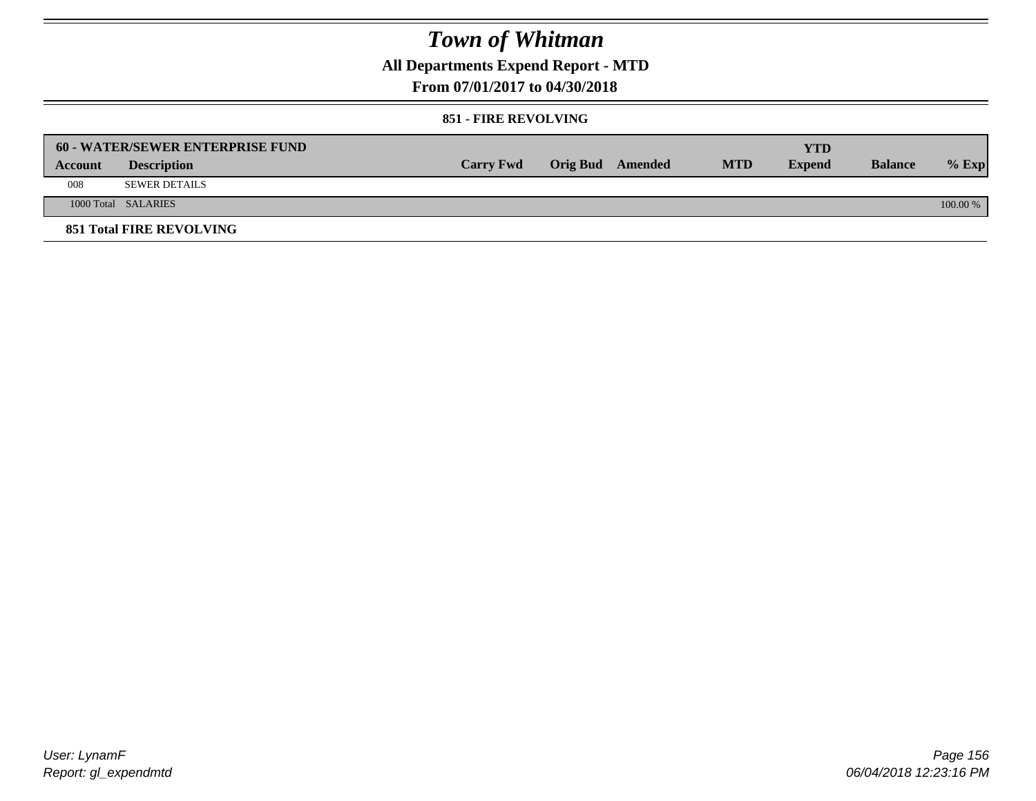# Town of Whitman

## All Departments Expend Report - MTD

## From 07/01/2017 to 04/30/2018

### 851 - FIRE REVOLVING

| 60 - WATER/SEWER ENTERPRISE FUND | | | | | | YTD | | |
|---|---|---|---|---|---|---|---|---|
| **Account** | **Description** | **Carry Fwd** | **Orig Bud** | **Amended** | **MTD** | **Expend** | **Balance** | **% Exp** |
| 008 | SEWER DETAILS | | | | | | | |
| 1000 Total | SALARIES | | | | | | | 100.00 % |
| **851 Total FIRE REVOLVING** | | | | | | | | |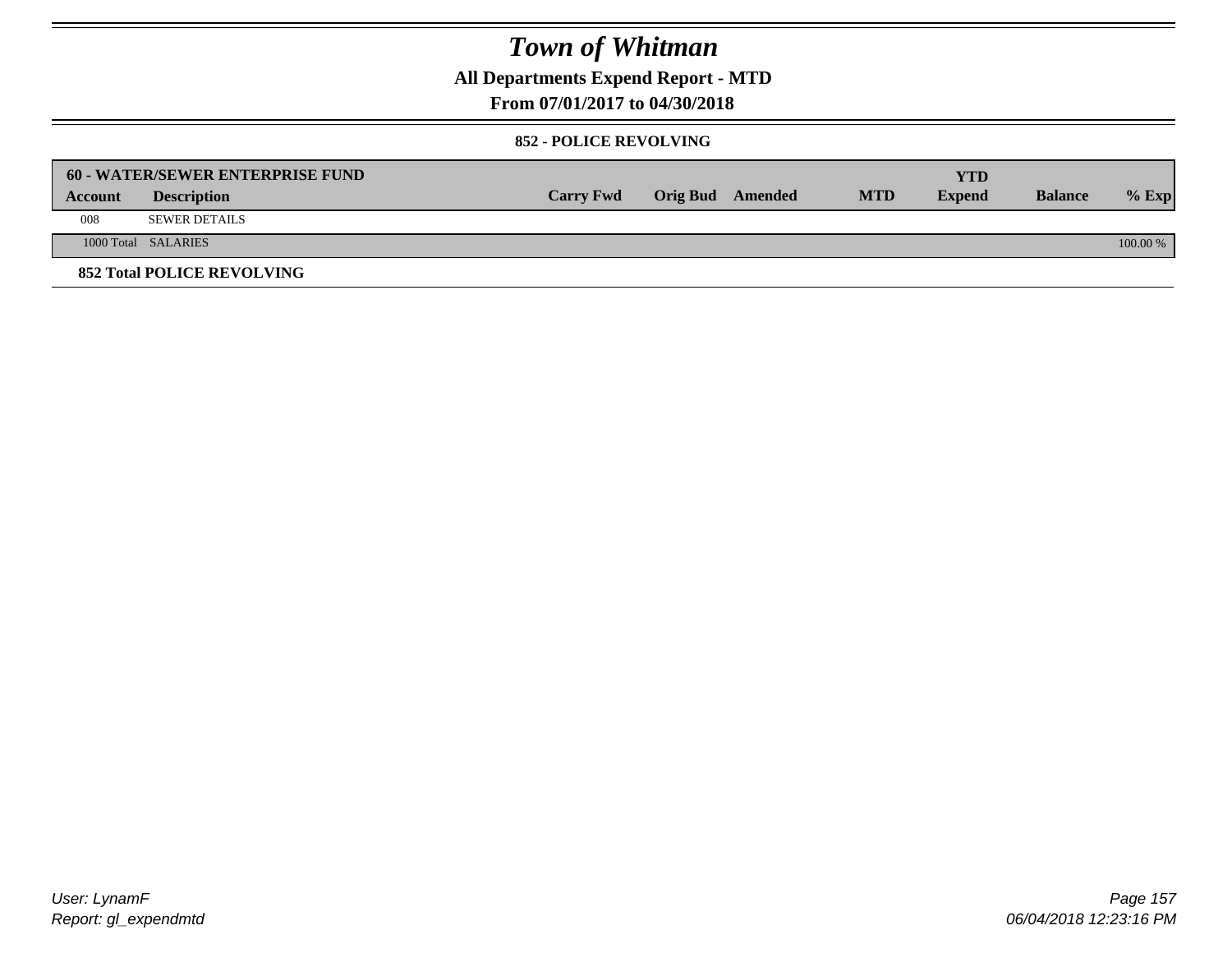# Town of Whitman

## All Departments Expend Report - MTD

## From 07/01/2017 to 04/30/2018

### 852 - POLICE REVOLVING

| 60 - WATER/SEWER ENTERPRISE FUND | | | | | | YTD | | |
|---|---|---|---|---|---|---|---|---|
| Account | Description | Carry Fwd | Orig Bud | Amended | MTD | Expend | Balance | % Exp |
| 008 | SEWER DETAILS | | | | | | | |
| 1000 Total | SALARIES | | | | | | | 100.00 % |
| **852 Total POLICE REVOLVING** | | | | | | | | |

User: LynamF
Report: gl_expendmtd

06/04/2018 12:23:16 PM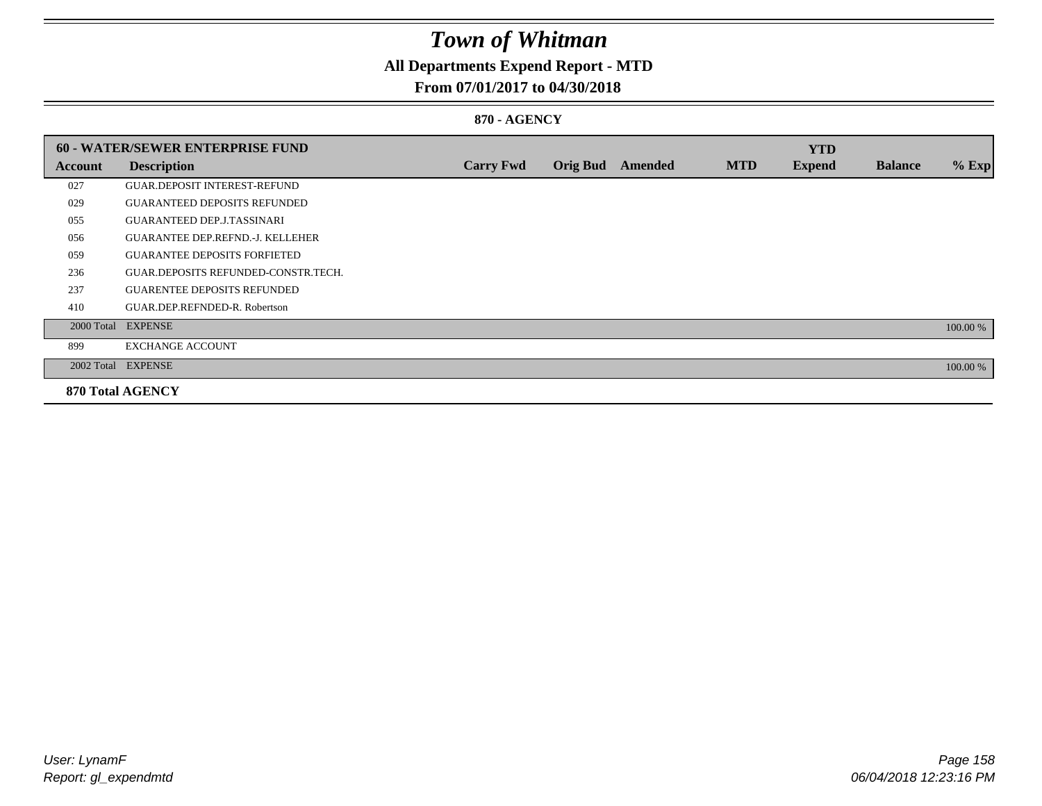# Town of Whitman

## All Departments Expend Report - MTD

### From 07/01/2017 to 04/30/2018

#### 870 - AGENCY

| 60 - WATER/SEWER ENTERPRISE FUND | | | | | | YTD | | |
|---|---|---|---|---|---|---|---|---|
| **Account** | **Description** | **Carry Fwd** | **Orig Bud** | **Amended** | **MTD** | **Expend** | **Balance** | **% Exp** |
| 027 | GUAR.DEPOSIT INTEREST-REFUND | | | | | | | |
| 029 | GUARANTEED DEPOSITS REFUNDED | | | | | | | |
| 055 | GUARANTEED DEP.J.TASSINARI | | | | | | | |
| 056 | GUARANTEE DEP.REFND.-J. KELLEHER | | | | | | | |
| 059 | GUARANTEE DEPOSITS FORFIETED | | | | | | | |
| 236 | GUAR.DEPOSITS REFUNDED-CONSTR.TECH. | | | | | | | |
| 237 | GUARENTEE DEPOSITS REFUNDED | | | | | | | |
| 410 | GUAR.DEP.REFNDED-R. Robertson | | | | | | | |
| 2000 Total | EXPENSE | | | | | | | 100.00 % |
| 899 | EXCHANGE ACCOUNT | | | | | | | |
| 2002 Total | EXPENSE | | | | | | | 100.00 % |

**870 Total AGENCY**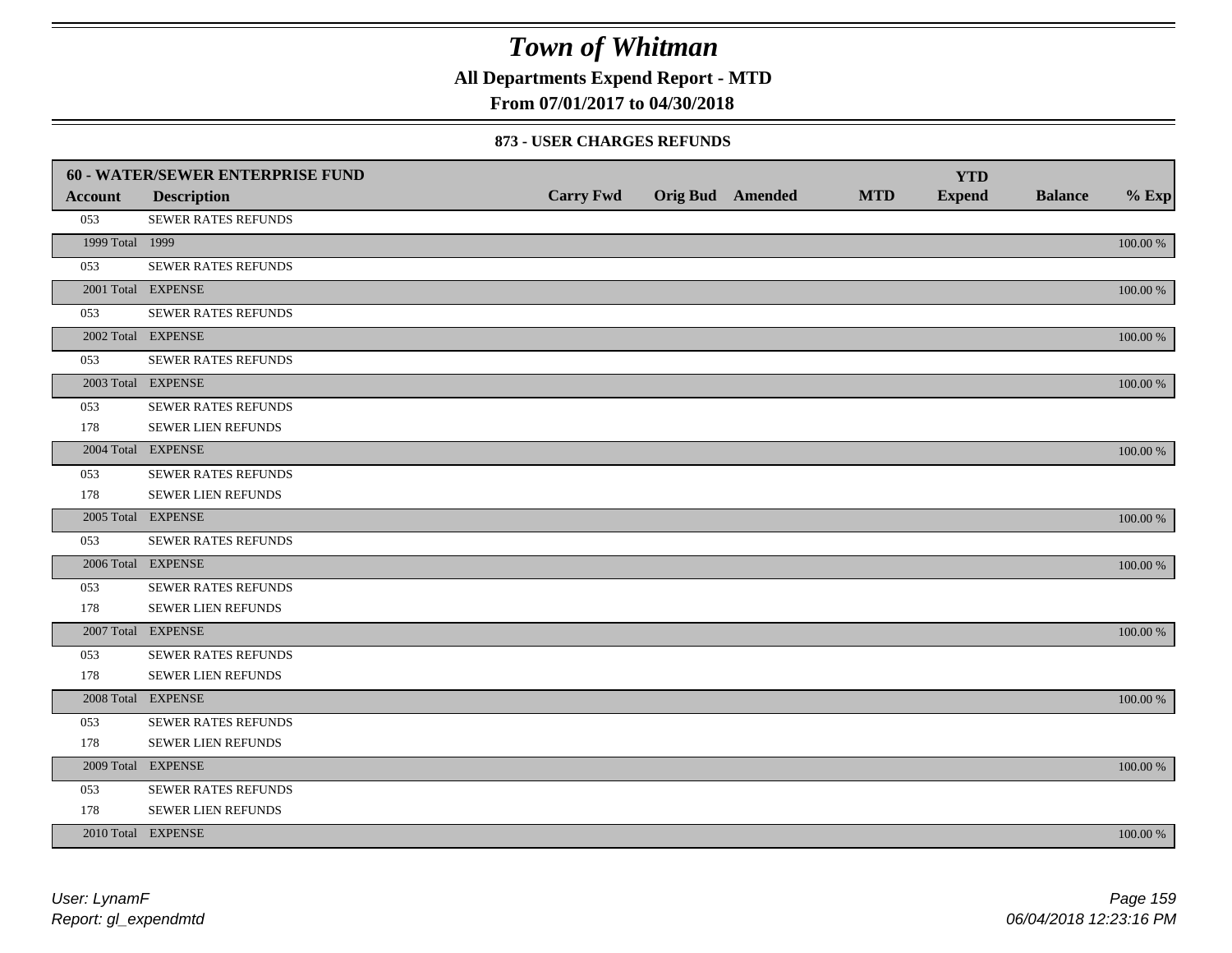# Town of Whitman

**All Departments Expend Report - MTD**

**From 07/01/2017 to 04/30/2018**

### 873 - USER CHARGES REFUNDS

| 60 - WATER/SEWER ENTERPRISE FUND | | | | | | YTD | | |
|---|---|---|---|---|---|---|---|---|
| **Account** | **Description** | **Carry Fwd** | **Orig Bud** | **Amended** | **MTD** | **Expend** | **Balance** | **% Exp** |
| 053 | SEWER RATES REFUNDS | | | | | | | |
| 1999 Total | 1999 | | | | | | | 100.00 % |
| 053 | SEWER RATES REFUNDS | | | | | | | |
| 2001 Total | EXPENSE | | | | | | | 100.00 % |
| 053 | SEWER RATES REFUNDS | | | | | | | |
| 2002 Total | EXPENSE | | | | | | | 100.00 % |
| 053 | SEWER RATES REFUNDS | | | | | | | |
| 2003 Total | EXPENSE | | | | | | | 100.00 % |
| 053 | SEWER RATES REFUNDS | | | | | | | |
| 178 | SEWER LIEN REFUNDS | | | | | | | |
| 2004 Total | EXPENSE | | | | | | | 100.00 % |
| 053 | SEWER RATES REFUNDS | | | | | | | |
| 178 | SEWER LIEN REFUNDS | | | | | | | |
| 2005 Total | EXPENSE | | | | | | | 100.00 % |
| 053 | SEWER RATES REFUNDS | | | | | | | |
| 2006 Total | EXPENSE | | | | | | | 100.00 % |
| 053 | SEWER RATES REFUNDS | | | | | | | |
| 178 | SEWER LIEN REFUNDS | | | | | | | |
| 2007 Total | EXPENSE | | | | | | | 100.00 % |
| 053 | SEWER RATES REFUNDS | | | | | | | |
| 178 | SEWER LIEN REFUNDS | | | | | | | |
| 2008 Total | EXPENSE | | | | | | | 100.00 % |
| 053 | SEWER RATES REFUNDS | | | | | | | |
| 178 | SEWER LIEN REFUNDS | | | | | | | |
| 2009 Total | EXPENSE | | | | | | | 100.00 % |
| 053 | SEWER RATES REFUNDS | | | | | | | |
| 178 | SEWER LIEN REFUNDS | | | | | | | |
| 2010 Total | EXPENSE | | | | | | | 100.00 % |

*User: LynamF*
*Report: gl_expendmtd*

*06/04/2018 12:23:16 PM*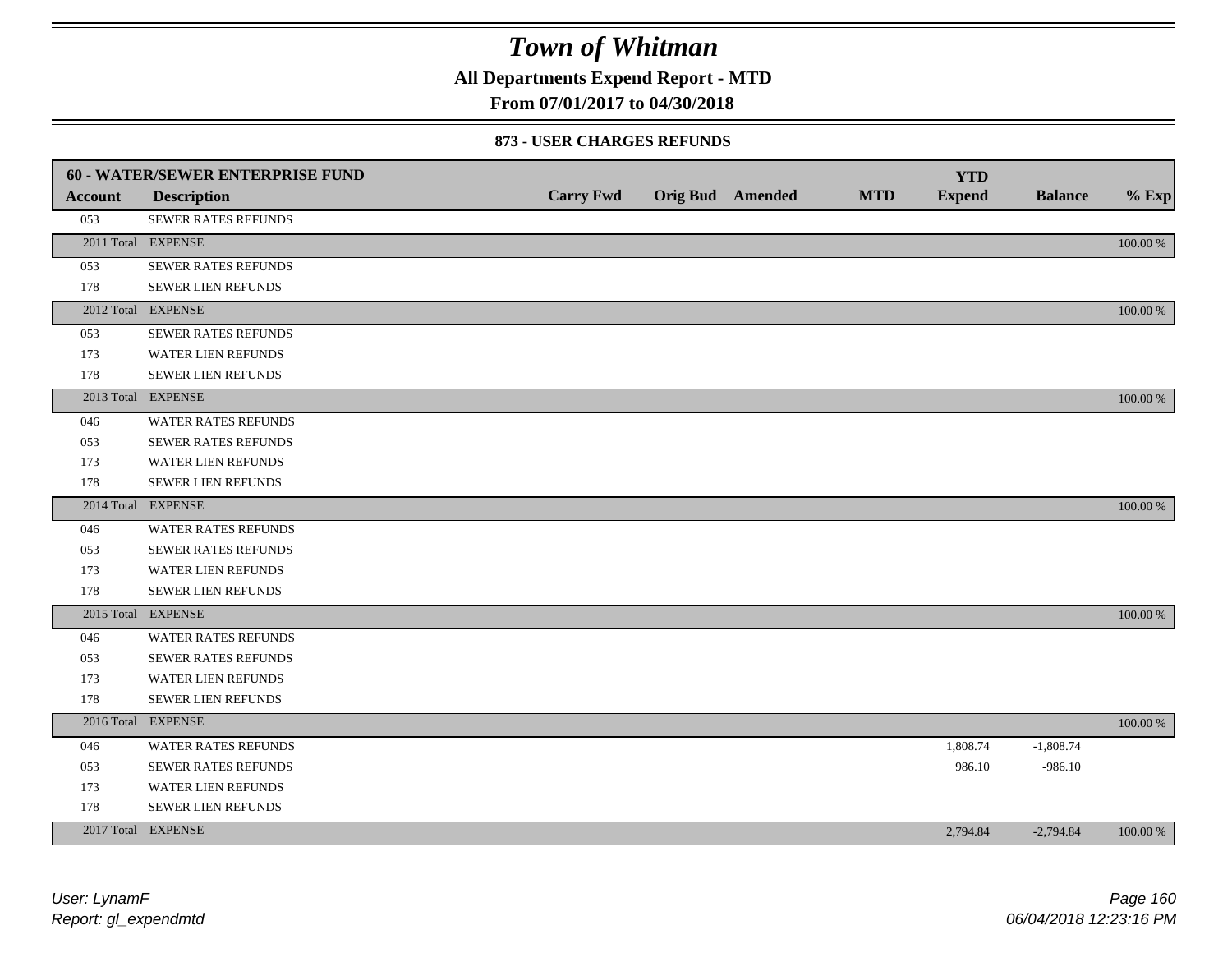# Town of Whitman

**All Departments Expend Report - MTD**

**From 07/01/2017 to 04/30/2018**

### 873 - USER CHARGES REFUNDS

| 60 - WATER/SEWER ENTERPRISE FUND | | | | | | | | |
|---|---|---|---|---|---|---|---|---|
| **Account** | **Description** | **Carry Fwd** | **Orig Bud** | **Amended** | **MTD** | **YTD Expend** | **Balance** | **% Exp** |
| 053 | SEWER RATES REFUNDS | | | | | | | |
| 2011 Total | EXPENSE | | | | | | | 100.00 % |
| 053 | SEWER RATES REFUNDS | | | | | | | |
| 178 | SEWER LIEN REFUNDS | | | | | | | |
| 2012 Total | EXPENSE | | | | | | | 100.00 % |
| 053 | SEWER RATES REFUNDS | | | | | | | |
| 173 | WATER LIEN REFUNDS | | | | | | | |
| 178 | SEWER LIEN REFUNDS | | | | | | | |
| 2013 Total | EXPENSE | | | | | | | 100.00 % |
| 046 | WATER RATES REFUNDS | | | | | | | |
| 053 | SEWER RATES REFUNDS | | | | | | | |
| 173 | WATER LIEN REFUNDS | | | | | | | |
| 178 | SEWER LIEN REFUNDS | | | | | | | |
| 2014 Total | EXPENSE | | | | | | | 100.00 % |
| 046 | WATER RATES REFUNDS | | | | | | | |
| 053 | SEWER RATES REFUNDS | | | | | | | |
| 173 | WATER LIEN REFUNDS | | | | | | | |
| 178 | SEWER LIEN REFUNDS | | | | | | | |
| 2015 Total | EXPENSE | | | | | | | 100.00 % |
| 046 | WATER RATES REFUNDS | | | | | | | |
| 053 | SEWER RATES REFUNDS | | | | | | | |
| 173 | WATER LIEN REFUNDS | | | | | | | |
| 178 | SEWER LIEN REFUNDS | | | | | | | |
| 2016 Total | EXPENSE | | | | | | | 100.00 % |
| 046 | WATER RATES REFUNDS | | | | | 1,808.74 | -1,808.74 | |
| 053 | SEWER RATES REFUNDS | | | | | 986.10 | -986.10 | |
| 173 | WATER LIEN REFUNDS | | | | | | | |
| 178 | SEWER LIEN REFUNDS | | | | | | | |
| 2017 Total | EXPENSE | | | | | 2,794.84 | -2,794.84 | 100.00 % |

*User: LynamF*
*Report: gl_expendmtd*

*06/04/2018 12:23:16 PM*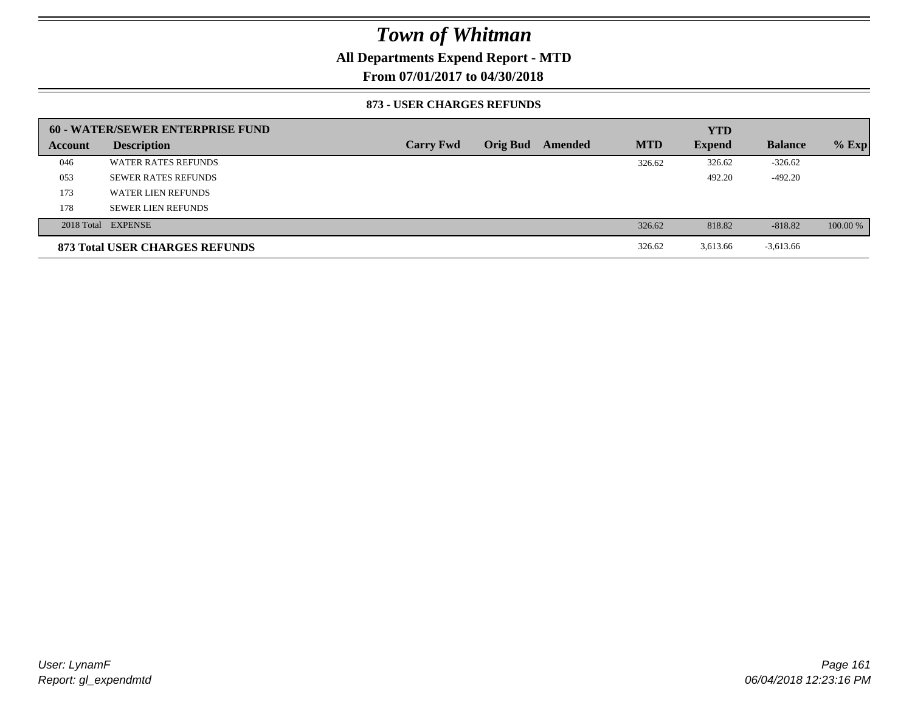# Town of Whitman

**All Departments Expend Report - MTD**

**From 07/01/2017 to 04/30/2018**

### 873 - USER CHARGES REFUNDS

| 60 - WATER/SEWER ENTERPRISE FUND | | | | | | YTD | | |
|---|---|---|---|---|---|---|---|---|
| Account | Description | Carry Fwd | Orig Bud | Amended | MTD | Expend | Balance | % Exp |
| 046 | WATER RATES REFUNDS | | | | 326.62 | 326.62 | -326.62 | |
| 053 | SEWER RATES REFUNDS | | | | | 492.20 | -492.20 | |
| 173 | WATER LIEN REFUNDS | | | | | | | |
| 178 | SEWER LIEN REFUNDS | | | | | | | |
| 2018 Total | EXPENSE | | | | 326.62 | 818.82 | -818.82 | 100.00 % |
| **873 Total USER CHARGES REFUNDS** | | | | | 326.62 | 3,613.66 | -3,613.66 | |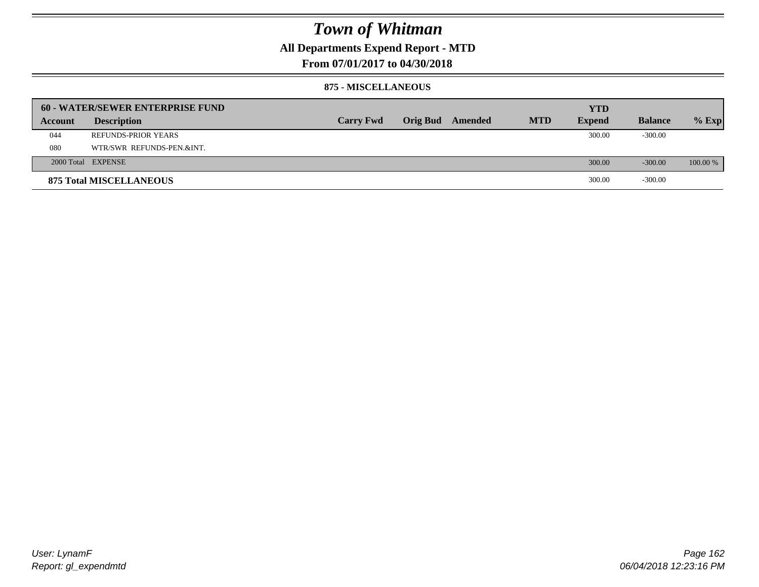# Town of Whitman

**All Departments Expend Report - MTD**

**From 07/01/2017 to 04/30/2018**

**875 - MISCELLANEOUS**

| 60 - WATER/SEWER ENTERPRISE FUND | | | | | | YTD | | |
|---|---|---|---|---|---|---|---|---|
| **Account** | **Description** | **Carry Fwd** | **Orig Bud** | **Amended** | **MTD** | **Expend** | **Balance** | **% Exp** |
| 044 | REFUNDS-PRIOR YEARS | | | | | 300.00 | -300.00 | |
| 080 | WTR/SWR REFUNDS-PEN.&INT. | | | | | | | |
| 2000 Total | EXPENSE | | | | | 300.00 | -300.00 | 100.00 % |
| **875 Total MISCELLANEOUS** | | | | | | 300.00 | -300.00 | |

User: LynamF

Report: gl_expendmtd

06/04/2018 12:23:16 PM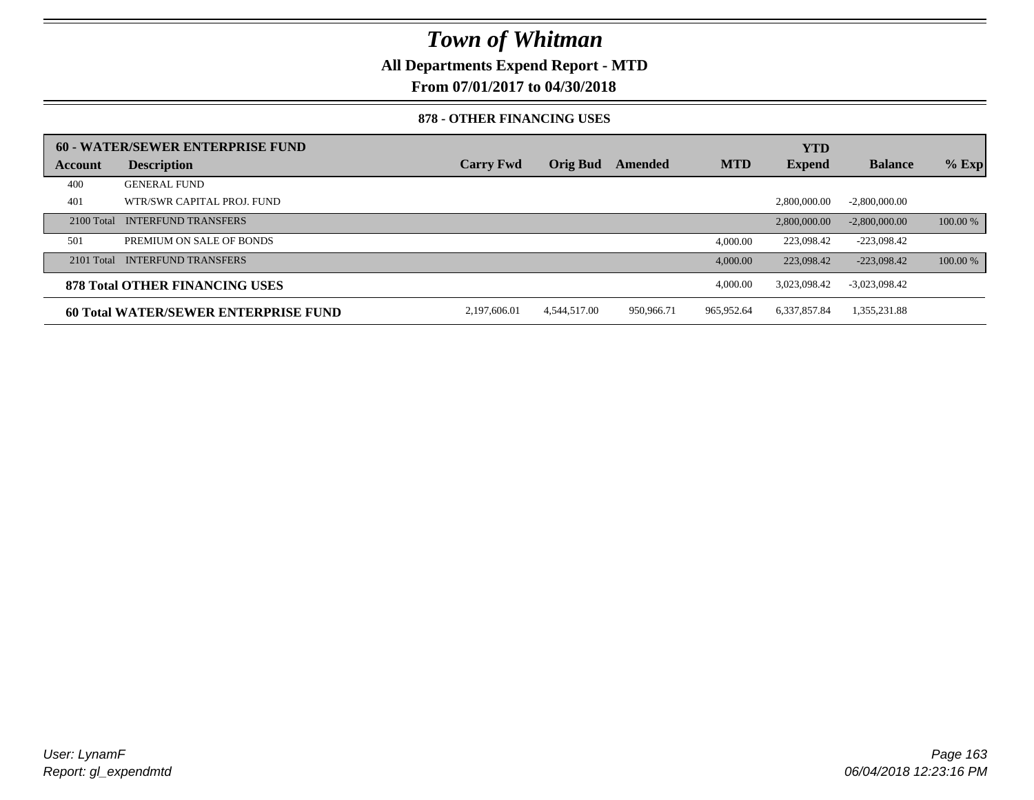# Town of Whitman

**All Departments Expend Report - MTD**

**From 07/01/2017 to 04/30/2018**

### 878 - OTHER FINANCING USES

| 60 - WATER/SEWER ENTERPRISE FUND | | | | | | | | |
|---|---|---|---|---|---|---|---|---|
| **Account** | **Description** | **Carry Fwd** | **Orig Bud** | **Amended** | **MTD** | **YTD Expend** | **Balance** | **% Exp** |
| 400 | GENERAL FUND | | | | | | | |
| 401 | WTR/SWR CAPITAL PROJ. FUND | | | | | 2,800,000.00 | -2,800,000.00 | |
| 2100 Total | INTERFUND TRANSFERS | | | | | 2,800,000.00 | -2,800,000.00 | 100.00 % |
| 501 | PREMIUM ON SALE OF BONDS | | | | 4,000.00 | 223,098.42 | -223,098.42 | |
| 2101 Total | INTERFUND TRANSFERS | | | | 4,000.00 | 223,098.42 | -223,098.42 | 100.00 % |
| **878 Total OTHER FINANCING USES** | | | | | 4,000.00 | 3,023,098.42 | -3,023,098.42 | |
| **60 Total WATER/SEWER ENTERPRISE FUND** | | 2,197,606.01 | 4,544,517.00 | 950,966.71 | 965,952.64 | 6,337,857.84 | 1,355,231.88 | |

*User: LynamF*
*Report: gl_expendmtd*

*06/04/2018 12:23:16 PM*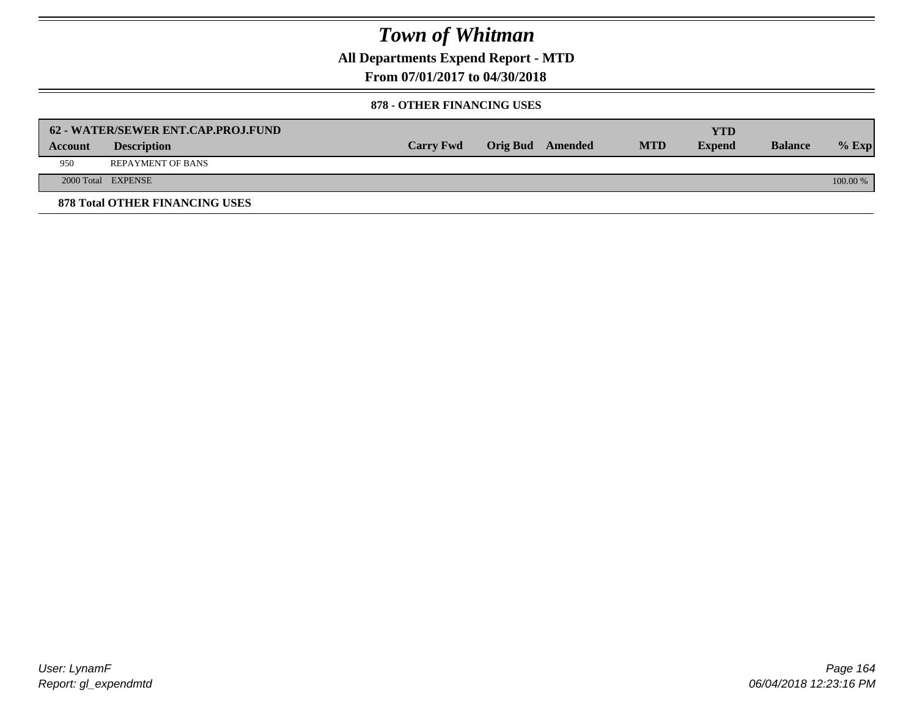# *Town of Whitman*

**All Departments Expend Report - MTD**

**From 07/01/2017 to 04/30/2018**

**878 - OTHER FINANCING USES**

| **62 - WATER/SEWER ENT.CAP.PROJ.FUND** | | | | | | **YTD** | | |
|---|---|---|---|---|---|---|---|---|
| **Account** | **Description** | **Carry Fwd** | **Orig Bud** | **Amended** | **MTD** | **Expend** | **Balance** | **% Exp** |
| 950 | REPAYMENT OF BANS | | | | | | | |
| 2000 Total | EXPENSE | | | | | | | 100.00 % |

**878 Total OTHER FINANCING USES**

*User: LynamF*
*Report: gl_expendmtd*

*06/04/2018 12:23:16 PM*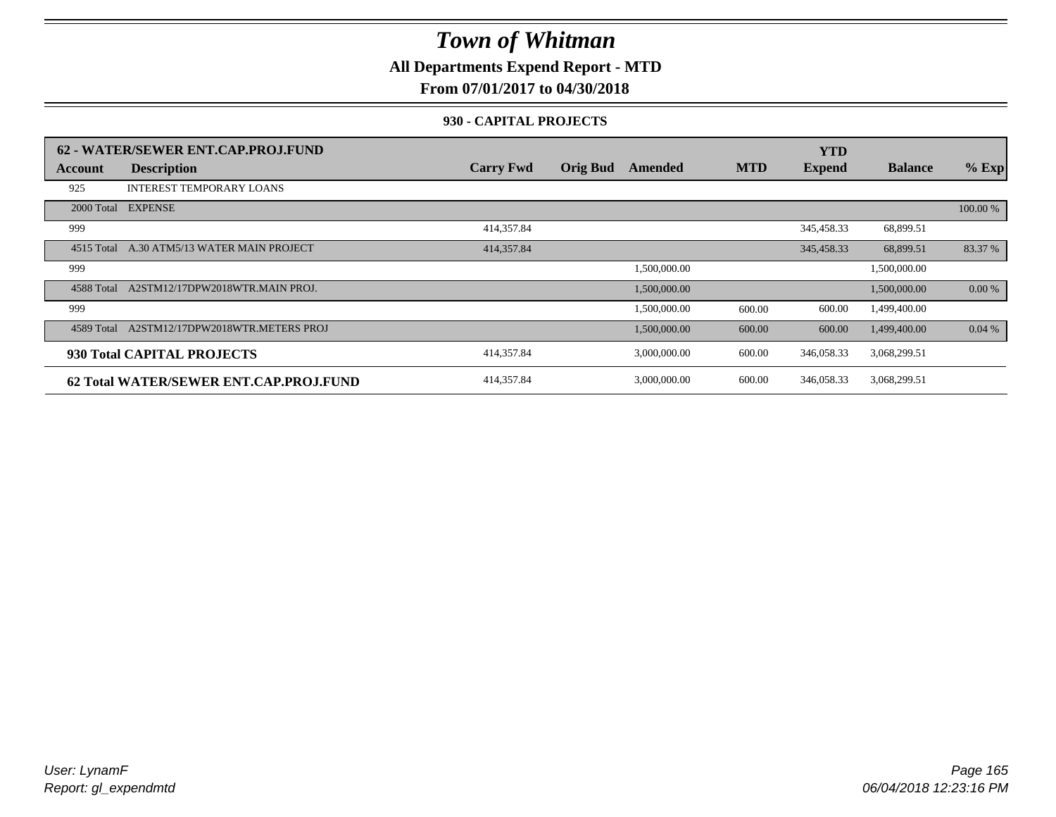# Town of Whitman

**All Departments Expend Report - MTD**

**From 07/01/2017 to 04/30/2018**

**930 - CAPITAL PROJECTS**

| 62 - WATER/SEWER ENT.CAP.PROJ.FUND | | | | | | | | |
|---|---|---|---|---|---|---|---|---|
| **Account** | **Description** | **Carry Fwd** | **Orig Bud** | **Amended** | **MTD** | **YTD Expend** | **Balance** | **% Exp** |
| 925 | INTEREST TEMPORARY LOANS | | | | | | | |
| 2000 Total | EXPENSE | | | | | | | 100.00 % |
| 999 | | 414,357.84 | | | | 345,458.33 | 68,899.51 | |
| 4515 Total | A.30 ATM5/13 WATER MAIN PROJECT | 414,357.84 | | | | 345,458.33 | 68,899.51 | 83.37 % |
| 999 | | | | 1,500,000.00 | | | 1,500,000.00 | |
| 4588 Total | A2STM12/17DPW2018WTR.MAIN PROJ. | | | 1,500,000.00 | | | 1,500,000.00 | 0.00 % |
| 999 | | | | 1,500,000.00 | 600.00 | 600.00 | 1,499,400.00 | |
| 4589 Total | A2STM12/17DPW2018WTR.METERS PROJ | | | 1,500,000.00 | 600.00 | 600.00 | 1,499,400.00 | 0.04 % |
| **930 Total CAPITAL PROJECTS** | | 414,357.84 | | 3,000,000.00 | 600.00 | 346,058.33 | 3,068,299.51 | |
| **62 Total WATER/SEWER ENT.CAP.PROJ.FUND** | | 414,357.84 | | 3,000,000.00 | 600.00 | 346,058.33 | 3,068,299.51 | |

*User: LynamF*
*Report: gl_expendmtd*

*06/04/2018 12:23:16 PM*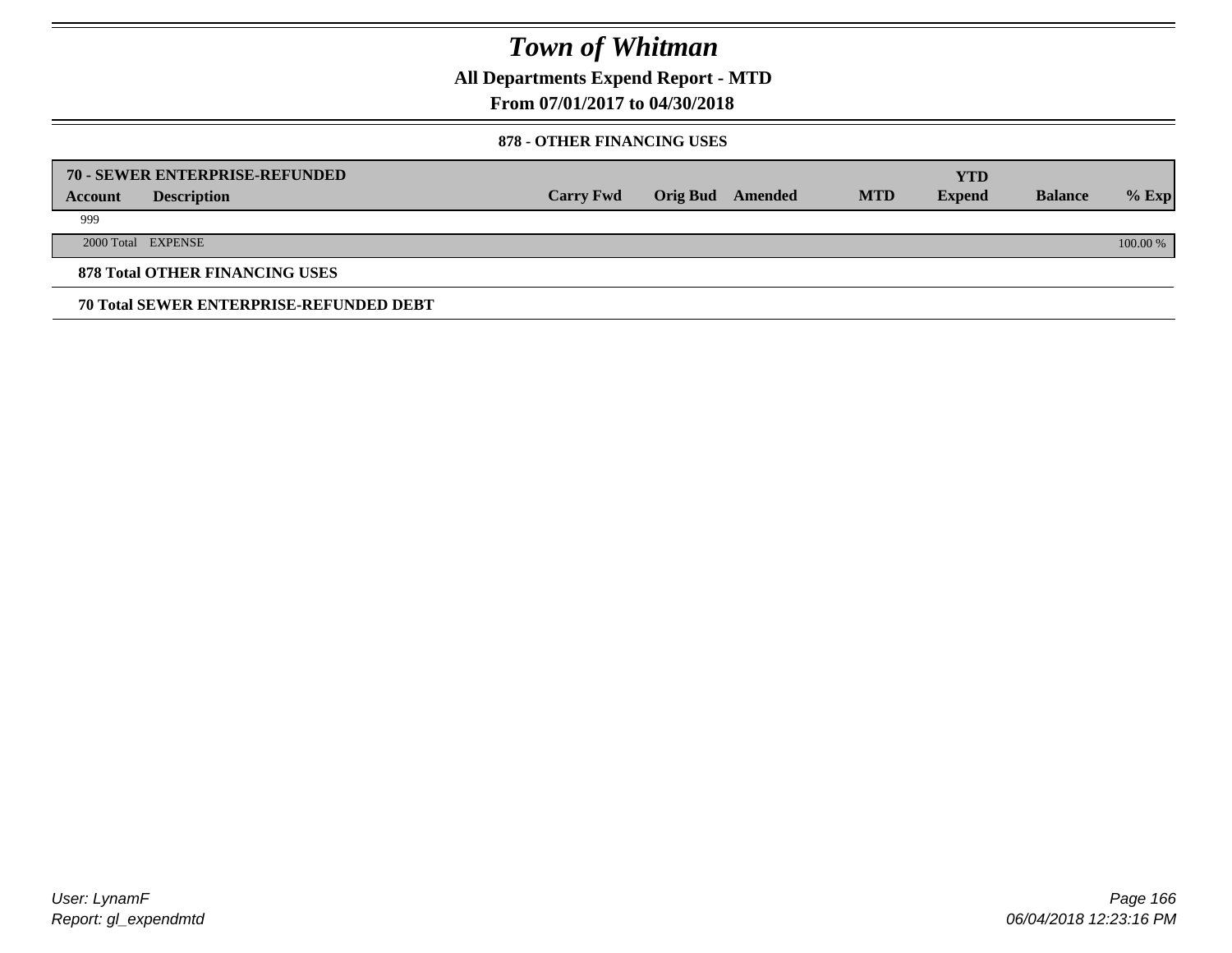# Town of Whitman

**All Departments Expend Report - MTD**

**From 07/01/2017 to 04/30/2018**

**878 - OTHER FINANCING USES**

| **70 - SEWER ENTERPRISE-REFUNDED** | | | | | | | | |
|---|---|---|---|---|---|---|---|---|
| **Account** | **Description** | **Carry Fwd** | **Orig Bud** | **Amended** | **MTD** | **YTD Expend** | **Balance** | **% Exp** |
| 999 | | | | | | | | |
| 2000 Total | EXPENSE | | | | | | | 100.00 % |

**878 Total OTHER FINANCING USES**

**70 Total SEWER ENTERPRISE-REFUNDED DEBT**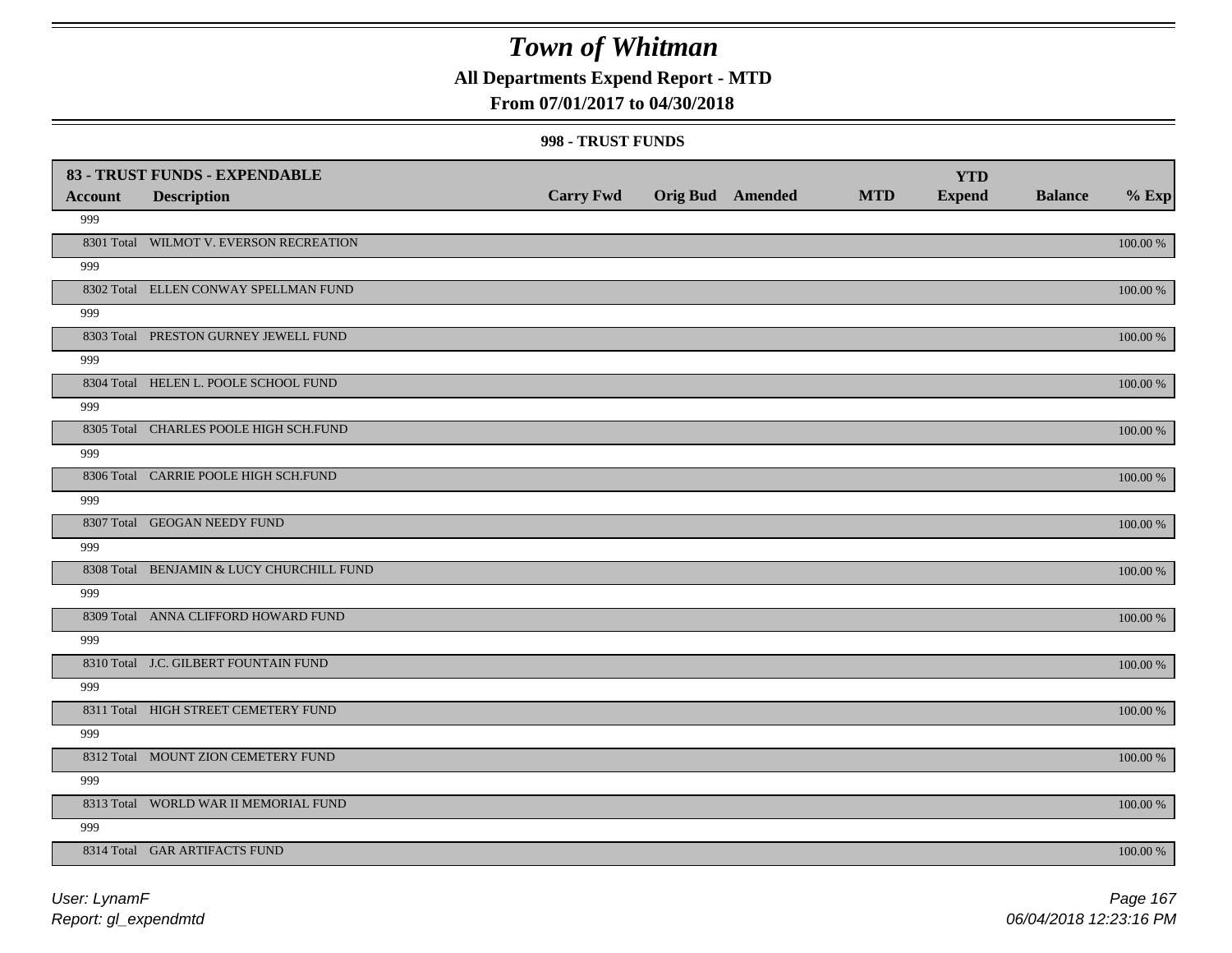# Town of Whitman

**All Departments Expend Report - MTD**

**From 07/01/2017 to 04/30/2018**

**998 - TRUST FUNDS**

| 83 - TRUST FUNDS - EXPENDABLE | | | | | | YTD | | |
|---|---|---|---|---|---|---|---|---|
| **Account** | **Description** | **Carry Fwd** | **Orig Bud** | **Amended** | **MTD** | **Expend** | **Balance** | **% Exp** |
| 999 | | | | | | | | |
| 8301 Total | WILMOT V. EVERSON RECREATION | | | | | | | 100.00 % |
| 999 | | | | | | | | |
| 8302 Total | ELLEN CONWAY SPELLMAN FUND | | | | | | | 100.00 % |
| 999 | | | | | | | | |
| 8303 Total | PRESTON GURNEY JEWELL FUND | | | | | | | 100.00 % |
| 999 | | | | | | | | |
| 8304 Total | HELEN L. POOLE SCHOOL FUND | | | | | | | 100.00 % |
| 999 | | | | | | | | |
| 8305 Total | CHARLES POOLE HIGH SCH.FUND | | | | | | | 100.00 % |
| 999 | | | | | | | | |
| 8306 Total | CARRIE POOLE HIGH SCH.FUND | | | | | | | 100.00 % |
| 999 | | | | | | | | |
| 8307 Total | GEOGAN NEEDY FUND | | | | | | | 100.00 % |
| 999 | | | | | | | | |
| 8308 Total | BENJAMIN & LUCY CHURCHILL FUND | | | | | | | 100.00 % |
| 999 | | | | | | | | |
| 8309 Total | ANNA CLIFFORD HOWARD FUND | | | | | | | 100.00 % |
| 999 | | | | | | | | |
| 8310 Total | J.C. GILBERT FOUNTAIN FUND | | | | | | | 100.00 % |
| 999 | | | | | | | | |
| 8311 Total | HIGH STREET CEMETERY FUND | | | | | | | 100.00 % |
| 999 | | | | | | | | |
| 8312 Total | MOUNT ZION CEMETERY FUND | | | | | | | 100.00 % |
| 999 | | | | | | | | |
| 8313 Total | WORLD WAR II MEMORIAL FUND | | | | | | | 100.00 % |
| 999 | | | | | | | | |
| 8314 Total | GAR ARTIFACTS FUND | | | | | | | 100.00 % |

*User: LynamF*
*Report: gl_expendmtd*

*06/04/2018 12:23:16 PM*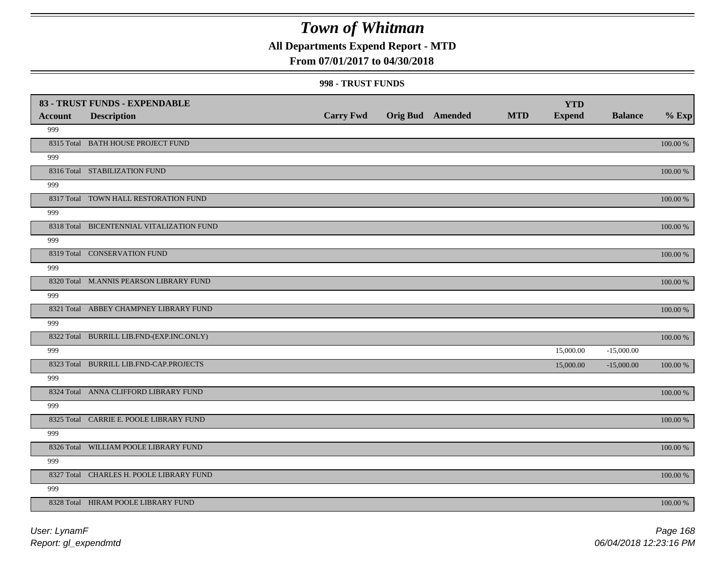# Town of Whitman

**All Departments Expend Report - MTD**

**From 07/01/2017 to 04/30/2018**

**998 - TRUST FUNDS**

| 83 - TRUST FUNDS - EXPENDABLE | | | | | | | | |
|---|---|---|---|---|---|---|---|---|
| **Account** | **Description** | **Carry Fwd** | **Orig Bud** | **Amended** | **MTD** | **YTD Expend** | **Balance** | **% Exp** |
| 999 | | | | | | | | |
| 8315 Total | BATH HOUSE PROJECT FUND | | | | | | | 100.00 % |
| 999 | | | | | | | | |
| 8316 Total | STABILIZATION FUND | | | | | | | 100.00 % |
| 999 | | | | | | | | |
| 8317 Total | TOWN HALL RESTORATION FUND | | | | | | | 100.00 % |
| 999 | | | | | | | | |
| 8318 Total | BICENTENNIAL VITALIZATION FUND | | | | | | | 100.00 % |
| 999 | | | | | | | | |
| 8319 Total | CONSERVATION FUND | | | | | | | 100.00 % |
| 999 | | | | | | | | |
| 8320 Total | M.ANNIS PEARSON LIBRARY FUND | | | | | | | 100.00 % |
| 999 | | | | | | | | |
| 8321 Total | ABBEY CHAMPNEY LIBRARY FUND | | | | | | | 100.00 % |
| 999 | | | | | | | | |
| 8322 Total | BURRILL LIB.FND-(EXP.INC.ONLY) | | | | | | | 100.00 % |
| 999 | | | | | | 15,000.00 | -15,000.00 | |
| 8323 Total | BURRILL LIB.FND-CAP.PROJECTS | | | | | 15,000.00 | -15,000.00 | 100.00 % |
| 999 | | | | | | | | |
| 8324 Total | ANNA CLIFFORD LIBRARY FUND | | | | | | | 100.00 % |
| 999 | | | | | | | | |
| 8325 Total | CARRIE E. POOLE LIBRARY FUND | | | | | | | 100.00 % |
| 999 | | | | | | | | |
| 8326 Total | WILLIAM POOLE LIBRARY FUND | | | | | | | 100.00 % |
| 999 | | | | | | | | |
| 8327 Total | CHARLES H. POOLE LIBRARY FUND | | | | | | | 100.00 % |
| 999 | | | | | | | | |
| 8328 Total | HIRAM POOLE LIBRARY FUND | | | | | | | 100.00 % |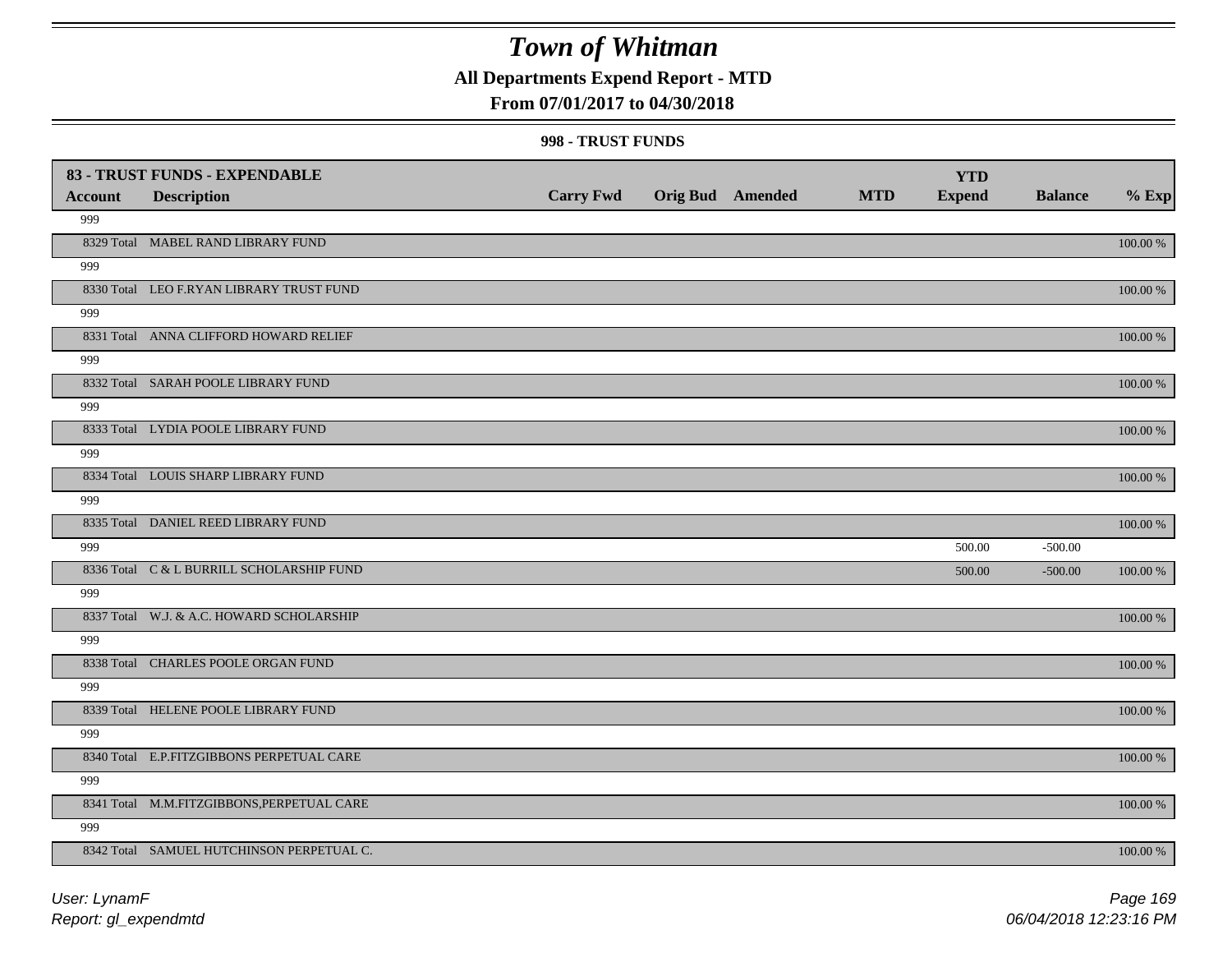# Town of Whitman

**All Departments Expend Report - MTD**

**From 07/01/2017 to 04/30/2018**

**998 - TRUST FUNDS**

| 83 - TRUST FUNDS - EXPENDABLE Account | Description | Carry Fwd | Orig Bud | Amended | MTD | YTD Expend | Balance | % Exp |
|---|---|---|---|---|---|---|---|---|
| 999 | | | | | | | | |
| 8329 Total | MABEL RAND LIBRARY FUND | | | | | | | 100.00 % |
| 999 | | | | | | | | |
| 8330 Total | LEO F.RYAN LIBRARY TRUST FUND | | | | | | | 100.00 % |
| 999 | | | | | | | | |
| 8331 Total | ANNA CLIFFORD HOWARD RELIEF | | | | | | | 100.00 % |
| 999 | | | | | | | | |
| 8332 Total | SARAH POOLE LIBRARY FUND | | | | | | | 100.00 % |
| 999 | | | | | | | | |
| 8333 Total | LYDIA POOLE LIBRARY FUND | | | | | | | 100.00 % |
| 999 | | | | | | | | |
| 8334 Total | LOUIS SHARP LIBRARY FUND | | | | | | | 100.00 % |
| 999 | | | | | | | | |
| 8335 Total | DANIEL REED LIBRARY FUND | | | | | | | 100.00 % |
| 999 | | | | | | 500.00 | -500.00 | |
| 8336 Total | C & L BURRILL SCHOLARSHIP FUND | | | | | 500.00 | -500.00 | 100.00 % |
| 999 | | | | | | | | |
| 8337 Total | W.J. & A.C. HOWARD SCHOLARSHIP | | | | | | | 100.00 % |
| 999 | | | | | | | | |
| 8338 Total | CHARLES POOLE ORGAN FUND | | | | | | | 100.00 % |
| 999 | | | | | | | | |
| 8339 Total | HELENE POOLE LIBRARY FUND | | | | | | | 100.00 % |
| 999 | | | | | | | | |
| 8340 Total | E.P.FITZGIBBONS PERPETUAL CARE | | | | | | | 100.00 % |
| 999 | | | | | | | | |
| 8341 Total | M.M.FITZGIBBONS,PERPETUAL CARE | | | | | | | 100.00 % |
| 999 | | | | | | | | |
| 8342 Total | SAMUEL HUTCHINSON PERPETUAL C. | | | | | | | 100.00 % |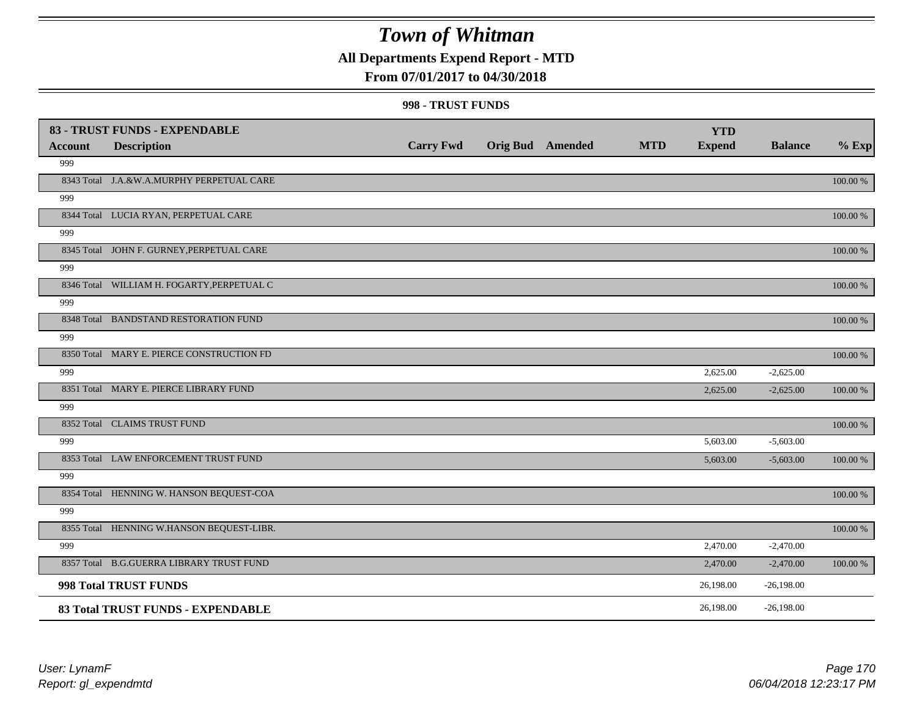# Town of Whitman

## All Departments Expend Report - MTD

### From 07/01/2017 to 04/30/2018

#### 998 - TRUST FUNDS

| 83 - TRUST FUNDS - EXPENDABLE | | | | | | YTD | | |
|---|---|---|---|---|---|---|---|---|
| **Account** | **Description** | **Carry Fwd** | **Orig Bud** | **Amended** | **MTD** | **Expend** | **Balance** | **% Exp** |
| 999 | | | | | | | | |
| 8343 Total | J.A.&W.A.MURPHY PERPETUAL CARE | | | | | | | 100.00 % |
| 999 | | | | | | | | |
| 8344 Total | LUCIA RYAN, PERPETUAL CARE | | | | | | | 100.00 % |
| 999 | | | | | | | | |
| 8345 Total | JOHN F. GURNEY,PERPETUAL CARE | | | | | | | 100.00 % |
| 999 | | | | | | | | |
| 8346 Total | WILLIAM H. FOGARTY,PERPETUAL C | | | | | | | 100.00 % |
| 999 | | | | | | | | |
| 8348 Total | BANDSTAND RESTORATION FUND | | | | | | | 100.00 % |
| 999 | | | | | | | | |
| 8350 Total | MARY E. PIERCE CONSTRUCTION FD | | | | | | | 100.00 % |
| 999 | | | | | | 2,625.00 | -2,625.00 | |
| 8351 Total | MARY E. PIERCE LIBRARY FUND | | | | | 2,625.00 | -2,625.00 | 100.00 % |
| 999 | | | | | | | | |
| 8352 Total | CLAIMS TRUST FUND | | | | | | | 100.00 % |
| 999 | | | | | | 5,603.00 | -5,603.00 | |
| 8353 Total | LAW ENFORCEMENT TRUST FUND | | | | | 5,603.00 | -5,603.00 | 100.00 % |
| 999 | | | | | | | | |
| 8354 Total | HENNING W. HANSON BEQUEST-COA | | | | | | | 100.00 % |
| 999 | | | | | | | | |
| 8355 Total | HENNING W.HANSON BEQUEST-LIBR. | | | | | | | 100.00 % |
| 999 | | | | | | 2,470.00 | -2,470.00 | |
| 8357 Total | B.G.GUERRA LIBRARY TRUST FUND | | | | | 2,470.00 | -2,470.00 | 100.00 % |
| **998 Total TRUST FUNDS** | | | | | | 26,198.00 | -26,198.00 | |
| **83 Total TRUST FUNDS - EXPENDABLE** | | | | | | 26,198.00 | -26,198.00 | |

User: LynamF
Report: gl_expendmtd

06/04/2018 12:23:17 PM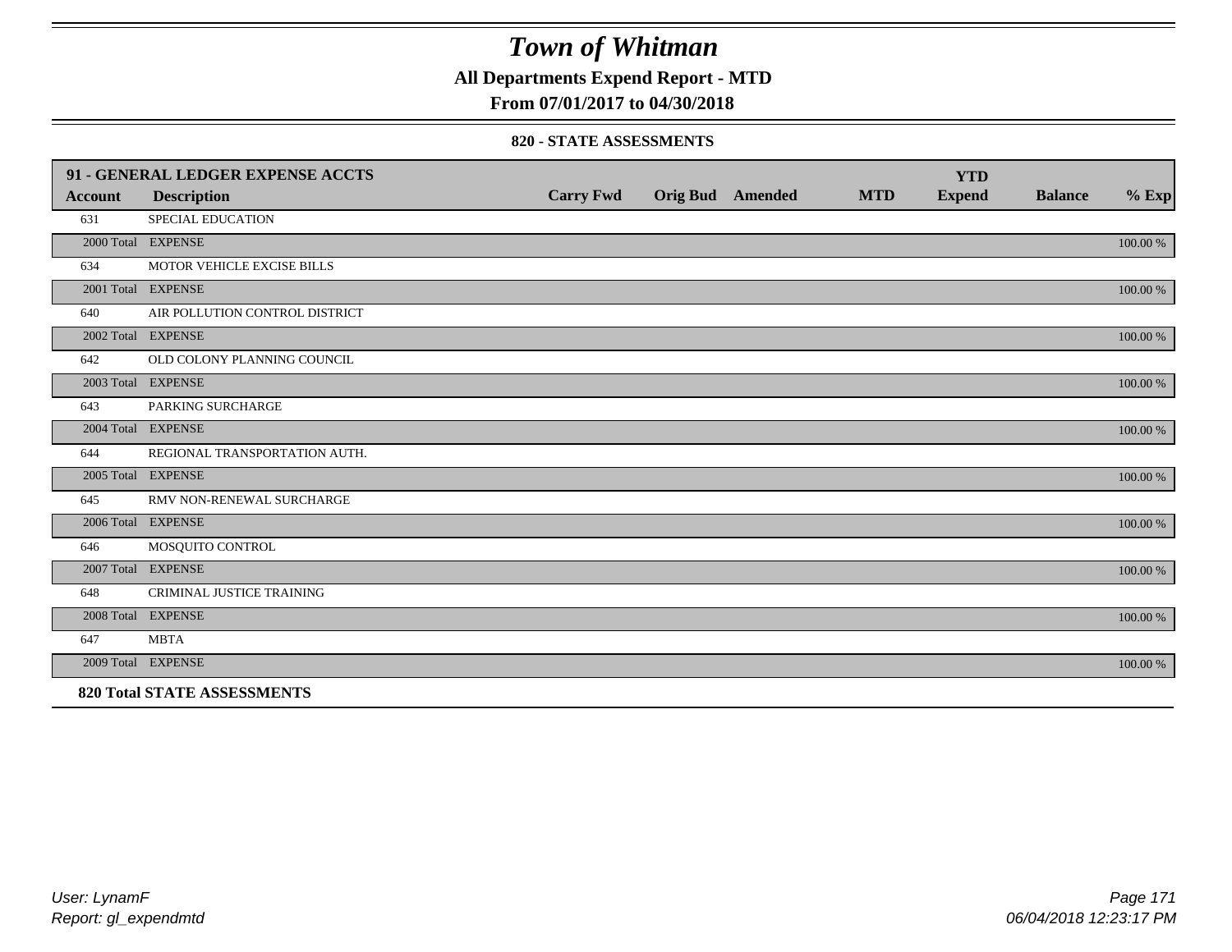# Town of Whitman

**All Departments Expend Report - MTD**

**From 07/01/2017 to 04/30/2018**

**820 - STATE ASSESSMENTS**

| 91 - GENERAL LEDGER EXPENSE ACCTS | | | | | | YTD | | |
|---|---|---|---|---|---|---|---|---|
| **Account** | **Description** | **Carry Fwd** | **Orig Bud** | **Amended** | **MTD** | **Expend** | **Balance** | **% Exp** |
| 631 | SPECIAL EDUCATION | | | | | | | |
| 2000 Total | EXPENSE | | | | | | | 100.00 % |
| 634 | MOTOR VEHICLE EXCISE BILLS | | | | | | | |
| 2001 Total | EXPENSE | | | | | | | 100.00 % |
| 640 | AIR POLLUTION CONTROL DISTRICT | | | | | | | |
| 2002 Total | EXPENSE | | | | | | | 100.00 % |
| 642 | OLD COLONY PLANNING COUNCIL | | | | | | | |
| 2003 Total | EXPENSE | | | | | | | 100.00 % |
| 643 | PARKING SURCHARGE | | | | | | | |
| 2004 Total | EXPENSE | | | | | | | 100.00 % |
| 644 | REGIONAL TRANSPORTATION AUTH. | | | | | | | |
| 2005 Total | EXPENSE | | | | | | | 100.00 % |
| 645 | RMV NON-RENEWAL SURCHARGE | | | | | | | |
| 2006 Total | EXPENSE | | | | | | | 100.00 % |
| 646 | MOSQUITO CONTROL | | | | | | | |
| 2007 Total | EXPENSE | | | | | | | 100.00 % |
| 648 | CRIMINAL JUSTICE TRAINING | | | | | | | |
| 2008 Total | EXPENSE | | | | | | | 100.00 % |
| 647 | MBTA | | | | | | | |
| 2009 Total | EXPENSE | | | | | | | 100.00 % |
| **820 Total STATE ASSESSMENTS** | | | | | | | | |

*User: LynamF*
*Report: gl_expendmtd*

*06/04/2018 12:23:17 PM*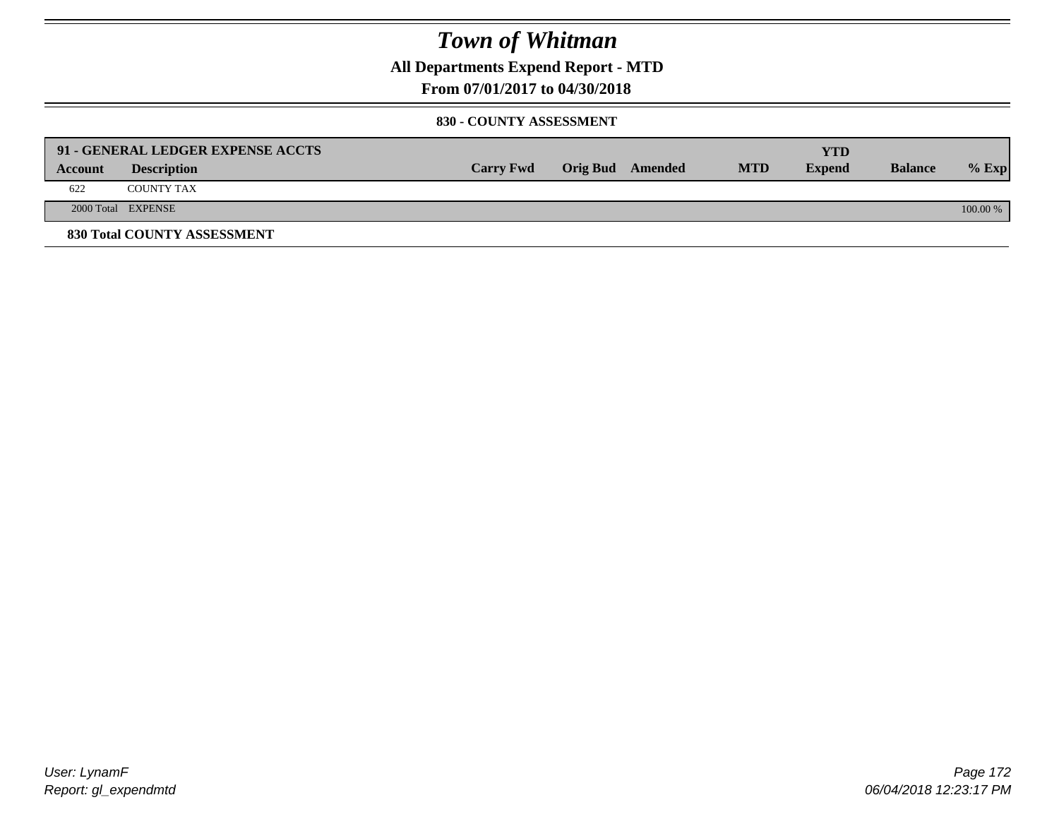# Town of Whitman

**All Departments Expend Report - MTD**

**From 07/01/2017 to 04/30/2018**

**830 - COUNTY ASSESSMENT**

| **91 - GENERAL LEDGER EXPENSE ACCTS** | | | | | | **YTD** | | |
|---|---|---|---|---|---|---|---|---|
| **Account** | **Description** | **Carry Fwd** | **Orig Bud** | **Amended** | **MTD** | **Expend** | **Balance** | **% Exp** |
| 622 | COUNTY TAX | | | | | | | |
| 2000 Total | EXPENSE | | | | | | | 100.00 % |

**830 Total COUNTY ASSESSMENT**

User: LynamF

Report: gl_expendmtd

06/04/2018 12:23:17 PM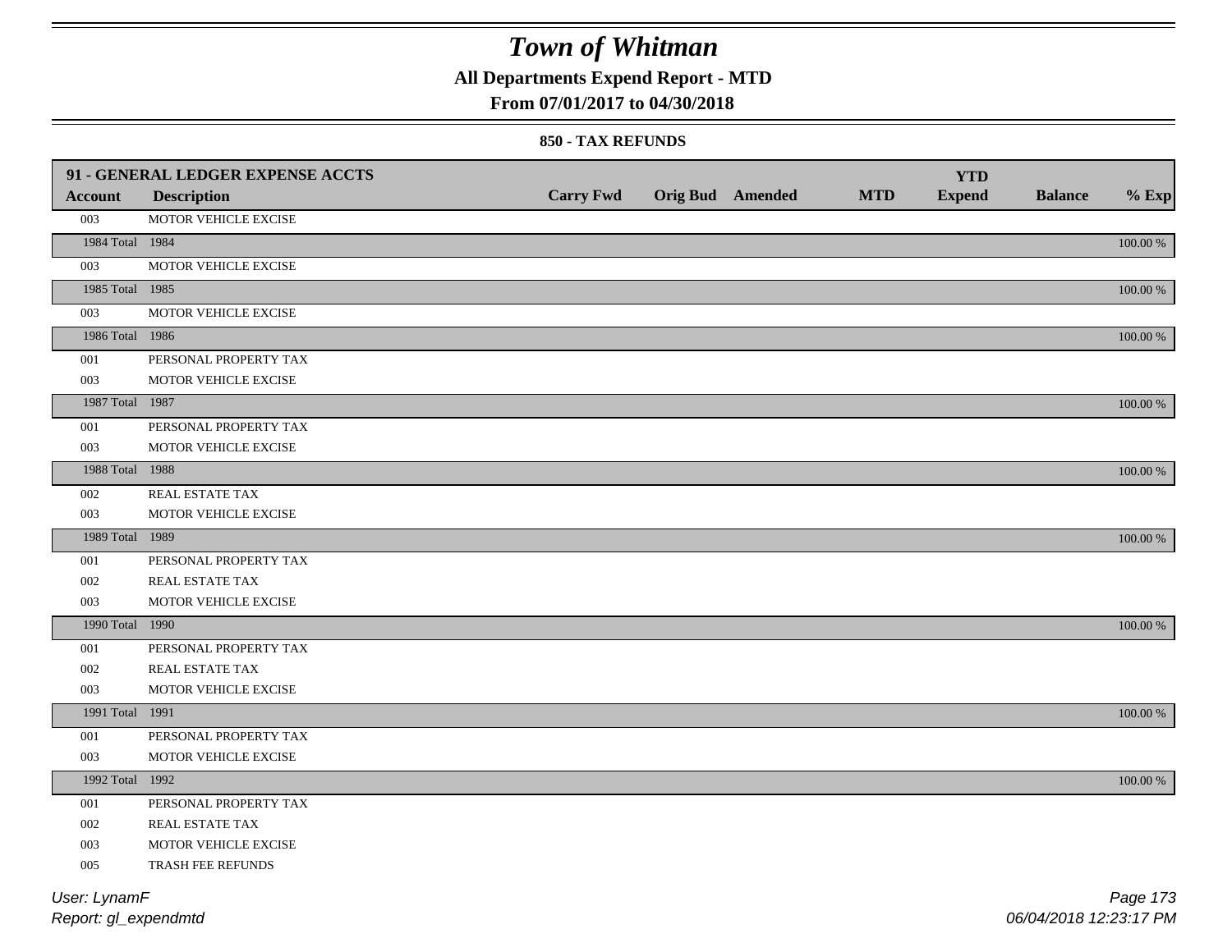# Town of Whitman

## All Departments Expend Report - MTD

### From 07/01/2017 to 04/30/2018

#### 850 - TAX REFUNDS

| 91 - GENERAL LEDGER EXPENSE ACCTS | | | | | | YTD | | |
|---|---|---|---|---|---|---|---|---|
| **Account** | **Description** | **Carry Fwd** | **Orig Bud** | **Amended** | **MTD** | **Expend** | **Balance** | **% Exp** |
| 003 | MOTOR VEHICLE EXCISE | | | | | | | |
| 1984 Total | 1984 | | | | | | | 100.00 % |
| 003 | MOTOR VEHICLE EXCISE | | | | | | | |
| 1985 Total | 1985 | | | | | | | 100.00 % |
| 003 | MOTOR VEHICLE EXCISE | | | | | | | |
| 1986 Total | 1986 | | | | | | | 100.00 % |
| 001 | PERSONAL PROPERTY TAX | | | | | | | |
| 003 | MOTOR VEHICLE EXCISE | | | | | | | |
| 1987 Total | 1987 | | | | | | | 100.00 % |
| 001 | PERSONAL PROPERTY TAX | | | | | | | |
| 003 | MOTOR VEHICLE EXCISE | | | | | | | |
| 1988 Total | 1988 | | | | | | | 100.00 % |
| 002 | REAL ESTATE TAX | | | | | | | |
| 003 | MOTOR VEHICLE EXCISE | | | | | | | |
| 1989 Total | 1989 | | | | | | | 100.00 % |
| 001 | PERSONAL PROPERTY TAX | | | | | | | |
| 002 | REAL ESTATE TAX | | | | | | | |
| 003 | MOTOR VEHICLE EXCISE | | | | | | | |
| 1990 Total | 1990 | | | | | | | 100.00 % |
| 001 | PERSONAL PROPERTY TAX | | | | | | | |
| 002 | REAL ESTATE TAX | | | | | | | |
| 003 | MOTOR VEHICLE EXCISE | | | | | | | |
| 1991 Total | 1991 | | | | | | | 100.00 % |
| 001 | PERSONAL PROPERTY TAX | | | | | | | |
| 003 | MOTOR VEHICLE EXCISE | | | | | | | |
| 1992 Total | 1992 | | | | | | | 100.00 % |
| 001 | PERSONAL PROPERTY TAX | | | | | | | |
| 002 | REAL ESTATE TAX | | | | | | | |
| 003 | MOTOR VEHICLE EXCISE | | | | | | | |
| 005 | TRASH FEE REFUNDS | | | | | | | |

User: LynamF
Report: gl_expendmtd

06/04/2018 12:23:17 PM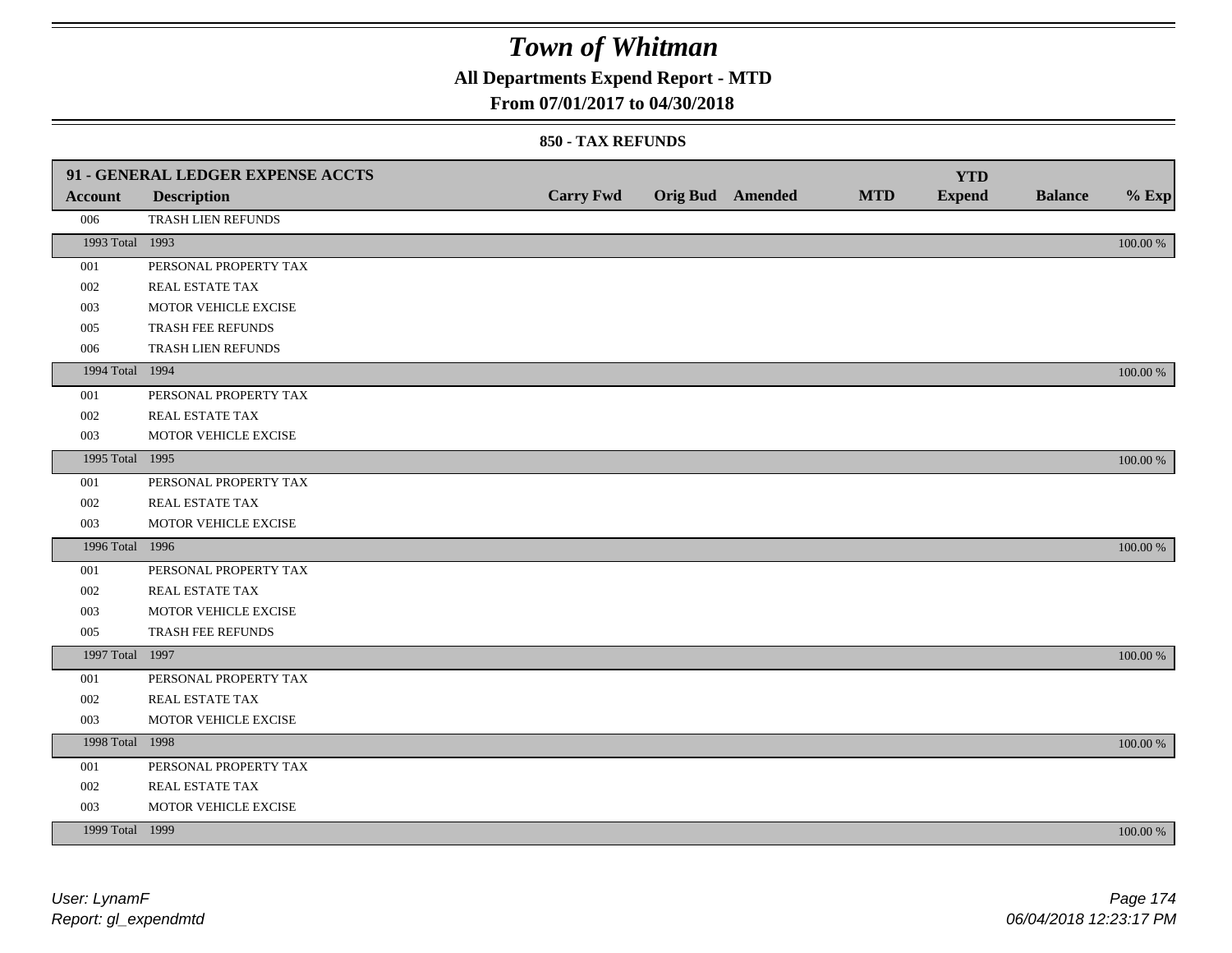# Town of Whitman

## All Departments Expend Report - MTD

### From 07/01/2017 to 04/30/2018

#### 850 - TAX REFUNDS

| 91 - GENERAL LEDGER EXPENSE ACCTS | | | | | | YTD | | |
|---|---|---|---|---|---|---|---|---|
| **Account** | **Description** | **Carry Fwd** | **Orig Bud** | **Amended** | **MTD** | **Expend** | **Balance** | **% Exp** |
| 006 | TRASH LIEN REFUNDS | | | | | | | |
| 1993 Total | 1993 | | | | | | | 100.00 % |
| 001 | PERSONAL PROPERTY TAX | | | | | | | |
| 002 | REAL ESTATE TAX | | | | | | | |
| 003 | MOTOR VEHICLE EXCISE | | | | | | | |
| 005 | TRASH FEE REFUNDS | | | | | | | |
| 006 | TRASH LIEN REFUNDS | | | | | | | |
| 1994 Total | 1994 | | | | | | | 100.00 % |
| 001 | PERSONAL PROPERTY TAX | | | | | | | |
| 002 | REAL ESTATE TAX | | | | | | | |
| 003 | MOTOR VEHICLE EXCISE | | | | | | | |
| 1995 Total | 1995 | | | | | | | 100.00 % |
| 001 | PERSONAL PROPERTY TAX | | | | | | | |
| 002 | REAL ESTATE TAX | | | | | | | |
| 003 | MOTOR VEHICLE EXCISE | | | | | | | |
| 1996 Total | 1996 | | | | | | | 100.00 % |
| 001 | PERSONAL PROPERTY TAX | | | | | | | |
| 002 | REAL ESTATE TAX | | | | | | | |
| 003 | MOTOR VEHICLE EXCISE | | | | | | | |
| 005 | TRASH FEE REFUNDS | | | | | | | |
| 1997 Total | 1997 | | | | | | | 100.00 % |
| 001 | PERSONAL PROPERTY TAX | | | | | | | |
| 002 | REAL ESTATE TAX | | | | | | | |
| 003 | MOTOR VEHICLE EXCISE | | | | | | | |
| 1998 Total | 1998 | | | | | | | 100.00 % |
| 001 | PERSONAL PROPERTY TAX | | | | | | | |
| 002 | REAL ESTATE TAX | | | | | | | |
| 003 | MOTOR VEHICLE EXCISE | | | | | | | |
| 1999 Total | 1999 | | | | | | | 100.00 % |

*User: LynamF*
*Report: gl_expendmtd*

*06/04/2018 12:23:17 PM*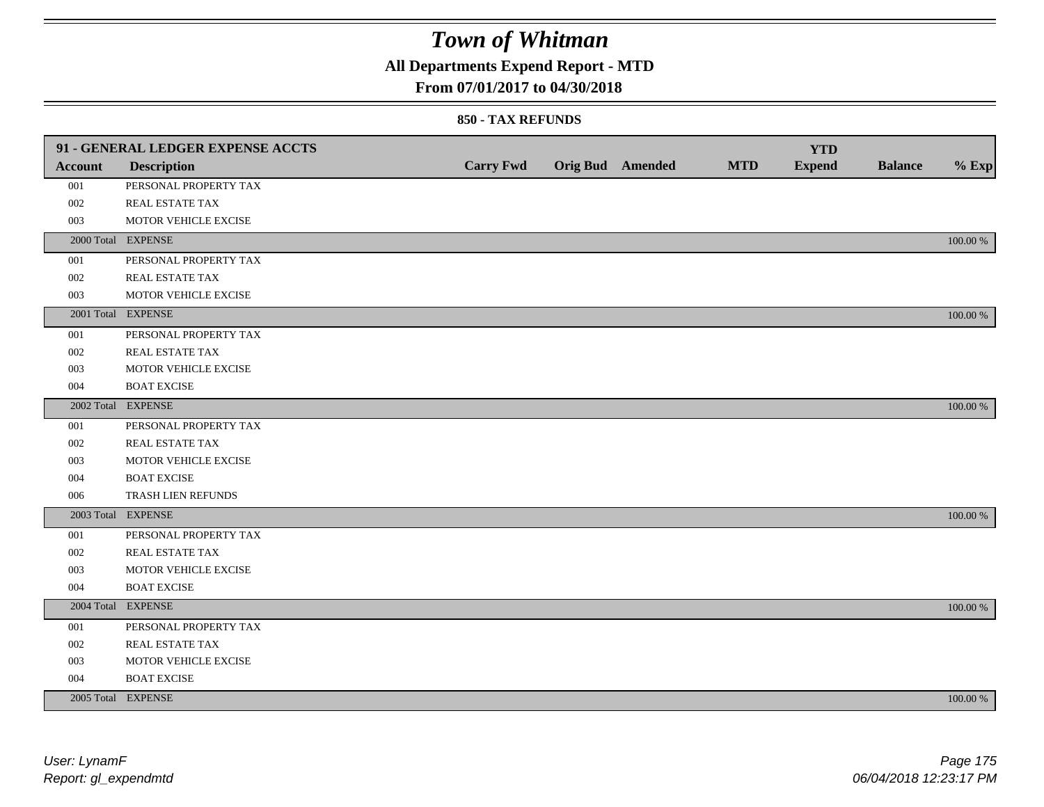# Town of Whitman

## All Departments Expend Report - MTD

### From 07/01/2017 to 04/30/2018

#### 850 - TAX REFUNDS

| 91 - GENERAL LEDGER EXPENSE ACCTS | | | | | | YTD | | |
|---|---|---|---|---|---|---|---|---|
| **Account** | **Description** | **Carry Fwd** | **Orig Bud** | **Amended** | **MTD** | **Expend** | **Balance** | **% Exp** |
| 001 | PERSONAL PROPERTY TAX | | | | | | | |
| 002 | REAL ESTATE TAX | | | | | | | |
| 003 | MOTOR VEHICLE EXCISE | | | | | | | |
| 2000 Total | EXPENSE | | | | | | | 100.00 % |
| 001 | PERSONAL PROPERTY TAX | | | | | | | |
| 002 | REAL ESTATE TAX | | | | | | | |
| 003 | MOTOR VEHICLE EXCISE | | | | | | | |
| 2001 Total | EXPENSE | | | | | | | 100.00 % |
| 001 | PERSONAL PROPERTY TAX | | | | | | | |
| 002 | REAL ESTATE TAX | | | | | | | |
| 003 | MOTOR VEHICLE EXCISE | | | | | | | |
| 004 | BOAT EXCISE | | | | | | | |
| 2002 Total | EXPENSE | | | | | | | 100.00 % |
| 001 | PERSONAL PROPERTY TAX | | | | | | | |
| 002 | REAL ESTATE TAX | | | | | | | |
| 003 | MOTOR VEHICLE EXCISE | | | | | | | |
| 004 | BOAT EXCISE | | | | | | | |
| 006 | TRASH LIEN REFUNDS | | | | | | | |
| 2003 Total | EXPENSE | | | | | | | 100.00 % |
| 001 | PERSONAL PROPERTY TAX | | | | | | | |
| 002 | REAL ESTATE TAX | | | | | | | |
| 003 | MOTOR VEHICLE EXCISE | | | | | | | |
| 004 | BOAT EXCISE | | | | | | | |
| 2004 Total | EXPENSE | | | | | | | 100.00 % |
| 001 | PERSONAL PROPERTY TAX | | | | | | | |
| 002 | REAL ESTATE TAX | | | | | | | |
| 003 | MOTOR VEHICLE EXCISE | | | | | | | |
| 004 | BOAT EXCISE | | | | | | | |
| 2005 Total | EXPENSE | | | | | | | 100.00 % |

*User: LynamF*
*Report: gl_expendmtd*

*06/04/2018 12:23:17 PM*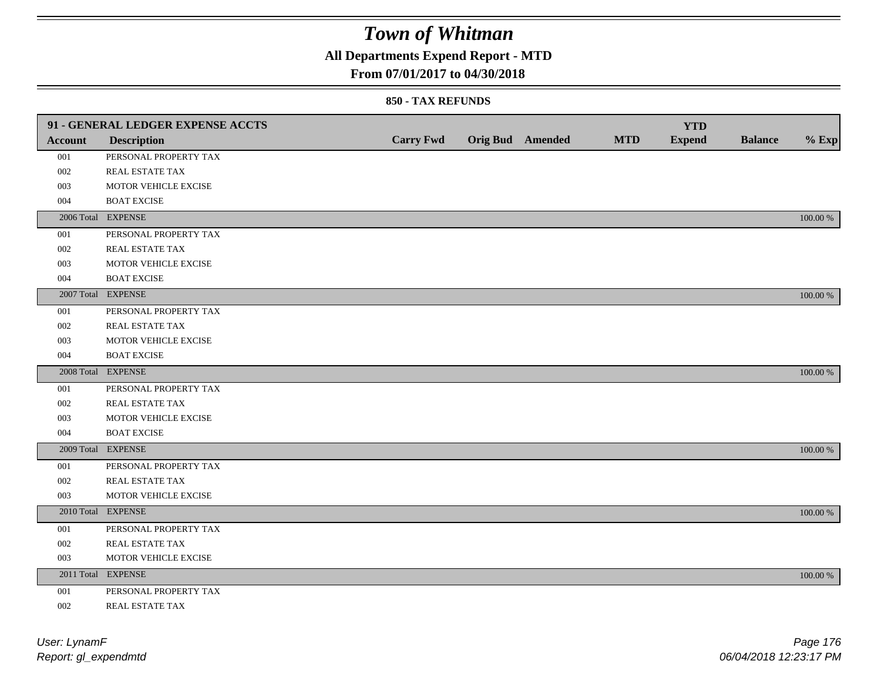# Town of Whitman

## All Departments Expend Report - MTD

### From 07/01/2017 to 04/30/2018

#### 850 - TAX REFUNDS

| 91 - GENERAL LEDGER EXPENSE ACCTS | | | | | | | | | |
|---|---|---|---|---|---|---|---|---|---|
| **Account** | **Description** | **Carry Fwd** | **Orig Bud** | **Amended** | **MTD** | **YTD Expend** | **Balance** | **% Exp** |
| 001 | PERSONAL PROPERTY TAX | | | | | | | |
| 002 | REAL ESTATE TAX | | | | | | | |
| 003 | MOTOR VEHICLE EXCISE | | | | | | | |
| 004 | BOAT EXCISE | | | | | | | |
| 2006 Total | EXPENSE | | | | | | | 100.00 % |
| 001 | PERSONAL PROPERTY TAX | | | | | | | |
| 002 | REAL ESTATE TAX | | | | | | | |
| 003 | MOTOR VEHICLE EXCISE | | | | | | | |
| 004 | BOAT EXCISE | | | | | | | |
| 2007 Total | EXPENSE | | | | | | | 100.00 % |
| 001 | PERSONAL PROPERTY TAX | | | | | | | |
| 002 | REAL ESTATE TAX | | | | | | | |
| 003 | MOTOR VEHICLE EXCISE | | | | | | | |
| 004 | BOAT EXCISE | | | | | | | |
| 2008 Total | EXPENSE | | | | | | | 100.00 % |
| 001 | PERSONAL PROPERTY TAX | | | | | | | |
| 002 | REAL ESTATE TAX | | | | | | | |
| 003 | MOTOR VEHICLE EXCISE | | | | | | | |
| 004 | BOAT EXCISE | | | | | | | |
| 2009 Total | EXPENSE | | | | | | | 100.00 % |
| 001 | PERSONAL PROPERTY TAX | | | | | | | |
| 002 | REAL ESTATE TAX | | | | | | | |
| 003 | MOTOR VEHICLE EXCISE | | | | | | | |
| 2010 Total | EXPENSE | | | | | | | 100.00 % |
| 001 | PERSONAL PROPERTY TAX | | | | | | | |
| 002 | REAL ESTATE TAX | | | | | | | |
| 003 | MOTOR VEHICLE EXCISE | | | | | | | |
| 2011 Total | EXPENSE | | | | | | | 100.00 % |
| 001 | PERSONAL PROPERTY TAX | | | | | | | |
| 002 | REAL ESTATE TAX | | | | | | | |

*User: LynamF*
*Report: gl_expendmtd*

*06/04/2018 12:23:17 PM*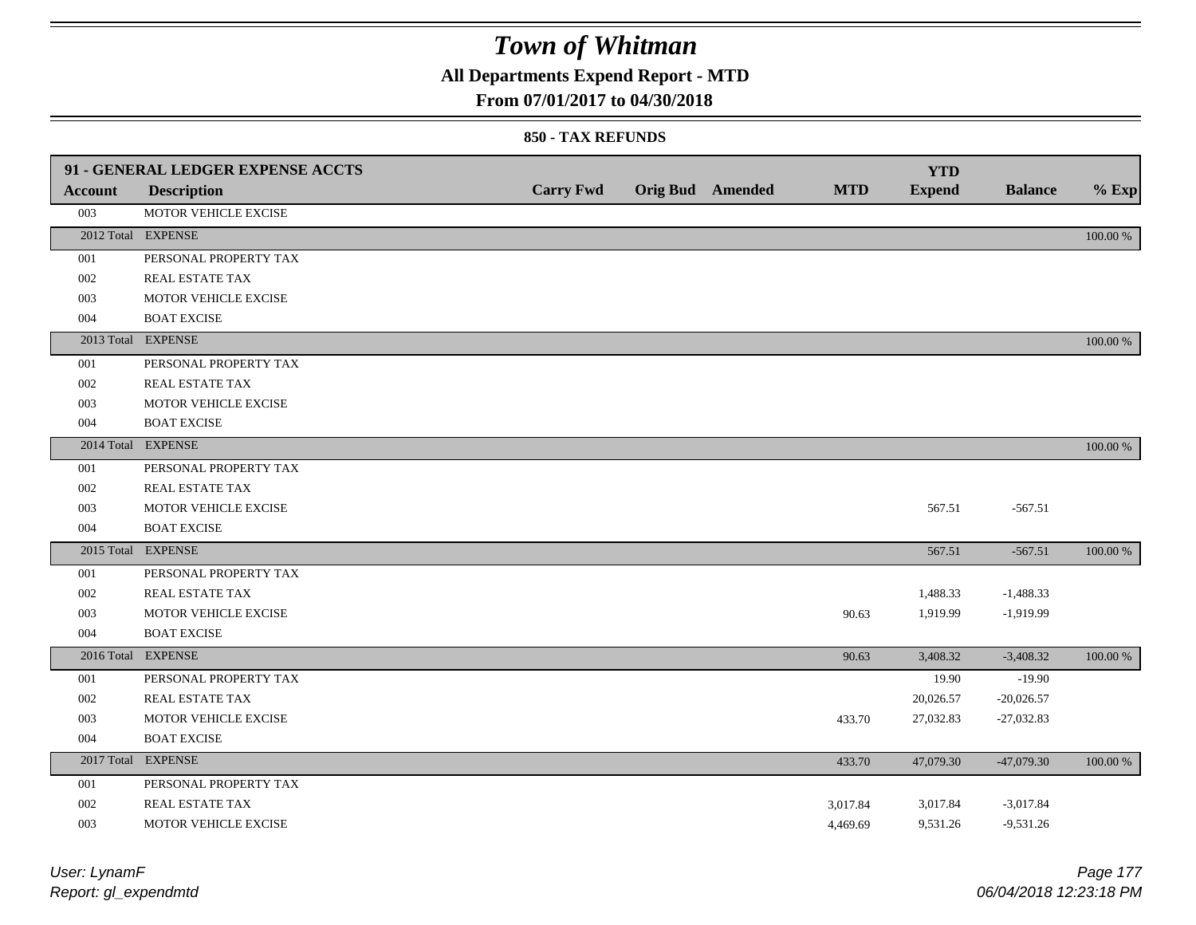# Town of Whitman

**All Departments Expend Report - MTD**

**From 07/01/2017 to 04/30/2018**

**850 - TAX REFUNDS**

| 91 - GENERAL LEDGER EXPENSE ACCTS | | | | | | | | |
|---|---|---|---|---|---|---|---|---|
| **Account** | **Description** | **Carry Fwd** | **Orig Bud** | **Amended** | **MTD** | **YTD Expend** | **Balance** | **% Exp** |
| 003 | MOTOR VEHICLE EXCISE | | | | | | | |
| 2012 Total | EXPENSE | | | | | | | 100.00 % |
| 001 | PERSONAL PROPERTY TAX | | | | | | | |
| 002 | REAL ESTATE TAX | | | | | | | |
| 003 | MOTOR VEHICLE EXCISE | | | | | | | |
| 004 | BOAT EXCISE | | | | | | | |
| 2013 Total | EXPENSE | | | | | | | 100.00 % |
| 001 | PERSONAL PROPERTY TAX | | | | | | | |
| 002 | REAL ESTATE TAX | | | | | | | |
| 003 | MOTOR VEHICLE EXCISE | | | | | | | |
| 004 | BOAT EXCISE | | | | | | | |
| 2014 Total | EXPENSE | | | | | | | 100.00 % |
| 001 | PERSONAL PROPERTY TAX | | | | | | | |
| 002 | REAL ESTATE TAX | | | | | | | |
| 003 | MOTOR VEHICLE EXCISE | | | | | 567.51 | -567.51 | |
| 004 | BOAT EXCISE | | | | | | | |
| 2015 Total | EXPENSE | | | | | 567.51 | -567.51 | 100.00 % |
| 001 | PERSONAL PROPERTY TAX | | | | | | | |
| 002 | REAL ESTATE TAX | | | | | 1,488.33 | -1,488.33 | |
| 003 | MOTOR VEHICLE EXCISE | | | | 90.63 | 1,919.99 | -1,919.99 | |
| 004 | BOAT EXCISE | | | | | | | |
| 2016 Total | EXPENSE | | | | 90.63 | 3,408.32 | -3,408.32 | 100.00 % |
| 001 | PERSONAL PROPERTY TAX | | | | | 19.90 | -19.90 | |
| 002 | REAL ESTATE TAX | | | | | 20,026.57 | -20,026.57 | |
| 003 | MOTOR VEHICLE EXCISE | | | | 433.70 | 27,032.83 | -27,032.83 | |
| 004 | BOAT EXCISE | | | | | | | |
| 2017 Total | EXPENSE | | | | 433.70 | 47,079.30 | -47,079.30 | 100.00 % |
| 001 | PERSONAL PROPERTY TAX | | | | | | | |
| 002 | REAL ESTATE TAX | | | | 3,017.84 | 3,017.84 | -3,017.84 | |
| 003 | MOTOR VEHICLE EXCISE | | | | 4,469.69 | 9,531.26 | -9,531.26 | |

*User: LynamF*
*Report: gl_expendmtd*
*06/04/2018 12:23:18 PM*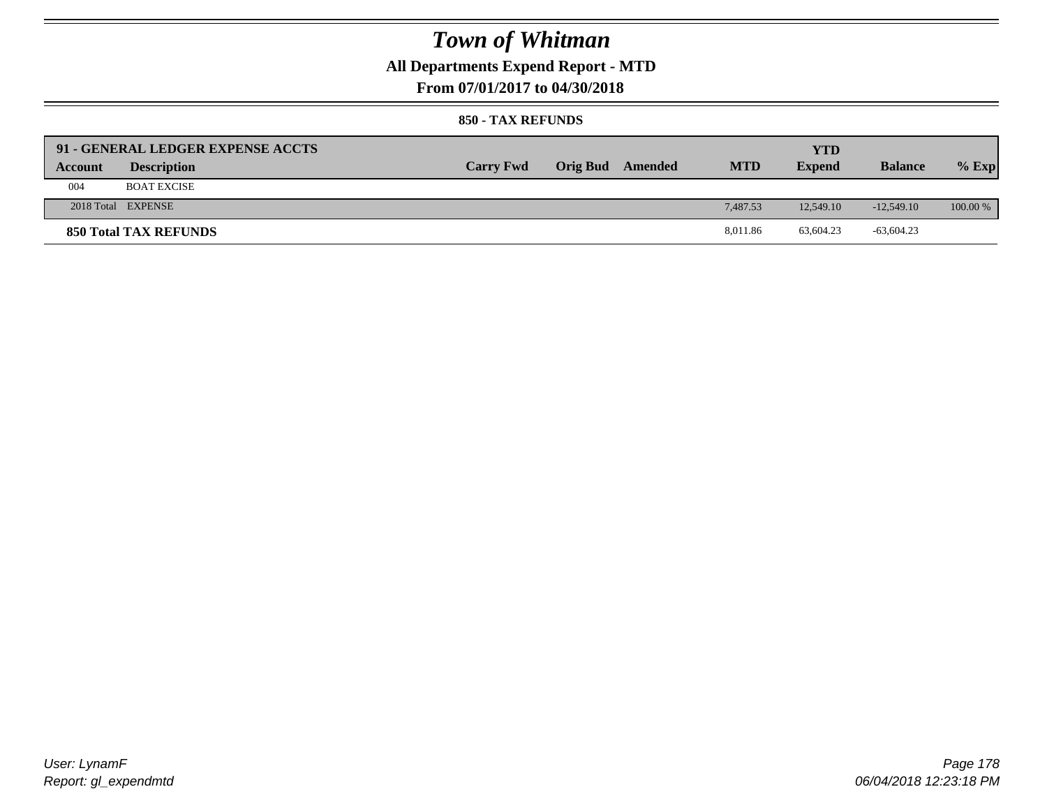# Town of Whitman

## All Departments Expend Report - MTD

### From 07/01/2017 to 04/30/2018

#### 850 - TAX REFUNDS

| 91 - GENERAL LEDGER EXPENSE ACCTS | | | | | | | | |
|---|---|---|---|---|---|---|---|---|
| **Account** | **Description** | **Carry Fwd** | **Orig Bud** | **Amended** | **MTD** | **YTD Expend** | **Balance** | **% Exp** |
| 004 | BOAT EXCISE | | | | | | | |
| 2018 Total | EXPENSE | | | | 7,487.53 | 12,549.10 | -12,549.10 | 100.00 % |
| **850 Total TAX REFUNDS** | | | | | 8,011.86 | 63,604.23 | -63,604.23 | |

User: LynamF
Report: gl_expendmtd

06/04/2018 12:23:18 PM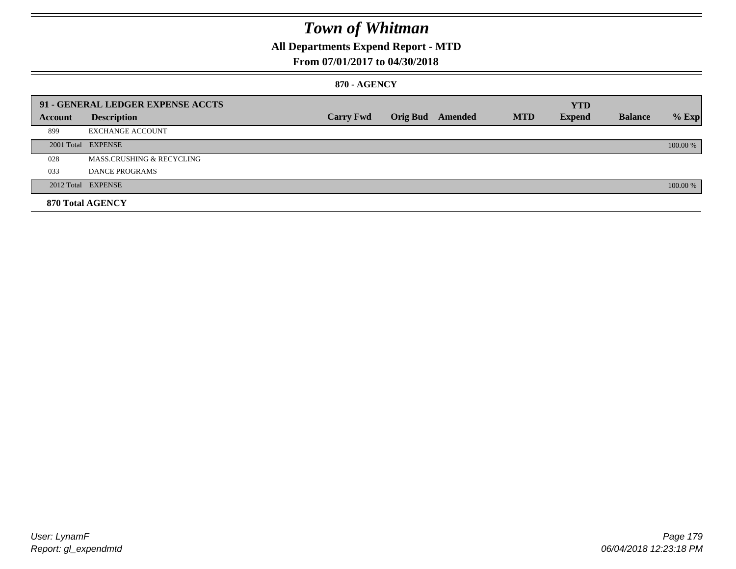# Town of Whitman

## All Departments Expend Report - MTD

## From 07/01/2017 to 04/30/2018

### 870 - AGENCY

| 91 - GENERAL LEDGER EXPENSE ACCTS | | | | | | YTD | | |
|---|---|---|---|---|---|---|---|---|
| Account | Description | Carry Fwd | Orig Bud | Amended | MTD | Expend | Balance | % Exp |
| 899 | EXCHANGE ACCOUNT | | | | | | | |
| 2001 Total | EXPENSE | | | | | | | 100.00 % |
| 028 | MASS.CRUSHING & RECYCLING | | | | | | | |
| 033 | DANCE PROGRAMS | | | | | | | |
| 2012 Total | EXPENSE | | | | | | | 100.00 % |
| **870 Total AGENCY** | | | | | | | | |

User: LynamF
Report: gl_expendmtd

06/04/2018 12:23:18 PM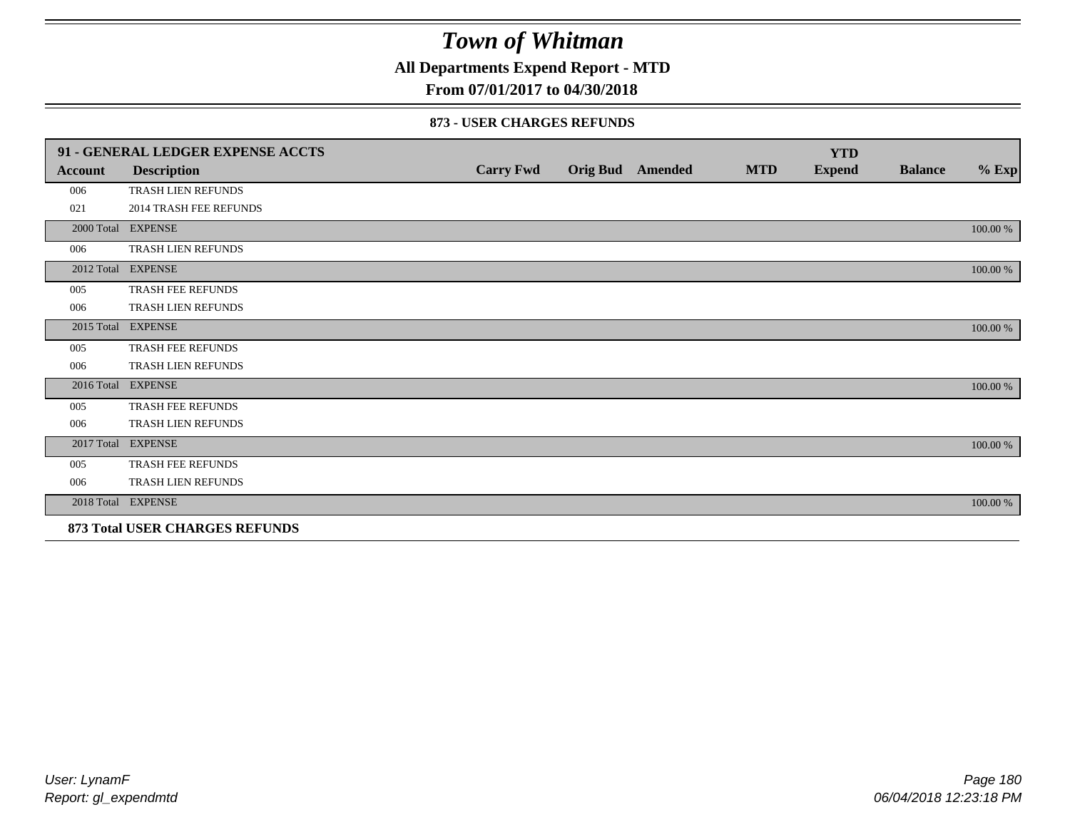# Town of Whitman

**All Departments Expend Report - MTD**

**From 07/01/2017 to 04/30/2018**

### 873 - USER CHARGES REFUNDS

| 91 - GENERAL LEDGER EXPENSE ACCTS | | | | | | YTD | | |
|---|---|---|---|---|---|---|---|---|
| **Account** | **Description** | **Carry Fwd** | **Orig Bud** | **Amended** | **MTD** | **Expend** | **Balance** | **% Exp** |
| 006 | TRASH LIEN REFUNDS | | | | | | | |
| 021 | 2014 TRASH FEE REFUNDS | | | | | | | |
| 2000 Total | EXPENSE | | | | | | | 100.00 % |
| 006 | TRASH LIEN REFUNDS | | | | | | | |
| 2012 Total | EXPENSE | | | | | | | 100.00 % |
| 005 | TRASH FEE REFUNDS | | | | | | | |
| 006 | TRASH LIEN REFUNDS | | | | | | | |
| 2015 Total | EXPENSE | | | | | | | 100.00 % |
| 005 | TRASH FEE REFUNDS | | | | | | | |
| 006 | TRASH LIEN REFUNDS | | | | | | | |
| 2016 Total | EXPENSE | | | | | | | 100.00 % |
| 005 | TRASH FEE REFUNDS | | | | | | | |
| 006 | TRASH LIEN REFUNDS | | | | | | | |
| 2017 Total | EXPENSE | | | | | | | 100.00 % |
| 005 | TRASH FEE REFUNDS | | | | | | | |
| 006 | TRASH LIEN REFUNDS | | | | | | | |
| 2018 Total | EXPENSE | | | | | | | 100.00 % |

**873 Total USER CHARGES REFUNDS**

*User: LynamF*
*Report: gl_expendmtd*
*06/04/2018 12:23:18 PM*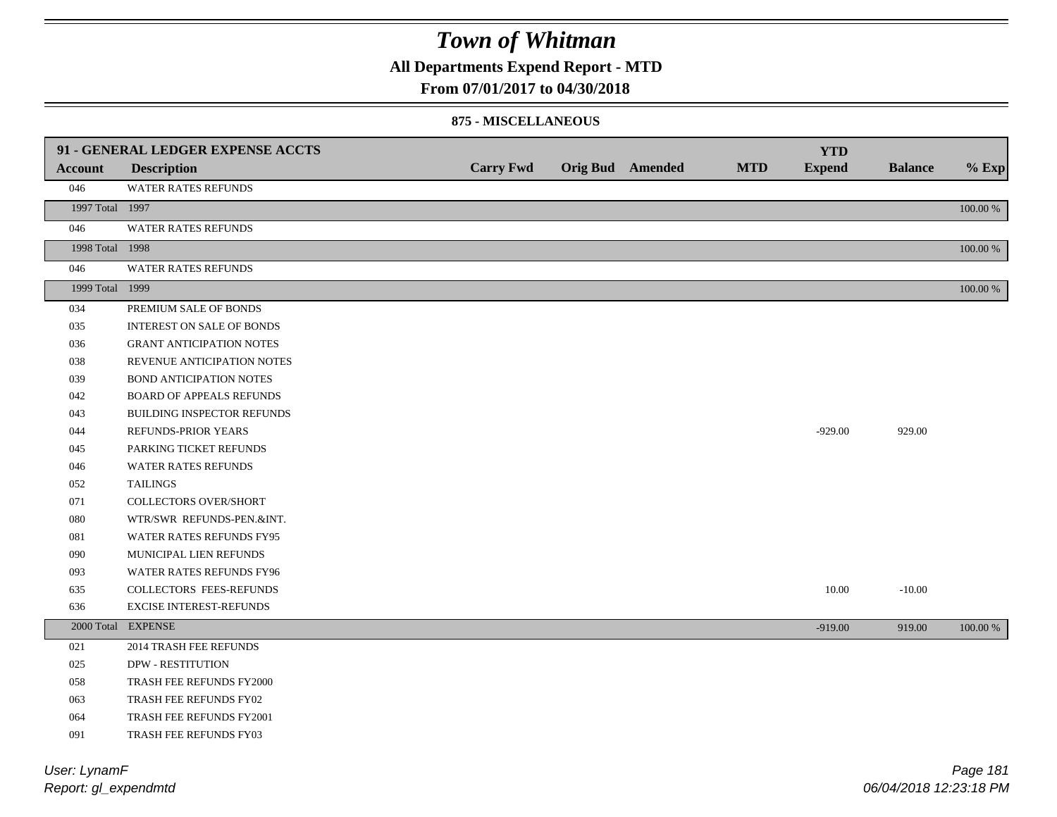# Town of Whitman

**All Departments Expend Report - MTD**

**From 07/01/2017 to 04/30/2018**

**875 - MISCELLANEOUS**

| 91 - GENERAL LEDGER EXPENSE ACCTS | | | | | | | | |
|---|---|---|---|---|---|---|---|---|
| **Account** | **Description** | **Carry Fwd** | **Orig Bud** | **Amended** | **MTD** | **YTD Expend** | **Balance** | **% Exp** |
| 046 | WATER RATES REFUNDS | | | | | | | |
| 1997 Total | 1997 | | | | | | | 100.00 % |
| 046 | WATER RATES REFUNDS | | | | | | | |
| 1998 Total | 1998 | | | | | | | 100.00 % |
| 046 | WATER RATES REFUNDS | | | | | | | |
| 1999 Total | 1999 | | | | | | | 100.00 % |
| 034 | PREMIUM SALE OF BONDS | | | | | | | |
| 035 | INTEREST ON SALE OF BONDS | | | | | | | |
| 036 | GRANT ANTICIPATION NOTES | | | | | | | |
| 038 | REVENUE ANTICIPATION NOTES | | | | | | | |
| 039 | BOND ANTICIPATION NOTES | | | | | | | |
| 042 | BOARD OF APPEALS REFUNDS | | | | | | | |
| 043 | BUILDING INSPECTOR REFUNDS | | | | | | | |
| 044 | REFUNDS-PRIOR YEARS | | | | | -929.00 | 929.00 | |
| 045 | PARKING TICKET REFUNDS | | | | | | | |
| 046 | WATER RATES REFUNDS | | | | | | | |
| 052 | TAILINGS | | | | | | | |
| 071 | COLLECTORS OVER/SHORT | | | | | | | |
| 080 | WTR/SWR REFUNDS-PEN.&INT. | | | | | | | |
| 081 | WATER RATES REFUNDS FY95 | | | | | | | |
| 090 | MUNICIPAL LIEN REFUNDS | | | | | | | |
| 093 | WATER RATES REFUNDS FY96 | | | | | | | |
| 635 | COLLECTORS FEES-REFUNDS | | | | | 10.00 | -10.00 | |
| 636 | EXCISE INTEREST-REFUNDS | | | | | | | |
| 2000 Total | EXPENSE | | | | | -919.00 | 919.00 | 100.00 % |
| 021 | 2014 TRASH FEE REFUNDS | | | | | | | |
| 025 | DPW - RESTITUTION | | | | | | | |
| 058 | TRASH FEE REFUNDS FY2000 | | | | | | | |
| 063 | TRASH FEE REFUNDS FY02 | | | | | | | |
| 064 | TRASH FEE REFUNDS FY2001 | | | | | | | |
| 091 | TRASH FEE REFUNDS FY03 | | | | | | | |

*User: LynamF*
*Report: gl_expendmtd*

*06/04/2018 12:23:18 PM*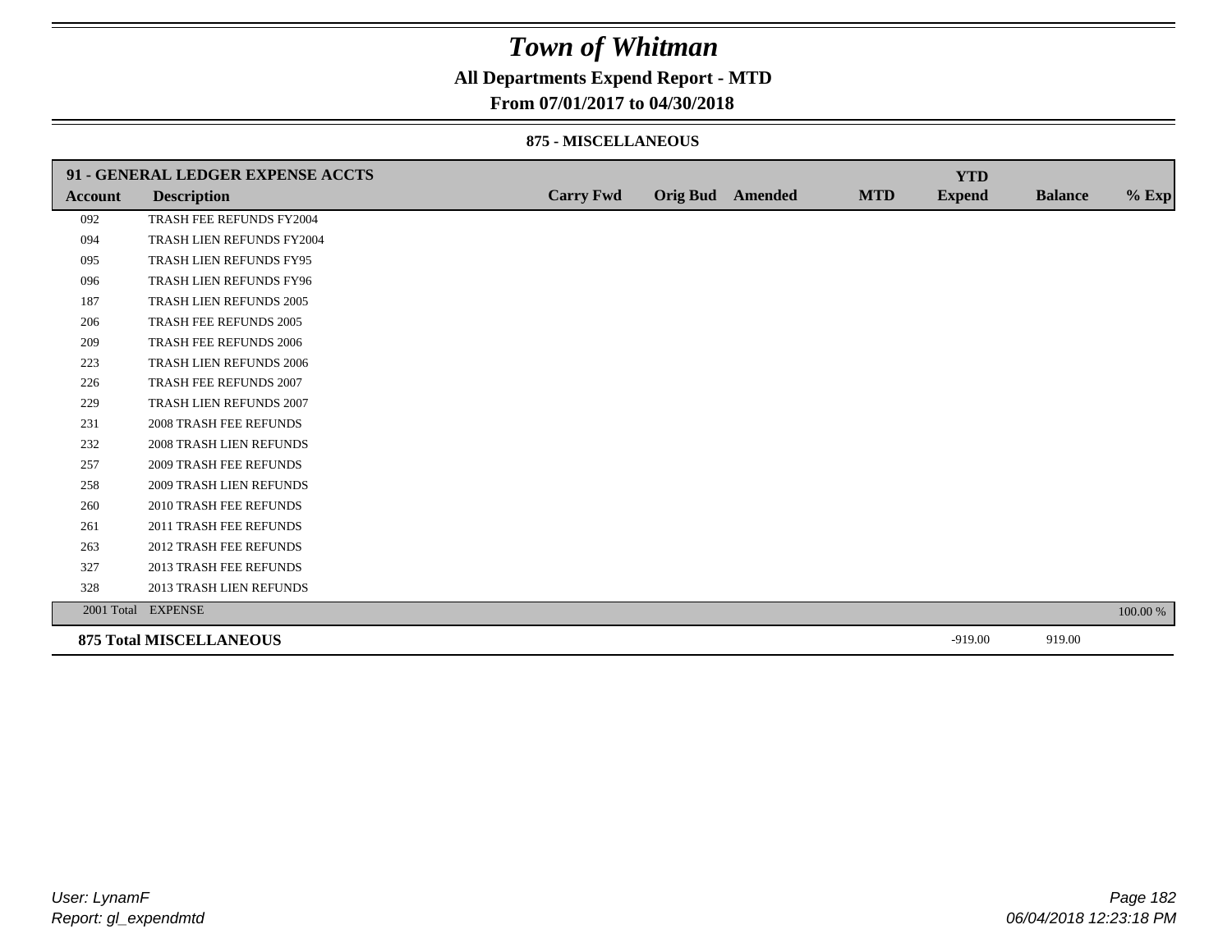# Town of Whitman

## All Departments Expend Report - MTD

### From 07/01/2017 to 04/30/2018

#### 875 - MISCELLANEOUS

| 91 - GENERAL LEDGER EXPENSE ACCTS | | | | | | YTD | | |
|---|---|---|---|---|---|---|---|---|
| **Account** | **Description** | **Carry Fwd** | **Orig Bud** | **Amended** | **MTD** | **Expend** | **Balance** | **% Exp** |
| 092 | TRASH FEE REFUNDS FY2004 | | | | | | | |
| 094 | TRASH LIEN REFUNDS FY2004 | | | | | | | |
| 095 | TRASH LIEN REFUNDS FY95 | | | | | | | |
| 096 | TRASH LIEN REFUNDS FY96 | | | | | | | |
| 187 | TRASH LIEN REFUNDS 2005 | | | | | | | |
| 206 | TRASH FEE REFUNDS 2005 | | | | | | | |
| 209 | TRASH FEE REFUNDS 2006 | | | | | | | |
| 223 | TRASH LIEN REFUNDS 2006 | | | | | | | |
| 226 | TRASH FEE REFUNDS 2007 | | | | | | | |
| 229 | TRASH LIEN REFUNDS 2007 | | | | | | | |
| 231 | 2008 TRASH FEE REFUNDS | | | | | | | |
| 232 | 2008 TRASH LIEN REFUNDS | | | | | | | |
| 257 | 2009 TRASH FEE REFUNDS | | | | | | | |
| 258 | 2009 TRASH LIEN REFUNDS | | | | | | | |
| 260 | 2010 TRASH FEE REFUNDS | | | | | | | |
| 261 | 2011 TRASH FEE REFUNDS | | | | | | | |
| 263 | 2012 TRASH FEE REFUNDS | | | | | | | |
| 327 | 2013 TRASH FEE REFUNDS | | | | | | | |
| 328 | 2013 TRASH LIEN REFUNDS | | | | | | | |
| 2001 Total | EXPENSE | | | | | | | 100.00 % |
| **875 Total MISCELLANEOUS** | | | | | | -919.00 | 919.00 | |

User: LynamF
Report: gl_expendmtd

06/04/2018 12:23:18 PM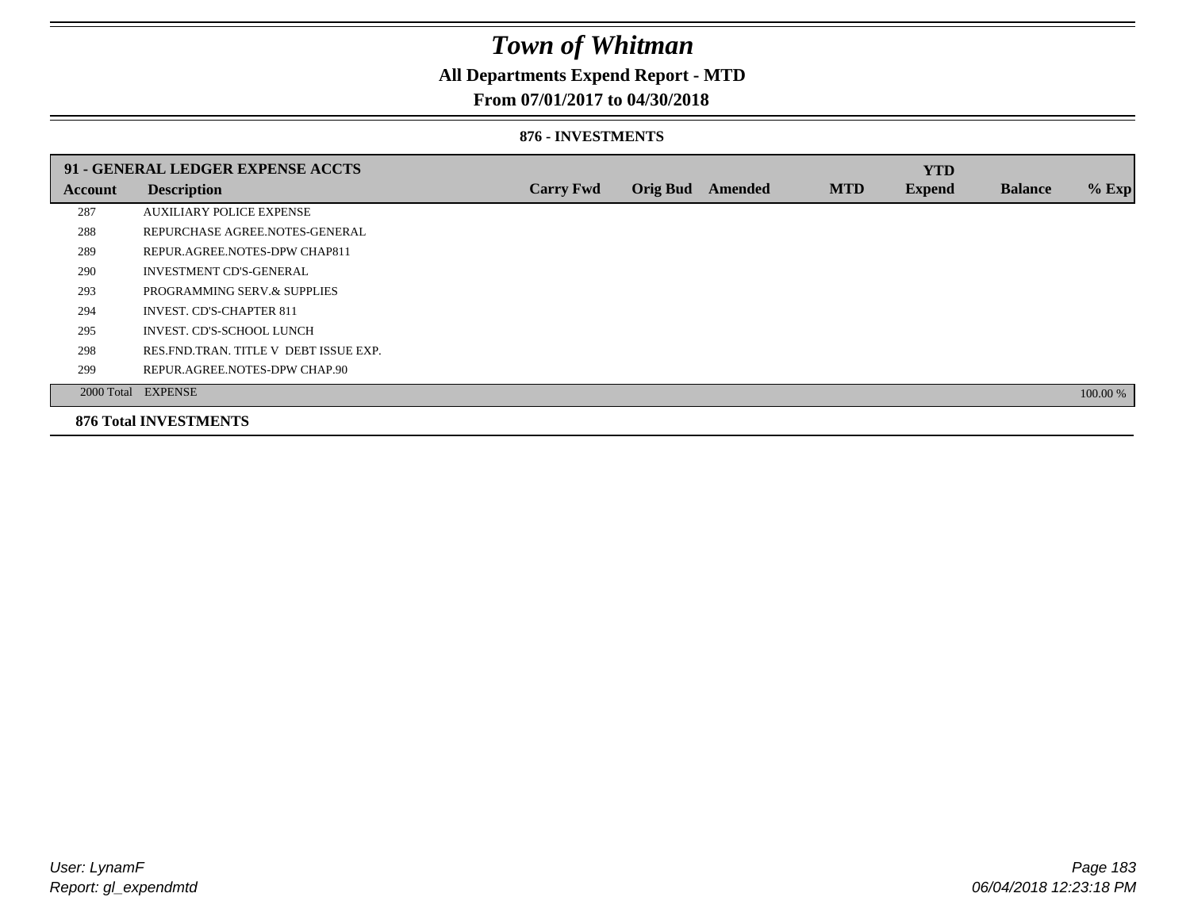# Town of Whitman

## All Departments Expend Report - MTD

## From 07/01/2017 to 04/30/2018

### 876 - INVESTMENTS

| 91 - GENERAL LEDGER EXPENSE ACCTS | | | | | | YTD | | |
|---|---|---|---|---|---|---|---|---|
| **Account** | **Description** | **Carry Fwd** | **Orig Bud** | **Amended** | **MTD** | **Expend** | **Balance** | **% Exp** |
| 287 | AUXILIARY POLICE EXPENSE | | | | | | | |
| 288 | REPURCHASE AGREE.NOTES-GENERAL | | | | | | | |
| 289 | REPUR.AGREE.NOTES-DPW CHAP811 | | | | | | | |
| 290 | INVESTMENT CD'S-GENERAL | | | | | | | |
| 293 | PROGRAMMING SERV.& SUPPLIES | | | | | | | |
| 294 | INVEST. CD'S-CHAPTER 811 | | | | | | | |
| 295 | INVEST. CD'S-SCHOOL LUNCH | | | | | | | |
| 298 | RES.FND.TRAN. TITLE V DEBT ISSUE EXP. | | | | | | | |
| 299 | REPUR.AGREE.NOTES-DPW CHAP.90 | | | | | | | |
| 2000 Total | EXPENSE | | | | | | | 100.00 % |

**876 Total INVESTMENTS**

*User: LynamF*
*Report: gl_expendmtd*

*06/04/2018 12:23:18 PM*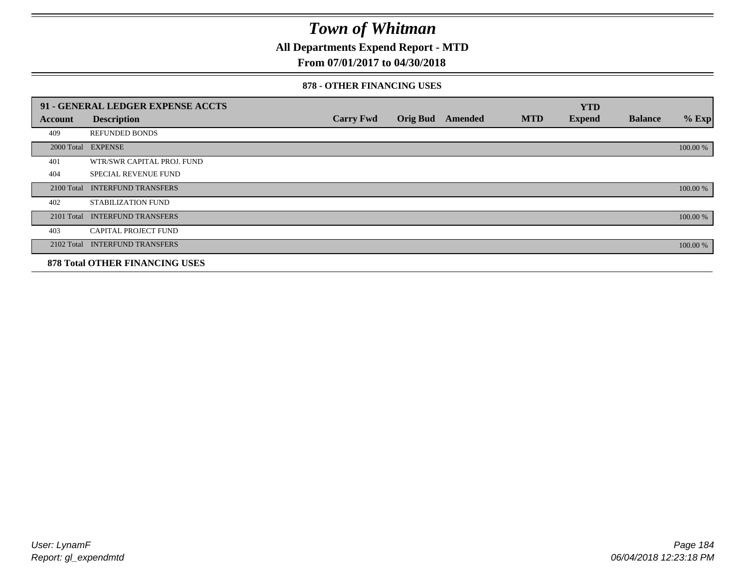# Town of Whitman

**All Departments Expend Report - MTD**

**From 07/01/2017 to 04/30/2018**

**878 - OTHER FINANCING USES**

| 91 - GENERAL LEDGER EXPENSE ACCTS | | | | | | YTD | | |
|---|---|---|---|---|---|---|---|---|
| **Account** | **Description** | **Carry Fwd** | **Orig Bud** | **Amended** | **MTD** | **Expend** | **Balance** | **% Exp** |
| 409 | REFUNDED BONDS | | | | | | | |
| 2000 Total | EXPENSE | | | | | | | 100.00 % |
| 401 | WTR/SWR CAPITAL PROJ. FUND | | | | | | | |
| 404 | SPECIAL REVENUE FUND | | | | | | | |
| 2100 Total | INTERFUND TRANSFERS | | | | | | | 100.00 % |
| 402 | STABILIZATION FUND | | | | | | | |
| 2101 Total | INTERFUND TRANSFERS | | | | | | | 100.00 % |
| 403 | CAPITAL PROJECT FUND | | | | | | | |
| 2102 Total | INTERFUND TRANSFERS | | | | | | | 100.00 % |
| **878 Total OTHER FINANCING USES** | | | | | | | | |

*User: LynamF*
*Report: gl_expendmtd*

*06/04/2018 12:23:18 PM*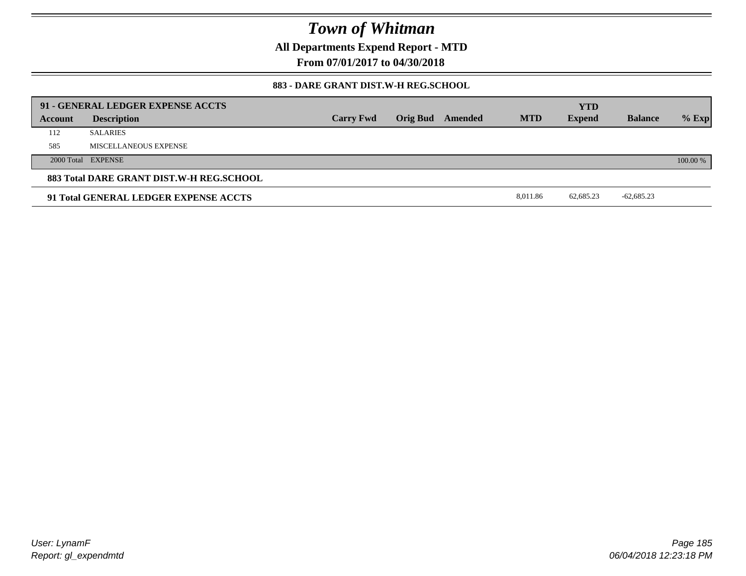# Town of Whitman

**All Departments Expend Report - MTD**

**From 07/01/2017 to 04/30/2018**

### 883 - DARE GRANT DIST.W-H REG.SCHOOL

| 91 - GENERAL LEDGER EXPENSE ACCTS | | | | | | | | |
|---|---|---|---|---|---|---|---|---|
| **Account** | **Description** | **Carry Fwd** | **Orig Bud** | **Amended** | **MTD** | **YTD Expend** | **Balance** | **% Exp** |
| 112 | SALARIES | | | | | | | |
| 585 | MISCELLANEOUS EXPENSE | | | | | | | |
| 2000 Total | EXPENSE | | | | | | | 100.00 % |
| **883 Total DARE GRANT DIST.W-H REG.SCHOOL** | | | | | | | | |
| **91 Total GENERAL LEDGER EXPENSE ACCTS** | | | | | 8,011.86 | 62,685.23 | -62,685.23 | |

*User: LynamF*

*Report: gl_expendmtd*

*06/04/2018 12:23:18 PM*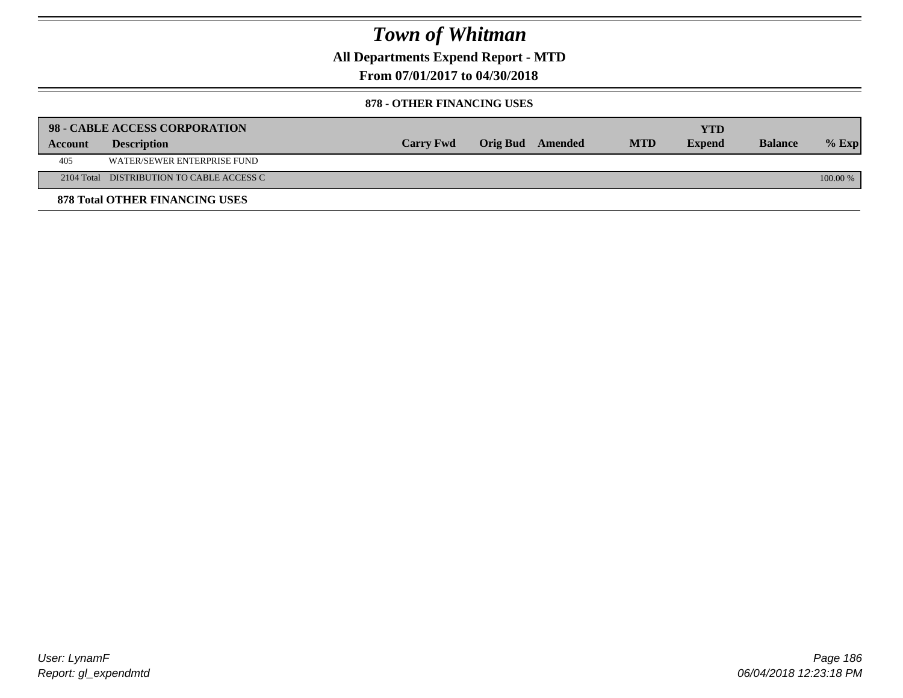# Town of Whitman

**All Departments Expend Report - MTD**

**From 07/01/2017 to 04/30/2018**

### 878 - OTHER FINANCING USES

| **98 - CABLE ACCESS CORPORATION** | | | | | | **YTD** | | |
|---|---|---|---|---|---|---|---|---|
| **Account** | **Description** | **Carry Fwd** | **Orig Bud** | **Amended** | **MTD** | **Expend** | **Balance** | **% Exp** |
| 405 | WATER/SEWER ENTERPRISE FUND | | | | | | | |
| 2104 Total | DISTRIBUTION TO CABLE ACCESS C | | | | | | | 100.00 % |

**878 Total OTHER FINANCING USES**

User: LynamF

Report: gl_expendmtd

06/04/2018 12:23:18 PM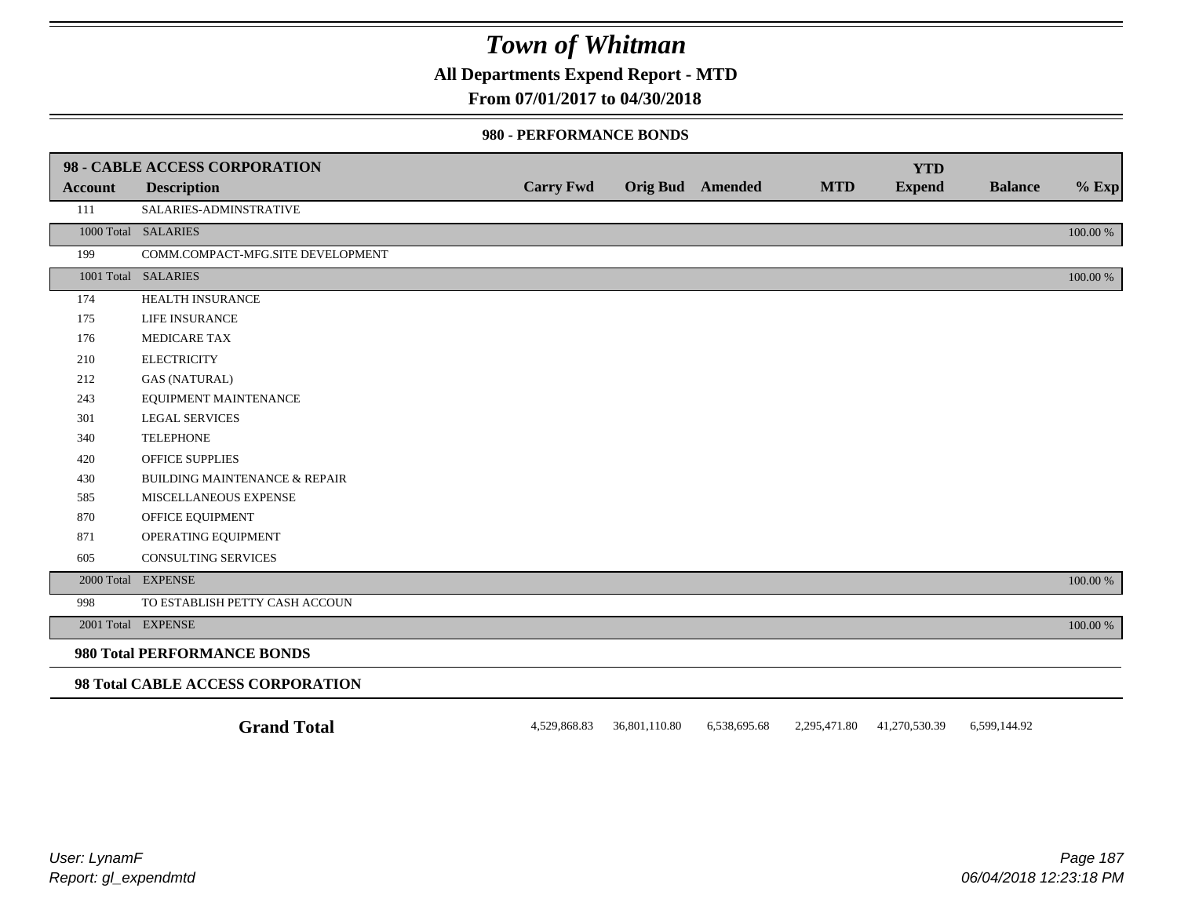# Town of Whitman

## All Departments Expend Report - MTD

### From 07/01/2017 to 04/30/2018

#### 980 - PERFORMANCE BONDS

| 98 - CABLE ACCESS CORPORATION | | | | | | | | |
|---|---|---|---|---|---|---|---|---|
| **Account** | **Description** | **Carry Fwd** | **Orig Bud** | **Amended** | **MTD** | **YTD Expend** | **Balance** | **% Exp** |
| 111 | SALARIES-ADMINSTRATIVE | | | | | | | |
| 1000 Total | SALARIES | | | | | | | 100.00 % |
| 199 | COMM.COMPACT-MFG.SITE DEVELOPMENT | | | | | | | |
| 1001 Total | SALARIES | | | | | | | 100.00 % |
| 174 | HEALTH INSURANCE | | | | | | | |
| 175 | LIFE INSURANCE | | | | | | | |
| 176 | MEDICARE TAX | | | | | | | |
| 210 | ELECTRICITY | | | | | | | |
| 212 | GAS (NATURAL) | | | | | | | |
| 243 | EQUIPMENT MAINTENANCE | | | | | | | |
| 301 | LEGAL SERVICES | | | | | | | |
| 340 | TELEPHONE | | | | | | | |
| 420 | OFFICE SUPPLIES | | | | | | | |
| 430 | BUILDING MAINTENANCE & REPAIR | | | | | | | |
| 585 | MISCELLANEOUS EXPENSE | | | | | | | |
| 870 | OFFICE EQUIPMENT | | | | | | | |
| 871 | OPERATING EQUIPMENT | | | | | | | |
| 605 | CONSULTING SERVICES | | | | | | | |
| 2000 Total | EXPENSE | | | | | | | 100.00 % |
| 998 | TO ESTABLISH PETTY CASH ACCOUN | | | | | | | |
| 2001 Total | EXPENSE | | | | | | | 100.00 % |

**980 Total PERFORMANCE BONDS**

**98 Total CABLE ACCESS CORPORATION**

| | Carry Fwd | Orig Bud | Amended | MTD | YTD Expend | Balance |
|---|---|---|---|---|---|---|
| **Grand Total** | 4,529,868.83 | 36,801,110.80 | 6,538,695.68 | 2,295,471.80 | 41,270,530.39 | 6,599,144.92 |

*User: LynamF*
*Report: gl_expendmtd*

*06/04/2018 12:23:18 PM*